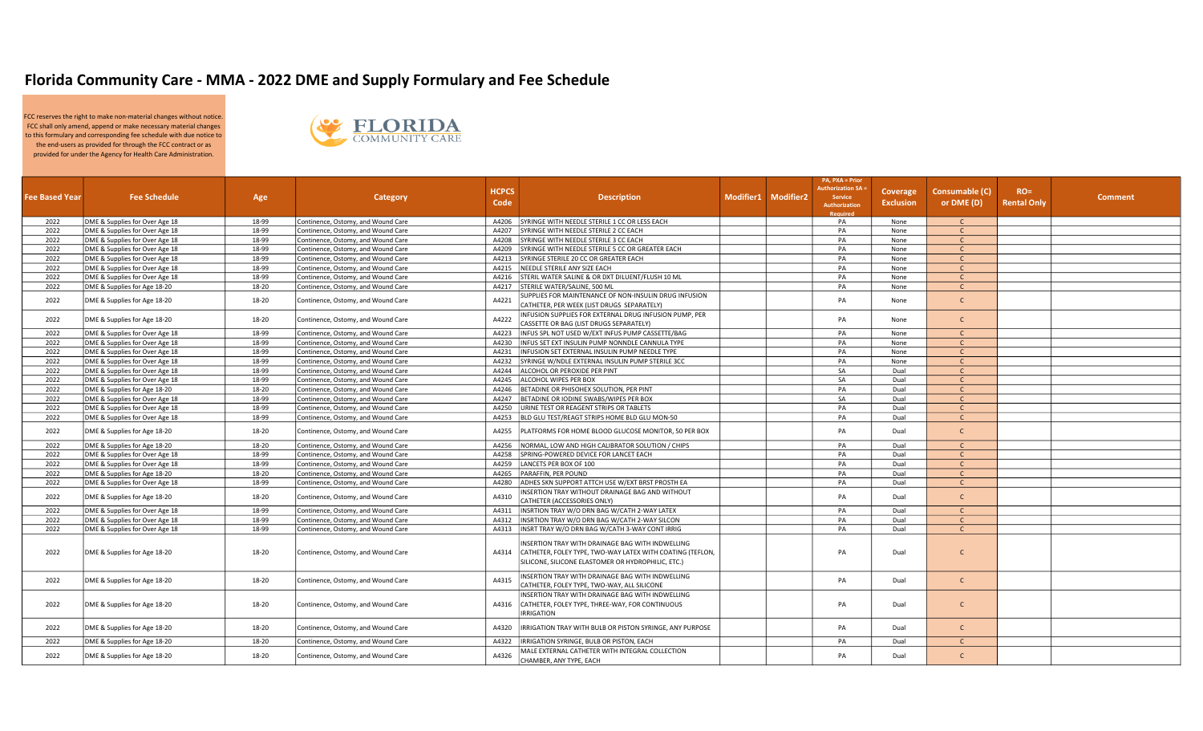# Florida Community Care - MMA - 2022 DME and Supply Formulary and Fee Schedule

FCC reserves the right to make non-material changes without notice. FCC shall only amend, append or make necessary material changes to this formulary and corresponding fee schedule with due notice to the end-users as provided for through the FCC contract or as provided for under the Agency for Health Care Administration.

| Fee Based Year | Fee Schedule | Age | Category | HCPCS Code | Description | Modifier1 | Modifier2 | PA, PXA = Prior Authorization SA = Service Authorization Required | Coverage Exclusion | Consumable (C) or DME (D) | RO= Rental Only | Comment |
|---|---|---|---|---|---|---|---|---|---|---|---|---|
| 2022 | DME & Supplies for Over Age 18 | 18-99 | Continence, Ostomy, and Wound Care | A4206 | SYRINGE WITH NEEDLE STERILE 1 CC OR LESS EACH | | | PA | None | C | | |
| 2022 | DME & Supplies for Over Age 18 | 18-99 | Continence, Ostomy, and Wound Care | A4207 | SYRINGE WITH NEEDLE STERILE 2 CC EACH | | | PA | None | C | | |
| 2022 | DME & Supplies for Over Age 18 | 18-99 | Continence, Ostomy, and Wound Care | A4208 | SYRINGE WITH NEEDLE STERILE 3 CC EACH | | | PA | None | C | | |
| 2022 | DME & Supplies for Over Age 18 | 18-99 | Continence, Ostomy, and Wound Care | A4209 | SYRINGE WITH NEEDLE STERILE 5 CC OR GREATER EACH | | | PA | None | C | | |
| 2022 | DME & Supplies for Over Age 18 | 18-99 | Continence, Ostomy, and Wound Care | A4213 | SYRINGE STERILE 20 CC OR GREATER EACH | | | PA | None | C | | |
| 2022 | DME & Supplies for Over Age 18 | 18-99 | Continence, Ostomy, and Wound Care | A4215 | NEEDLE STERILE ANY SIZE EACH | | | PA | None | C | | |
| 2022 | DME & Supplies for Over Age 18 | 18-99 | Continence, Ostomy, and Wound Care | A4216 | STERIL WATER SALINE & OR DXT DILUENT/FLUSH 10 ML | | | PA | None | C | | |
| 2022 | DME & Supplies for Age 18-20 | 18-20 | Continence, Ostomy, and Wound Care | A4217 | STERILE WATER/SALINE, 500 ML | | | PA | None | C | | |
| 2022 | DME & Supplies for Age 18-20 | 18-20 | Continence, Ostomy, and Wound Care | A4221 | SUPPLIES FOR MAINTENANCE OF NON-INSULIN DRUG INFUSION CATHETER, PER WEEK (LIST DRUGS SEPARATELY) | | | PA | None | C | | |
| 2022 | DME & Supplies for Age 18-20 | 18-20 | Continence, Ostomy, and Wound Care | A4222 | INFUSION SUPPLIES FOR EXTERNAL DRUG INFUSION PUMP, PER CASSETTE OR BAG (LIST DRUGS SEPARATELY) | | | PA | None | C | | |
| 2022 | DME & Supplies for Over Age 18 | 18-99 | Continence, Ostomy, and Wound Care | A4223 | INFUS SPL NOT USED W/EXT INFUS PUMP CASSETTE/BAG | | | PA | None | C | | |
| 2022 | DME & Supplies for Over Age 18 | 18-99 | Continence, Ostomy, and Wound Care | A4230 | INFUS SET EXT INSULIN PUMP NONNDLE CANNULA TYPE | | | PA | None | C | | |
| 2022 | DME & Supplies for Over Age 18 | 18-99 | Continence, Ostomy, and Wound Care | A4231 | INFUSION SET EXTERNAL INSULIN PUMP NEEDLE TYPE | | | PA | None | C | | |
| 2022 | DME & Supplies for Over Age 18 | 18-99 | Continence, Ostomy, and Wound Care | A4232 | SYRINGE W/NDLE EXTERNAL INSULIN PUMP STERILE 3CC | | | PA | None | C | | |
| 2022 | DME & Supplies for Over Age 18 | 18-99 | Continence, Ostomy, and Wound Care | A4244 | ALCOHOL OR PEROXIDE PER PINT | | | SA | Dual | C | | |
| 2022 | DME & Supplies for Over Age 18 | 18-99 | Continence, Ostomy, and Wound Care | A4245 | ALCOHOL WIPES PER BOX | | | SA | Dual | C | | |
| 2022 | DME & Supplies for Age 18-20 | 18-20 | Continence, Ostomy, and Wound Care | A4246 | BETADINE OR PHISOHEX SOLUTION, PER PINT | | | PA | Dual | C | | |
| 2022 | DME & Supplies for Over Age 18 | 18-99 | Continence, Ostomy, and Wound Care | A4247 | BETADINE OR IODINE SWABS/WIPES PER BOX | | | SA | Dual | C | | |
| 2022 | DME & Supplies for Over Age 18 | 18-99 | Continence, Ostomy, and Wound Care | A4250 | URINE TEST OR REAGENT STRIPS OR TABLETS | | | PA | Dual | C | | |
| 2022 | DME & Supplies for Over Age 18 | 18-99 | Continence, Ostomy, and Wound Care | A4253 | BLD GLU TEST/REAGT STRIPS HOME BLD GLU MON-50 | | | PA | Dual | C | | |
| 2022 | DME & Supplies for Age 18-20 | 18-20 | Continence, Ostomy, and Wound Care | A4255 | PLATFORMS FOR HOME BLOOD GLUCOSE MONITOR, 50 PER BOX | | | PA | Dual | C | | |
| 2022 | DME & Supplies for Age 18-20 | 18-20 | Continence, Ostomy, and Wound Care | A4256 | NORMAL, LOW AND HIGH CALIBRATOR SOLUTION / CHIPS | | | PA | Dual | C | | |
| 2022 | DME & Supplies for Over Age 18 | 18-99 | Continence, Ostomy, and Wound Care | A4258 | SPRING-POWERED DEVICE FOR LANCET EACH | | | PA | Dual | C | | |
| 2022 | DME & Supplies for Over Age 18 | 18-99 | Continence, Ostomy, and Wound Care | A4259 | LANCETS PER BOX OF 100 | | | PA | Dual | C | | |
| 2022 | DME & Supplies for Age 18-20 | 18-20 | Continence, Ostomy, and Wound Care | A4265 | PARAFFIN, PER POUND | | | PA | Dual | C | | |
| 2022 | DME & Supplies for Over Age 18 | 18-99 | Continence, Ostomy, and Wound Care | A4280 | ADHES SKN SUPPORT ATTCH USE W/EXT BRST PROSTH EA | | | PA | Dual | C | | |
| 2022 | DME & Supplies for Age 18-20 | 18-20 | Continence, Ostomy, and Wound Care | A4310 | INSERTION TRAY WITHOUT DRAINAGE BAG AND WITHOUT CATHETER (ACCESSORIES ONLY) | | | PA | Dual | C | | |
| 2022 | DME & Supplies for Over Age 18 | 18-99 | Continence, Ostomy, and Wound Care | A4311 | INSRTION TRAY W/O DRN BAG W/CATH 2-WAY LATEX | | | PA | Dual | C | | |
| 2022 | DME & Supplies for Over Age 18 | 18-99 | Continence, Ostomy, and Wound Care | A4312 | INSRTION TRAY W/O DRN BAG W/CATH 2-WAY SILCON | | | PA | Dual | C | | |
| 2022 | DME & Supplies for Over Age 18 | 18-99 | Continence, Ostomy, and Wound Care | A4313 | INSRT TRAY W/O DRN BAG W/CATH 3-WAY CONT IRRIG | | | PA | Dual | C | | |
| 2022 | DME & Supplies for Age 18-20 | 18-20 | Continence, Ostomy, and Wound Care | A4314 | INSERTION TRAY WITH DRAINAGE BAG WITH INDWELLING CATHETER, FOLEY TYPE, TWO-WAY LATEX WITH COATING (TEFLON, SILICONE, SILICONE ELASTOMER OR HYDROPHILIC, ETC.) | | | PA | Dual | C | | |
| 2022 | DME & Supplies for Age 18-20 | 18-20 | Continence, Ostomy, and Wound Care | A4315 | INSERTION TRAY WITH DRAINAGE BAG WITH INDWELLING CATHETER, FOLEY TYPE, TWO-WAY, ALL SILICONE | | | PA | Dual | C | | |
| 2022 | DME & Supplies for Age 18-20 | 18-20 | Continence, Ostomy, and Wound Care | A4316 | INSERTION TRAY WITH DRAINAGE BAG WITH INDWELLING CATHETER, FOLEY TYPE, THREE-WAY, FOR CONTINUOUS IRRIGATION | | | PA | Dual | C | | |
| 2022 | DME & Supplies for Age 18-20 | 18-20 | Continence, Ostomy, and Wound Care | A4320 | IRRIGATION TRAY WITH BULB OR PISTON SYRINGE, ANY PURPOSE | | | PA | Dual | C | | |
| 2022 | DME & Supplies for Age 18-20 | 18-20 | Continence, Ostomy, and Wound Care | A4322 | IRRIGATION SYRINGE, BULB OR PISTON, EACH | | | PA | Dual | C | | |
| 2022 | DME & Supplies for Age 18-20 | 18-20 | Continence, Ostomy, and Wound Care | A4326 | MALE EXTERNAL CATHETER WITH INTEGRAL COLLECTION CHAMBER, ANY TYPE, EACH | | | PA | Dual | C | | |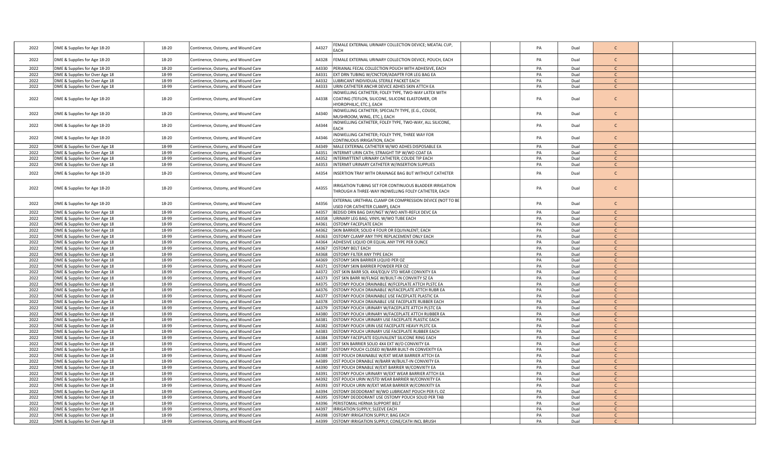| | | | | | | | | | | | | |
|---|---|---|---|---|---|---|---|---|---|---|---|---|
| 2022 | DME & Supplies for Age 18-20 | 18-20 | Continence, Ostomy, and Wound Care | A4327 | FEMALE EXTERNAL URINARY COLLECTION DEVICE; MEATAL CUP, EACH | | | PA | Dual | C | | |
| 2022 | DME & Supplies for Age 18-20 | 18-20 | Continence, Ostomy, and Wound Care | A4328 | FEMALE EXTERNAL URINARY COLLECTION DEVICE; POUCH, EACH | | | PA | Dual | C | | |
| 2022 | DME & Supplies for Age 18-20 | 18-20 | Continence, Ostomy, and Wound Care | A4330 | PERIANAL FECAL COLLECTION POUCH WITH ADHESIVE, EACH | | | PA | Dual | C | | |
| 2022 | DME & Supplies for Over Age 18 | 18-99 | Continence, Ostomy, and Wound Care | A4331 | EXT DRN TUBING W/CNCTOR/ADAPTR FOR LEG BAG EA | | | PA | Dual | C | | |
| 2022 | DME & Supplies for Over Age 18 | 18-99 | Continence, Ostomy, and Wound Care | A4332 | LUBRICANT INDIVIDUAL STERILE PACKET EACH | | | PA | Dual | C | | |
| 2022 | DME & Supplies for Over Age 18 | 18-99 | Continence, Ostomy, and Wound Care | A4333 | URIN CATHETER ANCHR DEVICE ADHES SKIN ATTCH EA | | | PA | Dual | C | | |
| 2022 | DME & Supplies for Age 18-20 | 18-20 | Continence, Ostomy, and Wound Care | A4338 | INDWELLING CATHETER; FOLEY TYPE, TWO-WAY LATEX WITH COATING (TEFLON, SILICONE, SILICONE ELASTOMER, OR HYDROPHILIC, ETC.), EACH | | | PA | Dual | C | | |
| 2022 | DME & Supplies for Age 18-20 | 18-20 | Continence, Ostomy, and Wound Care | A4340 | INDWELLING CATHETER; SPECIALTY TYPE, (E.G., COUDE, MUSHROOM, WING, ETC.), EACH | | | PA | Dual | C | | |
| 2022 | DME & Supplies for Age 18-20 | 18-20 | Continence, Ostomy, and Wound Care | A4344 | INDWELLING CATHETER, FOLEY TYPE, TWO-WAY, ALL SILICONE, EACH | | | PA | Dual | C | | |
| 2022 | DME & Supplies for Age 18-20 | 18-20 | Continence, Ostomy, and Wound Care | A4346 | INDWELLING CATHETER; FOLEY TYPE, THREE WAY FOR CONTINUOUS IRRIGATION, EACH | | | PA | Dual | C | | |
| 2022 | DME & Supplies for Over Age 18 | 18-99 | Continence, Ostomy, and Wound Care | A4349 | MALE EXTERNAL CATHETER W/WO ADHES DISPOSABLE EA | | | PA | Dual | C | | |
| 2022 | DME & Supplies for Over Age 18 | 18-99 | Continence, Ostomy, and Wound Care | A4351 | INTERMIT URIN CATH; STRAIGHT TIP W/WO COAT EA | | | PA | Dual | C | | |
| 2022 | DME & Supplies for Over Age 18 | 18-99 | Continence, Ostomy, and Wound Care | A4352 | INTERMITTENT URINARY CATHETER; COUDE TIP EACH | | | PA | Dual | C | | |
| 2022 | DME & Supplies for Over Age 18 | 18-99 | Continence, Ostomy, and Wound Care | A4353 | INTERMIT URINARY CATHETER W/INSERTION SUPPLIES | | | PA | Dual | C | | |
| 2022 | DME & Supplies for Age 18-20 | 18-20 | Continence, Ostomy, and Wound Care | A4354 | INSERTION TRAY WITH DRAINAGE BAG BUT WITHOUT CATHETER | | | PA | Dual | C | | |
| 2022 | DME & Supplies for Age 18-20 | 18-20 | Continence, Ostomy, and Wound Care | A4355 | IRRIGATION TUBING SET FOR CONTINUOUS BLADDER IRRIGATION THROUGH A THREE-WAY INDWELLING FOLEY CATHETER, EACH | | | PA | Dual | C | | |
| 2022 | DME & Supplies for Age 18-20 | 18-20 | Continence, Ostomy, and Wound Care | A4356 | EXTERNAL URETHRAL CLAMP OR COMPRESSION DEVICE (NOT TO BE USED FOR CATHETER CLAMP), EACH | | | PA | Dual | C | | |
| 2022 | DME & Supplies for Over Age 18 | 18-99 | Continence, Ostomy, and Wound Care | A4357 | BEDSID DRN BAG DAY/NGT W/WO ANTI-REFLX DEVC EA | | | PA | Dual | C | | |
| 2022 | DME & Supplies for Over Age 18 | 18-99 | Continence, Ostomy, and Wound Care | A4358 | URINARY LEG BAG; VINYL W/WO TUBE EACH | | | PA | Dual | C | | |
| 2022 | DME & Supplies for Over Age 18 | 18-99 | Continence, Ostomy, and Wound Care | A4361 | OSTOMY FACEPLATE EACH | | | PA | Dual | C | | |
| 2022 | DME & Supplies for Over Age 18 | 18-99 | Continence, Ostomy, and Wound Care | A4362 | SKIN BARRIER; SOLID 4 FOUR OR EQUIVALENT; EACH | | | PA | Dual | C | | |
| 2022 | DME & Supplies for Over Age 18 | 18-99 | Continence, Ostomy, and Wound Care | A4363 | OSTOMY CLAMP ANY TYPE REPLACEMENT ONLY EACH | | | PA | Dual | C | | |
| 2022 | DME & Supplies for Over Age 18 | 18-99 | Continence, Ostomy, and Wound Care | A4364 | ADHESIVE LIQUID OR EQUAL ANY TYPE PER OUNCE | | | PA | Dual | C | | |
| 2022 | DME & Supplies for Over Age 18 | 18-99 | Continence, Ostomy, and Wound Care | A4367 | OSTOMY BELT EACH | | | PA | Dual | C | | |
| 2022 | DME & Supplies for Over Age 18 | 18-99 | Continence, Ostomy, and Wound Care | A4368 | OSTOMY FILTER ANY TYPE EACH | | | PA | Dual | C | | |
| 2022 | DME & Supplies for Over Age 18 | 18-99 | Continence, Ostomy, and Wound Care | A4369 | OSTOMY SKIN BARRIER LIQUID PER OZ | | | PA | Dual | C | | |
| 2022 | DME & Supplies for Over Age 18 | 18-99 | Continence, Ostomy, and Wound Care | A4371 | OSTOMY SKIN BARRIER POWDER PER OZ | | | PA | Dual | C | | |
| 2022 | DME & Supplies for Over Age 18 | 18-99 | Continence, Ostomy, and Wound Care | A4372 | OST SKIN BARR SOL 4X4/EQLV STD WEAR CONVXITY EA | | | PA | Dual | C | | |
| 2022 | DME & Supplies for Over Age 18 | 18-99 | Continence, Ostomy, and Wound Care | A4373 | OST SKN BARR W/FLNGE W/BUILT-IN CONVXITY SZ EA | | | PA | Dual | C | | |
| 2022 | DME & Supplies for Over Age 18 | 18-99 | Continence, Ostomy, and Wound Care | A4375 | OSTOMY POUCH DRAINABLE W/FCEPLATE ATTCH PLSTC EA | | | PA | Dual | C | | |
| 2022 | DME & Supplies for Over Age 18 | 18-99 | Continence, Ostomy, and Wound Care | A4376 | OSTOMY POUCH DRAINABLE W/FACEPLATE ATTCH RUBR EA | | | PA | Dual | C | | |
| 2022 | DME & Supplies for Over Age 18 | 18-99 | Continence, Ostomy, and Wound Care | A4377 | OSTOMY POUCH DRAINABLE USE FACEPLATE PLASTIC EA | | | PA | Dual | C | | |
| 2022 | DME & Supplies for Over Age 18 | 18-99 | Continence, Ostomy, and Wound Care | A4378 | OSTOMY POUCH DRAINABLE USE FACEPLATE RUBBER EACH | | | PA | Dual | C | | |
| 2022 | DME & Supplies for Over Age 18 | 18-99 | Continence, Ostomy, and Wound Care | A4379 | OSTOMY POUCH URINARY W/FACEPLATE ATTCH PLSTC EA | | | PA | Dual | C | | |
| 2022 | DME & Supplies for Over Age 18 | 18-99 | Continence, Ostomy, and Wound Care | A4380 | OSTOMY POUCH URINARY W/FACEPLATE ATTCH RUBBER EA | | | PA | Dual | C | | |
| 2022 | DME & Supplies for Over Age 18 | 18-99 | Continence, Ostomy, and Wound Care | A4381 | OSTOMY POUCH URINARY USE FACEPLATE PLASTIC EACH | | | PA | Dual | C | | |
| 2022 | DME & Supplies for Over Age 18 | 18-99 | Continence, Ostomy, and Wound Care | A4382 | OSTOMY POUCH URIN USE FACEPLATE HEAVY PLSTC EA | | | PA | Dual | C | | |
| 2022 | DME & Supplies for Over Age 18 | 18-99 | Continence, Ostomy, and Wound Care | A4383 | OSTOMY POUCH URINARY USE FACEPLATE RUBBER EACH | | | PA | Dual | C | | |
| 2022 | DME & Supplies for Over Age 18 | 18-99 | Continence, Ostomy, and Wound Care | A4384 | OSTOMY FACEPLATE EQUIVALENT SILICONE RING EACH | | | PA | Dual | C | | |
| 2022 | DME & Supplies for Over Age 18 | 18-99 | Continence, Ostomy, and Wound Care | A4385 | OST SKN BARRIER SOLID 4X4 EXT W/O CONVXITY EA | | | PA | Dual | C | | |
| 2022 | DME & Supplies for Over Age 18 | 18-99 | Continence, Ostomy, and Wound Care | A4387 | OSTOMY POUCH CLOSED W/BARR BUILT-IN CONVEXITY EA | | | PA | Dual | C | | |
| 2022 | DME & Supplies for Over Age 18 | 18-99 | Continence, Ostomy, and Wound Care | A4388 | OST POUCH DRAINABLE W/EXT WEAR BARRIER ATTCH EA | | | PA | Dual | C | | |
| 2022 | DME & Supplies for Over Age 18 | 18-99 | Continence, Ostomy, and Wound Care | A4389 | OST POUCH DRNABLE W/BARR W/BUILT-IN CONVXITY EA | | | PA | Dual | C | | |
| 2022 | DME & Supplies for Over Age 18 | 18-99 | Continence, Ostomy, and Wound Care | A4390 | OST POUCH DRNABLE W/EXT BARRIER W/CONVXITY EA | | | PA | Dual | C | | |
| 2022 | DME & Supplies for Over Age 18 | 18-99 | Continence, Ostomy, and Wound Care | A4391 | OSTOMY POUCH URINARY W/EXT WEAR BARRIER ATTCH EA | | | PA | Dual | C | | |
| 2022 | DME & Supplies for Over Age 18 | 18-99 | Continence, Ostomy, and Wound Care | A4392 | OST POUCH URIN W/STD WEAR BARRIER W/CONVXITY EA | | | PA | Dual | C | | |
| 2022 | DME & Supplies for Over Age 18 | 18-99 | Continence, Ostomy, and Wound Care | A4393 | OST POUCH URIN W/EXT WEAR BARRIER W/CONVXITY EA | | | PA | Dual | C | | |
| 2022 | DME & Supplies for Over Age 18 | 18-99 | Continence, Ostomy, and Wound Care | A4394 | OSTOMY DEODORANT W/WO LUBRICANT POUCH PER FL OZ | | | PA | Dual | C | | |
| 2022 | DME & Supplies for Over Age 18 | 18-99 | Continence, Ostomy, and Wound Care | A4395 | OSTOMY DEODORANT USE OSTOMY POUCH SOLID PER TAB | | | PA | Dual | C | | |
| 2022 | DME & Supplies for Over Age 18 | 18-99 | Continence, Ostomy, and Wound Care | A4396 | PERISTOMAL HERNIA SUPPORT BELT | | | PA | Dual | C | | |
| 2022 | DME & Supplies for Over Age 18 | 18-99 | Continence, Ostomy, and Wound Care | A4397 | IRRIGATION SUPPLY; SLEEVE EACH | | | PA | Dual | C | | |
| 2022 | DME & Supplies for Over Age 18 | 18-99 | Continence, Ostomy, and Wound Care | A4398 | OSTOMY IRRIGATION SUPPLY; BAG EACH | | | PA | Dual | C | | |
| 2022 | DME & Supplies for Over Age 18 | 18-99 | Continence, Ostomy, and Wound Care | A4399 | OSTOMY IRRIGATION SUPPLY; CONE/CATH INCL BRUSH | | | PA | Dual | C | | |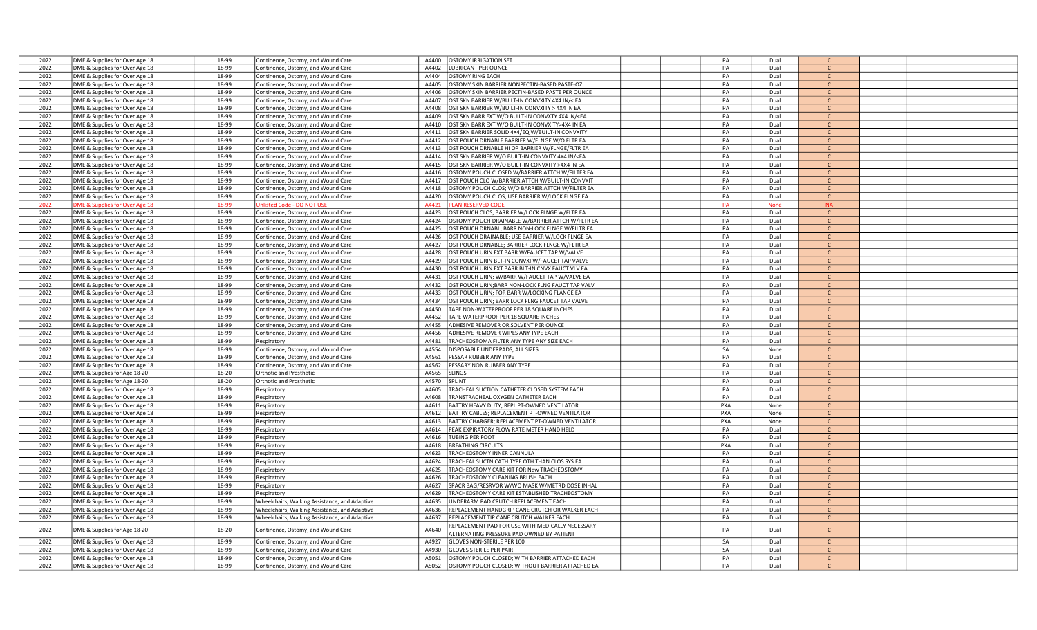| | | | | | | | | | | | | |
|---|---|---|---|---|---|---|---|---|---|---|---|---|
| 2022 | DME & Supplies for Over Age 18 | 18-99 | Continence, Ostomy, and Wound Care | A4400 | OSTOMY IRRIGATION SET | | | PA | Dual | C | | |
| 2022 | DME & Supplies for Over Age 18 | 18-99 | Continence, Ostomy, and Wound Care | A4402 | LUBRICANT PER OUNCE | | | PA | Dual | C | | |
| 2022 | DME & Supplies for Over Age 18 | 18-99 | Continence, Ostomy, and Wound Care | A4404 | OSTOMY RING EACH | | | PA | Dual | C | | |
| 2022 | DME & Supplies for Over Age 18 | 18-99 | Continence, Ostomy, and Wound Care | A4405 | OSTOMY SKIN BARRIER NONPECTIN-BASED PASTE-OZ | | | PA | Dual | C | | |
| 2022 | DME & Supplies for Over Age 18 | 18-99 | Continence, Ostomy, and Wound Care | A4406 | OSTOMY SKIN BARRIER PECTIN-BASED PASTE PER OUNCE | | | PA | Dual | C | | |
| 2022 | DME & Supplies for Over Age 18 | 18-99 | Continence, Ostomy, and Wound Care | A4407 | OST SKN BARRIER W/BUILT-IN CONVXITY 4X4 IN/< EA | | | PA | Dual | C | | |
| 2022 | DME & Supplies for Over Age 18 | 18-99 | Continence, Ostomy, and Wound Care | A4408 | OST SKN BARRIER W/BUILT-IN CONVXITY > 4X4 IN EA | | | PA | Dual | C | | |
| 2022 | DME & Supplies for Over Age 18 | 18-99 | Continence, Ostomy, and Wound Care | A4409 | OST SKN BARR EXT W/O BUILT-IN CONVXTY 4X4 IN/<EA | | | PA | Dual | C | | |
| 2022 | DME & Supplies for Over Age 18 | 18-99 | Continence, Ostomy, and Wound Care | A4410 | OST SKN BARR EXT W/O BUILT-IN CONVXITY>4X4 IN EA | | | PA | Dual | C | | |
| 2022 | DME & Supplies for Over Age 18 | 18-99 | Continence, Ostomy, and Wound Care | A4411 | OST SKN BARRIER SOLID 4X4/EQ W/BUILT-IN CONVXITY | | | PA | Dual | C | | |
| 2022 | DME & Supplies for Over Age 18 | 18-99 | Continence, Ostomy, and Wound Care | A4412 | OST POUCH DRNABLE BARRIER W/FLNGE W/O FLTR EA | | | PA | Dual | C | | |
| 2022 | DME & Supplies for Over Age 18 | 18-99 | Continence, Ostomy, and Wound Care | A4413 | OST POUCH DRNABLE HI OP BARRIER W/FLNGE/FLTR EA | | | PA | Dual | C | | |
| 2022 | DME & Supplies for Over Age 18 | 18-99 | Continence, Ostomy, and Wound Care | A4414 | OST SKN BARRIER W/O BUILT-IN CONVXITY 4X4 IN/<EA | | | PA | Dual | C | | |
| 2022 | DME & Supplies for Over Age 18 | 18-99 | Continence, Ostomy, and Wound Care | A4415 | OST SKN BARRIER W/O BUILT-IN CONVXITY >4X4 IN EA | | | PA | Dual | C | | |
| 2022 | DME & Supplies for Over Age 18 | 18-99 | Continence, Ostomy, and Wound Care | A4416 | OSTOMY POUCH CLOSED W/BARRIER ATTCH W/FILTER EA | | | PA | Dual | C | | |
| 2022 | DME & Supplies for Over Age 18 | 18-99 | Continence, Ostomy, and Wound Care | A4417 | OST POUCH CLO W/BARRIER ATTCH W/BUILT-IN CONVXIT | | | PA | Dual | C | | |
| 2022 | DME & Supplies for Over Age 18 | 18-99 | Continence, Ostomy, and Wound Care | A4418 | OSTOMY POUCH CLOS; W/O BARRIER ATTCH W/FILTER EA | | | PA | Dual | C | | |
| 2022 | DME & Supplies for Over Age 18 | 18-99 | Continence, Ostomy, and Wound Care | A4420 | OSTOMY POUCH CLOS; USE BARRIER W/LOCK FLNGE EA | | | PA | Dual | C | | |
| 2022 | DME & Supplies for Over Age 18 | 18-99 | Unlisted Code - DO NOT USE | A4421 | PLAN RESERVED CODE | | | PA | None | NA | | |
| 2022 | DME & Supplies for Over Age 18 | 18-99 | Continence, Ostomy, and Wound Care | A4423 | OST POUCH CLOS; BARRIER W/LOCK FLNGE W/FLTR EA | | | PA | Dual | C | | |
| 2022 | DME & Supplies for Over Age 18 | 18-99 | Continence, Ostomy, and Wound Care | A4424 | OSTOMY POUCH DRAINABLE W/BARRIER ATTCH W/FLTR EA | | | PA | Dual | C | | |
| 2022 | DME & Supplies for Over Age 18 | 18-99 | Continence, Ostomy, and Wound Care | A4425 | OST POUCH DRNABL; BARR NON-LOCK FLNGE W/FILTR EA | | | PA | Dual | C | | |
| 2022 | DME & Supplies for Over Age 18 | 18-99 | Continence, Ostomy, and Wound Care | A4426 | OST POUCH DRAINABLE; USE BARRIER W/LOCK FLNGE EA | | | PA | Dual | C | | |
| 2022 | DME & Supplies for Over Age 18 | 18-99 | Continence, Ostomy, and Wound Care | A4427 | OST POUCH DRNABLE; BARRIER LOCK FLNGE W/FLTR EA | | | PA | Dual | C | | |
| 2022 | DME & Supplies for Over Age 18 | 18-99 | Continence, Ostomy, and Wound Care | A4428 | OST POUCH URIN EXT BARR W/FAUCET TAP W/VALVE | | | PA | Dual | C | | |
| 2022 | DME & Supplies for Over Age 18 | 18-99 | Continence, Ostomy, and Wound Care | A4429 | OST POUCH URIN BLT-IN CONVXI W/FAUCET TAP VALVE | | | PA | Dual | C | | |
| 2022 | DME & Supplies for Over Age 18 | 18-99 | Continence, Ostomy, and Wound Care | A4430 | OST POUCH URIN EXT BARR BLT-IN CNVX FAUCT VLV EA | | | PA | Dual | C | | |
| 2022 | DME & Supplies for Over Age 18 | 18-99 | Continence, Ostomy, and Wound Care | A4431 | OST POUCH URIN; W/BARR W/FAUCET TAP W/VALVE EA | | | PA | Dual | C | | |
| 2022 | DME & Supplies for Over Age 18 | 18-99 | Continence, Ostomy, and Wound Care | A4432 | OST POUCH URIN;BARR NON-LOCK FLNG FAUCT TAP VALV | | | PA | Dual | C | | |
| 2022 | DME & Supplies for Over Age 18 | 18-99 | Continence, Ostomy, and Wound Care | A4433 | OST POUCH URIN; FOR BARR W/LOCKING FLANGE EA | | | PA | Dual | C | | |
| 2022 | DME & Supplies for Over Age 18 | 18-99 | Continence, Ostomy, and Wound Care | A4434 | OST POUCH URIN; BARR LOCK FLNG FAUCET TAP VALVE | | | PA | Dual | C | | |
| 2022 | DME & Supplies for Over Age 18 | 18-99 | Continence, Ostomy, and Wound Care | A4450 | TAPE NON-WATERPROOF PER 18 SQUARE INCHES | | | PA | Dual | C | | |
| 2022 | DME & Supplies for Over Age 18 | 18-99 | Continence, Ostomy, and Wound Care | A4452 | TAPE WATERPROOF PER 18 SQUARE INCHES | | | PA | Dual | C | | |
| 2022 | DME & Supplies for Over Age 18 | 18-99 | Continence, Ostomy, and Wound Care | A4455 | ADHESIVE REMOVER OR SOLVENT PER OUNCE | | | PA | Dual | C | | |
| 2022 | DME & Supplies for Over Age 18 | 18-99 | Continence, Ostomy, and Wound Care | A4456 | ADHESIVE REMOVER WIPES ANY TYPE EACH | | | PA | Dual | C | | |
| 2022 | DME & Supplies for Over Age 18 | 18-99 | Respiratory | A4481 | TRACHEOSTOMA FILTER ANY TYPE ANY SIZE EACH | | | PA | Dual | C | | |
| 2022 | DME & Supplies for Over Age 18 | 18-99 | Continence, Ostomy, and Wound Care | A4554 | DISPOSABLE UNDERPADS, ALL SIZES | | | SA | None | C | | |
| 2022 | DME & Supplies for Over Age 18 | 18-99 | Continence, Ostomy, and Wound Care | A4561 | PESSAR RUBBER ANY TYPE | | | PA | Dual | C | | |
| 2022 | DME & Supplies for Over Age 18 | 18-99 | Continence, Ostomy, and Wound Care | A4562 | PESSARY NON RUBBER ANY TYPE | | | PA | Dual | C | | |
| 2022 | DME & Supplies for Age 18-20 | 18-20 | Orthotic and Prosthetic | A4565 | SLINGS | | | PA | Dual | C | | |
| 2022 | DME & Supplies for Age 18-20 | 18-20 | Orthotic and Prosthetic | A4570 | SPLINT | | | PA | Dual | C | | |
| 2022 | DME & Supplies for Over Age 18 | 18-99 | Respiratory | A4605 | TRACHEAL SUCTION CATHETER CLOSED SYSTEM EACH | | | PA | Dual | C | | |
| 2022 | DME & Supplies for Over Age 18 | 18-99 | Respiratory | A4608 | TRANSTRACHEAL OXYGEN CATHETER EACH | | | PA | Dual | C | | |
| 2022 | DME & Supplies for Over Age 18 | 18-99 | Respiratory | A4611 | BATTRY HEAVY DUTY; REPL PT-OWNED VENTILATOR | | | PXA | None | C | | |
| 2022 | DME & Supplies for Over Age 18 | 18-99 | Respiratory | A4612 | BATTRY CABLES; REPLACEMENT PT-OWNED VENTILATOR | | | PXA | None | C | | |
| 2022 | DME & Supplies for Over Age 18 | 18-99 | Respiratory | A4613 | BATTRY CHARGER; REPLACEMENT PT-OWNED VENTILATOR | | | PXA | None | C | | |
| 2022 | DME & Supplies for Over Age 18 | 18-99 | Respiratory | A4614 | PEAK EXPIRATORY FLOW RATE METER HAND HELD | | | PA | Dual | C | | |
| 2022 | DME & Supplies for Over Age 18 | 18-99 | Respiratory | A4616 | TUBING PER FOOT | | | PA | Dual | C | | |
| 2022 | DME & Supplies for Over Age 18 | 18-99 | Respiratory | A4618 | BREATHING CIRCUITS | | | PXA | Dual | C | | |
| 2022 | DME & Supplies for Over Age 18 | 18-99 | Respiratory | A4623 | TRACHEOSTOMY INNER CANNULA | | | PA | Dual | C | | |
| 2022 | DME & Supplies for Over Age 18 | 18-99 | Respiratory | A4624 | TRACHEAL SUCTN CATH TYPE OTH THAN CLOS SYS EA | | | PA | Dual | C | | |
| 2022 | DME & Supplies for Over Age 18 | 18-99 | Respiratory | A4625 | TRACHEOSTOMY CARE KIT FOR New TRACHEOSTOMY | | | PA | Dual | C | | |
| 2022 | DME & Supplies for Over Age 18 | 18-99 | Respiratory | A4626 | TRACHEOSTOMY CLEANING BRUSH EACH | | | PA | Dual | C | | |
| 2022 | DME & Supplies for Over Age 18 | 18-99 | Respiratory | A4627 | SPACR BAG/RESRVOR W/WO MASK W/METRD DOSE INHAL | | | PA | Dual | C | | |
| 2022 | DME & Supplies for Over Age 18 | 18-99 | Respiratory | A4629 | TRACHEOSTOMY CARE KIT ESTABLISHED TRACHEOSTOMY | | | PA | Dual | C | | |
| 2022 | DME & Supplies for Over Age 18 | 18-99 | Wheelchairs, Walking Assistance, and Adaptive | A4635 | UNDERARM PAD CRUTCH REPLACEMENT EACH | | | PA | Dual | C | | |
| 2022 | DME & Supplies for Over Age 18 | 18-99 | Wheelchairs, Walking Assistance, and Adaptive | A4636 | REPLACEMENT HANDGRIP CANE CRUTCH OR WALKER EACH | | | PA | Dual | C | | |
| 2022 | DME & Supplies for Over Age 18 | 18-99 | Wheelchairs, Walking Assistance, and Adaptive | A4637 | REPLACEMENT TIP CANE CRUTCH WALKER EACH | | | PA | Dual | C | | |
| 2022 | DME & Supplies for Age 18-20 | 18-20 | Continence, Ostomy, and Wound Care | A4640 | REPLACEMENT PAD FOR USE WITH MEDICALLY NECESSARY ALTERNATING PRESSURE PAD OWNED BY PATIENT | | | PA | Dual | C | | |
| 2022 | DME & Supplies for Over Age 18 | 18-99 | Continence, Ostomy, and Wound Care | A4927 | GLOVES NON-STERILE PER 100 | | | SA | Dual | C | | |
| 2022 | DME & Supplies for Over Age 18 | 18-99 | Continence, Ostomy, and Wound Care | A4930 | GLOVES STERILE PER PAIR | | | SA | Dual | C | | |
| 2022 | DME & Supplies for Over Age 18 | 18-99 | Continence, Ostomy, and Wound Care | A5051 | OSTOMY POUCH CLOSED; WITH BARRIER ATTACHED EACH | | | PA | Dual | C | | |
| 2022 | DME & Supplies for Over Age 18 | 18-99 | Continence, Ostomy, and Wound Care | A5052 | OSTOMY POUCH CLOSED; WITHOUT BARRIER ATTACHED EA | | | PA | Dual | C | | |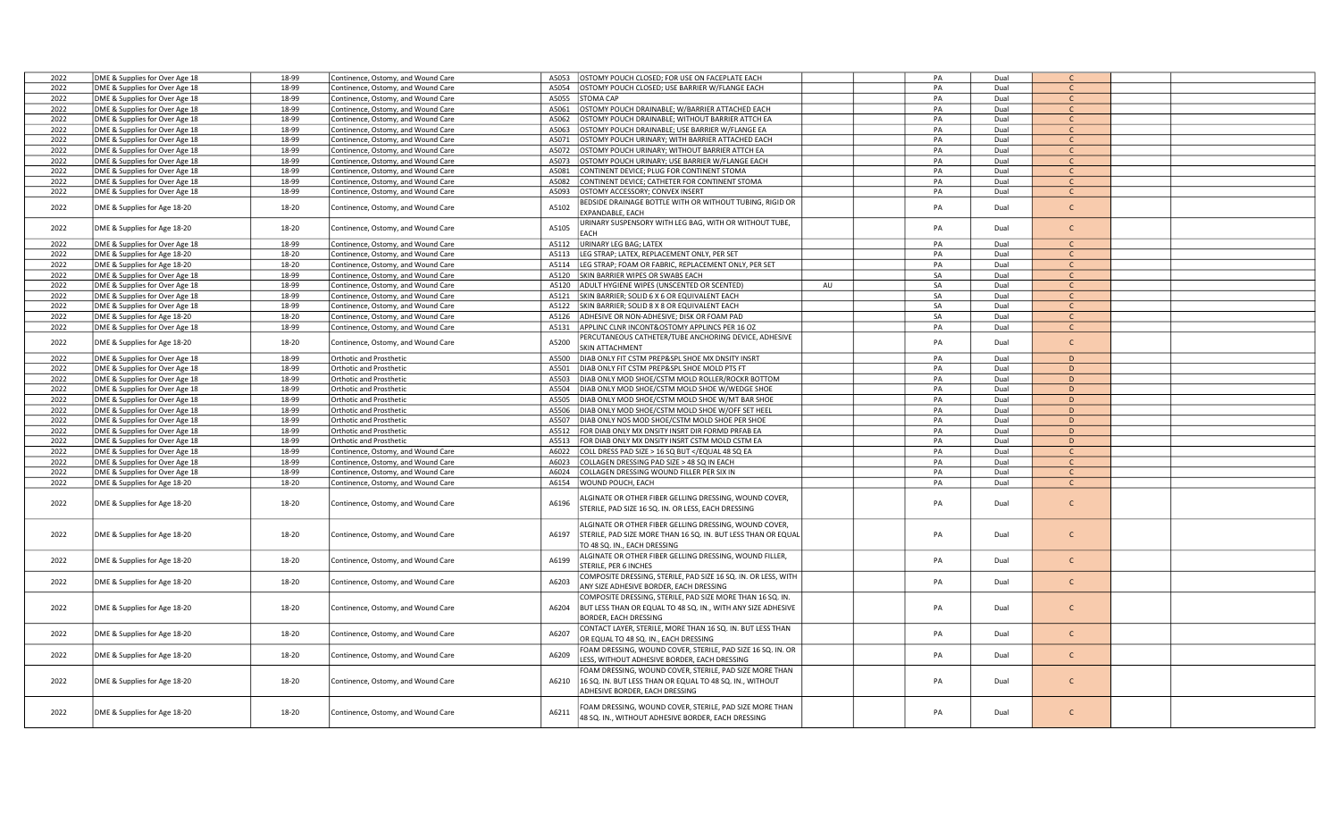| | | | | | | | | | | | | |
|---|---|---|---|---|---|---|---|---|---|---|---|---|
| 2022 | DME & Supplies for Over Age 18 | 18-99 | Continence, Ostomy, and Wound Care | A5053 | OSTOMY POUCH CLOSED; FOR USE ON FACEPLATE EACH | | | PA | Dual | C | | |
| 2022 | DME & Supplies for Over Age 18 | 18-99 | Continence, Ostomy, and Wound Care | A5054 | OSTOMY POUCH CLOSED; USE BARRIER W/FLANGE EACH | | | PA | Dual | C | | |
| 2022 | DME & Supplies for Over Age 18 | 18-99 | Continence, Ostomy, and Wound Care | A5055 | STOMA CAP | | | PA | Dual | C | | |
| 2022 | DME & Supplies for Over Age 18 | 18-99 | Continence, Ostomy, and Wound Care | A5061 | OSTOMY POUCH DRAINABLE; W/BARRIER ATTACHED EACH | | | PA | Dual | C | | |
| 2022 | DME & Supplies for Over Age 18 | 18-99 | Continence, Ostomy, and Wound Care | A5062 | OSTOMY POUCH DRAINABLE; WITHOUT BARRIER ATTCH EA | | | PA | Dual | C | | |
| 2022 | DME & Supplies for Over Age 18 | 18-99 | Continence, Ostomy, and Wound Care | A5063 | OSTOMY POUCH DRAINABLE; USE BARRIER W/FLANGE EA | | | PA | Dual | C | | |
| 2022 | DME & Supplies for Over Age 18 | 18-99 | Continence, Ostomy, and Wound Care | A5071 | OSTOMY POUCH URINARY; WITH BARRIER ATTACHED EACH | | | PA | Dual | C | | |
| 2022 | DME & Supplies for Over Age 18 | 18-99 | Continence, Ostomy, and Wound Care | A5072 | OSTOMY POUCH URINARY; WITHOUT BARRIER ATTCH EA | | | PA | Dual | C | | |
| 2022 | DME & Supplies for Over Age 18 | 18-99 | Continence, Ostomy, and Wound Care | A5073 | OSTOMY POUCH URINARY; USE BARRIER W/FLANGE EACH | | | PA | Dual | C | | |
| 2022 | DME & Supplies for Over Age 18 | 18-99 | Continence, Ostomy, and Wound Care | A5081 | CONTINENT DEVICE; PLUG FOR CONTINENT STOMA | | | PA | Dual | C | | |
| 2022 | DME & Supplies for Over Age 18 | 18-99 | Continence, Ostomy, and Wound Care | A5082 | CONTINENT DEVICE; CATHETER FOR CONTINENT STOMA | | | PA | Dual | C | | |
| 2022 | DME & Supplies for Over Age 18 | 18-99 | Continence, Ostomy, and Wound Care | A5093 | OSTOMY ACCESSORY; CONVEX INSERT | | | PA | Dual | C | | |
| 2022 | DME & Supplies for Age 18-20 | 18-20 | Continence, Ostomy, and Wound Care | A5102 | BEDSIDE DRAINAGE BOTTLE WITH OR WITHOUT TUBING, RIGID OR EXPANDABLE, EACH | | | PA | Dual | C | | |
| 2022 | DME & Supplies for Age 18-20 | 18-20 | Continence, Ostomy, and Wound Care | A5105 | URINARY SUSPENSORY WITH LEG BAG, WITH OR WITHOUT TUBE, EACH | | | PA | Dual | C | | |
| 2022 | DME & Supplies for Over Age 18 | 18-99 | Continence, Ostomy, and Wound Care | A5112 | URINARY LEG BAG; LATEX | | | PA | Dual | C | | |
| 2022 | DME & Supplies for Age 18-20 | 18-20 | Continence, Ostomy, and Wound Care | A5113 | LEG STRAP; LATEX, REPLACEMENT ONLY, PER SET | | | PA | Dual | C | | |
| 2022 | DME & Supplies for Age 18-20 | 18-20 | Continence, Ostomy, and Wound Care | A5114 | LEG STRAP; FOAM OR FABRIC, REPLACEMENT ONLY, PER SET | | | PA | Dual | C | | |
| 2022 | DME & Supplies for Over Age 18 | 18-99 | Continence, Ostomy, and Wound Care | A5120 | SKIN BARRIER WIPES OR SWABS EACH | | | SA | Dual | C | | |
| 2022 | DME & Supplies for Over Age 18 | 18-99 | Continence, Ostomy, and Wound Care | A5120 | ADULT HYGIENE WIPES (UNSCENTED OR SCENTED) | AU | | SA | Dual | C | | |
| 2022 | DME & Supplies for Over Age 18 | 18-99 | Continence, Ostomy, and Wound Care | A5121 | SKIN BARRIER; SOLID 6 X 6 OR EQUIVALENT EACH | | | SA | Dual | C | | |
| 2022 | DME & Supplies for Over Age 18 | 18-99 | Continence, Ostomy, and Wound Care | A5122 | SKIN BARRIER; SOLID 8 X 8 OR EQUIVALENT EACH | | | SA | Dual | C | | |
| 2022 | DME & Supplies for Age 18-20 | 18-20 | Continence, Ostomy, and Wound Care | A5126 | ADHESIVE OR NON-ADHESIVE; DISK OR FOAM PAD | | | SA | Dual | C | | |
| 2022 | DME & Supplies for Over Age 18 | 18-99 | Continence, Ostomy, and Wound Care | A5131 | APPLINC CLNR INCONT&OSTOMY APPLINCS PER 16 OZ | | | PA | Dual | C | | |
| 2022 | DME & Supplies for Age 18-20 | 18-20 | Continence, Ostomy, and Wound Care | A5200 | PERCUTANEOUS CATHETER/TUBE ANCHORING DEVICE, ADHESIVE SKIN ATTACHMENT | | | PA | Dual | C | | |
| 2022 | DME & Supplies for Over Age 18 | 18-99 | Orthotic and Prosthetic | A5500 | DIAB ONLY FIT CSTM PREP&SPL SHOE MX DNSITY INSRT | | | PA | Dual | D | | |
| 2022 | DME & Supplies for Over Age 18 | 18-99 | Orthotic and Prosthetic | A5501 | DIAB ONLY FIT CSTM PREP&SPL SHOE MOLD PTS FT | | | PA | Dual | D | | |
| 2022 | DME & Supplies for Over Age 18 | 18-99 | Orthotic and Prosthetic | A5503 | DIAB ONLY MOD SHOE/CSTM MOLD ROLLER/ROCKR BOTTOM | | | PA | Dual | D | | |
| 2022 | DME & Supplies for Over Age 18 | 18-99 | Orthotic and Prosthetic | A5504 | DIAB ONLY MOD SHOE/CSTM MOLD SHOE W/WEDGE SHOE | | | PA | Dual | D | | |
| 2022 | DME & Supplies for Over Age 18 | 18-99 | Orthotic and Prosthetic | A5505 | DIAB ONLY MOD SHOE/CSTM MOLD SHOE W/MT BAR SHOE | | | PA | Dual | D | | |
| 2022 | DME & Supplies for Over Age 18 | 18-99 | Orthotic and Prosthetic | A5506 | DIAB ONLY MOD SHOE/CSTM MOLD SHOE W/OFF SET HEEL | | | PA | Dual | D | | |
| 2022 | DME & Supplies for Over Age 18 | 18-99 | Orthotic and Prosthetic | A5507 | DIAB ONLY NOS MOD SHOE/CSTM MOLD SHOE PER SHOE | | | PA | Dual | D | | |
| 2022 | DME & Supplies for Over Age 18 | 18-99 | Orthotic and Prosthetic | A5512 | FOR DIAB ONLY MX DNSITY INSRT DIR FORMD PRFAB EA | | | PA | Dual | D | | |
| 2022 | DME & Supplies for Over Age 18 | 18-99 | Orthotic and Prosthetic | A5513 | FOR DIAB ONLY MX DNSITY INSRT CSTM MOLD CSTM EA | | | PA | Dual | D | | |
| 2022 | DME & Supplies for Over Age 18 | 18-99 | Continence, Ostomy, and Wound Care | A6022 | COLL DRESS PAD SIZE > 16 SQ BUT </EQUAL 48 SQ EA | | | PA | Dual | C | | |
| 2022 | DME & Supplies for Over Age 18 | 18-99 | Continence, Ostomy, and Wound Care | A6023 | COLLAGEN DRESSING PAD SIZE > 48 SQ IN EACH | | | PA | Dual | C | | |
| 2022 | DME & Supplies for Over Age 18 | 18-99 | Continence, Ostomy, and Wound Care | A6024 | COLLAGEN DRESSING WOUND FILLER PER SIX IN | | | PA | Dual | C | | |
| 2022 | DME & Supplies for Age 18-20 | 18-20 | Continence, Ostomy, and Wound Care | A6154 | WOUND POUCH, EACH | | | PA | Dual | C | | |
| 2022 | DME & Supplies for Age 18-20 | 18-20 | Continence, Ostomy, and Wound Care | A6196 | ALGINATE OR OTHER FIBER GELLING DRESSING, WOUND COVER, STERILE, PAD SIZE 16 SQ. IN. OR LESS, EACH DRESSING | | | PA | Dual | C | | |
| 2022 | DME & Supplies for Age 18-20 | 18-20 | Continence, Ostomy, and Wound Care | A6197 | ALGINATE OR OTHER FIBER GELLING DRESSING, WOUND COVER, STERILE, PAD SIZE MORE THAN 16 SQ. IN. BUT LESS THAN OR EQUAL TO 48 SQ. IN., EACH DRESSING | | | PA | Dual | C | | |
| 2022 | DME & Supplies for Age 18-20 | 18-20 | Continence, Ostomy, and Wound Care | A6199 | ALGINATE OR OTHER FIBER GELLING DRESSING, WOUND FILLER, STERILE, PER 6 INCHES | | | PA | Dual | C | | |
| 2022 | DME & Supplies for Age 18-20 | 18-20 | Continence, Ostomy, and Wound Care | A6203 | COMPOSITE DRESSING, STERILE, PAD SIZE 16 SQ. IN. OR LESS, WITH ANY SIZE ADHESIVE BORDER, EACH DRESSING | | | PA | Dual | C | | |
| 2022 | DME & Supplies for Age 18-20 | 18-20 | Continence, Ostomy, and Wound Care | A6204 | COMPOSITE DRESSING, STERILE, PAD SIZE MORE THAN 16 SQ. IN. BUT LESS THAN OR EQUAL TO 48 SQ. IN., WITH ANY SIZE ADHESIVE BORDER, EACH DRESSING | | | PA | Dual | C | | |
| 2022 | DME & Supplies for Age 18-20 | 18-20 | Continence, Ostomy, and Wound Care | A6207 | CONTACT LAYER, STERILE, MORE THAN 16 SQ. IN. BUT LESS THAN OR EQUAL TO 48 SQ. IN., EACH DRESSING | | | PA | Dual | C | | |
| 2022 | DME & Supplies for Age 18-20 | 18-20 | Continence, Ostomy, and Wound Care | A6209 | FOAM DRESSING, WOUND COVER, STERILE, PAD SIZE 16 SQ. IN. OR LESS, WITHOUT ADHESIVE BORDER, EACH DRESSING | | | PA | Dual | C | | |
| 2022 | DME & Supplies for Age 18-20 | 18-20 | Continence, Ostomy, and Wound Care | A6210 | FOAM DRESSING, WOUND COVER, STERILE, PAD SIZE MORE THAN 16 SQ. IN. BUT LESS THAN OR EQUAL TO 48 SQ. IN., WITHOUT ADHESIVE BORDER, EACH DRESSING | | | PA | Dual | C | | |
| 2022 | DME & Supplies for Age 18-20 | 18-20 | Continence, Ostomy, and Wound Care | A6211 | FOAM DRESSING, WOUND COVER, STERILE, PAD SIZE MORE THAN 48 SQ. IN., WITHOUT ADHESIVE BORDER, EACH DRESSING | | | PA | Dual | C | | |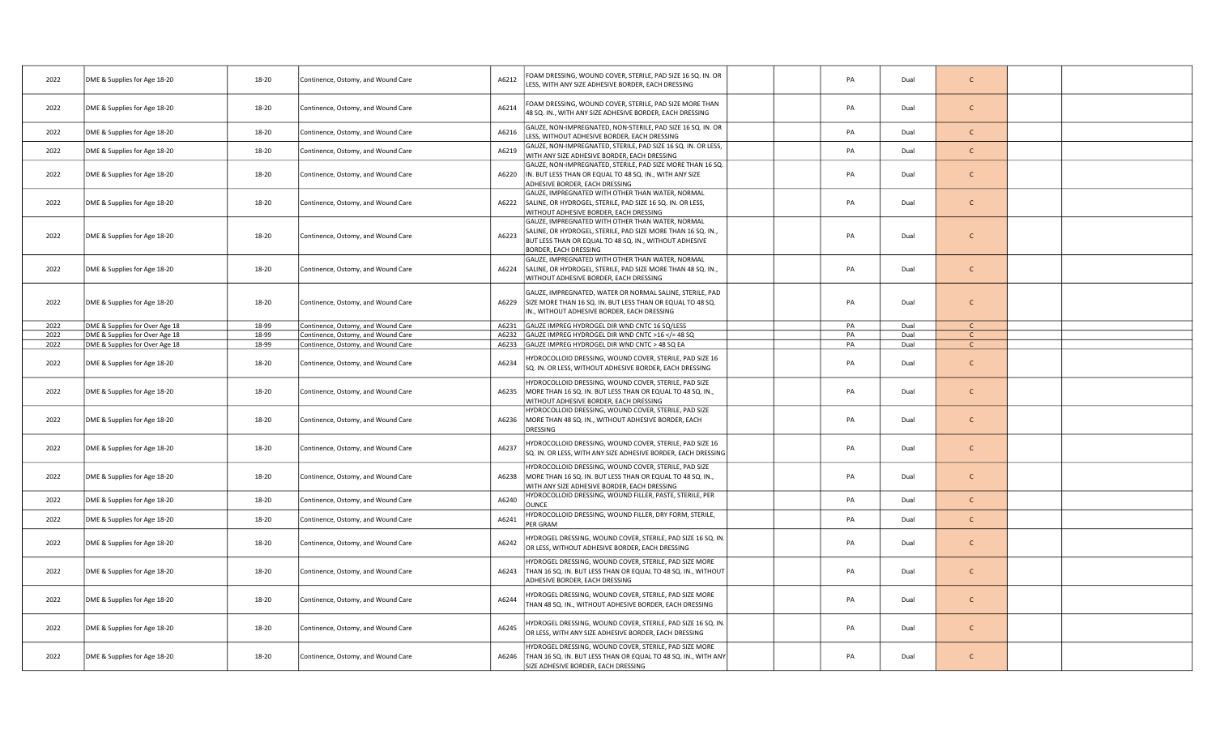| | | | | | | | | | | | |
|---|---|---|---|---|---|---|---|---|---|---|---|
| 2022 | DME & Supplies for Age 18-20 | 18-20 | Continence, Ostomy, and Wound Care | A6212 | FOAM DRESSING, WOUND COVER, STERILE, PAD SIZE 16 SQ. IN. OR LESS, WITH ANY SIZE ADHESIVE BORDER, EACH DRESSING | | PA | Dual | C | | |
| 2022 | DME & Supplies for Age 18-20 | 18-20 | Continence, Ostomy, and Wound Care | A6214 | FOAM DRESSING, WOUND COVER, STERILE, PAD SIZE MORE THAN 48 SQ. IN., WITH ANY SIZE ADHESIVE BORDER, EACH DRESSING | | PA | Dual | C | | |
| 2022 | DME & Supplies for Age 18-20 | 18-20 | Continence, Ostomy, and Wound Care | A6216 | GAUZE, NON-IMPREGNATED, NON-STERILE, PAD SIZE 16 SQ. IN. OR LESS, WITHOUT ADHESIVE BORDER, EACH DRESSING | | PA | Dual | C | | |
| 2022 | DME & Supplies for Age 18-20 | 18-20 | Continence, Ostomy, and Wound Care | A6219 | GAUZE, NON-IMPREGNATED, STERILE, PAD SIZE 16 SQ. IN. OR LESS, WITH ANY SIZE ADHESIVE BORDER, EACH DRESSING | | PA | Dual | C | | |
| 2022 | DME & Supplies for Age 18-20 | 18-20 | Continence, Ostomy, and Wound Care | A6220 | GAUZE, NON-IMPREGNATED, STERILE, PAD SIZE MORE THAN 16 SQ. IN. BUT LESS THAN OR EQUAL TO 48 SQ. IN., WITH ANY SIZE ADHESIVE BORDER, EACH DRESSING | | PA | Dual | C | | |
| 2022 | DME & Supplies for Age 18-20 | 18-20 | Continence, Ostomy, and Wound Care | A6222 | GAUZE, IMPREGNATED WITH OTHER THAN WATER, NORMAL SALINE, OR HYDROGEL, STERILE, PAD SIZE 16 SQ. IN. OR LESS, WITHOUT ADHESIVE BORDER, EACH DRESSING | | PA | Dual | C | | |
| 2022 | DME & Supplies for Age 18-20 | 18-20 | Continence, Ostomy, and Wound Care | A6223 | GAUZE, IMPREGNATED WITH OTHER THAN WATER, NORMAL SALINE, OR HYDROGEL, STERILE, PAD SIZE MORE THAN 16 SQ. IN., BUT LESS THAN OR EQUAL TO 48 SQ. IN., WITHOUT ADHESIVE BORDER, EACH DRESSING | | PA | Dual | C | | |
| 2022 | DME & Supplies for Age 18-20 | 18-20 | Continence, Ostomy, and Wound Care | A6224 | GAUZE, IMPREGNATED WITH OTHER THAN WATER, NORMAL SALINE, OR HYDROGEL, STERILE, PAD SIZE MORE THAN 48 SQ. IN., WITHOUT ADHESIVE BORDER, EACH DRESSING | | PA | Dual | C | | |
| 2022 | DME & Supplies for Age 18-20 | 18-20 | Continence, Ostomy, and Wound Care | A6229 | GAUZE, IMPREGNATED, WATER OR NORMAL SALINE, STERILE, PAD SIZE MORE THAN 16 SQ. IN. BUT LESS THAN OR EQUAL TO 48 SQ. IN., WITHOUT ADHESIVE BORDER, EACH DRESSING | | PA | Dual | C | | |
| 2022 | DME & Supplies for Over Age 18 | 18-99 | Continence, Ostomy, and Wound Care | A6231 | GAUZE IMPREG HYDROGEL DIR WND CNTC 16 SQ/LESS | | PA | Dual | C | | |
| 2022 | DME & Supplies for Over Age 18 | 18-99 | Continence, Ostomy, and Wound Care | A6232 | GAUZE IMPREG HYDROGEL DIR WND CNTC >16 </= 48 SQ | | PA | Dual | C | | |
| 2022 | DME & Supplies for Over Age 18 | 18-99 | Continence, Ostomy, and Wound Care | A6233 | GAUZE IMPREG HYDROGEL DIR WND CNTC > 48 SQ EA | | PA | Dual | C | | |
| 2022 | DME & Supplies for Age 18-20 | 18-20 | Continence, Ostomy, and Wound Care | A6234 | HYDROCOLLOID DRESSING, WOUND COVER, STERILE, PAD SIZE 16 SQ. IN. OR LESS, WITHOUT ADHESIVE BORDER, EACH DRESSING | | PA | Dual | C | | |
| 2022 | DME & Supplies for Age 18-20 | 18-20 | Continence, Ostomy, and Wound Care | A6235 | HYDROCOLLOID DRESSING, WOUND COVER, STERILE, PAD SIZE MORE THAN 16 SQ. IN. BUT LESS THAN OR EQUAL TO 48 SQ. IN., WITHOUT ADHESIVE BORDER, EACH DRESSING | | PA | Dual | C | | |
| 2022 | DME & Supplies for Age 18-20 | 18-20 | Continence, Ostomy, and Wound Care | A6236 | HYDROCOLLOID DRESSING, WOUND COVER, STERILE, PAD SIZE MORE THAN 48 SQ. IN., WITHOUT ADHESIVE BORDER, EACH DRESSING | | PA | Dual | C | | |
| 2022 | DME & Supplies for Age 18-20 | 18-20 | Continence, Ostomy, and Wound Care | A6237 | HYDROCOLLOID DRESSING, WOUND COVER, STERILE, PAD SIZE 16 SQ. IN. OR LESS, WITH ANY SIZE ADHESIVE BORDER, EACH DRESSING | | PA | Dual | C | | |
| 2022 | DME & Supplies for Age 18-20 | 18-20 | Continence, Ostomy, and Wound Care | A6238 | HYDROCOLLOID DRESSING, WOUND COVER, STERILE, PAD SIZE MORE THAN 16 SQ. IN. BUT LESS THAN OR EQUAL TO 48 SQ. IN., WITH ANY SIZE ADHESIVE BORDER, EACH DRESSING | | PA | Dual | C | | |
| 2022 | DME & Supplies for Age 18-20 | 18-20 | Continence, Ostomy, and Wound Care | A6240 | HYDROCOLLOID DRESSING, WOUND FILLER, PASTE, STERILE, PER OUNCE | | PA | Dual | C | | |
| 2022 | DME & Supplies for Age 18-20 | 18-20 | Continence, Ostomy, and Wound Care | A6241 | HYDROCOLLOID DRESSING, WOUND FILLER, DRY FORM, STERILE, PER GRAM | | PA | Dual | C | | |
| 2022 | DME & Supplies for Age 18-20 | 18-20 | Continence, Ostomy, and Wound Care | A6242 | HYDROGEL DRESSING, WOUND COVER, STERILE, PAD SIZE 16 SQ. IN. OR LESS, WITHOUT ADHESIVE BORDER, EACH DRESSING | | PA | Dual | C | | |
| 2022 | DME & Supplies for Age 18-20 | 18-20 | Continence, Ostomy, and Wound Care | A6243 | HYDROGEL DRESSING, WOUND COVER, STERILE, PAD SIZE MORE THAN 16 SQ. IN. BUT LESS THAN OR EQUAL TO 48 SQ. IN., WITHOUT ADHESIVE BORDER, EACH DRESSING | | PA | Dual | C | | |
| 2022 | DME & Supplies for Age 18-20 | 18-20 | Continence, Ostomy, and Wound Care | A6244 | HYDROGEL DRESSING, WOUND COVER, STERILE, PAD SIZE MORE THAN 48 SQ. IN., WITHOUT ADHESIVE BORDER, EACH DRESSING | | PA | Dual | C | | |
| 2022 | DME & Supplies for Age 18-20 | 18-20 | Continence, Ostomy, and Wound Care | A6245 | HYDROGEL DRESSING, WOUND COVER, STERILE, PAD SIZE 16 SQ. IN. OR LESS, WITH ANY SIZE ADHESIVE BORDER, EACH DRESSING | | PA | Dual | C | | |
| 2022 | DME & Supplies for Age 18-20 | 18-20 | Continence, Ostomy, and Wound Care | A6246 | HYDROGEL DRESSING, WOUND COVER, STERILE, PAD SIZE MORE THAN 16 SQ. IN. BUT LESS THAN OR EQUAL TO 48 SQ. IN., WITH ANY SIZE ADHESIVE BORDER, EACH DRESSING | | PA | Dual | C | | |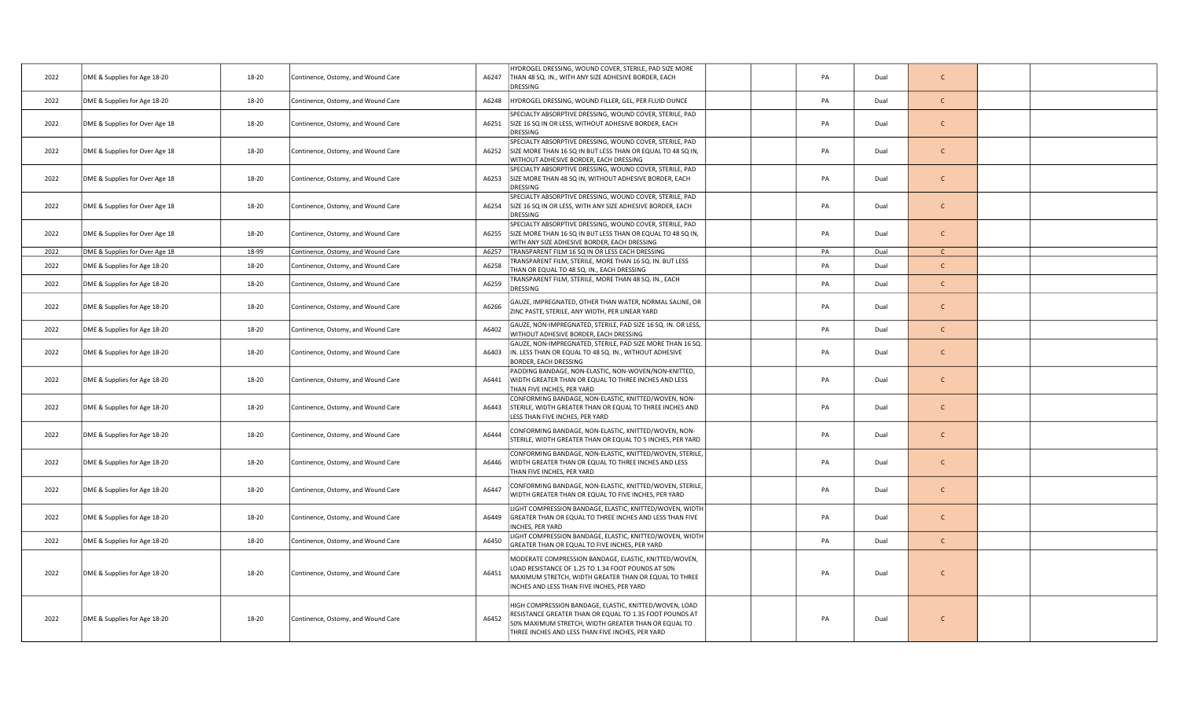| | | | | | | | | | | | | |
|---|---|---|---|---|---|---|---|---|---|---|---|---|
| 2022 | DME & Supplies for Age 18-20 | 18-20 | Continence, Ostomy, and Wound Care | A6247 | HYDROGEL DRESSING, WOUND COVER, STERILE, PAD SIZE MORE THAN 48 SQ. IN., WITH ANY SIZE ADHESIVE BORDER, EACH DRESSING | | | PA | Dual | C | | |
| 2022 | DME & Supplies for Age 18-20 | 18-20 | Continence, Ostomy, and Wound Care | A6248 | HYDROGEL DRESSING, WOUND FILLER, GEL, PER FLUID OUNCE | | | PA | Dual | C | | |
| 2022 | DME & Supplies for Over Age 18 | 18-20 | Continence, Ostomy, and Wound Care | A6251 | SPECIALTY ABSORPTIVE DRESSING, WOUND COVER, STERILE, PAD SIZE 16 SQ IN OR LESS, WITHOUT ADHESIVE BORDER, EACH DRESSING | | | PA | Dual | C | | |
| 2022 | DME & Supplies for Over Age 18 | 18-20 | Continence, Ostomy, and Wound Care | A6252 | SPECIALTY ABSORPTIVE DRESSING, WOUND COVER, STERILE, PAD SIZE MORE THAN 16 SQ IN BUT LESS THAN OR EQUAL TO 48 SQ IN, WITHOUT ADHESIVE BORDER, EACH DRESSING | | | PA | Dual | C | | |
| 2022 | DME & Supplies for Over Age 18 | 18-20 | Continence, Ostomy, and Wound Care | A6253 | SPECIALTY ABSORPTIVE DRESSING, WOUND COVER, STERILE, PAD SIZE MORE THAN 48 SQ IN, WITHOUT ADHESIVE BORDER, EACH DRESSING | | | PA | Dual | C | | |
| 2022 | DME & Supplies for Over Age 18 | 18-20 | Continence, Ostomy, and Wound Care | A6254 | SPECIALTY ABSORPTIVE DRESSING, WOUND COVER, STERILE, PAD SIZE 16 SQ IN OR LESS, WITH ANY SIZE ADHESIVE BORDER, EACH DRESSING | | | PA | Dual | C | | |
| 2022 | DME & Supplies for Over Age 18 | 18-20 | Continence, Ostomy, and Wound Care | A6255 | SPECIALTY ABSORPTIVE DRESSING, WOUND COVER, STERILE, PAD SIZE MORE THAN 16 SQ IN BUT LESS THAN OR EQUAL TO 48 SQ IN, WITH ANY SIZE ADHESIVE BORDER, EACH DRESSING | | | PA | Dual | C | | |
| 2022 | DME & Supplies for Over Age 18 | 18-99 | Continence, Ostomy, and Wound Care | A6257 | TRANSPARENT FILM 16 SQ IN OR LESS EACH DRESSING | | | PA | Dual | C | | |
| 2022 | DME & Supplies for Age 18-20 | 18-20 | Continence, Ostomy, and Wound Care | A6258 | TRANSPARENT FILM, STERILE, MORE THAN 16 SQ. IN. BUT LESS THAN OR EQUAL TO 48 SQ. IN., EACH DRESSING | | | PA | Dual | C | | |
| 2022 | DME & Supplies for Age 18-20 | 18-20 | Continence, Ostomy, and Wound Care | A6259 | TRANSPARENT FILM, STERILE, MORE THAN 48 SQ. IN., EACH DRESSING | | | PA | Dual | C | | |
| 2022 | DME & Supplies for Age 18-20 | 18-20 | Continence, Ostomy, and Wound Care | A6266 | GAUZE, IMPREGNATED, OTHER THAN WATER, NORMAL SALINE, OR ZINC PASTE, STERILE, ANY WIDTH, PER LINEAR YARD | | | PA | Dual | C | | |
| 2022 | DME & Supplies for Age 18-20 | 18-20 | Continence, Ostomy, and Wound Care | A6402 | GAUZE, NON-IMPREGNATED, STERILE, PAD SIZE 16 SQ. IN. OR LESS, WITHOUT ADHESIVE BORDER, EACH DRESSING | | | PA | Dual | C | | |
| 2022 | DME & Supplies for Age 18-20 | 18-20 | Continence, Ostomy, and Wound Care | A6403 | GAUZE, NON-IMPREGNATED, STERILE, PAD SIZE MORE THAN 16 SQ. IN. LESS THAN OR EQUAL TO 48 SQ. IN., WITHOUT ADHESIVE BORDER, EACH DRESSING | | | PA | Dual | C | | |
| 2022 | DME & Supplies for Age 18-20 | 18-20 | Continence, Ostomy, and Wound Care | A6441 | PADDING BANDAGE, NON-ELASTIC, NON-WOVEN/NON-KNITTED, WIDTH GREATER THAN OR EQUAL TO THREE INCHES AND LESS THAN FIVE INCHES, PER YARD | | | PA | Dual | C | | |
| 2022 | DME & Supplies for Age 18-20 | 18-20 | Continence, Ostomy, and Wound Care | A6443 | CONFORMING BANDAGE, NON-ELASTIC, KNITTED/WOVEN, NON-STERILE, WIDTH GREATER THAN OR EQUAL TO THREE INCHES AND LESS THAN FIVE INCHES, PER YARD | | | PA | Dual | C | | |
| 2022 | DME & Supplies for Age 18-20 | 18-20 | Continence, Ostomy, and Wound Care | A6444 | CONFORMING BANDAGE, NON-ELASTIC, KNITTED/WOVEN, NON-STERILE, WIDTH GREATER THAN OR EQUAL TO 5 INCHES, PER YARD | | | PA | Dual | C | | |
| 2022 | DME & Supplies for Age 18-20 | 18-20 | Continence, Ostomy, and Wound Care | A6446 | CONFORMING BANDAGE, NON-ELASTIC, KNITTED/WOVEN, STERILE, WIDTH GREATER THAN OR EQUAL TO THREE INCHES AND LESS THAN FIVE INCHES, PER YARD | | | PA | Dual | C | | |
| 2022 | DME & Supplies for Age 18-20 | 18-20 | Continence, Ostomy, and Wound Care | A6447 | CONFORMING BANDAGE, NON-ELASTIC, KNITTED/WOVEN, STERILE, WIDTH GREATER THAN OR EQUAL TO FIVE INCHES, PER YARD | | | PA | Dual | C | | |
| 2022 | DME & Supplies for Age 18-20 | 18-20 | Continence, Ostomy, and Wound Care | A6449 | LIGHT COMPRESSION BANDAGE, ELASTIC, KNITTED/WOVEN, WIDTH GREATER THAN OR EQUAL TO THREE INCHES AND LESS THAN FIVE INCHES, PER YARD | | | PA | Dual | C | | |
| 2022 | DME & Supplies for Age 18-20 | 18-20 | Continence, Ostomy, and Wound Care | A6450 | LIGHT COMPRESSION BANDAGE, ELASTIC, KNITTED/WOVEN, WIDTH GREATER THAN OR EQUAL TO FIVE INCHES, PER YARD | | | PA | Dual | C | | |
| 2022 | DME & Supplies for Age 18-20 | 18-20 | Continence, Ostomy, and Wound Care | A6451 | MODERATE COMPRESSION BANDAGE, ELASTIC, KNITTED/WOVEN, LOAD RESISTANCE OF 1.25 TO 1.34 FOOT POUNDS AT 50% MAXIMUM STRETCH, WIDTH GREATER THAN OR EQUAL TO THREE INCHES AND LESS THAN FIVE INCHES, PER YARD | | | PA | Dual | C | | |
| 2022 | DME & Supplies for Age 18-20 | 18-20 | Continence, Ostomy, and Wound Care | A6452 | HIGH COMPRESSION BANDAGE, ELASTIC, KNITTED/WOVEN, LOAD RESISTANCE GREATER THAN OR EQUAL TO 1.35 FOOT POUNDS AT 50% MAXIMUM STRETCH, WIDTH GREATER THAN OR EQUAL TO THREE INCHES AND LESS THAN FIVE INCHES, PER YARD | | | PA | Dual | C | | |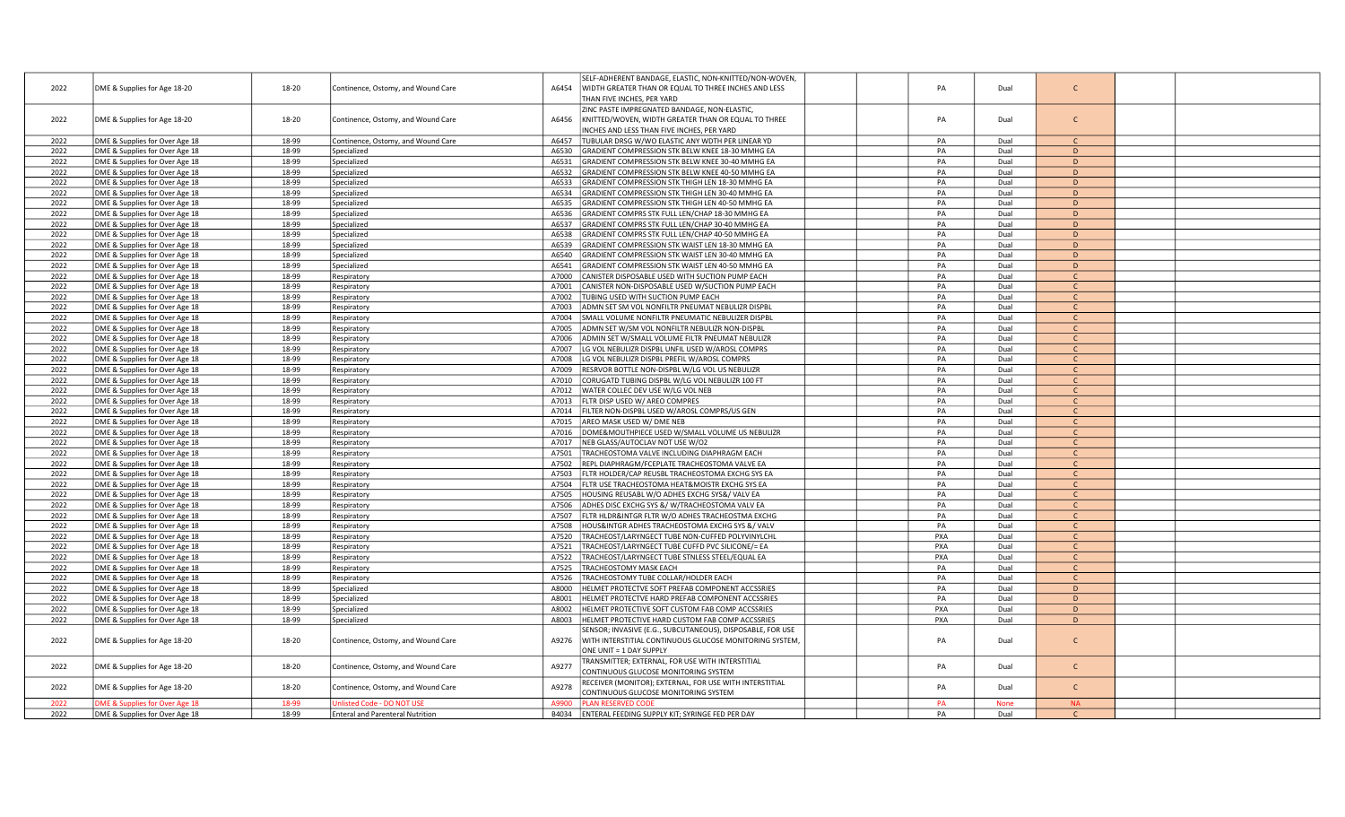| | | | | | | | | | | | | |
|---|---|---|---|---|---|---|---|---|---|---|---|---|
| 2022 | DME & Supplies for Age 18-20 | 18-20 | Continence, Ostomy, and Wound Care | A6454 | SELF-ADHERENT BANDAGE, ELASTIC, NON-KNITTED/NON-WOVEN, WIDTH GREATER THAN OR EQUAL TO THREE INCHES AND LESS THAN FIVE INCHES, PER YARD | | | PA | Dual | C | | |
| 2022 | DME & Supplies for Age 18-20 | 18-20 | Continence, Ostomy, and Wound Care | A6456 | ZINC PASTE IMPREGNATED BANDAGE, NON-ELASTIC, KNITTED/WOVEN, WIDTH GREATER THAN OR EQUAL TO THREE INCHES AND LESS THAN FIVE INCHES, PER YARD | | | PA | Dual | C | | |
| 2022 | DME & Supplies for Over Age 18 | 18-99 | Continence, Ostomy, and Wound Care | A6457 | TUBULAR DRSG W/WO ELASTIC ANY WDTH PER LINEAR YD | | | PA | Dual | C | | |
| 2022 | DME & Supplies for Over Age 18 | 18-99 | Specialized | A6530 | GRADIENT COMPRESSION STK BELW KNEE 18-30 MMHG EA | | | PA | Dual | D | | |
| 2022 | DME & Supplies for Over Age 18 | 18-99 | Specialized | A6531 | GRADIENT COMPRESSION STK BELW KNEE 30-40 MMHG EA | | | PA | Dual | D | | |
| 2022 | DME & Supplies for Over Age 18 | 18-99 | Specialized | A6532 | GRADIENT COMPRESSION STK BELW KNEE 40-50 MMHG EA | | | PA | Dual | D | | |
| 2022 | DME & Supplies for Over Age 18 | 18-99 | Specialized | A6533 | GRADIENT COMPRESSION STK THIGH LEN 18-30 MMHG EA | | | PA | Dual | D | | |
| 2022 | DME & Supplies for Over Age 18 | 18-99 | Specialized | A6534 | GRADIENT COMPRESSION STK THIGH LEN 30-40 MMHG EA | | | PA | Dual | D | | |
| 2022 | DME & Supplies for Over Age 18 | 18-99 | Specialized | A6535 | GRADIENT COMPRESSION STK THIGH LEN 40-50 MMHG EA | | | PA | Dual | D | | |
| 2022 | DME & Supplies for Over Age 18 | 18-99 | Specialized | A6536 | GRADIENT COMPRS STK FULL LEN/CHAP 18-30 MMHG EA | | | PA | Dual | D | | |
| 2022 | DME & Supplies for Over Age 18 | 18-99 | Specialized | A6537 | GRADIENT COMPRS STK FULL LEN/CHAP 30-40 MMHG EA | | | PA | Dual | D | | |
| 2022 | DME & Supplies for Over Age 18 | 18-99 | Specialized | A6538 | GRADIENT COMPRS STK FULL LEN/CHAP 40-50 MMHG EA | | | PA | Dual | D | | |
| 2022 | DME & Supplies for Over Age 18 | 18-99 | Specialized | A6539 | GRADIENT COMPRESSION STK WAIST LEN 18-30 MMHG EA | | | PA | Dual | D | | |
| 2022 | DME & Supplies for Over Age 18 | 18-99 | Specialized | A6540 | GRADIENT COMPRESSION STK WAIST LEN 30-40 MMHG EA | | | PA | Dual | D | | |
| 2022 | DME & Supplies for Over Age 18 | 18-99 | Specialized | A6541 | GRADIENT COMPRESSION STK WAIST LEN 40-50 MMHG EA | | | PA | Dual | D | | |
| 2022 | DME & Supplies for Over Age 18 | 18-99 | Respiratory | A7000 | CANISTER DISPOSABLE USED WITH SUCTION PUMP EACH | | | PA | Dual | C | | |
| 2022 | DME & Supplies for Over Age 18 | 18-99 | Respiratory | A7001 | CANISTER NON-DISPOSABLE USED W/SUCTION PUMP EACH | | | PA | Dual | C | | |
| 2022 | DME & Supplies for Over Age 18 | 18-99 | Respiratory | A7002 | TUBING USED WITH SUCTION PUMP EACH | | | PA | Dual | C | | |
| 2022 | DME & Supplies for Over Age 18 | 18-99 | Respiratory | A7003 | ADMN SET SM VOL NONFILTR PNEUMAT NEBULIZR DISPBL | | | PA | Dual | C | | |
| 2022 | DME & Supplies for Over Age 18 | 18-99 | Respiratory | A7004 | SMALL VOLUME NONFILTR PNEUMATIC NEBULIZER DISPBL | | | PA | Dual | C | | |
| 2022 | DME & Supplies for Over Age 18 | 18-99 | Respiratory | A7005 | ADMN SET W/SM VOL NONFILTR NEBULIZR NON-DISPBL | | | PA | Dual | C | | |
| 2022 | DME & Supplies for Over Age 18 | 18-99 | Respiratory | A7006 | ADMIN SET W/SMALL VOLUME FILTR PNEUMAT NEBULIZR | | | PA | Dual | C | | |
| 2022 | DME & Supplies for Over Age 18 | 18-99 | Respiratory | A7007 | LG VOL NEBULIZR DISPBL UNFIL USED W/AROSL COMPRS | | | PA | Dual | C | | |
| 2022 | DME & Supplies for Over Age 18 | 18-99 | Respiratory | A7008 | LG VOL NEBULIZR DISPBL PREFIL W/AROSL COMPRS | | | PA | Dual | C | | |
| 2022 | DME & Supplies for Over Age 18 | 18-99 | Respiratory | A7009 | RESRVOR BOTTLE NON-DISPBL W/LG VOL US NEBULIZR | | | PA | Dual | C | | |
| 2022 | DME & Supplies for Over Age 18 | 18-99 | Respiratory | A7010 | CORUGATD TUBING DISPBL W/LG VOL NEBULIZR 100 FT | | | PA | Dual | C | | |
| 2022 | DME & Supplies for Over Age 18 | 18-99 | Respiratory | A7012 | WATER COLLEC DEV USE W/LG VOL NEB | | | PA | Dual | C | | |
| 2022 | DME & Supplies for Over Age 18 | 18-99 | Respiratory | A7013 | FLTR DISP USED W/ AREO COMPRES | | | PA | Dual | C | | |
| 2022 | DME & Supplies for Over Age 18 | 18-99 | Respiratory | A7014 | FILTER NON-DISPBL USED W/AROSL COMPRS/US GEN | | | PA | Dual | C | | |
| 2022 | DME & Supplies for Over Age 18 | 18-99 | Respiratory | A7015 | AREO MASK USED W/ DME NEB | | | PA | Dual | C | | |
| 2022 | DME & Supplies for Over Age 18 | 18-99 | Respiratory | A7016 | DOME&MOUTHPIECE USED W/SMALL VOLUME US NEBULIZR | | | PA | Dual | C | | |
| 2022 | DME & Supplies for Over Age 18 | 18-99 | Respiratory | A7017 | NEB GLASS/AUTOCLAV NOT USE W/O2 | | | PA | Dual | C | | |
| 2022 | DME & Supplies for Over Age 18 | 18-99 | Respiratory | A7501 | TRACHEOSTOMA VALVE INCLUDING DIAPHRAGM EACH | | | PA | Dual | C | | |
| 2022 | DME & Supplies for Over Age 18 | 18-99 | Respiratory | A7502 | REPL DIAPHRAGM/FCEPLATE TRACHEOSTOMA VALVE EA | | | PA | Dual | C | | |
| 2022 | DME & Supplies for Over Age 18 | 18-99 | Respiratory | A7503 | FLTR HOLDER/CAP REUSBL TRACHEOSTOMA EXCHG SYS EA | | | PA | Dual | C | | |
| 2022 | DME & Supplies for Over Age 18 | 18-99 | Respiratory | A7504 | FLTR USE TRACHEOSTOMA HEAT&MOISTR EXCHG SYS EA | | | PA | Dual | C | | |
| 2022 | DME & Supplies for Over Age 18 | 18-99 | Respiratory | A7505 | HOUSING REUSABL W/O ADHES EXCHG SYS&/ VALV EA | | | PA | Dual | C | | |
| 2022 | DME & Supplies for Over Age 18 | 18-99 | Respiratory | A7506 | ADHES DISC EXCHG SYS &/ W/TRACHEOSTOMA VALV EA | | | PA | Dual | C | | |
| 2022 | DME & Supplies for Over Age 18 | 18-99 | Respiratory | A7507 | FLTR HLDR&INTGR FLTR W/O ADHES TRACHEOSTMA EXCHG | | | PA | Dual | C | | |
| 2022 | DME & Supplies for Over Age 18 | 18-99 | Respiratory | A7508 | HOUS&INTGR ADHES TRACHEOSTOMA EXCHG SYS &/ VALV | | | PA | Dual | C | | |
| 2022 | DME & Supplies for Over Age 18 | 18-99 | Respiratory | A7520 | TRACHEOST/LARYNGECT TUBE NON-CUFFED POLYVINYLCHL | | | PXA | Dual | C | | |
| 2022 | DME & Supplies for Over Age 18 | 18-99 | Respiratory | A7521 | TRACHEOST/LARYNGECT TUBE CUFFD PVC SILICONE/= EA | | | PXA | Dual | C | | |
| 2022 | DME & Supplies for Over Age 18 | 18-99 | Respiratory | A7522 | TRACHEOST/LARYNGECT TUBE STNLESS STEEL/EQUAL EA | | | PXA | Dual | C | | |
| 2022 | DME & Supplies for Over Age 18 | 18-99 | Respiratory | A7525 | TRACHEOSTOMY MASK EACH | | | PA | Dual | C | | |
| 2022 | DME & Supplies for Over Age 18 | 18-99 | Respiratory | A7526 | TRACHEOSTOMY TUBE COLLAR/HOLDER EACH | | | PA | Dual | C | | |
| 2022 | DME & Supplies for Over Age 18 | 18-99 | Specialized | A8000 | HELMET PROTECTVE SOFT PREFAB COMPONENT ACCSSRIES | | | PA | Dual | D | | |
| 2022 | DME & Supplies for Over Age 18 | 18-99 | Specialized | A8001 | HELMET PROTECTVE HARD PREFAB COMPONENT ACCSSRIES | | | PA | Dual | D | | |
| 2022 | DME & Supplies for Over Age 18 | 18-99 | Specialized | A8002 | HELMET PROTECTIVE SOFT CUSTOM FAB COMP ACCSSRIES | | | PXA | Dual | D | | |
| 2022 | DME & Supplies for Over Age 18 | 18-99 | Specialized | A8003 | HELMET PROTECTIVE HARD CUSTOM FAB COMP ACCSSRIES | | | PXA | Dual | D | | |
| 2022 | DME & Supplies for Age 18-20 | 18-20 | Continence, Ostomy, and Wound Care | A9276 | SENSOR; INVASIVE (E.G., SUBCUTANEOUS), DISPOSABLE, FOR USE WITH INTERSTITIAL CONTINUOUS GLUCOSE MONITORING SYSTEM, ONE UNIT = 1 DAY SUPPLY | | | PA | Dual | C | | |
| 2022 | DME & Supplies for Age 18-20 | 18-20 | Continence, Ostomy, and Wound Care | A9277 | TRANSMITTER; EXTERNAL, FOR USE WITH INTERSTITIAL CONTINUOUS GLUCOSE MONITORING SYSTEM | | | PA | Dual | C | | |
| 2022 | DME & Supplies for Age 18-20 | 18-20 | Continence, Ostomy, and Wound Care | A9278 | RECEIVER (MONITOR); EXTERNAL, FOR USE WITH INTERSTITIAL CONTINUOUS GLUCOSE MONITORING SYSTEM | | | PA | Dual | C | | |
| 2022 | DME & Supplies for Over Age 18 | 18-99 | Unlisted Code - DO NOT USE | A9900 | PLAN RESERVED CODE | | | PA | None | NA | | |
| 2022 | DME & Supplies for Over Age 18 | 18-99 | Enteral and Parenteral Nutrition | B4034 | ENTERAL FEEDING SUPPLY KIT; SYRINGE FED PER DAY | | | PA | Dual | C | | |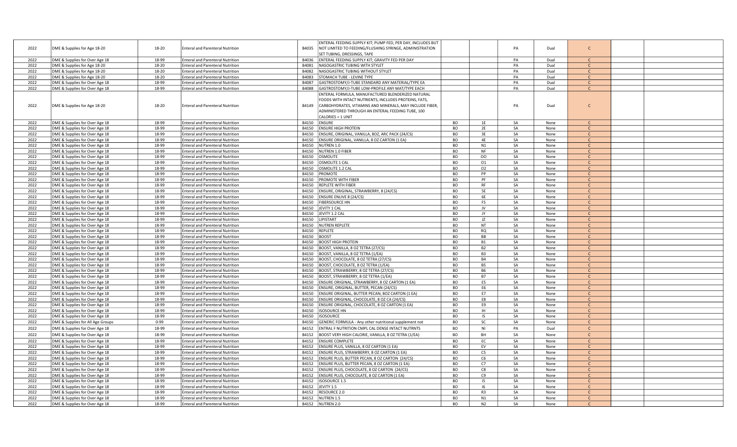| | | | | | | | | | | | | |
|---|---|---|---|---|---|---|---|---|---|---|---|---|
| 2022 | DME & Supplies for Age 18-20 | 18-20 | Enteral and Parenteral Nutrition | B4035 | ENTERAL FEEDING SUPPLY KIT; PUMP FED, PER DAY, INCLUDES BUT NOT LIMITED TO FEEDING/FLUSHING SYRINGE, ADMINISTRATION SET TUBING, DRESSINGS, TAPE | | | PA | Dual | C | | |
| 2022 | DME & Supplies for Over Age 18 | 18-99 | Enteral and Parenteral Nutrition | B4036 | ENTERAL FEEDING SUPPLY KIT; GRAVITY FED PER DAY | | | PA | Dual | C | | |
| 2022 | DME & Supplies for Age 18-20 | 18-20 | Enteral and Parenteral Nutrition | B4081 | NASOGASTRIC TUBING WITH STYLET | | | PA | Dual | C | | |
| 2022 | DME & Supplies for Age 18-20 | 18-20 | Enteral and Parenteral Nutrition | B4082 | NASOGASTRIC TUBING WITHOUT STYLET | | | PA | Dual | C | | |
| 2022 | DME & Supplies for Age 18-20 | 18-20 | Enteral and Parenteral Nutrition | B4083 | STOMACH TUBE - LEVINE TYPE | | | PA | Dual | C | | |
| 2022 | DME & Supplies for Over Age 18 | 18-99 | Enteral and Parenteral Nutrition | B4087 | GASTROSTOMY/J-TUBE STANDARD ANY MATERIAL/TYPE EA | | | PA | Dual | C | | |
| 2022 | DME & Supplies for Over Age 18 | 18-99 | Enteral and Parenteral Nutrition | B4088 | GASTROSTOMY/J-TUBE LOW-PROFILE ANY MAT/TYPE EACH | | | PA | Dual | C | | |
| 2022 | DME & Supplies for Age 18-20 | 18-20 | Enteral and Parenteral Nutrition | B4149 | ENTERAL FORMULA, MANUFACTURED BLENDERIZED NATURAL FOODS WITH INTACT NUTRIENTS, INCLUDES PROTEINS, FATS, CARBOHYDRATES, VITAMINS AND MINERALS, MAY INCLUDE FIBER, ADMINISTERED THROUGH AN ENTERAL FEEDING TUBE, 100 CALORIES = 1 UNIT | | | PA | Dual | C | | |
| 2022 | DME & Supplies for Over Age 18 | 18-99 | Enteral and Parenteral Nutrition | B4150 | ENSURE | BO | 1E | SA | None | C | | |
| 2022 | DME & Supplies for Over Age 18 | 18-99 | Enteral and Parenteral Nutrition | B4150 | ENSURE HIGH PROTEIN | BO | 2E | SA | None | C | | |
| 2022 | DME & Supplies for Over Age 18 | 18-99 | Enteral and Parenteral Nutrition | B4150 | ENSURE, ORIGINAL, VANILLA, 8OZ, ARC PACK (24/CS) | BO | 3E | SA | None | C | | |
| 2022 | DME & Supplies for Over Age 18 | 18-99 | Enteral and Parenteral Nutrition | B4150 | ENSURE ORIGINAL, VANILLA, 8 OZ CARTON (1 EA) | BO | 4E | SA | None | C | | |
| 2022 | DME & Supplies for Over Age 18 | 18-99 | Enteral and Parenteral Nutrition | B4150 | NUTREN 1.0 | BO | N1 | SA | None | C | | |
| 2022 | DME & Supplies for Over Age 18 | 18-99 | Enteral and Parenteral Nutrition | B4150 | NUTREN 1.0 FIBER | BO | NF | SA | None | C | | |
| 2022 | DME & Supplies for Over Age 18 | 18-99 | Enteral and Parenteral Nutrition | B4150 | OSMOLITE | BO | OO | SA | None | C | | |
| 2022 | DME & Supplies for Over Age 18 | 18-99 | Enteral and Parenteral Nutrition | B4150 | OSMOLITE 1 CAL | BO | O1 | SA | None | C | | |
| 2022 | DME & Supplies for Over Age 18 | 18-99 | Enteral and Parenteral Nutrition | B4150 | OSMOLITE 1.2 CAL | BO | O2 | SA | None | C | | |
| 2022 | DME & Supplies for Over Age 18 | 18-99 | Enteral and Parenteral Nutrition | B4150 | PROMOTE | BO | PP | SA | None | C | | |
| 2022 | DME & Supplies for Over Age 18 | 18-99 | Enteral and Parenteral Nutrition | B4150 | PROMOTE WITH FIBER | BO | PF | SA | None | C | | |
| 2022 | DME & Supplies for Over Age 18 | 18-99 | Enteral and Parenteral Nutrition | B4150 | REPLETE WITH FIBER | BO | RF | SA | None | C | | |
| 2022 | DME & Supplies for Over Age 18 | 18-99 | Enteral and Parenteral Nutrition | B4150 | ENSURE, ORIGINAL, STRAWBERRY, 8 (24/CS) | BO | 5E | SA | None | C | | |
| 2022 | DME & Supplies for Over Age 18 | 18-99 | Enteral and Parenteral Nutrition | B4150 | ENSURE ENLIVE 8 (24/CS) | BO | 6E | SA | None | C | | |
| 2022 | DME & Supplies for Over Age 18 | 18-99 | Enteral and Parenteral Nutrition | B4150 | FIBERSOURCE HN | BO | FS | SA | None | C | | |
| 2022 | DME & Supplies for Over Age 18 | 18-99 | Enteral and Parenteral Nutrition | B4150 | JEVITY 1 CAL | BO | JV | SA | None | C | | |
| 2022 | DME & Supplies for Over Age 18 | 18-99 | Enteral and Parenteral Nutrition | B4150 | JEVITY 1.2 CAL | BO | JY | SA | None | C | | |
| 2022 | DME & Supplies for Over Age 18 | 18-99 | Enteral and Parenteral Nutrition | B4150 | LIPISTART | BO | JZ | SA | None | C | | |
| 2022 | DME & Supplies for Over Age 18 | 18-99 | Enteral and Parenteral Nutrition | B4150 | NUTREN REPLETE | BO | NT | SA | None | C | | |
| 2022 | DME & Supplies for Over Age 18 | 18-99 | Enteral and Parenteral Nutrition | B4150 | REPLETE | BO | RQ | SA | None | C | | |
| 2022 | DME & Supplies for Over Age 18 | 18-99 | Enteral and Parenteral Nutrition | B4150 | BOOST | BO | BB | SA | None | C | | |
| 2022 | DME & Supplies for Over Age 18 | 18-99 | Enteral and Parenteral Nutrition | B4150 | BOOST HIGH PROTEIN | BO | B1 | SA | None | C | | |
| 2022 | DME & Supplies for Over Age 18 | 18-99 | Enteral and Parenteral Nutrition | B4150 | BOOST, VANILLA, 8 OZ TETRA (27/CS) | BO | B2 | SA | None | C | | |
| 2022 | DME & Supplies for Over Age 18 | 18-99 | Enteral and Parenteral Nutrition | B4150 | BOOST, VANILLA, 8 OZ TETRA (1/EA) | BO | B3 | SA | None | C | | |
| 2022 | DME & Supplies for Over Age 18 | 18-99 | Enteral and Parenteral Nutrition | B4150 | BOOST, CHOCOLATE, 8 OZ TETRA (27/CS) | BO | B4 | SA | None | C | | |
| 2022 | DME & Supplies for Over Age 18 | 18-99 | Enteral and Parenteral Nutrition | B4150 | BOOST, CHOCOLATE, 8 OZ TETRA (1/EA) | BO | B5 | SA | None | C | | |
| 2022 | DME & Supplies for Over Age 18 | 18-99 | Enteral and Parenteral Nutrition | B4150 | BOOST, STRAWBERRY, 8 OZ TETRA (27/CS) | BO | B6 | SA | None | C | | |
| 2022 | DME & Supplies for Over Age 18 | 18-99 | Enteral and Parenteral Nutrition | B4150 | BOOST, STRAWBERRY, 8 OZ TETRA (1/EA) | BO | B7 | SA | None | C | | |
| 2022 | DME & Supplies for Over Age 18 | 18-99 | Enteral and Parenteral Nutrition | B4150 | ENSURE ORIGINAL, STRAWBERRY, 8 OZ CARTON (1 EA) | BO | E5 | SA | None | C | | |
| 2022 | DME & Supplies for Over Age 18 | 18-99 | Enteral and Parenteral Nutrition | B4150 | ENSURE, ORIGINAL, BUTTER, PECAN, (24/CS) | BO | E6 | SA | None | C | | |
| 2022 | DME & Supplies for Over Age 18 | 18-99 | Enteral and Parenteral Nutrition | B4150 | ENSURE ORIGINAL, BUTTER PECAN, 8OZ CARTON (1 EA) | BO | E7 | SA | None | C | | |
| 2022 | DME & Supplies for Over Age 18 | 18-99 | Enteral and Parenteral Nutrition | B4150 | ENSURE ORIGINAL, CHOCOLATE, 8 OZ CA (24/CS) | BO | E8 | SA | None | C | | |
| 2022 | DME & Supplies for Over Age 18 | 18-99 | Enteral and Parenteral Nutrition | B4150 | ENSURE ORIGINAL, CHOCOLATE, 8 OZ CARTON (1 EA) | BO | E9 | SA | None | C | | |
| 2022 | DME & Supplies for Over Age 18 | 18-99 | Enteral and Parenteral Nutrition | B4150 | ISOSOURCE HN | BO | IH | SA | None | C | | |
| 2022 | DME & Supplies for Over Age 18 | 18-99 | Enteral and Parenteral Nutrition | B4150 | ISOSOURCE | BO | IS | SA | None | C | | |
| 2022 | DME & Supplies for All Age Groups | 0-99 | Enteral and Parenteral Nutrition | B4150 | GENERIC FORMULA - Any other nutritional supplement not | BO | SC | SA | None | C | | |
| 2022 | DME & Supplies for Over Age 18 | 18-99 | Enteral and Parenteral Nutrition | B4152 | ENTRAL F NUTRITION CMPL CAL DENSE INTACT NUTRNTS | BO | NI | PA | Dual | C | | |
| 2022 | DME & Supplies for Over Age 18 | 18-99 | Enteral and Parenteral Nutrition | B4152 | BOOST VERY HIGH CALORIE, VANILLA, 8 OZ TETRA (1/EA) | BO | BH | SA | None | C | | |
| 2022 | DME & Supplies for Over Age 18 | 18-99 | Enteral and Parenteral Nutrition | B4152 | ENSURE COMPLETE | BO | EC | SA | None | C | | |
| 2022 | DME & Supplies for Over Age 18 | 18-99 | Enteral and Parenteral Nutrition | B4152 | ENSURE PLUS, VANILLA, 8 OZ CARTON (1 EA) | BO | EV | SA | None | C | | |
| 2022 | DME & Supplies for Over Age 18 | 18-99 | Enteral and Parenteral Nutrition | B4152 | ENSURE PLUS, STRAWBERRY, 8 OZ CARTON (1 EA) | BO | C5 | SA | None | C | | |
| 2022 | DME & Supplies for Over Age 18 | 18-99 | Enteral and Parenteral Nutrition | B4152 | ENSURE PLUS, BUTTER PECAN, 8 OZ CARTON (24/CS) | BO | C6 | SA | None | C | | |
| 2022 | DME & Supplies for Over Age 18 | 18-99 | Enteral and Parenteral Nutrition | B4152 | ENSURE PLUS, BUTTER PECAN, 8 OZ CARTON (1 EA) | BO | C7 | SA | None | C | | |
| 2022 | DME & Supplies for Over Age 18 | 18-99 | Enteral and Parenteral Nutrition | B4152 | ENSURE PLUS, CHOCOLATE, 8 OZ CARTON (24/CS) | BO | C8 | SA | None | C | | |
| 2022 | DME & Supplies for Over Age 18 | 18-99 | Enteral and Parenteral Nutrition | B4152 | ENSURE PLUS, CHOCOLATE, 8 OZ CARTON (1 EA) | BO | C9 | SA | None | C | | |
| 2022 | DME & Supplies for Over Age 18 | 18-99 | Enteral and Parenteral Nutrition | B4152 | ISOSOURCE 1.5 | BO | I5 | SA | None | C | | |
| 2022 | DME & Supplies for Over Age 18 | 18-99 | Enteral and Parenteral Nutrition | B4152 | JEVITY 1.5 | BO | I6 | SA | None | C | | |
| 2022 | DME & Supplies for Over Age 18 | 18-99 | Enteral and Parenteral Nutrition | B4152 | RESOURCE 2.0 | BO | R3 | SA | None | C | | |
| 2022 | DME & Supplies for Over Age 18 | 18-99 | Enteral and Parenteral Nutrition | B4152 | NUTREN 1.5 | BO | N1 | SA | None | C | | |
| 2022 | DME & Supplies for Over Age 18 | 18-99 | Enteral and Parenteral Nutrition | B4152 | NUTREN 2.0 | BO | N2 | SA | None | C | | |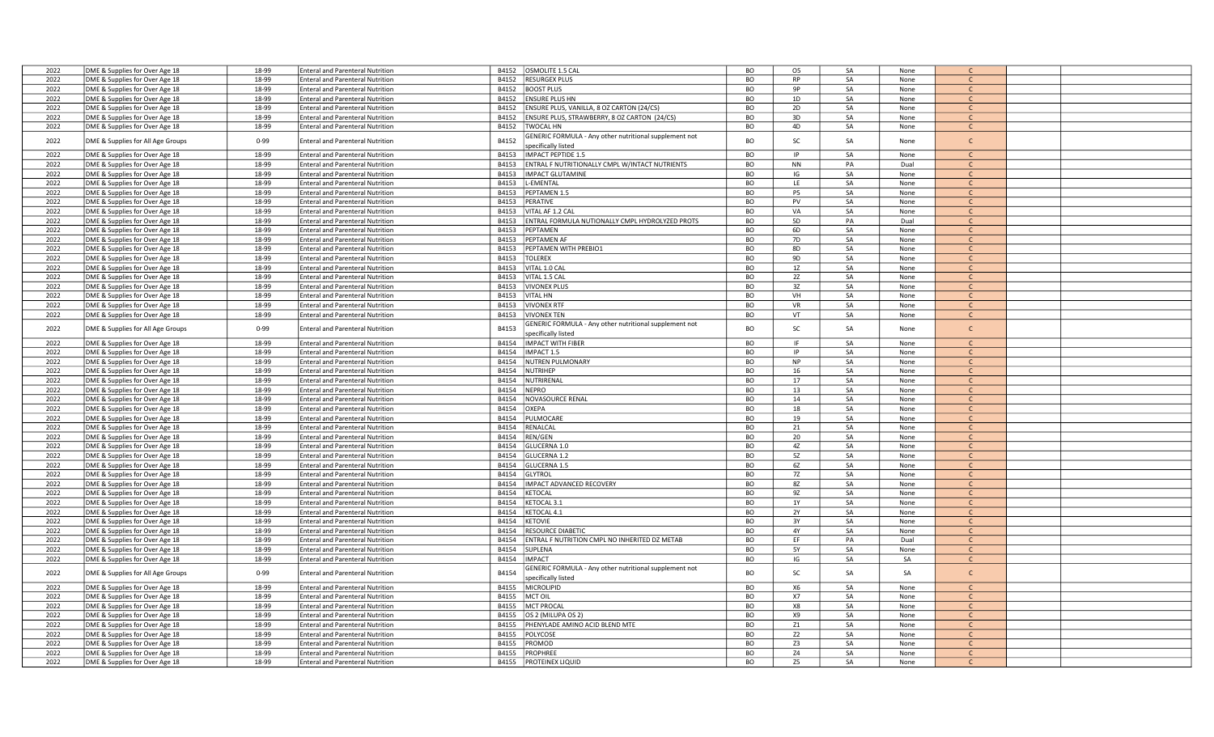| | | | | | | | | | | | | |
|---|---|---|---|---|---|---|---|---|---|---|---|---|
| 2022 | DME & Supplies for Over Age 18 | 18-99 | Enteral and Parenteral Nutrition | B4152 | OSMOLITE 1.5 CAL | BO | O5 | SA | None | C | | |
| 2022 | DME & Supplies for Over Age 18 | 18-99 | Enteral and Parenteral Nutrition | B4152 | RESURGEX PLUS | BO | RP | SA | None | C | | |
| 2022 | DME & Supplies for Over Age 18 | 18-99 | Enteral and Parenteral Nutrition | B4152 | BOOST PLUS | BO | 9P | SA | None | C | | |
| 2022 | DME & Supplies for Over Age 18 | 18-99 | Enteral and Parenteral Nutrition | B4152 | ENSURE PLUS HN | BO | 1D | SA | None | C | | |
| 2022 | DME & Supplies for Over Age 18 | 18-99 | Enteral and Parenteral Nutrition | B4152 | ENSURE PLUS, VANILLA, 8 OZ CARTON (24/CS) | BO | 2D | SA | None | C | | |
| 2022 | DME & Supplies for Over Age 18 | 18-99 | Enteral and Parenteral Nutrition | B4152 | ENSURE PLUS, STRAWBERRY, 8 OZ CARTON (24/CS) | BO | 3D | SA | None | C | | |
| 2022 | DME & Supplies for Over Age 18 | 18-99 | Enteral and Parenteral Nutrition | B4152 | TWOCAL HN | BO | 4D | SA | None | C | | |
| 2022 | DME & Supplies for All Age Groups | 0-99 | Enteral and Parenteral Nutrition | B4152 | GENERIC FORMULA - Any other nutritional supplement not specifically listed | BO | SC | SA | None | C | | |
| 2022 | DME & Supplies for Over Age 18 | 18-99 | Enteral and Parenteral Nutrition | B4153 | IMPACT PEPTIDE 1.5 | BO | IP | SA | None | C | | |
| 2022 | DME & Supplies for Over Age 18 | 18-99 | Enteral and Parenteral Nutrition | B4153 | ENTRAL F NUTRITIONALLY CMPL W/INTACT NUTRIENTS | BO | NN | PA | Dual | C | | |
| 2022 | DME & Supplies for Over Age 18 | 18-99 | Enteral and Parenteral Nutrition | B4153 | IMPACT GLUTAMINE | BO | IG | SA | None | C | | |
| 2022 | DME & Supplies for Over Age 18 | 18-99 | Enteral and Parenteral Nutrition | B4153 | L-EMENTAL | BO | LE | SA | None | C | | |
| 2022 | DME & Supplies for Over Age 18 | 18-99 | Enteral and Parenteral Nutrition | B4153 | PEPTAMEN 1.5 | BO | P5 | SA | None | C | | |
| 2022 | DME & Supplies for Over Age 18 | 18-99 | Enteral and Parenteral Nutrition | B4153 | PERATIVE | BO | PV | SA | None | C | | |
| 2022 | DME & Supplies for Over Age 18 | 18-99 | Enteral and Parenteral Nutrition | B4153 | VITAL AF 1.2 CAL | BO | VA | SA | None | C | | |
| 2022 | DME & Supplies for Over Age 18 | 18-99 | Enteral and Parenteral Nutrition | B4153 | ENTRAL FORMULA NUTIONALLY CMPL HYDROLYZED PROTS | BO | 5D | PA | Dual | C | | |
| 2022 | DME & Supplies for Over Age 18 | 18-99 | Enteral and Parenteral Nutrition | B4153 | PEPTAMEN | BO | 6D | SA | None | C | | |
| 2022 | DME & Supplies for Over Age 18 | 18-99 | Enteral and Parenteral Nutrition | B4153 | PEPTAMEN AF | BO | 7D | SA | None | C | | |
| 2022 | DME & Supplies for Over Age 18 | 18-99 | Enteral and Parenteral Nutrition | B4153 | PEPTAMEN WITH PREBIO1 | BO | 8D | SA | None | C | | |
| 2022 | DME & Supplies for Over Age 18 | 18-99 | Enteral and Parenteral Nutrition | B4153 | TOLEREX | BO | 9D | SA | None | C | | |
| 2022 | DME & Supplies for Over Age 18 | 18-99 | Enteral and Parenteral Nutrition | B4153 | VITAL 1.0 CAL | BO | 1Z | SA | None | C | | |
| 2022 | DME & Supplies for Over Age 18 | 18-99 | Enteral and Parenteral Nutrition | B4153 | VITAL 1.5 CAL | BO | 2Z | SA | None | C | | |
| 2022 | DME & Supplies for Over Age 18 | 18-99 | Enteral and Parenteral Nutrition | B4153 | VIVONEX PLUS | BO | 3Z | SA | None | C | | |
| 2022 | DME & Supplies for Over Age 18 | 18-99 | Enteral and Parenteral Nutrition | B4153 | VITAL HN | BO | VH | SA | None | C | | |
| 2022 | DME & Supplies for Over Age 18 | 18-99 | Enteral and Parenteral Nutrition | B4153 | VIVONEX RTF | BO | VR | SA | None | C | | |
| 2022 | DME & Supplies for Over Age 18 | 18-99 | Enteral and Parenteral Nutrition | B4153 | VIVONEX TEN | BO | VT | SA | None | C | | |
| 2022 | DME & Supplies for All Age Groups | 0-99 | Enteral and Parenteral Nutrition | B4153 | GENERIC FORMULA - Any other nutritional supplement not specifically listed | BO | SC | SA | None | C | | |
| 2022 | DME & Supplies for Over Age 18 | 18-99 | Enteral and Parenteral Nutrition | B4154 | IMPACT WITH FIBER | BO | IF | SA | None | C | | |
| 2022 | DME & Supplies for Over Age 18 | 18-99 | Enteral and Parenteral Nutrition | B4154 | IMPACT 1.5 | BO | IP | SA | None | C | | |
| 2022 | DME & Supplies for Over Age 18 | 18-99 | Enteral and Parenteral Nutrition | B4154 | NUTREN PULMONARY | BO | NP | SA | None | C | | |
| 2022 | DME & Supplies for Over Age 18 | 18-99 | Enteral and Parenteral Nutrition | B4154 | NUTRIHEP | BO | 16 | SA | None | C | | |
| 2022 | DME & Supplies for Over Age 18 | 18-99 | Enteral and Parenteral Nutrition | B4154 | NUTRIRENAL | BO | 17 | SA | None | C | | |
| 2022 | DME & Supplies for Over Age 18 | 18-99 | Enteral and Parenteral Nutrition | B4154 | NEPRO | BO | 13 | SA | None | C | | |
| 2022 | DME & Supplies for Over Age 18 | 18-99 | Enteral and Parenteral Nutrition | B4154 | NOVASOURCE RENAL | BO | 14 | SA | None | C | | |
| 2022 | DME & Supplies for Over Age 18 | 18-99 | Enteral and Parenteral Nutrition | B4154 | OXEPA | BO | 18 | SA | None | C | | |
| 2022 | DME & Supplies for Over Age 18 | 18-99 | Enteral and Parenteral Nutrition | B4154 | PULMOCARE | BO | 19 | SA | None | C | | |
| 2022 | DME & Supplies for Over Age 18 | 18-99 | Enteral and Parenteral Nutrition | B4154 | RENALCAL | BO | 21 | SA | None | C | | |
| 2022 | DME & Supplies for Over Age 18 | 18-99 | Enteral and Parenteral Nutrition | B4154 | REN/GEN | BO | 20 | SA | None | C | | |
| 2022 | DME & Supplies for Over Age 18 | 18-99 | Enteral and Parenteral Nutrition | B4154 | GLUCERNA 1.0 | BO | 4Z | SA | None | C | | |
| 2022 | DME & Supplies for Over Age 18 | 18-99 | Enteral and Parenteral Nutrition | B4154 | GLUCERNA 1.2 | BO | 5Z | SA | None | C | | |
| 2022 | DME & Supplies for Over Age 18 | 18-99 | Enteral and Parenteral Nutrition | B4154 | GLUCERNA 1.5 | BO | 6Z | SA | None | C | | |
| 2022 | DME & Supplies for Over Age 18 | 18-99 | Enteral and Parenteral Nutrition | B4154 | GLYTROL | BO | 7Z | SA | None | C | | |
| 2022 | DME & Supplies for Over Age 18 | 18-99 | Enteral and Parenteral Nutrition | B4154 | IMPACT ADVANCED RECOVERY | BO | 8Z | SA | None | C | | |
| 2022 | DME & Supplies for Over Age 18 | 18-99 | Enteral and Parenteral Nutrition | B4154 | KETOCAL | BO | 9Z | SA | None | C | | |
| 2022 | DME & Supplies for Over Age 18 | 18-99 | Enteral and Parenteral Nutrition | B4154 | KETOCAL 3.1 | BO | 1Y | SA | None | C | | |
| 2022 | DME & Supplies for Over Age 18 | 18-99 | Enteral and Parenteral Nutrition | B4154 | KETOCAL 4.1 | BO | 2Y | SA | None | C | | |
| 2022 | DME & Supplies for Over Age 18 | 18-99 | Enteral and Parenteral Nutrition | B4154 | KETOVIE | BO | 3Y | SA | None | C | | |
| 2022 | DME & Supplies for Over Age 18 | 18-99 | Enteral and Parenteral Nutrition | B4154 | RESOURCE DIABETIC | BO | 4Y | SA | None | C | | |
| 2022 | DME & Supplies for Over Age 18 | 18-99 | Enteral and Parenteral Nutrition | B4154 | ENTRAL F NUTRITION CMPL NO INHERITED DZ METAB | BO | EF | PA | Dual | C | | |
| 2022 | DME & Supplies for Over Age 18 | 18-99 | Enteral and Parenteral Nutrition | B4154 | SUPLENA | BO | 5Y | SA | None | C | | |
| 2022 | DME & Supplies for Over Age 18 | 18-99 | Enteral and Parenteral Nutrition | B4154 | IMPACT | BO | IG | SA | SA | C | | |
| 2022 | DME & Supplies for All Age Groups | 0-99 | Enteral and Parenteral Nutrition | B4154 | GENERIC FORMULA - Any other nutritional supplement not specifically listed | BO | SC | SA | SA | C | | |
| 2022 | DME & Supplies for Over Age 18 | 18-99 | Enteral and Parenteral Nutrition | B4155 | MICROLIPID | BO | X6 | SA | None | C | | |
| 2022 | DME & Supplies for Over Age 18 | 18-99 | Enteral and Parenteral Nutrition | B4155 | MCT OIL | BO | X7 | SA | None | C | | |
| 2022 | DME & Supplies for Over Age 18 | 18-99 | Enteral and Parenteral Nutrition | B4155 | MCT PROCAL | BO | X8 | SA | None | C | | |
| 2022 | DME & Supplies for Over Age 18 | 18-99 | Enteral and Parenteral Nutrition | B4155 | OS 2 (MILUPA OS 2) | BO | X9 | SA | None | C | | |
| 2022 | DME & Supplies for Over Age 18 | 18-99 | Enteral and Parenteral Nutrition | B4155 | PHENYLADE AMINO ACID BLEND MTE | BO | Z1 | SA | None | C | | |
| 2022 | DME & Supplies for Over Age 18 | 18-99 | Enteral and Parenteral Nutrition | B4155 | POLYCOSE | BO | Z2 | SA | None | C | | |
| 2022 | DME & Supplies for Over Age 18 | 18-99 | Enteral and Parenteral Nutrition | B4155 | PROMOD | BO | Z3 | SA | None | C | | |
| 2022 | DME & Supplies for Over Age 18 | 18-99 | Enteral and Parenteral Nutrition | B4155 | PROPHREE | BO | Z4 | SA | None | C | | |
| 2022 | DME & Supplies for Over Age 18 | 18-99 | Enteral and Parenteral Nutrition | B4155 | PROTEINEX LIQUID | BO | Z5 | SA | None | C | | |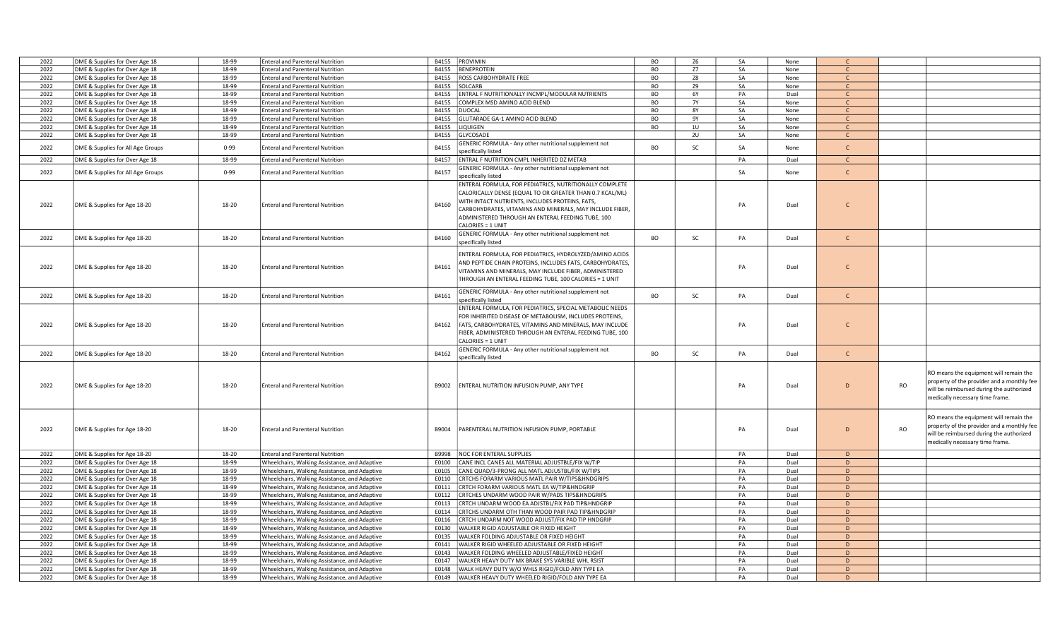| | | | | | | | | | | | | |
|---|---|---|---|---|---|---|---|---|---|---|---|---|
| 2022 | DME & Supplies for Over Age 18 | 18-99 | Enteral and Parenteral Nutrition | B4155 | PROVIMIN | BO | Z6 | SA | None | C | | |
| 2022 | DME & Supplies for Over Age 18 | 18-99 | Enteral and Parenteral Nutrition | B4155 | BENEPROTEIN | BO | Z7 | SA | None | C | | |
| 2022 | DME & Supplies for Over Age 18 | 18-99 | Enteral and Parenteral Nutrition | B4155 | ROSS CARBOHYDRATE FREE | BO | Z8 | SA | None | C | | |
| 2022 | DME & Supplies for Over Age 18 | 18-99 | Enteral and Parenteral Nutrition | B4155 | SOLCARB | BO | Z9 | SA | None | C | | |
| 2022 | DME & Supplies for Over Age 18 | 18-99 | Enteral and Parenteral Nutrition | B4155 | ENTRAL F NUTRITIONALLY INCMPL/MODULAR NUTRIENTS | BO | 6Y | PA | Dual | C | | |
| 2022 | DME & Supplies for Over Age 18 | 18-99 | Enteral and Parenteral Nutrition | B4155 | COMPLEX MSD AMINO ACID BLEND | BO | 7Y | SA | None | C | | |
| 2022 | DME & Supplies for Over Age 18 | 18-99 | Enteral and Parenteral Nutrition | B4155 | DUOCAL | BO | 8Y | SA | None | C | | |
| 2022 | DME & Supplies for Over Age 18 | 18-99 | Enteral and Parenteral Nutrition | B4155 | GLUTARADE GA-1 AMINO ACID BLEND | BO | 9Y | SA | None | C | | |
| 2022 | DME & Supplies for Over Age 18 | 18-99 | Enteral and Parenteral Nutrition | B4155 | LIQUIGEN | BO | 1U | SA | None | C | | |
| 2022 | DME & Supplies for Over Age 18 | 18-99 | Enteral and Parenteral Nutrition | B4155 | GLYCOSADE | | 2U | SA | None | C | | |
| 2022 | DME & Supplies for All Age Groups | 0-99 | Enteral and Parenteral Nutrition | B4155 | GENERIC FORMULA - Any other nutritional supplement not specifically listed | BO | SC | SA | None | C | | |
| 2022 | DME & Supplies for Over Age 18 | 18-99 | Enteral and Parenteral Nutrition | B4157 | ENTRAL F NUTRITION CMPL INHERITED DZ METAB | | | PA | Dual | C | | |
| 2022 | DME & Supplies for All Age Groups | 0-99 | Enteral and Parenteral Nutrition | B4157 | GENERIC FORMULA - Any other nutritional supplement not specifically listed | | | SA | None | C | | |
| 2022 | DME & Supplies for Age 18-20 | 18-20 | Enteral and Parenteral Nutrition | B4160 | ENTERAL FORMULA, FOR PEDIATRICS, NUTRITIONALLY COMPLETE CALORICALLY DENSE (EQUAL TO OR GREATER THAN 0.7 KCAL/ML) WITH INTACT NUTRIENTS, INCLUDES PROTEINS, FATS, CARBOHYDRATES, VITAMINS AND MINERALS, MAY INCLUDE FIBER, ADMINISTERED THROUGH AN ENTERAL FEEDING TUBE, 100 CALORIES = 1 UNIT | | | PA | Dual | C | | |
| 2022 | DME & Supplies for Age 18-20 | 18-20 | Enteral and Parenteral Nutrition | B4160 | GENERIC FORMULA - Any other nutritional supplement not specifically listed | BO | SC | PA | Dual | C | | |
| 2022 | DME & Supplies for Age 18-20 | 18-20 | Enteral and Parenteral Nutrition | B4161 | ENTERAL FORMULA, FOR PEDIATRICS, HYDROLYZED/AMINO ACIDS AND PEPTIDE CHAIN PROTEINS, INCLUDES FATS, CARBOHYDRATES, VITAMINS AND MINERALS, MAY INCLUDE FIBER, ADMINISTERED THROUGH AN ENTERAL FEEDING TUBE, 100 CALORIES = 1 UNIT | | | PA | Dual | C | | |
| 2022 | DME & Supplies for Age 18-20 | 18-20 | Enteral and Parenteral Nutrition | B4161 | GENERIC FORMULA - Any other nutritional supplement not specifically listed | BO | SC | PA | Dual | C | | |
| 2022 | DME & Supplies for Age 18-20 | 18-20 | Enteral and Parenteral Nutrition | B4162 | ENTERAL FORMULA, FOR PEDIATRICS, SPECIAL METABOLIC NEEDS FOR INHERITED DISEASE OF METABOLISM, INCLUDES PROTEINS, FATS, CARBOHYDRATES, VITAMINS AND MINERALS, MAY INCLUDE FIBER, ADMINISTERED THROUGH AN ENTERAL FEEDING TUBE, 100 CALORIES = 1 UNIT | | | PA | Dual | C | | |
| 2022 | DME & Supplies for Age 18-20 | 18-20 | Enteral and Parenteral Nutrition | B4162 | GENERIC FORMULA - Any other nutritional supplement not specifically listed | BO | SC | PA | Dual | C | | |
| 2022 | DME & Supplies for Age 18-20 | 18-20 | Enteral and Parenteral Nutrition | B9002 | ENTERAL NUTRITION INFUSION PUMP, ANY TYPE | | | PA | Dual | D | RO | RO means the equipment will remain the property of the provider and a monthly fee will be reimbursed during the authorized medically necessary time frame. |
| 2022 | DME & Supplies for Age 18-20 | 18-20 | Enteral and Parenteral Nutrition | B9004 | PARENTERAL NUTRITION INFUSION PUMP, PORTABLE | | | PA | Dual | D | RO | RO means the equipment will remain the property of the provider and a monthly fee will be reimbursed during the authorized medically necessary time frame. |
| 2022 | DME & Supplies for Age 18-20 | 18-20 | Enteral and Parenteral Nutrition | B9998 | NOC FOR ENTERAL SUPPLIES | | | PA | Dual | D | | |
| 2022 | DME & Supplies for Over Age 18 | 18-99 | Wheelchairs, Walking Assistance, and Adaptive | E0100 | CANE INCL CANES ALL MATERIAL ADJUSTBLE/FIX W/TIP | | | PA | Dual | D | | |
| 2022 | DME & Supplies for Over Age 18 | 18-99 | Wheelchairs, Walking Assistance, and Adaptive | E0105 | CANE QUAD/3-PRONG ALL MATL ADJUSTBL/FIX W/TIPS | | | PA | Dual | D | | |
| 2022 | DME & Supplies for Over Age 18 | 18-99 | Wheelchairs, Walking Assistance, and Adaptive | E0110 | CRTCHS FORARM VARIOUS MATL PAIR W/TIPS&HNDGRIPS | | | PA | Dual | D | | |
| 2022 | DME & Supplies for Over Age 18 | 18-99 | Wheelchairs, Walking Assistance, and Adaptive | E0111 | CRTCH FORARM VARIOUS MATL EA W/TIP&HNDGRIP | | | PA | Dual | D | | |
| 2022 | DME & Supplies for Over Age 18 | 18-99 | Wheelchairs, Walking Assistance, and Adaptive | E0112 | CRTCHES UNDARM WOOD PAIR W/PADS TIPS&HNDGRIPS | | | PA | Dual | D | | |
| 2022 | DME & Supplies for Over Age 18 | 18-99 | Wheelchairs, Walking Assistance, and Adaptive | E0113 | CRTCH UNDARM WOOD EA ADJSTBL/FIX PAD TIP&HNDGRIP | | | PA | Dual | D | | |
| 2022 | DME & Supplies for Over Age 18 | 18-99 | Wheelchairs, Walking Assistance, and Adaptive | E0114 | CRTCHS UNDARM OTH THAN WOOD PAIR PAD TIP&HNDGRIP | | | PA | Dual | D | | |
| 2022 | DME & Supplies for Over Age 18 | 18-99 | Wheelchairs, Walking Assistance, and Adaptive | E0116 | CRTCH UNDARM NOT WOOD ADJUST/FIX PAD TIP HNDGRIP | | | PA | Dual | D | | |
| 2022 | DME & Supplies for Over Age 18 | 18-99 | Wheelchairs, Walking Assistance, and Adaptive | E0130 | WALKER RIGID ADJUSTABLE OR FIXED HEIGHT | | | PA | Dual | D | | |
| 2022 | DME & Supplies for Over Age 18 | 18-99 | Wheelchairs, Walking Assistance, and Adaptive | E0135 | WALKER FOLDING ADJUSTABLE OR FIXED HEIGHT | | | PA | Dual | D | | |
| 2022 | DME & Supplies for Over Age 18 | 18-99 | Wheelchairs, Walking Assistance, and Adaptive | E0141 | WALKER RIGID WHEELED ADJUSTABLE OR FIXED HEIGHT | | | PA | Dual | D | | |
| 2022 | DME & Supplies for Over Age 18 | 18-99 | Wheelchairs, Walking Assistance, and Adaptive | E0143 | WALKER FOLDING WHEELED ADJUSTABLE/FIXED HEIGHT | | | PA | Dual | D | | |
| 2022 | DME & Supplies for Over Age 18 | 18-99 | Wheelchairs, Walking Assistance, and Adaptive | E0147 | WALKER HEAVY DUTY MX BRAKE SYS VARIBLE WHL RSIST | | | PA | Dual | D | | |
| 2022 | DME & Supplies for Over Age 18 | 18-99 | Wheelchairs, Walking Assistance, and Adaptive | E0148 | WALK HEAVY DUTY W/O WHLS RIGID/FOLD ANY TYPE EA | | | PA | Dual | D | | |
| 2022 | DME & Supplies for Over Age 18 | 18-99 | Wheelchairs, Walking Assistance, and Adaptive | E0149 | WALKER HEAVY DUTY WHEELED RIGID/FOLD ANY TYPE EA | | | PA | Dual | D | | |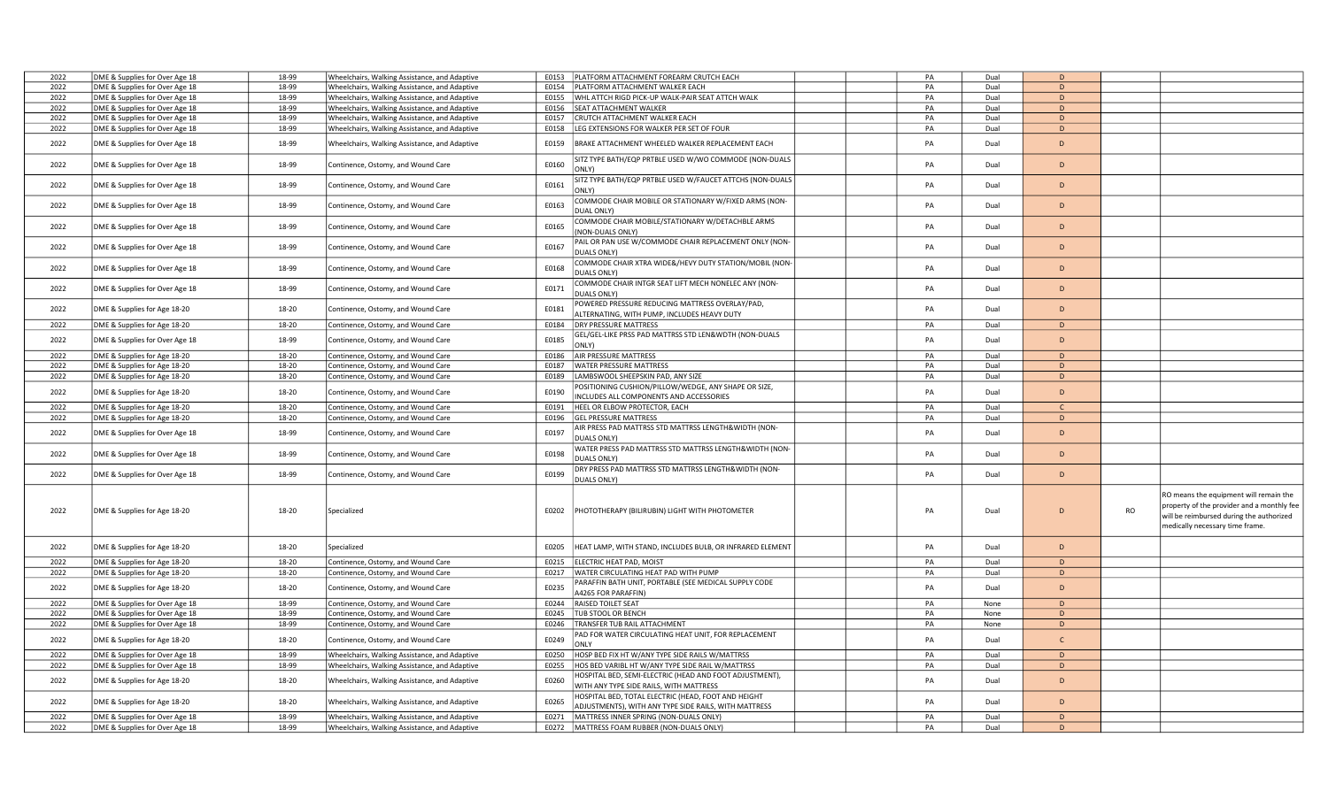| | | | | | | | | | | | | |
|---|---|---|---|---|---|---|---|---|---|---|---|---|
| 2022 | DME & Supplies for Over Age 18 | 18-99 | Wheelchairs, Walking Assistance, and Adaptive | E0153 | PLATFORM ATTACHMENT FOREARM CRUTCH EACH | | | PA | Dual | D | | |
| 2022 | DME & Supplies for Over Age 18 | 18-99 | Wheelchairs, Walking Assistance, and Adaptive | E0154 | PLATFORM ATTACHMENT WALKER EACH | | | PA | Dual | D | | |
| 2022 | DME & Supplies for Over Age 18 | 18-99 | Wheelchairs, Walking Assistance, and Adaptive | E0155 | WHL ATTCH RIGD PICK-UP WALK-PAIR SEAT ATTCH WALK | | | PA | Dual | D | | |
| 2022 | DME & Supplies for Over Age 18 | 18-99 | Wheelchairs, Walking Assistance, and Adaptive | E0156 | SEAT ATTACHMENT WALKER | | | PA | Dual | D | | |
| 2022 | DME & Supplies for Over Age 18 | 18-99 | Wheelchairs, Walking Assistance, and Adaptive | E0157 | CRUTCH ATTACHMENT WALKER EACH | | | PA | Dual | D | | |
| 2022 | DME & Supplies for Over Age 18 | 18-99 | Wheelchairs, Walking Assistance, and Adaptive | E0158 | LEG EXTENSIONS FOR WALKER PER SET OF FOUR | | | PA | Dual | D | | |
| 2022 | DME & Supplies for Over Age 18 | 18-99 | Wheelchairs, Walking Assistance, and Adaptive | E0159 | BRAKE ATTACHMENT WHEELED WALKER REPLACEMENT EACH | | | PA | Dual | D | | |
| 2022 | DME & Supplies for Over Age 18 | 18-99 | Continence, Ostomy, and Wound Care | E0160 | SITZ TYPE BATH/EQP PRTBLE USED W/WO COMMODE (NON-DUALS ONLY) | | | PA | Dual | D | | |
| 2022 | DME & Supplies for Over Age 18 | 18-99 | Continence, Ostomy, and Wound Care | E0161 | SITZ TYPE BATH/EQP PRTBLE USED W/FAUCET ATTCHS (NON-DUALS ONLY) | | | PA | Dual | D | | |
| 2022 | DME & Supplies for Over Age 18 | 18-99 | Continence, Ostomy, and Wound Care | E0163 | COMMODE CHAIR MOBILE OR STATIONARY W/FIXED ARMS (NON-DUAL ONLY) | | | PA | Dual | D | | |
| 2022 | DME & Supplies for Over Age 18 | 18-99 | Continence, Ostomy, and Wound Care | E0165 | COMMODE CHAIR MOBILE/STATIONARY W/DETACHBLE ARMS (NON-DUALS ONLY) | | | PA | Dual | D | | |
| 2022 | DME & Supplies for Over Age 18 | 18-99 | Continence, Ostomy, and Wound Care | E0167 | PAIL OR PAN USE W/COMMODE CHAIR REPLACEMENT ONLY (NON-DUALS ONLY) | | | PA | Dual | D | | |
| 2022 | DME & Supplies for Over Age 18 | 18-99 | Continence, Ostomy, and Wound Care | E0168 | COMMODE CHAIR XTRA WIDE&/HEVY DUTY STATION/MOBIL (NON-DUALS ONLY) | | | PA | Dual | D | | |
| 2022 | DME & Supplies for Over Age 18 | 18-99 | Continence, Ostomy, and Wound Care | E0171 | COMMODE CHAIR INTGR SEAT LIFT MECH NONELEC ANY (NON-DUALS ONLY) | | | PA | Dual | D | | |
| 2022 | DME & Supplies for Age 18-20 | 18-20 | Continence, Ostomy, and Wound Care | E0181 | POWERED PRESSURE REDUCING MATTRESS OVERLAY/PAD, ALTERNATING, WITH PUMP, INCLUDES HEAVY DUTY | | | PA | Dual | D | | |
| 2022 | DME & Supplies for Age 18-20 | 18-20 | Continence, Ostomy, and Wound Care | E0184 | DRY PRESSURE MATTRESS | | | PA | Dual | D | | |
| 2022 | DME & Supplies for Over Age 18 | 18-99 | Continence, Ostomy, and Wound Care | E0185 | GEL/GEL-LIKE PRSS PAD MATTRSS STD LEN&WDTH (NON-DUALS ONLY) | | | PA | Dual | D | | |
| 2022 | DME & Supplies for Age 18-20 | 18-20 | Continence, Ostomy, and Wound Care | E0186 | AIR PRESSURE MATTRESS | | | PA | Dual | D | | |
| 2022 | DME & Supplies for Age 18-20 | 18-20 | Continence, Ostomy, and Wound Care | E0187 | WATER PRESSURE MATTRESS | | | PA | Dual | D | | |
| 2022 | DME & Supplies for Age 18-20 | 18-20 | Continence, Ostomy, and Wound Care | E0189 | LAMBSWOOL SHEEPSKIN PAD, ANY SIZE | | | PA | Dual | D | | |
| 2022 | DME & Supplies for Age 18-20 | 18-20 | Continence, Ostomy, and Wound Care | E0190 | POSITIONING CUSHION/PILLOW/WEDGE, ANY SHAPE OR SIZE, INCLUDES ALL COMPONENTS AND ACCESSORIES | | | PA | Dual | D | | |
| 2022 | DME & Supplies for Age 18-20 | 18-20 | Continence, Ostomy, and Wound Care | E0191 | HEEL OR ELBOW PROTECTOR, EACH | | | PA | Dual | C | | |
| 2022 | DME & Supplies for Age 18-20 | 18-20 | Continence, Ostomy, and Wound Care | E0196 | GEL PRESSURE MATTRESS | | | PA | Dual | D | | |
| 2022 | DME & Supplies for Over Age 18 | 18-99 | Continence, Ostomy, and Wound Care | E0197 | AIR PRESS PAD MATTRSS STD MATTRSS LENGTH&WIDTH (NON-DUALS ONLY) | | | PA | Dual | D | | |
| 2022 | DME & Supplies for Over Age 18 | 18-99 | Continence, Ostomy, and Wound Care | E0198 | WATER PRESS PAD MATTRSS STD MATTRSS LENGTH&WIDTH (NON-DUALS ONLY) | | | PA | Dual | D | | |
| 2022 | DME & Supplies for Over Age 18 | 18-99 | Continence, Ostomy, and Wound Care | E0199 | DRY PRESS PAD MATTRSS STD MATTRSS LENGTH&WIDTH (NON-DUALS ONLY) | | | PA | Dual | D | | |
| 2022 | DME & Supplies for Age 18-20 | 18-20 | Specialized | E0202 | PHOTOTHERAPY (BILIRUBIN) LIGHT WITH PHOTOMETER | | | PA | Dual | D | RO | RO means the equipment will remain the property of the provider and a monthly fee will be reimbursed during the authorized medically necessary time frame. |
| 2022 | DME & Supplies for Age 18-20 | 18-20 | Specialized | E0205 | HEAT LAMP, WITH STAND, INCLUDES BULB, OR INFRARED ELEMENT | | | PA | Dual | D | | |
| 2022 | DME & Supplies for Age 18-20 | 18-20 | Continence, Ostomy, and Wound Care | E0215 | ELECTRIC HEAT PAD, MOIST | | | PA | Dual | D | | |
| 2022 | DME & Supplies for Age 18-20 | 18-20 | Continence, Ostomy, and Wound Care | E0217 | WATER CIRCULATING HEAT PAD WITH PUMP | | | PA | Dual | D | | |
| 2022 | DME & Supplies for Age 18-20 | 18-20 | Continence, Ostomy, and Wound Care | E0235 | PARAFFIN BATH UNIT, PORTABLE (SEE MEDICAL SUPPLY CODE A4265 FOR PARAFFIN) | | | PA | Dual | D | | |
| 2022 | DME & Supplies for Over Age 18 | 18-99 | Continence, Ostomy, and Wound Care | E0244 | RAISED TOILET SEAT | | | PA | None | D | | |
| 2022 | DME & Supplies for Over Age 18 | 18-99 | Continence, Ostomy, and Wound Care | E0245 | TUB STOOL OR BENCH | | | PA | None | D | | |
| 2022 | DME & Supplies for Over Age 18 | 18-99 | Continence, Ostomy, and Wound Care | E0246 | TRANSFER TUB RAIL ATTACHMENT | | | PA | None | D | | |
| 2022 | DME & Supplies for Age 18-20 | 18-20 | Continence, Ostomy, and Wound Care | E0249 | PAD FOR WATER CIRCULATING HEAT UNIT, FOR REPLACEMENT ONLY | | | PA | Dual | C | | |
| 2022 | DME & Supplies for Over Age 18 | 18-99 | Wheelchairs, Walking Assistance, and Adaptive | E0250 | HOSP BED FIX HT W/ANY TYPE SIDE RAILS W/MATTRSS | | | PA | Dual | D | | |
| 2022 | DME & Supplies for Over Age 18 | 18-99 | Wheelchairs, Walking Assistance, and Adaptive | E0255 | HOS BED VARIBL HT W/ANY TYPE SIDE RAIL W/MATTRSS | | | PA | Dual | D | | |
| 2022 | DME & Supplies for Age 18-20 | 18-20 | Wheelchairs, Walking Assistance, and Adaptive | E0260 | HOSPITAL BED, SEMI-ELECTRIC (HEAD AND FOOT ADJUSTMENT), WITH ANY TYPE SIDE RAILS, WITH MATTRESS | | | PA | Dual | D | | |
| 2022 | DME & Supplies for Age 18-20 | 18-20 | Wheelchairs, Walking Assistance, and Adaptive | E0265 | HOSPITAL BED, TOTAL ELECTRIC (HEAD, FOOT AND HEIGHT ADJUSTMENTS), WITH ANY TYPE SIDE RAILS, WITH MATTRESS | | | PA | Dual | D | | |
| 2022 | DME & Supplies for Over Age 18 | 18-99 | Wheelchairs, Walking Assistance, and Adaptive | E0271 | MATTRESS INNER SPRING (NON-DUALS ONLY) | | | PA | Dual | D | | |
| 2022 | DME & Supplies for Over Age 18 | 18-99 | Wheelchairs, Walking Assistance, and Adaptive | E0272 | MATTRESS FOAM RUBBER (NON-DUALS ONLY) | | | PA | Dual | D | | |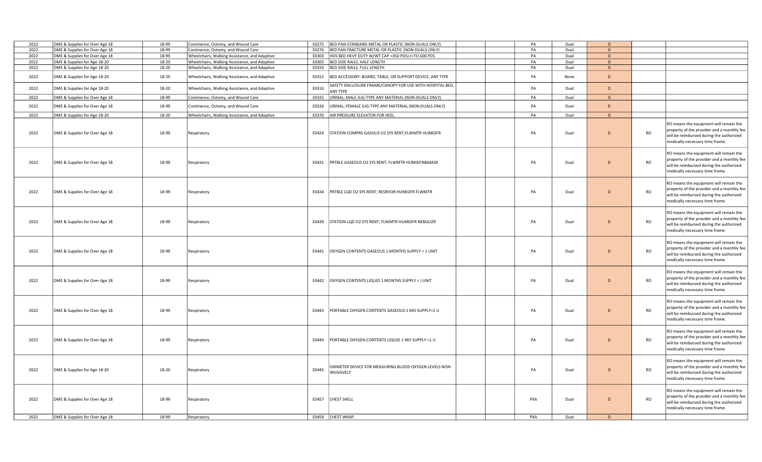| 2022 | DME & Supplies for Over Age 18 | 18-99 | Continence, Ostomy, and Wound Care | E0275 | BED PAN STANDARD METAL OR PLASTIC (NON-DUALS ONLY) | | | PA | Dual | D | | |
|---|---|---|---|---|---|---|---|---|---|---|---|---|
| 2022 | DME & Supplies for Over Age 18 | 18-99 | Continence, Ostomy, and Wound Care | E0276 | BED PAN FRACTURE METAL OR PLASTIC (NON-DUALS ONLY) | | | PA | Dual | D | | |
| 2022 | DME & Supplies for Over Age 18 | 18-99 | Wheelchairs, Walking Assistance, and Adaptive | E0303 | HOS BED HEVY DUTY W/WT CAP >350 PDS</=TO 600 PDS | | | PA | Dual | D | | |
| 2022 | DME & Supplies for Age 18-20 | 18-20 | Wheelchairs, Walking Assistance, and Adaptive | E0305 | BED SIDE RAILS, HALF LENGTH | | | PA | Dual | D | | |
| 2022 | DME & Supplies for Age 18-20 | 18-20 | Wheelchairs, Walking Assistance, and Adaptive | E0310 | BED SIDE RAILS, FULL LENGTH | | | PA | Dual | D | | |
| 2022 | DME & Supplies for Age 18-20 | 18-20 | Wheelchairs, Walking Assistance, and Adaptive | E0315 | BED ACCESSORY: BOARD, TABLE, OR SUPPORT DEVICE, ANY TYPE | | | PA | None | D | | |
| 2022 | DME & Supplies for Age 18-20 | 18-20 | Wheelchairs, Walking Assistance, and Adaptive | E0316 | SAFETY ENCLOSURE FRAME/CANOPY FOR USE WITH HOSPITAL BED, ANY TYPE | | | PA | Dual | D | | |
| 2022 | DME & Supplies for Over Age 18 | 18-99 | Continence, Ostomy, and Wound Care | E0325 | URINAL; MALE JUG-TYPE ANY MATERIAL (NON-DUALS ONLY) | | | PA | Dual | D | | |
| 2022 | DME & Supplies for Over Age 18 | 18-99 | Continence, Ostomy, and Wound Care | E0326 | URINAL; FEMALE JUG-TYPE ANY MATERIAL (NON-DUALS ONLY) | | | PA | Dual | D | | |
| 2022 | DME & Supplies for Age 18-20 | 18-20 | Wheelchairs, Walking Assistance, and Adaptive | E0370 | AIR PRESSURE ELEVATOR FOR HEEL | | | PA | Dual | D | | |
| 2022 | DME & Supplies for Over Age 18 | 18-99 | Respiratory | E0424 | STATION COMPRS GASOUS O2 SYS RENT;FLWMTR HUMIDFR | | | PA | Dual | D | RO | RO means the equipment will remain the property of the provider and a monthly fee will be reimbursed during the authorized medically necessary time frame. |
| 2022 | DME & Supplies for Over Age 18 | 18-99 | Respiratory | E0431 | PRTBLE GASEOUS O2 SYS RENT; FLWMTR HUMIDFR&MASK | | | PA | Dual | D | RO | RO means the equipment will remain the property of the provider and a monthly fee will be reimbursed during the authorized medically necessary time frame. |
| 2022 | DME & Supplies for Over Age 18 | 18-99 | Respiratory | E0434 | PRTBLE LQD O2 SYS RENT; RESRVOR HUMIDFR FLWMTR | | | PA | Dual | D | RO | RO means the equipment will remain the property of the provider and a monthly fee will be reimbursed during the authorized medically necessary time frame. |
| 2022 | DME & Supplies for Over Age 18 | 18-99 | Respiratory | E0439 | STATION LQD O2 SYS RENT; FLWMTR HUMIDFR NEBULIZR | | | PA | Dual | D | RO | RO means the equipment will remain the property of the provider and a monthly fee will be reimbursed during the authorized medically necessary time frame. |
| 2022 | DME & Supplies for Over Age 18 | 18-99 | Respiratory | E0441 | OXYGEN CONTENTS GASEOUS 1 MONTHS SUPPLY = 1 UNIT | | | PA | Dual | D | RO | RO means the equipment will remain the property of the provider and a monthly fee will be reimbursed during the authorized medically necessary time frame. |
| 2022 | DME & Supplies for Over Age 18 | 18-99 | Respiratory | E0442 | OXYGEN CONTENTS LIQUID 1 MONTHS SUPPLY = I UNIT | | | PA | Dual | D | RO | RO means the equipment will remain the property of the provider and a monthly fee will be reimbursed during the authorized medically necessary time frame. |
| 2022 | DME & Supplies for Over Age 18 | 18-99 | Respiratory | E0443 | PORTABLE OXYGEN CONTENTS GASEOUS 1 MO SUPPLY=1 U | | | PA | Dual | D | RO | RO means the equipment will remain the property of the provider and a monthly fee will be reimbursed during the authorized medically necessary time frame. |
| 2022 | DME & Supplies for Over Age 18 | 18-99 | Respiratory | E0444 | PORTABLE OXYGEN CONTENTS LIQUID 1 MO SUPPLY =1 U | | | PA | Dual | D | RO | RO means the equipment will remain the property of the provider and a monthly fee will be reimbursed during the authorized medically necessary time frame. |
| 2022 | DME & Supplies for Age 18-20 | 18-20 | Respiratory | E0445 | OXIMETER DEVICE FOR MEASURING BLOOD OXYGEN LEVELS NON-INVASIVELY | | | PA | Dual | D | RO | RO means the equipment will remain the property of the provider and a monthly fee will be reimbursed during the authorized medically necessary time frame. |
| 2022 | DME & Supplies for Over Age 18 | 18-99 | Respiratory | E0457 | CHEST SHELL | | | PXA | Dual | D | RO | RO means the equipment will remain the property of the provider and a monthly fee will be reimbursed during the authorized medically necessary time frame. |
| 2022 | DME & Supplies for Over Age 18 | 18-99 | Respiratory | E0459 | CHEST WRAP | | | PXA | Dual | D | | |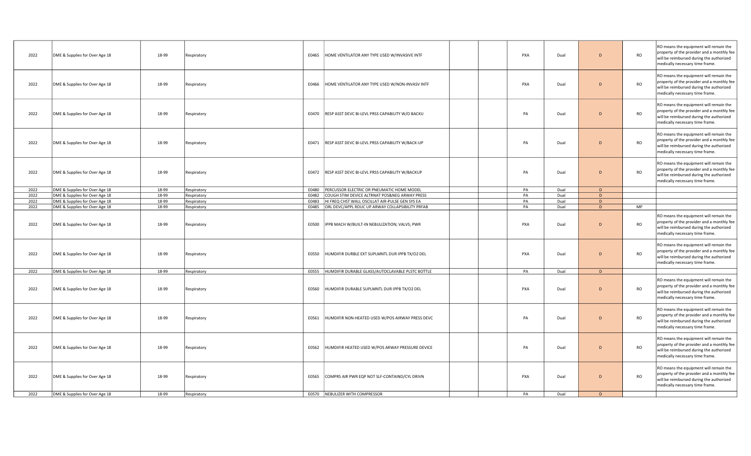| | | | | | | | | | | | | |
|---|---|---|---|---|---|---|---|---|---|---|---|---|
| 2022 | DME & Supplies for Over Age 18 | 18-99 | Respiratory | E0465 | HOME VENTILATOR ANY TYPE USED W/INVASIVE INTF | | | PXA | Dual | D | RO | RO means the equipment will remain the property of the provider and a monthly fee will be reimbursed during the authorized medically necessary time frame. |
| 2022 | DME & Supplies for Over Age 18 | 18-99 | Respiratory | E0466 | HOME VENTILATOR ANY TYPE USED W/NON-INVASV INTF | | | PXA | Dual | D | RO | RO means the equipment will remain the property of the provider and a monthly fee will be reimbursed during the authorized medically necessary time frame. |
| 2022 | DME & Supplies for Over Age 18 | 18-99 | Respiratory | E0470 | RESP ASST DEVC BI-LEVL PRSS CAPABILITY W/O BACKU | | | PA | Dual | D | RO | RO means the equipment will remain the property of the provider and a monthly fee will be reimbursed during the authorized medically necessary time frame. |
| 2022 | DME & Supplies for Over Age 18 | 18-99 | Respiratory | E0471 | RESP ASST DEVC BI-LEVL PRSS CAPABILITY W/BACK-UP | | | PA | Dual | D | RO | RO means the equipment will remain the property of the provider and a monthly fee will be reimbursed during the authorized medically necessary time frame. |
| 2022 | DME & Supplies for Over Age 18 | 18-99 | Respiratory | E0472 | RESP ASST DEVC BI-LEVL PRSS CAPABILITY W/BACKUP | | | PA | Dual | D | RO | RO means the equipment will remain the property of the provider and a monthly fee will be reimbursed during the authorized medically necessary time frame. |
| 2022 | DME & Supplies for Over Age 18 | 18-99 | Respiratory | E0480 | PERCUSSOR ELECTRIC OR PNEUMATIC HOME MODEL | | | PA | Dual | D | | |
| 2022 | DME & Supplies for Over Age 18 | 18-99 | Respiratory | E0482 | COUGH STIM DEVICE ALTRNAT POS&NEG ARWAY PRESS | | | PA | Dual | D | | |
| 2022 | DME & Supplies for Over Age 18 | 18-99 | Respiratory | E0483 | HI FREQ CHST WALL OSCILLAT AIR-PULSE GEN SYS EA | | | PA | Dual | D | | |
| 2022 | DME & Supplies for Over Age 18 | 18-99 | Respiratory | E0485 | ORL DEVC/APPL RDUC UP ARWAY COLLAPSIBILITY PRFAB | | | PA | Dual | D | MP | |
| 2022 | DME & Supplies for Over Age 18 | 18-99 | Respiratory | E0500 | IPPB MACH W/BUILT-IN NEBULIZATION; VALVS; PWR | | | PXA | Dual | D | RO | RO means the equipment will remain the property of the provider and a monthly fee will be reimbursed during the authorized medically necessary time frame. |
| 2022 | DME & Supplies for Over Age 18 | 18-99 | Respiratory | E0550 | HUMDIFIR DURBLE EXT SUPLMNTL DUR IPPB TX/O2 DEL | | | PXA | Dual | D | RO | RO means the equipment will remain the property of the provider and a monthly fee will be reimbursed during the authorized medically necessary time frame. |
| 2022 | DME & Supplies for Over Age 18 | 18-99 | Respiratory | E0555 | HUMDIFIR DURABLE GLASS/AUTOCLAVABLE PLSTC BOTTLE | | | PA | Dual | D | | |
| 2022 | DME & Supplies for Over Age 18 | 18-99 | Respiratory | E0560 | HUMDIFIR DURABLE SUPLMNTL DUR IPPB TX/O2 DEL | | | PXA | Dual | D | RO | RO means the equipment will remain the property of the provider and a monthly fee will be reimbursed during the authorized medically necessary time frame. |
| 2022 | DME & Supplies for Over Age 18 | 18-99 | Respiratory | E0561 | HUMDIFIR NON-HEATED USED W/POS AIRWAY PRESS DEVC | | | PA | Dual | D | RO | RO means the equipment will remain the property of the provider and a monthly fee will be reimbursed during the authorized medically necessary time frame. |
| 2022 | DME & Supplies for Over Age 18 | 18-99 | Respiratory | E0562 | HUMDIFIR HEATED USED W/POS ARWAY PRESSURE DEVICE | | | PA | Dual | D | RO | RO means the equipment will remain the property of the provider and a monthly fee will be reimbursed during the authorized medically necessary time frame. |
| 2022 | DME & Supplies for Over Age 18 | 18-99 | Respiratory | E0565 | COMPRS AIR PWR EQP NOT SLF-CONTAIND/CYL DRIVN | | | PXA | Dual | D | RO | RO means the equipment will remain the property of the provider and a monthly fee will be reimbursed during the authorized medically necessary time frame. |
| 2022 | DME & Supplies for Over Age 18 | 18-99 | Respiratory | E0570 | NEBULIZER WITH COMPRESSOR | | | PA | Dual | D | | |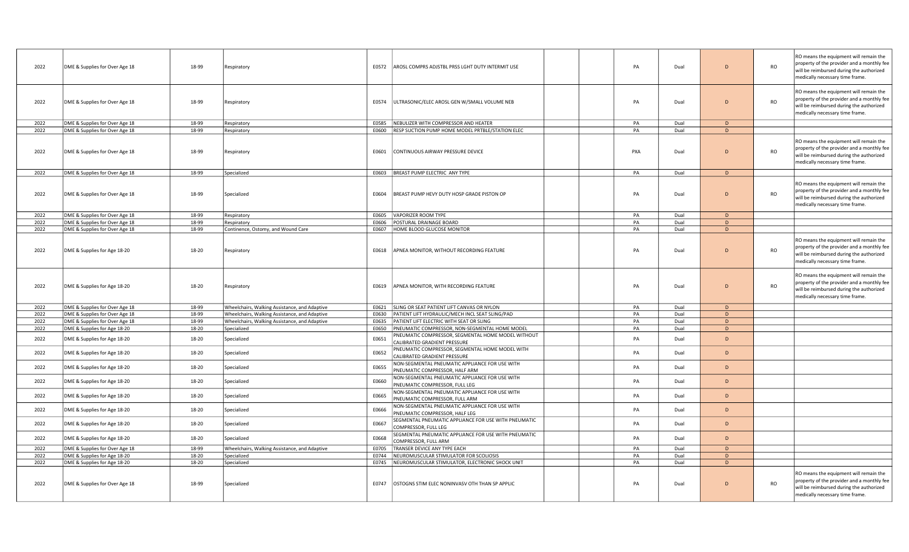| 2022 | DME & Supplies for Over Age 18 | 18-99 | Respiratory | E0572 | AROSL COMPRS ADJSTBL PRSS LGHT DUTY INTERMIT USE | | | PA | Dual | D | RO | RO means the equipment will remain the property of the provider and a monthly fee will be reimbursed during the authorized medically necessary time frame. |
|---|---|---|---|---|---|---|---|---|---|---|---|---|
| 2022 | DME & Supplies for Over Age 18 | 18-99 | Respiratory | E0574 | ULTRASONIC/ELEC AROSL GEN W/SMALL VOLUME NEB | | | PA | Dual | D | RO | RO means the equipment will remain the property of the provider and a monthly fee will be reimbursed during the authorized medically necessary time frame. |
| 2022 | DME & Supplies for Over Age 18 | 18-99 | Respiratory | E0585 | NEBULIZER WITH COMPRESSOR AND HEATER | | | PA | Dual | D | | |
| 2022 | DME & Supplies for Over Age 18 | 18-99 | Respiratory | E0600 | RESP SUCTION PUMP HOME MODEL PRTBLE/STATION ELEC | | | PA | Dual | D | | |
| 2022 | DME & Supplies for Over Age 18 | 18-99 | Respiratory | E0601 | CONTINUOUS AIRWAY PRESSURE DEVICE | | | PXA | Dual | D | RO | RO means the equipment will remain the property of the provider and a monthly fee will be reimbursed during the authorized medically necessary time frame. |
| 2022 | DME & Supplies for Over Age 18 | 18-99 | Specialized | E0603 | BREAST PUMP ELECTRIC ANY TYPE | | | PA | Dual | D | | |
| 2022 | DME & Supplies for Over Age 18 | 18-99 | Specialized | E0604 | BREAST PUMP HEVY DUTY HOSP GRADE PISTON OP | | | PA | Dual | D | RO | RO means the equipment will remain the property of the provider and a monthly fee will be reimbursed during the authorized medically necessary time frame. |
| 2022 | DME & Supplies for Over Age 18 | 18-99 | Respiratory | E0605 | VAPORIZER ROOM TYPE | | | PA | Dual | D | | |
| 2022 | DME & Supplies for Over Age 18 | 18-99 | Respiratory | E0606 | POSTURAL DRAINAGE BOARD | | | PA | Dual | D | | |
| 2022 | DME & Supplies for Over Age 18 | 18-99 | Continence, Ostomy, and Wound Care | E0607 | HOME BLOOD GLUCOSE MONITOR | | | PA | Dual | D | | |
| 2022 | DME & Supplies for Age 18-20 | 18-20 | Respiratory | E0618 | APNEA MONITOR, WITHOUT RECORDING FEATURE | | | PA | Dual | D | RO | RO means the equipment will remain the property of the provider and a monthly fee will be reimbursed during the authorized medically necessary time frame. |
| 2022 | DME & Supplies for Age 18-20 | 18-20 | Respiratory | E0619 | APNEA MONITOR, WITH RECORDING FEATURE | | | PA | Dual | D | RO | RO means the equipment will remain the property of the provider and a monthly fee will be reimbursed during the authorized medically necessary time frame. |
| 2022 | DME & Supplies for Over Age 18 | 18-99 | Wheelchairs, Walking Assistance, and Adaptive | E0621 | SLING OR SEAT PATIENT LIFT CANVAS OR NYLON | | | PA | Dual | D | | |
| 2022 | DME & Supplies for Over Age 18 | 18-99 | Wheelchairs, Walking Assistance, and Adaptive | E0630 | PATIENT LIFT HYDRAULIC/MECH INCL SEAT SLING/PAD | | | PA | Dual | D | | |
| 2022 | DME & Supplies for Over Age 18 | 18-99 | Wheelchairs, Walking Assistance, and Adaptive | E0635 | PATIENT LIFT ELECTRIC WITH SEAT OR SLING | | | PA | Dual | D | | |
| 2022 | DME & Supplies for Age 18-20 | 18-20 | Specialized | E0650 | PNEUMATIC COMPRESSOR, NON-SEGMENTAL HOME MODEL | | | PA | Dual | D | | |
| 2022 | DME & Supplies for Age 18-20 | 18-20 | Specialized | E0651 | PNEUMATIC COMPRESSOR, SEGMENTAL HOME MODEL WITHOUT CALIBRATED GRADIENT PRESSURE | | | PA | Dual | D | | |
| 2022 | DME & Supplies for Age 18-20 | 18-20 | Specialized | E0652 | PNEUMATIC COMPRESSOR, SEGMENTAL HOME MODEL WITH CALIBRATED GRADIENT PRESSURE | | | PA | Dual | D | | |
| 2022 | DME & Supplies for Age 18-20 | 18-20 | Specialized | E0655 | NON-SEGMENTAL PNEUMATIC APPLIANCE FOR USE WITH PNEUMATIC COMPRESSOR, HALF ARM | | | PA | Dual | D | | |
| 2022 | DME & Supplies for Age 18-20 | 18-20 | Specialized | E0660 | NON-SEGMENTAL PNEUMATIC APPLIANCE FOR USE WITH PNEUMATIC COMPRESSOR, FULL LEG | | | PA | Dual | D | | |
| 2022 | DME & Supplies for Age 18-20 | 18-20 | Specialized | E0665 | NON-SEGMENTAL PNEUMATIC APPLIANCE FOR USE WITH PNEUMATIC COMPRESSOR, FULL ARM | | | PA | Dual | D | | |
| 2022 | DME & Supplies for Age 18-20 | 18-20 | Specialized | E0666 | NON-SEGMENTAL PNEUMATIC APPLIANCE FOR USE WITH PNEUMATIC COMPRESSOR, HALF LEG | | | PA | Dual | D | | |
| 2022 | DME & Supplies for Age 18-20 | 18-20 | Specialized | E0667 | SEGMENTAL PNEUMATIC APPLIANCE FOR USE WITH PNEUMATIC COMPRESSOR, FULL LEG | | | PA | Dual | D | | |
| 2022 | DME & Supplies for Age 18-20 | 18-20 | Specialized | E0668 | SEGMENTAL PNEUMATIC APPLIANCE FOR USE WITH PNEUMATIC COMPRESSOR, FULL ARM | | | PA | Dual | D | | |
| 2022 | DME & Supplies for Over Age 18 | 18-99 | Wheelchairs, Walking Assistance, and Adaptive | E0705 | TRANSER DEVICE ANY TYPE EACH | | | PA | Dual | D | | |
| 2022 | DME & Supplies for Age 18-20 | 18-20 | Specialized | E0744 | NEUROMUSCULAR STIMULATOR FOR SCOLIOSIS | | | PA | Dual | D | | |
| 2022 | DME & Supplies for Age 18-20 | 18-20 | Specialized | E0745 | NEUROMUSCULAR STIMULATOR, ELECTRONIC SHOCK UNIT | | | PA | Dual | D | | |
| 2022 | DME & Supplies for Over Age 18 | 18-99 | Specialized | E0747 | OSTOGNS STIM ELEC NONINVASV OTH THAN SP APPLIC | | | PA | Dual | D | RO | RO means the equipment will remain the property of the provider and a monthly fee will be reimbursed during the authorized medically necessary time frame. |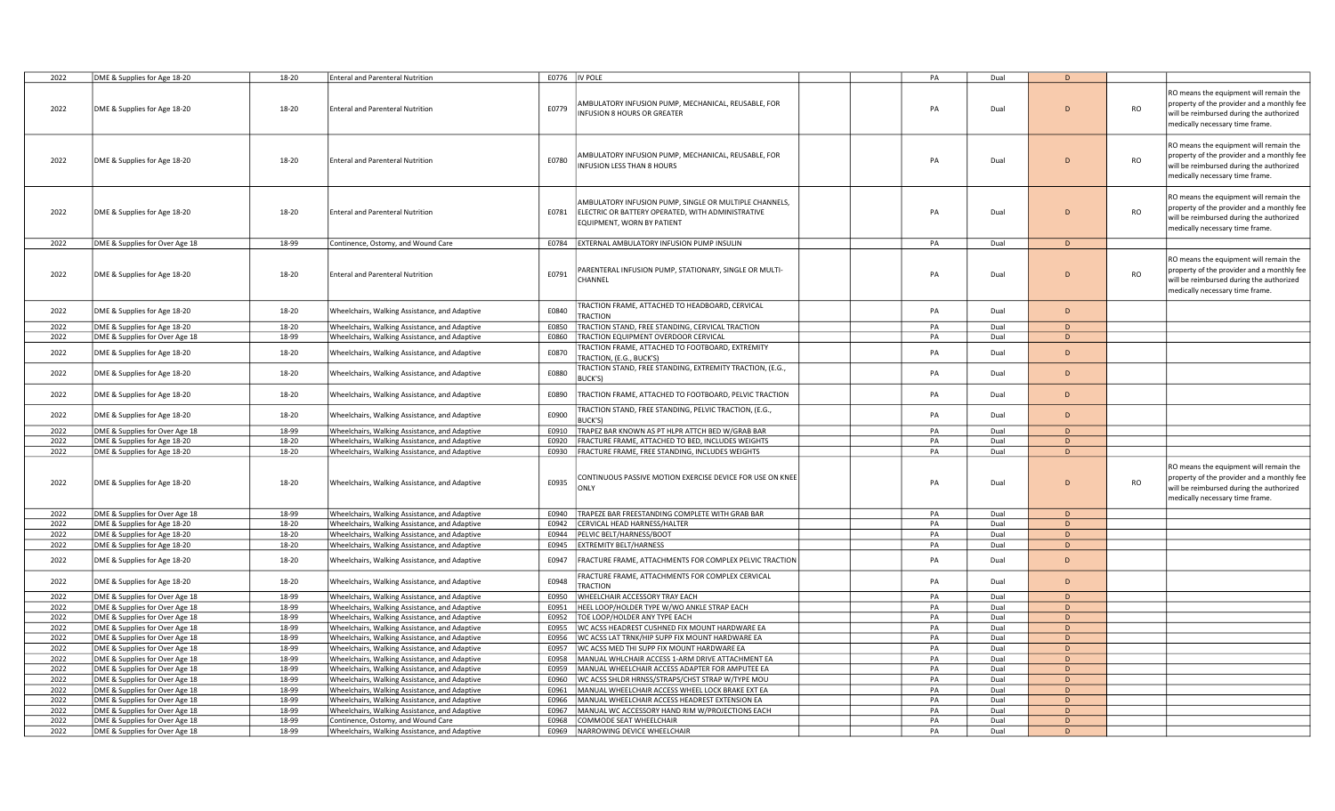| | | | | | | | | | | | | |
|---|---|---|---|---|---|---|---|---|---|---|---|---|
| 2022 | DME & Supplies for Age 18-20 | 18-20 | Enteral and Parenteral Nutrition | E0776 | IV POLE | | | PA | Dual | D | | |
| 2022 | DME & Supplies for Age 18-20 | 18-20 | Enteral and Parenteral Nutrition | E0779 | AMBULATORY INFUSION PUMP, MECHANICAL, REUSABLE, FOR INFUSION 8 HOURS OR GREATER | | | PA | Dual | D | RO | RO means the equipment will remain the property of the provider and a monthly fee will be reimbursed during the authorized medically necessary time frame. |
| 2022 | DME & Supplies for Age 18-20 | 18-20 | Enteral and Parenteral Nutrition | E0780 | AMBULATORY INFUSION PUMP, MECHANICAL, REUSABLE, FOR INFUSION LESS THAN 8 HOURS | | | PA | Dual | D | RO | RO means the equipment will remain the property of the provider and a monthly fee will be reimbursed during the authorized medically necessary time frame. |
| 2022 | DME & Supplies for Age 18-20 | 18-20 | Enteral and Parenteral Nutrition | E0781 | AMBULATORY INFUSION PUMP, SINGLE OR MULTIPLE CHANNELS, ELECTRIC OR BATTERY OPERATED, WITH ADMINISTRATIVE EQUIPMENT, WORN BY PATIENT | | | PA | Dual | D | RO | RO means the equipment will remain the property of the provider and a monthly fee will be reimbursed during the authorized medically necessary time frame. |
| 2022 | DME & Supplies for Over Age 18 | 18-99 | Continence, Ostomy, and Wound Care | E0784 | EXTERNAL AMBULATORY INFUSION PUMP INSULIN | | | PA | Dual | D | | |
| 2022 | DME & Supplies for Age 18-20 | 18-20 | Enteral and Parenteral Nutrition | E0791 | PARENTERAL INFUSION PUMP, STATIONARY, SINGLE OR MULTI-CHANNEL | | | PA | Dual | D | RO | RO means the equipment will remain the property of the provider and a monthly fee will be reimbursed during the authorized medically necessary time frame. |
| 2022 | DME & Supplies for Age 18-20 | 18-20 | Wheelchairs, Walking Assistance, and Adaptive | E0840 | TRACTION FRAME, ATTACHED TO HEADBOARD, CERVICAL TRACTION | | | PA | Dual | D | | |
| 2022 | DME & Supplies for Age 18-20 | 18-20 | Wheelchairs, Walking Assistance, and Adaptive | E0850 | TRACTION STAND, FREE STANDING, CERVICAL TRACTION | | | PA | Dual | D | | |
| 2022 | DME & Supplies for Over Age 18 | 18-99 | Wheelchairs, Walking Assistance, and Adaptive | E0860 | TRACTION EQUIPMENT OVERDOOR CERVICAL | | | PA | Dual | D | | |
| 2022 | DME & Supplies for Age 18-20 | 18-20 | Wheelchairs, Walking Assistance, and Adaptive | E0870 | TRACTION FRAME, ATTACHED TO FOOTBOARD, EXTREMITY TRACTION, (E.G., BUCK'S) | | | PA | Dual | D | | |
| 2022 | DME & Supplies for Age 18-20 | 18-20 | Wheelchairs, Walking Assistance, and Adaptive | E0880 | TRACTION STAND, FREE STANDING, EXTREMITY TRACTION, (E.G., BUCK'S) | | | PA | Dual | D | | |
| 2022 | DME & Supplies for Age 18-20 | 18-20 | Wheelchairs, Walking Assistance, and Adaptive | E0890 | TRACTION FRAME, ATTACHED TO FOOTBOARD, PELVIC TRACTION | | | PA | Dual | D | | |
| 2022 | DME & Supplies for Age 18-20 | 18-20 | Wheelchairs, Walking Assistance, and Adaptive | E0900 | TRACTION STAND, FREE STANDING, PELVIC TRACTION, (E.G., BUCK'S) | | | PA | Dual | D | | |
| 2022 | DME & Supplies for Over Age 18 | 18-99 | Wheelchairs, Walking Assistance, and Adaptive | E0910 | TRAPEZ BAR KNOWN AS PT HLPR ATTCH BED W/GRAB BAR | | | PA | Dual | D | | |
| 2022 | DME & Supplies for Age 18-20 | 18-20 | Wheelchairs, Walking Assistance, and Adaptive | E0920 | FRACTURE FRAME, ATTACHED TO BED, INCLUDES WEIGHTS | | | PA | Dual | D | | |
| 2022 | DME & Supplies for Age 18-20 | 18-20 | Wheelchairs, Walking Assistance, and Adaptive | E0930 | FRACTURE FRAME, FREE STANDING, INCLUDES WEIGHTS | | | PA | Dual | D | | |
| 2022 | DME & Supplies for Age 18-20 | 18-20 | Wheelchairs, Walking Assistance, and Adaptive | E0935 | CONTINUOUS PASSIVE MOTION EXERCISE DEVICE FOR USE ON KNEE ONLY | | | PA | Dual | D | RO | RO means the equipment will remain the property of the provider and a monthly fee will be reimbursed during the authorized medically necessary time frame. |
| 2022 | DME & Supplies for Over Age 18 | 18-99 | Wheelchairs, Walking Assistance, and Adaptive | E0940 | TRAPEZE BAR FREESTANDING COMPLETE WITH GRAB BAR | | | PA | Dual | D | | |
| 2022 | DME & Supplies for Age 18-20 | 18-20 | Wheelchairs, Walking Assistance, and Adaptive | E0942 | CERVICAL HEAD HARNESS/HALTER | | | PA | Dual | D | | |
| 2022 | DME & Supplies for Age 18-20 | 18-20 | Wheelchairs, Walking Assistance, and Adaptive | E0944 | PELVIC BELT/HARNESS/BOOT | | | PA | Dual | D | | |
| 2022 | DME & Supplies for Age 18-20 | 18-20 | Wheelchairs, Walking Assistance, and Adaptive | E0945 | EXTREMITY BELT/HARNESS | | | PA | Dual | D | | |
| 2022 | DME & Supplies for Age 18-20 | 18-20 | Wheelchairs, Walking Assistance, and Adaptive | E0947 | FRACTURE FRAME, ATTACHMENTS FOR COMPLEX PELVIC TRACTION | | | PA | Dual | D | | |
| 2022 | DME & Supplies for Age 18-20 | 18-20 | Wheelchairs, Walking Assistance, and Adaptive | E0948 | FRACTURE FRAME, ATTACHMENTS FOR COMPLEX CERVICAL TRACTION | | | PA | Dual | D | | |
| 2022 | DME & Supplies for Over Age 18 | 18-99 | Wheelchairs, Walking Assistance, and Adaptive | E0950 | WHEELCHAIR ACCESSORY TRAY EACH | | | PA | Dual | D | | |
| 2022 | DME & Supplies for Over Age 18 | 18-99 | Wheelchairs, Walking Assistance, and Adaptive | E0951 | HEEL LOOP/HOLDER TYPE W/WO ANKLE STRAP EACH | | | PA | Dual | D | | |
| 2022 | DME & Supplies for Over Age 18 | 18-99 | Wheelchairs, Walking Assistance, and Adaptive | E0952 | TOE LOOP/HOLDER ANY TYPE EACH | | | PA | Dual | D | | |
| 2022 | DME & Supplies for Over Age 18 | 18-99 | Wheelchairs, Walking Assistance, and Adaptive | E0955 | WC ACSS HEADREST CUSHNED FIX MOUNT HARDWARE EA | | | PA | Dual | D | | |
| 2022 | DME & Supplies for Over Age 18 | 18-99 | Wheelchairs, Walking Assistance, and Adaptive | E0956 | WC ACSS LAT TRNK/HIP SUPP FIX MOUNT HARDWARE EA | | | PA | Dual | D | | |
| 2022 | DME & Supplies for Over Age 18 | 18-99 | Wheelchairs, Walking Assistance, and Adaptive | E0957 | WC ACSS MED THI SUPP FIX MOUNT HARDWARE EA | | | PA | Dual | D | | |
| 2022 | DME & Supplies for Over Age 18 | 18-99 | Wheelchairs, Walking Assistance, and Adaptive | E0958 | MANUAL WHLCHAIR ACCESS 1-ARM DRIVE ATTACHMENT EA | | | PA | Dual | D | | |
| 2022 | DME & Supplies for Over Age 18 | 18-99 | Wheelchairs, Walking Assistance, and Adaptive | E0959 | MANUAL WHEELCHAIR ACCESS ADAPTER FOR AMPUTEE EA | | | PA | Dual | D | | |
| 2022 | DME & Supplies for Over Age 18 | 18-99 | Wheelchairs, Walking Assistance, and Adaptive | E0960 | WC ACSS SHLDR HRNSS/STRAPS/CHST STRAP W/TYPE MOU | | | PA | Dual | D | | |
| 2022 | DME & Supplies for Over Age 18 | 18-99 | Wheelchairs, Walking Assistance, and Adaptive | E0961 | MANUAL WHEELCHAIR ACCESS WHEEL LOCK BRAKE EXT EA | | | PA | Dual | D | | |
| 2022 | DME & Supplies for Over Age 18 | 18-99 | Wheelchairs, Walking Assistance, and Adaptive | E0966 | MANUAL WHEELCHAIR ACCESS HEADREST EXTENSION EA | | | PA | Dual | D | | |
| 2022 | DME & Supplies for Over Age 18 | 18-99 | Wheelchairs, Walking Assistance, and Adaptive | E0967 | MANUAL WC ACCESSORY HAND RIM W/PROJECTIONS EACH | | | PA | Dual | D | | |
| 2022 | DME & Supplies for Over Age 18 | 18-99 | Continence, Ostomy, and Wound Care | E0968 | COMMODE SEAT WHEELCHAIR | | | PA | Dual | D | | |
| 2022 | DME & Supplies for Over Age 18 | 18-99 | Wheelchairs, Walking Assistance, and Adaptive | E0969 | NARROWING DEVICE WHEELCHAIR | | | PA | Dual | D | | |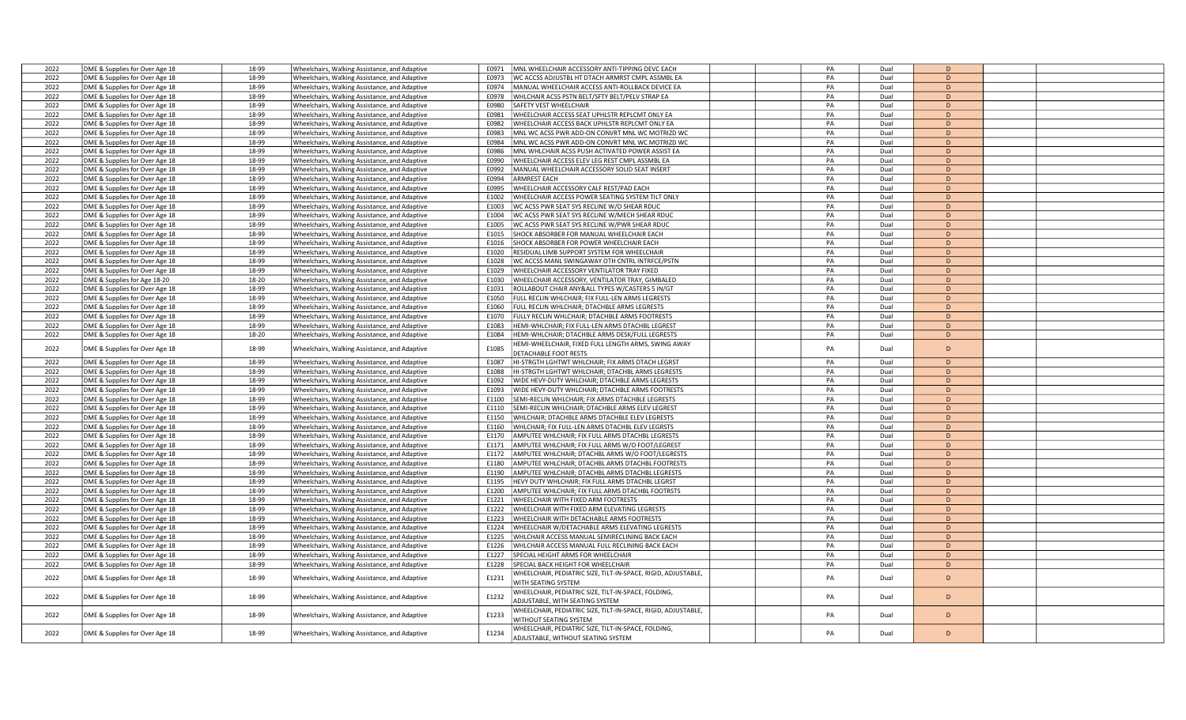| | | | | | | | | | | | | |
|---|---|---|---|---|---|---|---|---|---|---|---|---|
| 2022 | DME & Supplies for Over Age 18 | 18-99 | Wheelchairs, Walking Assistance, and Adaptive | E0971 | MNL WHEELCHAIR ACCESSORY ANTI-TIPPING DEVC EACH | | | PA | Dual | D | | |
| 2022 | DME & Supplies for Over Age 18 | 18-99 | Wheelchairs, Walking Assistance, and Adaptive | E0973 | WC ACCSS ADJUSTBL HT DTACH ARMRST CMPL ASSMBL EA | | | PA | Dual | D | | |
| 2022 | DME & Supplies for Over Age 18 | 18-99 | Wheelchairs, Walking Assistance, and Adaptive | E0974 | MANUAL WHEELCHAIR ACCESS ANTI-ROLLBACK DEVICE EA | | | PA | Dual | D | | |
| 2022 | DME & Supplies for Over Age 18 | 18-99 | Wheelchairs, Walking Assistance, and Adaptive | E0978 | WHLCHAIR ACSS PSTN BELT/SFTY BELT/PELV STRAP EA | | | PA | Dual | D | | |
| 2022 | DME & Supplies for Over Age 18 | 18-99 | Wheelchairs, Walking Assistance, and Adaptive | E0980 | SAFETY VEST WHEELCHAIR | | | PA | Dual | D | | |
| 2022 | DME & Supplies for Over Age 18 | 18-99 | Wheelchairs, Walking Assistance, and Adaptive | E0981 | WHEELCHAIR ACCESS SEAT UPHLSTR REPLCMT ONLY EA | | | PA | Dual | D | | |
| 2022 | DME & Supplies for Over Age 18 | 18-99 | Wheelchairs, Walking Assistance, and Adaptive | E0982 | WHEELCHAIR ACCESS BACK UPHLSTR REPLCMT ONLY EA | | | PA | Dual | D | | |
| 2022 | DME & Supplies for Over Age 18 | 18-99 | Wheelchairs, Walking Assistance, and Adaptive | E0983 | MNL WC ACSS PWR ADD-ON CONVRT MNL WC MOTRIZD WC | | | PA | Dual | D | | |
| 2022 | DME & Supplies for Over Age 18 | 18-99 | Wheelchairs, Walking Assistance, and Adaptive | E0984 | MNL WC ACSS PWR ADD-ON CONVRT MNL WC MOTRIZD WC | | | PA | Dual | D | | |
| 2022 | DME & Supplies for Over Age 18 | 18-99 | Wheelchairs, Walking Assistance, and Adaptive | E0986 | MNL WHLCHAIR ACSS PUSH ACTIVATED POWER ASSIST EA | | | PA | Dual | D | | |
| 2022 | DME & Supplies for Over Age 18 | 18-99 | Wheelchairs, Walking Assistance, and Adaptive | E0990 | WHEELCHAIR ACCESS ELEV LEG REST CMPL ASSMBL EA | | | PA | Dual | D | | |
| 2022 | DME & Supplies for Over Age 18 | 18-99 | Wheelchairs, Walking Assistance, and Adaptive | E0992 | MANUAL WHEELCHAIR ACCESSORY SOLID SEAT INSERT | | | PA | Dual | D | | |
| 2022 | DME & Supplies for Over Age 18 | 18-99 | Wheelchairs, Walking Assistance, and Adaptive | E0994 | ARMREST EACH | | | PA | Dual | D | | |
| 2022 | DME & Supplies for Over Age 18 | 18-99 | Wheelchairs, Walking Assistance, and Adaptive | E0995 | WHEELCHAIR ACCESSORY CALF REST/PAD EACH | | | PA | Dual | D | | |
| 2022 | DME & Supplies for Over Age 18 | 18-99 | Wheelchairs, Walking Assistance, and Adaptive | E1002 | WHEELCHAIR ACCESS POWER SEATING SYSTEM TILT ONLY | | | PA | Dual | D | | |
| 2022 | DME & Supplies for Over Age 18 | 18-99 | Wheelchairs, Walking Assistance, and Adaptive | E1003 | WC ACSS PWR SEAT SYS RECLINE W/O SHEAR RDUC | | | PA | Dual | D | | |
| 2022 | DME & Supplies for Over Age 18 | 18-99 | Wheelchairs, Walking Assistance, and Adaptive | E1004 | WC ACSS PWR SEAT SYS RECLINE W/MECH SHEAR RDUC | | | PA | Dual | D | | |
| 2022 | DME & Supplies for Over Age 18 | 18-99 | Wheelchairs, Walking Assistance, and Adaptive | E1005 | WC ACSS PWR SEAT SYS RECLINE W/PWR SHEAR RDUC | | | PA | Dual | D | | |
| 2022 | DME & Supplies for Over Age 18 | 18-99 | Wheelchairs, Walking Assistance, and Adaptive | E1015 | SHOCK ABSORBER FOR MANUAL WHEELCHAIR EACH | | | PA | Dual | D | | |
| 2022 | DME & Supplies for Over Age 18 | 18-99 | Wheelchairs, Walking Assistance, and Adaptive | E1016 | SHOCK ABSORBER FOR POWER WHEELCHAIR EACH | | | PA | Dual | D | | |
| 2022 | DME & Supplies for Over Age 18 | 18-99 | Wheelchairs, Walking Assistance, and Adaptive | E1020 | RESIDUAL LIMB SUPPORT SYSTEM FOR WHEELCHAIR | | | PA | Dual | D | | |
| 2022 | DME & Supplies for Over Age 18 | 18-99 | Wheelchairs, Walking Assistance, and Adaptive | E1028 | WC ACCSS MANL SWINGAWAY OTH CNTRL INTRFCE/PSTN | | | PA | Dual | D | | |
| 2022 | DME & Supplies for Over Age 18 | 18-99 | Wheelchairs, Walking Assistance, and Adaptive | E1029 | WHEELCHAIR ACCESSORY VENTILATOR TRAY FIXED | | | PA | Dual | D | | |
| 2022 | DME & Supplies for Age 18-20 | 18-20 | Wheelchairs, Walking Assistance, and Adaptive | E1030 | WHEELCHAIR ACCESSORY, VENTILATOR TRAY, GIMBALED | | | PA | Dual | D | | |
| 2022 | DME & Supplies for Over Age 18 | 18-99 | Wheelchairs, Walking Assistance, and Adaptive | E1031 | ROLLABOUT CHAIR ANY&ALL TYPES W/CASTERS 5 IN/GT | | | PA | Dual | D | | |
| 2022 | DME & Supplies for Over Age 18 | 18-99 | Wheelchairs, Walking Assistance, and Adaptive | E1050 | FULL RECLIN WHLCHAIR; FIX FULL-LEN ARMS LEGRESTS | | | PA | Dual | D | | |
| 2022 | DME & Supplies for Over Age 18 | 18-99 | Wheelchairs, Walking Assistance, and Adaptive | E1060 | FULL RECLIN WHLCHAIR; DTACHBLE ARMS LEGRESTS | | | PA | Dual | D | | |
| 2022 | DME & Supplies for Over Age 18 | 18-99 | Wheelchairs, Walking Assistance, and Adaptive | E1070 | FULLY RECLIN WHLCHAIR; DTACHBLE ARMS FOOTRESTS | | | PA | Dual | D | | |
| 2022 | DME & Supplies for Over Age 18 | 18-99 | Wheelchairs, Walking Assistance, and Adaptive | E1083 | HEMI-WHLCHAIR; FIX FULL-LEN ARMS DTACHBL LEGREST | | | PA | Dual | D | | |
| 2022 | DME & Supplies for Over Age 18 | 18-20 | Wheelchairs, Walking Assistance, and Adaptive | E1084 | HEMI-WHLCHAIR; DTACHBLE ARMS DESK/FULL LEGRESTS | | | PA | Dual | D | | |
| 2022 | DME & Supplies for Over Age 18 | 18-99 | Wheelchairs, Walking Assistance, and Adaptive | E1085 | HEMI-WHEELCHAIR, FIXED FULL LENGTH ARMS, SWING AWAY DETACHABLE FOOT RESTS | | | PA | Dual | D | | |
| 2022 | DME & Supplies for Over Age 18 | 18-99 | Wheelchairs, Walking Assistance, and Adaptive | E1087 | HI-STRGTH LGHTWT WHLCHAIR; FIX ARMS DTACH LEGRST | | | PA | Dual | D | | |
| 2022 | DME & Supplies for Over Age 18 | 18-99 | Wheelchairs, Walking Assistance, and Adaptive | E1088 | HI-STRGTH LGHTWT WHLCHAIR; DTACHBL ARMS LEGRESTS | | | PA | Dual | D | | |
| 2022 | DME & Supplies for Over Age 18 | 18-99 | Wheelchairs, Walking Assistance, and Adaptive | E1092 | WIDE HEVY-DUTY WHLCHAIR; DTACHBLE ARMS LEGRESTS | | | PA | Dual | D | | |
| 2022 | DME & Supplies for Over Age 18 | 18-99 | Wheelchairs, Walking Assistance, and Adaptive | E1093 | WIDE HEVY-DUTY WHLCHAIR; DTACHBLE ARMS FOOTRESTS | | | PA | Dual | D | | |
| 2022 | DME & Supplies for Over Age 18 | 18-99 | Wheelchairs, Walking Assistance, and Adaptive | E1100 | SEMI-RECLIN WHLCHAIR; FIX ARMS DTACHBLE LEGRESTS | | | PA | Dual | D | | |
| 2022 | DME & Supplies for Over Age 18 | 18-99 | Wheelchairs, Walking Assistance, and Adaptive | E1110 | SEMI-RECLIN WHLCHAIR; DTACHBLE ARMS ELEV LEGREST | | | PA | Dual | D | | |
| 2022 | DME & Supplies for Over Age 18 | 18-99 | Wheelchairs, Walking Assistance, and Adaptive | E1150 | WHLCHAIR; DTACHBLE ARMS DTACHBLE ELEV LEGRESTS | | | PA | Dual | D | | |
| 2022 | DME & Supplies for Over Age 18 | 18-99 | Wheelchairs, Walking Assistance, and Adaptive | E1160 | WHLCHAIR; FIX FULL-LEN ARMS DTACHBL ELEV LEGRSTS | | | PA | Dual | D | | |
| 2022 | DME & Supplies for Over Age 18 | 18-99 | Wheelchairs, Walking Assistance, and Adaptive | E1170 | AMPUTEE WHLCHAIR; FIX FULL ARMS DTACHBL LEGRESTS | | | PA | Dual | D | | |
| 2022 | DME & Supplies for Over Age 18 | 18-99 | Wheelchairs, Walking Assistance, and Adaptive | E1171 | AMPUTEE WHLCHAIR; FIX FULL ARMS W/O FOOT/LEGREST | | | PA | Dual | D | | |
| 2022 | DME & Supplies for Over Age 18 | 18-99 | Wheelchairs, Walking Assistance, and Adaptive | E1172 | AMPUTEE WHLCHAIR; DTACHBL ARMS W/O FOOT/LEGRESTS | | | PA | Dual | D | | |
| 2022 | DME & Supplies for Over Age 18 | 18-99 | Wheelchairs, Walking Assistance, and Adaptive | E1180 | AMPUTEE WHLCHAIR; DTACHBL ARMS DTACHBL FOOTRESTS | | | PA | Dual | D | | |
| 2022 | DME & Supplies for Over Age 18 | 18-99 | Wheelchairs, Walking Assistance, and Adaptive | E1190 | AMPUTEE WHLCHAIR; DTACHBL ARMS DTACHBL LEGRESTS | | | PA | Dual | D | | |
| 2022 | DME & Supplies for Over Age 18 | 18-99 | Wheelchairs, Walking Assistance, and Adaptive | E1195 | HEVY DUTY WHLCHAIR; FIX FULL ARMS DTACHBL LEGRST | | | PA | Dual | D | | |
| 2022 | DME & Supplies for Over Age 18 | 18-99 | Wheelchairs, Walking Assistance, and Adaptive | E1200 | AMPUTEE WHLCHAIR; FIX FULL ARMS DTACHBL FOOTRSTS | | | PA | Dual | D | | |
| 2022 | DME & Supplies for Over Age 18 | 18-99 | Wheelchairs, Walking Assistance, and Adaptive | E1221 | WHEELCHAIR WITH FIXED ARM FOOTRESTS | | | PA | Dual | D | | |
| 2022 | DME & Supplies for Over Age 18 | 18-99 | Wheelchairs, Walking Assistance, and Adaptive | E1222 | WHEELCHAIR WITH FIXED ARM ELEVATING LEGRESTS | | | PA | Dual | D | | |
| 2022 | DME & Supplies for Over Age 18 | 18-99 | Wheelchairs, Walking Assistance, and Adaptive | E1223 | WHEELCHAIR WITH DETACHABLE ARMS FOOTRESTS | | | PA | Dual | D | | |
| 2022 | DME & Supplies for Over Age 18 | 18-99 | Wheelchairs, Walking Assistance, and Adaptive | E1224 | WHEELCHAIR W/DETACHABLE ARMS ELEVATING LEGRESTS | | | PA | Dual | D | | |
| 2022 | DME & Supplies for Over Age 18 | 18-99 | Wheelchairs, Walking Assistance, and Adaptive | E1225 | WHLCHAIR ACCESS MANUAL SEMIRECLINING BACK EACH | | | PA | Dual | D | | |
| 2022 | DME & Supplies for Over Age 18 | 18-99 | Wheelchairs, Walking Assistance, and Adaptive | E1226 | WHLCHAIR ACCESS MANUAL FULL RECLINING BACK EACH | | | PA | Dual | D | | |
| 2022 | DME & Supplies for Over Age 18 | 18-99 | Wheelchairs, Walking Assistance, and Adaptive | E1227 | SPECIAL HEIGHT ARMS FOR WHEELCHAIR | | | PA | Dual | D | | |
| 2022 | DME & Supplies for Over Age 18 | 18-99 | Wheelchairs, Walking Assistance, and Adaptive | E1228 | SPECIAL BACK HEIGHT FOR WHEELCHAIR | | | PA | Dual | D | | |
| 2022 | DME & Supplies for Over Age 18 | 18-99 | Wheelchairs, Walking Assistance, and Adaptive | E1231 | WHEELCHAIR, PEDIATRIC SIZE, TILT-IN-SPACE, RIGID, ADJUSTABLE, WITH SEATING SYSTEM | | | PA | Dual | D | | |
| 2022 | DME & Supplies for Over Age 18 | 18-99 | Wheelchairs, Walking Assistance, and Adaptive | E1232 | WHEELCHAIR, PEDIATRIC SIZE, TILT-IN-SPACE, FOLDING, ADJUSTABLE, WITH SEATING SYSTEM | | | PA | Dual | D | | |
| 2022 | DME & Supplies for Over Age 18 | 18-99 | Wheelchairs, Walking Assistance, and Adaptive | E1233 | WHEELCHAIR, PEDIATRIC SIZE, TILT-IN-SPACE, RIGID, ADJUSTABLE, WITHOUT SEATING SYSTEM | | | PA | Dual | D | | |
| 2022 | DME & Supplies for Over Age 18 | 18-99 | Wheelchairs, Walking Assistance, and Adaptive | E1234 | WHEELCHAIR, PEDIATRIC SIZE, TILT-IN-SPACE, FOLDING, ADJUSTABLE, WITHOUT SEATING SYSTEM | | | PA | Dual | D | | |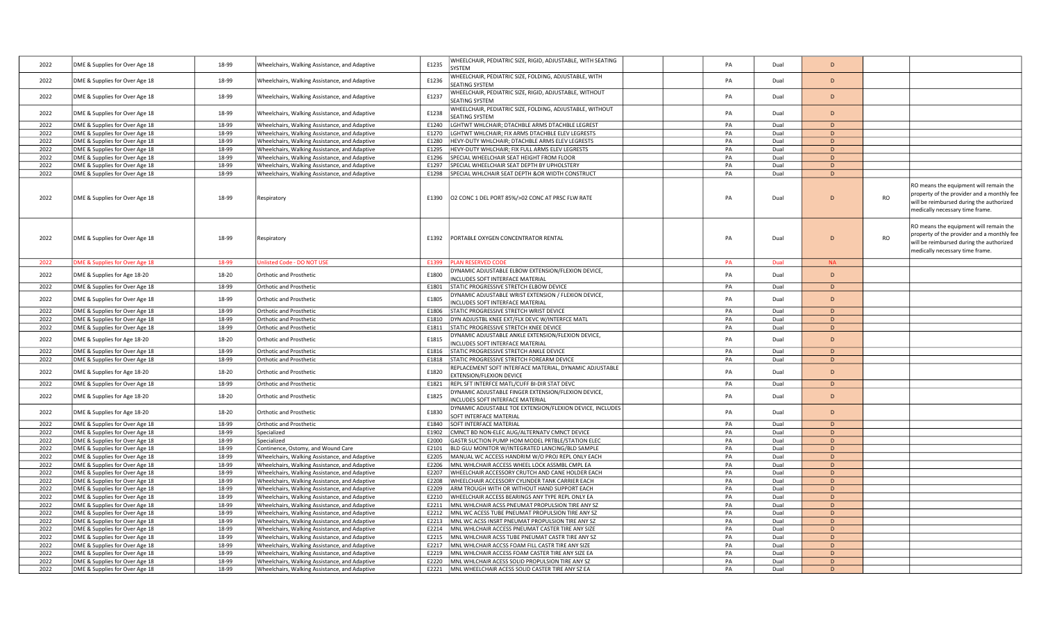| 2022 | DME & Supplies for Over Age 18 | 18-99 | Wheelchairs, Walking Assistance, and Adaptive | E1235 | WHEELCHAIR, PEDIATRIC SIZE, RIGID, ADJUSTABLE, WITH SEATING SYSTEM | | PA | Dual | D | | |
|---|---|---|---|---|---|---|---|---|---|---|---|
| 2022 | DME & Supplies for Over Age 18 | 18-99 | Wheelchairs, Walking Assistance, and Adaptive | E1236 | WHEELCHAIR, PEDIATRIC SIZE, FOLDING, ADJUSTABLE, WITH SEATING SYSTEM | | PA | Dual | D | | |
| 2022 | DME & Supplies for Over Age 18 | 18-99 | Wheelchairs, Walking Assistance, and Adaptive | E1237 | WHEELCHAIR, PEDIATRIC SIZE, RIGID, ADJUSTABLE, WITHOUT SEATING SYSTEM | | PA | Dual | D | | |
| 2022 | DME & Supplies for Over Age 18 | 18-99 | Wheelchairs, Walking Assistance, and Adaptive | E1238 | WHEELCHAIR, PEDIATRIC SIZE, FOLDING, ADJUSTABLE, WITHOUT SEATING SYSTEM | | PA | Dual | D | | |
| 2022 | DME & Supplies for Over Age 18 | 18-99 | Wheelchairs, Walking Assistance, and Adaptive | E1240 | LGHTWT WHLCHAIR; DTACHBLE ARMS DTACHBLE LEGREST | | PA | Dual | D | | |
| 2022 | DME & Supplies for Over Age 18 | 18-99 | Wheelchairs, Walking Assistance, and Adaptive | E1270 | LGHTWT WHLCHAIR; FIX ARMS DTACHBLE ELEV LEGRESTS | | PA | Dual | D | | |
| 2022 | DME & Supplies for Over Age 18 | 18-99 | Wheelchairs, Walking Assistance, and Adaptive | E1280 | HEVY-DUTY WHLCHAIR; DTACHBLE ARMS ELEV LEGRESTS | | PA | Dual | D | | |
| 2022 | DME & Supplies for Over Age 18 | 18-99 | Wheelchairs, Walking Assistance, and Adaptive | E1295 | HEVY-DUTY WHLCHAIR; FIX FULL ARMS ELEV LEGRESTS | | PA | Dual | D | | |
| 2022 | DME & Supplies for Over Age 18 | 18-99 | Wheelchairs, Walking Assistance, and Adaptive | E1296 | SPECIAL WHEELCHAIR SEAT HEIGHT FROM FLOOR | | PA | Dual | D | | |
| 2022 | DME & Supplies for Over Age 18 | 18-99 | Wheelchairs, Walking Assistance, and Adaptive | E1297 | SPECIAL WHEELCHAIR SEAT DEPTH BY UPHOLSTERY | | PA | Dual | D | | |
| 2022 | DME & Supplies for Over Age 18 | 18-99 | Wheelchairs, Walking Assistance, and Adaptive | E1298 | SPECIAL WHLCHAIR SEAT DEPTH &OR WIDTH CONSTRUCT | | PA | Dual | D | | |
| 2022 | DME & Supplies for Over Age 18 | 18-99 | Respiratory | E1390 | O2 CONC 1 DEL PORT 85%/>02 CONC AT PRSC FLW RATE | | PA | Dual | D | RO | RO means the equipment will remain the property of the provider and a monthly fee will be reimbursed during the authorized medically necessary time frame. |
| 2022 | DME & Supplies for Over Age 18 | 18-99 | Respiratory | E1392 | PORTABLE OXYGEN CONCENTRATOR RENTAL | | PA | Dual | D | RO | RO means the equipment will remain the property of the provider and a monthly fee will be reimbursed during the authorized medically necessary time frame. |
| 2022 | DME & Supplies for Over Age 18 | 18-99 | Unlisted Code - DO NOT USE | E1399 | PLAN RESERVED CODE | | PA | Dual | NA | | |
| 2022 | DME & Supplies for Age 18-20 | 18-20 | Orthotic and Prosthetic | E1800 | DYNAMIC ADJUSTABLE ELBOW EXTENSION/FLEXION DEVICE, INCLUDES SOFT INTERFACE MATERIAL | | PA | Dual | D | | |
| 2022 | DME & Supplies for Over Age 18 | 18-99 | Orthotic and Prosthetic | E1801 | STATIC PROGRESSIVE STRETCH ELBOW DEVICE | | PA | Dual | D | | |
| 2022 | DME & Supplies for Over Age 18 | 18-99 | Orthotic and Prosthetic | E1805 | DYNAMIC ADJUSTABLE WRIST EXTENSION / FLEXION DEVICE, INCLUDES SOFT INTERFACE MATERIAL | | PA | Dual | D | | |
| 2022 | DME & Supplies for Over Age 18 | 18-99 | Orthotic and Prosthetic | E1806 | STATIC PROGRESSIVE STRETCH WRIST DEVICE | | PA | Dual | D | | |
| 2022 | DME & Supplies for Over Age 18 | 18-99 | Orthotic and Prosthetic | E1810 | DYN ADJUSTBL KNEE EXT/FLX DEVC W/INTERFCE MATL | | PA | Dual | D | | |
| 2022 | DME & Supplies for Over Age 18 | 18-99 | Orthotic and Prosthetic | E1811 | STATIC PROGRESSIVE STRETCH KNEE DEVICE | | PA | Dual | D | | |
| 2022 | DME & Supplies for Age 18-20 | 18-20 | Orthotic and Prosthetic | E1815 | DYNAMIC ADJUSTABLE ANKLE EXTENSION/FLEXION DEVICE, INCLUDES SOFT INTERFACE MATERIAL | | PA | Dual | D | | |
| 2022 | DME & Supplies for Over Age 18 | 18-99 | Orthotic and Prosthetic | E1816 | STATIC PROGRESSIVE STRETCH ANKLE DEVICE | | PA | Dual | D | | |
| 2022 | DME & Supplies for Over Age 18 | 18-99 | Orthotic and Prosthetic | E1818 | STATIC PROGRESSIVE STRETCH FOREARM DEVICE | | PA | Dual | D | | |
| 2022 | DME & Supplies for Age 18-20 | 18-20 | Orthotic and Prosthetic | E1820 | REPLACEMENT SOFT INTERFACE MATERIAL, DYNAMIC ADJUSTABLE EXTENSION/FLEXION DEVICE | | PA | Dual | D | | |
| 2022 | DME & Supplies for Over Age 18 | 18-99 | Orthotic and Prosthetic | E1821 | REPL SFT INTERFCE MATL/CUFF BI-DIR STAT DEVC | | PA | Dual | D | | |
| 2022 | DME & Supplies for Age 18-20 | 18-20 | Orthotic and Prosthetic | E1825 | DYNAMIC ADJUSTABLE FINGER EXTENSION/FLEXION DEVICE, INCLUDES SOFT INTERFACE MATERIAL | | PA | Dual | D | | |
| 2022 | DME & Supplies for Age 18-20 | 18-20 | Orthotic and Prosthetic | E1830 | DYNAMIC ADJUSTABLE TOE EXTENSION/FLEXION DEVICE, INCLUDES SOFT INTERFACE MATERIAL | | PA | Dual | D | | |
| 2022 | DME & Supplies for Over Age 18 | 18-99 | Orthotic and Prosthetic | E1840 | SOFT INTERFACE MATERIAL | | PA | Dual | D | | |
| 2022 | DME & Supplies for Over Age 18 | 18-99 | Specialized | E1902 | CMNCT BD NON-ELEC AUG/ALTERNATV CMNCT DEVICE | | PA | Dual | D | | |
| 2022 | DME & Supplies for Over Age 18 | 18-99 | Specialized | E2000 | GASTR SUCTION PUMP HOM MODEL PRTBLE/STATION ELEC | | PA | Dual | D | | |
| 2022 | DME & Supplies for Over Age 18 | 18-99 | Continence, Ostomy, and Wound Care | E2101 | BLD GLU MONITOR W/INTEGRATED LANCING/BLD SAMPLE | | PA | Dual | D | | |
| 2022 | DME & Supplies for Over Age 18 | 18-99 | Wheelchairs, Walking Assistance, and Adaptive | E2205 | MANUAL WC ACCESS HANDRIM W/O PROJ REPL ONLY EACH | | PA | Dual | D | | |
| 2022 | DME & Supplies for Over Age 18 | 18-99 | Wheelchairs, Walking Assistance, and Adaptive | E2206 | MNL WHLCHAIR ACCESS WHEEL LOCK ASSMBL CMPL EA | | PA | Dual | D | | |
| 2022 | DME & Supplies for Over Age 18 | 18-99 | Wheelchairs, Walking Assistance, and Adaptive | E2207 | WHEELCHAIR ACCESSORY CRUTCH AND CANE HOLDER EACH | | PA | Dual | D | | |
| 2022 | DME & Supplies for Over Age 18 | 18-99 | Wheelchairs, Walking Assistance, and Adaptive | E2208 | WHEELCHAIR ACCESSORY CYLINDER TANK CARRIER EACH | | PA | Dual | D | | |
| 2022 | DME & Supplies for Over Age 18 | 18-99 | Wheelchairs, Walking Assistance, and Adaptive | E2209 | ARM TROUGH WITH OR WITHOUT HAND SUPPORT EACH | | PA | Dual | D | | |
| 2022 | DME & Supplies for Over Age 18 | 18-99 | Wheelchairs, Walking Assistance, and Adaptive | E2210 | WHEELCHAIR ACCESS BEARINGS ANY TYPE REPL ONLY EA | | PA | Dual | D | | |
| 2022 | DME & Supplies for Over Age 18 | 18-99 | Wheelchairs, Walking Assistance, and Adaptive | E2211 | MNL WHLCHAIR ACSS PNEUMAT PROPULSION TIRE ANY SZ | | PA | Dual | D | | |
| 2022 | DME & Supplies for Over Age 18 | 18-99 | Wheelchairs, Walking Assistance, and Adaptive | E2212 | MNL WC ACESS TUBE PNEUMAT PROPULSION TIRE ANY SZ | | PA | Dual | D | | |
| 2022 | DME & Supplies for Over Age 18 | 18-99 | Wheelchairs, Walking Assistance, and Adaptive | E2213 | MNL WC ACSS INSRT PNEUMAT PROPULSION TIRE ANY SZ | | PA | Dual | D | | |
| 2022 | DME & Supplies for Over Age 18 | 18-99 | Wheelchairs, Walking Assistance, and Adaptive | E2214 | MNL WHLCHAIR ACCESS PNEUMAT CASTER TIRE ANY SIZE | | PA | Dual | D | | |
| 2022 | DME & Supplies for Over Age 18 | 18-99 | Wheelchairs, Walking Assistance, and Adaptive | E2215 | MNL WHLCHAIR ACSS TUBE PNEUMAT CASTR TIRE ANY SZ | | PA | Dual | D | | |
| 2022 | DME & Supplies for Over Age 18 | 18-99 | Wheelchairs, Walking Assistance, and Adaptive | E2217 | MNL WHLCHAIR ACCSS FOAM FILL CASTR TIRE ANY SIZE | | PA | Dual | D | | |
| 2022 | DME & Supplies for Over Age 18 | 18-99 | Wheelchairs, Walking Assistance, and Adaptive | E2219 | MNL WHLCHAIR ACCESS FOAM CASTER TIRE ANY SIZE EA | | PA | Dual | D | | |
| 2022 | DME & Supplies for Over Age 18 | 18-99 | Wheelchairs, Walking Assistance, and Adaptive | E2220 | MNL WHLCHAIR ACESS SOLID PROPULSION TIRE ANY SZ | | PA | Dual | D | | |
| 2022 | DME & Supplies for Over Age 18 | 18-99 | Wheelchairs, Walking Assistance, and Adaptive | E2221 | MNL WHEELCHAIR ACESS SOLID CASTER TIRE ANY SZ EA | | PA | Dual | D | | |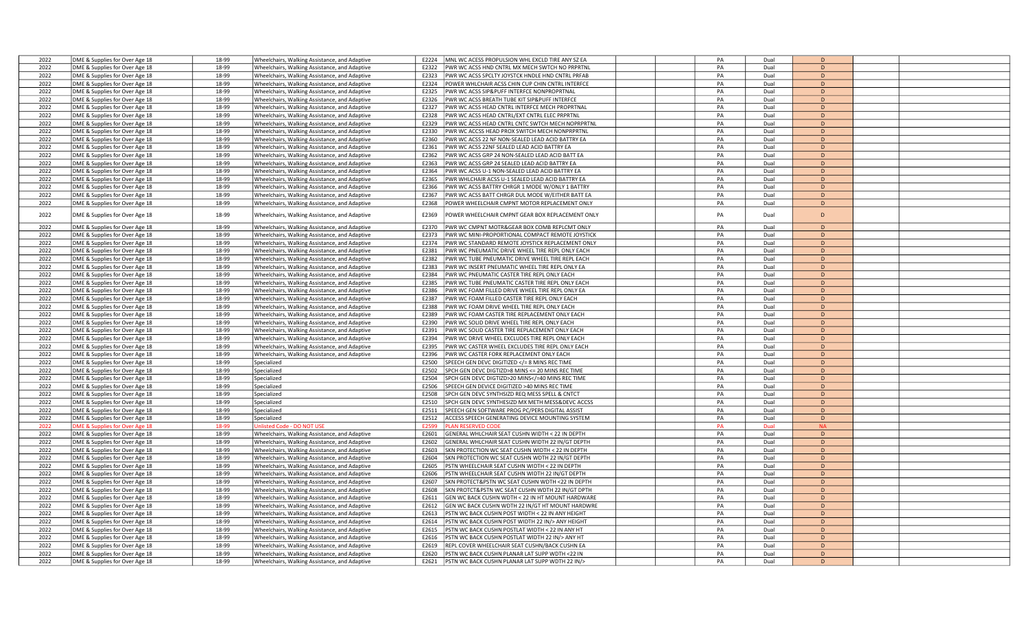| | | | | | | | | | | | | |
|---|---|---|---|---|---|---|---|---|---|---|---|---|
| 2022 | DME & Supplies for Over Age 18 | 18-99 | Wheelchairs, Walking Assistance, and Adaptive | E2224 | MNL WC ACESS PROPULSION WHL EXCLD TIRE ANY SZ EA | | | PA | Dual | D | | |
| 2022 | DME & Supplies for Over Age 18 | 18-99 | Wheelchairs, Walking Assistance, and Adaptive | E2322 | PWR WC ACSS HND CNTRL MX MECH SWTCH NO PRPRTNL | | | PA | Dual | D | | |
| 2022 | DME & Supplies for Over Age 18 | 18-99 | Wheelchairs, Walking Assistance, and Adaptive | E2323 | PWR WC ACSS SPCLTY JOYSTCK HNDLE HND CNTRL PRFAB | | | PA | Dual | D | | |
| 2022 | DME & Supplies for Over Age 18 | 18-99 | Wheelchairs, Walking Assistance, and Adaptive | E2324 | POWER WHLCHAIR ACSS CHIN CUP CHIN CNTRL INTERFCE | | | PA | Dual | D | | |
| 2022 | DME & Supplies for Over Age 18 | 18-99 | Wheelchairs, Walking Assistance, and Adaptive | E2325 | PWR WC ACSS SIP&PUFF INTERFCE NONPROPRTNAL | | | PA | Dual | D | | |
| 2022 | DME & Supplies for Over Age 18 | 18-99 | Wheelchairs, Walking Assistance, and Adaptive | E2326 | PWR WC ACSS BREATH TUBE KIT SIP&PUFF INTERFCE | | | PA | Dual | D | | |
| 2022 | DME & Supplies for Over Age 18 | 18-99 | Wheelchairs, Walking Assistance, and Adaptive | E2327 | PWR WC ACSS HEAD CNTRL INTERFCE MECH PROPRTNAL | | | PA | Dual | D | | |
| 2022 | DME & Supplies for Over Age 18 | 18-99 | Wheelchairs, Walking Assistance, and Adaptive | E2328 | PWR WC ACSS HEAD CNTRL/EXT CNTRL ELEC PRPRTNL | | | PA | Dual | D | | |
| 2022 | DME & Supplies for Over Age 18 | 18-99 | Wheelchairs, Walking Assistance, and Adaptive | E2329 | PWR WC ACSS HEAD CNTRL CNTC SWTCH MECH NOPRPRTNL | | | PA | Dual | D | | |
| 2022 | DME & Supplies for Over Age 18 | 18-99 | Wheelchairs, Walking Assistance, and Adaptive | E2330 | PWR WC ACCSS HEAD PROX SWITCH MECH NONPRPRTNL | | | PA | Dual | D | | |
| 2022 | DME & Supplies for Over Age 18 | 18-99 | Wheelchairs, Walking Assistance, and Adaptive | E2360 | PWR WC ACSS 22 NF NON-SEALED LEAD ACID BATTRY EA | | | PA | Dual | D | | |
| 2022 | DME & Supplies for Over Age 18 | 18-99 | Wheelchairs, Walking Assistance, and Adaptive | E2361 | PWR WC ACSS 22NF SEALED LEAD ACID BATTRY EA | | | PA | Dual | D | | |
| 2022 | DME & Supplies for Over Age 18 | 18-99 | Wheelchairs, Walking Assistance, and Adaptive | E2362 | PWR WC ACSS GRP 24 NON-SEALED LEAD ACID BATT EA | | | PA | Dual | D | | |
| 2022 | DME & Supplies for Over Age 18 | 18-99 | Wheelchairs, Walking Assistance, and Adaptive | E2363 | PWR WC ACSS GRP 24 SEALED LEAD ACID BATTRY EA | | | PA | Dual | D | | |
| 2022 | DME & Supplies for Over Age 18 | 18-99 | Wheelchairs, Walking Assistance, and Adaptive | E2364 | PWR WC ACSS U-1 NON-SEALED LEAD ACID BATTRY EA | | | PA | Dual | D | | |
| 2022 | DME & Supplies for Over Age 18 | 18-99 | Wheelchairs, Walking Assistance, and Adaptive | E2365 | PWR WHLCHAIR ACSS U-1 SEALED LEAD ACID BATTRY EA | | | PA | Dual | D | | |
| 2022 | DME & Supplies for Over Age 18 | 18-99 | Wheelchairs, Walking Assistance, and Adaptive | E2366 | PWR WC ACSS BATTRY CHRGR 1 MODE W/ONLY 1 BATTRY | | | PA | Dual | D | | |
| 2022 | DME & Supplies for Over Age 18 | 18-99 | Wheelchairs, Walking Assistance, and Adaptive | E2367 | PWR WC ACSS BATT CHRGR DUL MODE W/EITHER BATT EA | | | PA | Dual | D | | |
| 2022 | DME & Supplies for Over Age 18 | 18-99 | Wheelchairs, Walking Assistance, and Adaptive | E2368 | POWER WHEELCHAIR CMPNT MOTOR REPLACEMENT ONLY | | | PA | Dual | D | | |
| 2022 | DME & Supplies for Over Age 18 | 18-99 | Wheelchairs, Walking Assistance, and Adaptive | E2369 | POWER WHEELCHAIR CMPNT GEAR BOX REPLACEMENT ONLY | | | PA | Dual | D | | |
| 2022 | DME & Supplies for Over Age 18 | 18-99 | Wheelchairs, Walking Assistance, and Adaptive | E2370 | PWR WC CMPNT MOTR&GEAR BOX COMB REPLCMT ONLY | | | PA | Dual | D | | |
| 2022 | DME & Supplies for Over Age 18 | 18-99 | Wheelchairs, Walking Assistance, and Adaptive | E2373 | PWR WC MINI-PROPORTIONAL COMPACT REMOTE JOYSTICK | | | PA | Dual | D | | |
| 2022 | DME & Supplies for Over Age 18 | 18-99 | Wheelchairs, Walking Assistance, and Adaptive | E2374 | PWR WC STANDARD REMOTE JOYSTICK REPLACEMENT ONLY | | | PA | Dual | D | | |
| 2022 | DME & Supplies for Over Age 18 | 18-99 | Wheelchairs, Walking Assistance, and Adaptive | E2381 | PWR WC PNEUMATIC DRIVE WHEEL TIRE REPL ONLY EACH | | | PA | Dual | D | | |
| 2022 | DME & Supplies for Over Age 18 | 18-99 | Wheelchairs, Walking Assistance, and Adaptive | E2382 | PWR WC TUBE PNEUMATIC DRIVE WHEEL TIRE REPL EACH | | | PA | Dual | D | | |
| 2022 | DME & Supplies for Over Age 18 | 18-99 | Wheelchairs, Walking Assistance, and Adaptive | E2383 | PWR WC INSERT PNEUMATIC WHEEL TIRE REPL ONLY EA | | | PA | Dual | D | | |
| 2022 | DME & Supplies for Over Age 18 | 18-99 | Wheelchairs, Walking Assistance, and Adaptive | E2384 | PWR WC PNEUMATIC CASTER TIRE REPL ONLY EACH | | | PA | Dual | D | | |
| 2022 | DME & Supplies for Over Age 18 | 18-99 | Wheelchairs, Walking Assistance, and Adaptive | E2385 | PWR WC TUBE PNEUMATIC CASTER TIRE REPL ONLY EACH | | | PA | Dual | D | | |
| 2022 | DME & Supplies for Over Age 18 | 18-99 | Wheelchairs, Walking Assistance, and Adaptive | E2386 | PWR WC FOAM FILLED DRIVE WHEEL TIRE REPL ONLY EA | | | PA | Dual | D | | |
| 2022 | DME & Supplies for Over Age 18 | 18-99 | Wheelchairs, Walking Assistance, and Adaptive | E2387 | PWR WC FOAM FILLED CASTER TIRE REPL ONLY EACH | | | PA | Dual | D | | |
| 2022 | DME & Supplies for Over Age 18 | 18-99 | Wheelchairs, Walking Assistance, and Adaptive | E2388 | PWR WC FOAM DRIVE WHEEL TIRE REPL ONLY EACH | | | PA | Dual | D | | |
| 2022 | DME & Supplies for Over Age 18 | 18-99 | Wheelchairs, Walking Assistance, and Adaptive | E2389 | PWR WC FOAM CASTER TIRE REPLACEMENT ONLY EACH | | | PA | Dual | D | | |
| 2022 | DME & Supplies for Over Age 18 | 18-99 | Wheelchairs, Walking Assistance, and Adaptive | E2390 | PWR WC SOLID DRIVE WHEEL TIRE REPL ONLY EACH | | | PA | Dual | D | | |
| 2022 | DME & Supplies for Over Age 18 | 18-99 | Wheelchairs, Walking Assistance, and Adaptive | E2391 | PWR WC SOLID CASTER TIRE REPLACEMENT ONLY EACH | | | PA | Dual | D | | |
| 2022 | DME & Supplies for Over Age 18 | 18-99 | Wheelchairs, Walking Assistance, and Adaptive | E2394 | PWR WC DRIVE WHEEL EXCLUDES TIRE REPL ONLY EACH | | | PA | Dual | D | | |
| 2022 | DME & Supplies for Over Age 18 | 18-99 | Wheelchairs, Walking Assistance, and Adaptive | E2395 | PWR WC CASTER WHEEL EXCLUDES TIRE REPL ONLY EACH | | | PA | Dual | D | | |
| 2022 | DME & Supplies for Over Age 18 | 18-99 | Wheelchairs, Walking Assistance, and Adaptive | E2396 | PWR WC CASTER FORK REPLACEMENT ONLY EACH | | | PA | Dual | D | | |
| 2022 | DME & Supplies for Over Age 18 | 18-99 | Specialized | E2500 | SPEECH GEN DEVC DIGITIZED </= 8 MINS REC TIME | | | PA | Dual | D | | |
| 2022 | DME & Supplies for Over Age 18 | 18-99 | Specialized | E2502 | SPCH GEN DEVC DIGTIZD>8 MINS <= 20 MINS REC TIME | | | PA | Dual | D | | |
| 2022 | DME & Supplies for Over Age 18 | 18-99 | Specialized | E2504 | SPCH GEN DEVC DIGTIZD>20 MINS</=40 MINS REC TIME | | | PA | Dual | D | | |
| 2022 | DME & Supplies for Over Age 18 | 18-99 | Specialized | E2506 | SPEECH GEN DEVICE DIGITIZED >40 MINS REC TIME | | | PA | Dual | D | | |
| 2022 | DME & Supplies for Over Age 18 | 18-99 | Specialized | E2508 | SPCH GEN DEVC SYNTHSIZD REQ MESS SPELL & CNTCT | | | PA | Dual | D | | |
| 2022 | DME & Supplies for Over Age 18 | 18-99 | Specialized | E2510 | SPCH GEN DEVC SYNTHESIZD MX METH MESS&DEVC ACCSS | | | PA | Dual | D | | |
| 2022 | DME & Supplies for Over Age 18 | 18-99 | Specialized | E2511 | SPEECH GEN SOFTWARE PROG PC/PERS DIGITAL ASSIST | | | PA | Dual | D | | |
| 2022 | DME & Supplies for Over Age 18 | 18-99 | Specialized | E2512 | ACCESS SPEECH GENERATING DEVICE MOUNTING SYSTEM | | | PA | Dual | D | | |
| 2022 | DME & Supplies for Over Age 18 | 18-99 | Unlisted Code - DO NOT USE | E2599 | PLAN RESERVED CODE | | | PA | Dual | NA | | |
| 2022 | DME & Supplies for Over Age 18 | 18-99 | Wheelchairs, Walking Assistance, and Adaptive | E2601 | GENERAL WHLCHAIR SEAT CUSHN WIDTH < 22 IN DEPTH | | | PA | Dual | D | | |
| 2022 | DME & Supplies for Over Age 18 | 18-99 | Wheelchairs, Walking Assistance, and Adaptive | E2602 | GENERAL WHLCHAIR SEAT CUSHN WIDTH 22 IN/GT DEPTH | | | PA | Dual | D | | |
| 2022 | DME & Supplies for Over Age 18 | 18-99 | Wheelchairs, Walking Assistance, and Adaptive | E2603 | SKN PROTECTION WC SEAT CUSHN WIDTH < 22 IN DEPTH | | | PA | Dual | D | | |
| 2022 | DME & Supplies for Over Age 18 | 18-99 | Wheelchairs, Walking Assistance, and Adaptive | E2604 | SKN PROTECTION WC SEAT CUSHN WDTH 22 IN/GT DEPTH | | | PA | Dual | D | | |
| 2022 | DME & Supplies for Over Age 18 | 18-99 | Wheelchairs, Walking Assistance, and Adaptive | E2605 | PSTN WHEELCHAIR SEAT CUSHN WIDTH < 22 IN DEPTH | | | PA | Dual | D | | |
| 2022 | DME & Supplies for Over Age 18 | 18-99 | Wheelchairs, Walking Assistance, and Adaptive | E2606 | PSTN WHEELCHAIR SEAT CUSHN WIDTH 22 IN/GT DEPTH | | | PA | Dual | D | | |
| 2022 | DME & Supplies for Over Age 18 | 18-99 | Wheelchairs, Walking Assistance, and Adaptive | E2607 | SKN PROTECT&PSTN WC SEAT CUSHN WDTH <22 IN DEPTH | | | PA | Dual | D | | |
| 2022 | DME & Supplies for Over Age 18 | 18-99 | Wheelchairs, Walking Assistance, and Adaptive | E2608 | SKN PROTCT&PSTN WC SEAT CUSHN WDTH 22 IN/GT DPTH | | | PA | Dual | D | | |
| 2022 | DME & Supplies for Over Age 18 | 18-99 | Wheelchairs, Walking Assistance, and Adaptive | E2611 | GEN WC BACK CUSHN WDTH < 22 IN HT MOUNT HARDWARE | | | PA | Dual | D | | |
| 2022 | DME & Supplies for Over Age 18 | 18-99 | Wheelchairs, Walking Assistance, and Adaptive | E2612 | GEN WC BACK CUSHN WDTH 22 IN/GT HT MOUNT HARDWRE | | | PA | Dual | D | | |
| 2022 | DME & Supplies for Over Age 18 | 18-99 | Wheelchairs, Walking Assistance, and Adaptive | E2613 | PSTN WC BACK CUSHN POST WIDTH < 22 IN ANY HEIGHT | | | PA | Dual | D | | |
| 2022 | DME & Supplies for Over Age 18 | 18-99 | Wheelchairs, Walking Assistance, and Adaptive | E2614 | PSTN WC BACK CUSHN POST WIDTH 22 IN/> ANY HEIGHT | | | PA | Dual | D | | |
| 2022 | DME & Supplies for Over Age 18 | 18-99 | Wheelchairs, Walking Assistance, and Adaptive | E2615 | PSTN WC BACK CUSHN POSTLAT WIDTH < 22 IN ANY HT | | | PA | Dual | D | | |
| 2022 | DME & Supplies for Over Age 18 | 18-99 | Wheelchairs, Walking Assistance, and Adaptive | E2616 | PSTN WC BACK CUSHN POSTLAT WIDTH 22 IN/> ANY HT | | | PA | Dual | D | | |
| 2022 | DME & Supplies for Over Age 18 | 18-99 | Wheelchairs, Walking Assistance, and Adaptive | E2619 | REPL COVER WHEELCHAIR SEAT CUSHN/BACK CUSHN EA | | | PA | Dual | D | | |
| 2022 | DME & Supplies for Over Age 18 | 18-99 | Wheelchairs, Walking Assistance, and Adaptive | E2620 | PSTN WC BACK CUSHN PLANAR LAT SUPP WDTH <22 IN | | | PA | Dual | D | | |
| 2022 | DME & Supplies for Over Age 18 | 18-99 | Wheelchairs, Walking Assistance, and Adaptive | E2621 | PSTN WC BACK CUSHN PLANAR LAT SUPP WDTH 22 IN/> | | | PA | Dual | D | | |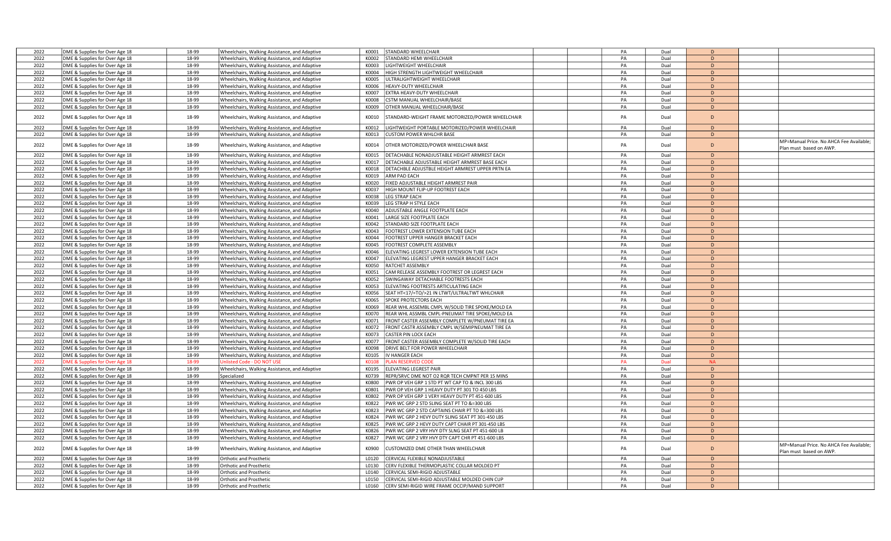| | | | | | | | | | | | | |
|---|---|---|---|---|---|---|---|---|---|---|---|---|
| 2022 | DME & Supplies for Over Age 18 | 18-99 | Wheelchairs, Walking Assistance, and Adaptive | K0001 | STANDARD WHEELCHAIR | | PA | Dual | D | | |
| 2022 | DME & Supplies for Over Age 18 | 18-99 | Wheelchairs, Walking Assistance, and Adaptive | K0002 | STANDARD HEMI WHEELCHAIR | | PA | Dual | D | | |
| 2022 | DME & Supplies for Over Age 18 | 18-99 | Wheelchairs, Walking Assistance, and Adaptive | K0003 | LIGHTWEIGHT WHEELCHAIR | | PA | Dual | D | | |
| 2022 | DME & Supplies for Over Age 18 | 18-99 | Wheelchairs, Walking Assistance, and Adaptive | K0004 | HIGH STRENGTH LIGHTWEIGHT WHEELCHAIR | | PA | Dual | D | | |
| 2022 | DME & Supplies for Over Age 18 | 18-99 | Wheelchairs, Walking Assistance, and Adaptive | K0005 | ULTRALIGHTWEIGHT WHEELCHAIR | | PA | Dual | D | | |
| 2022 | DME & Supplies for Over Age 18 | 18-99 | Wheelchairs, Walking Assistance, and Adaptive | K0006 | HEAVY-DUTY WHEELCHAIR | | PA | Dual | D | | |
| 2022 | DME & Supplies for Over Age 18 | 18-99 | Wheelchairs, Walking Assistance, and Adaptive | K0007 | EXTRA HEAVY-DUTY WHEELCHAIR | | PA | Dual | D | | |
| 2022 | DME & Supplies for Over Age 18 | 18-99 | Wheelchairs, Walking Assistance, and Adaptive | K0008 | CSTM MANUAL WHEELCHAIR/BASE | | PA | Dual | D | | |
| 2022 | DME & Supplies for Over Age 18 | 18-99 | Wheelchairs, Walking Assistance, and Adaptive | K0009 | OTHER MANUAL WHEELCHAIR/BASE | | PA | Dual | D | | |
| 2022 | DME & Supplies for Over Age 18 | 18-99 | Wheelchairs, Walking Assistance, and Adaptive | K0010 | STANDARD-WEIGHT FRAME MOTORIZED/POWER WHEELCHAIR | | PA | Dual | D | | |
| 2022 | DME & Supplies for Over Age 18 | 18-99 | Wheelchairs, Walking Assistance, and Adaptive | K0012 | LIGHTWEIGHT PORTABLE MOTORIZED/POWER WHEELCHAIR | | PA | Dual | D | | |
| 2022 | DME & Supplies for Over Age 18 | 18-99 | Wheelchairs, Walking Assistance, and Adaptive | K0013 | CUSTOM POWER WHLCHR BASE | | PA | Dual | D | | |
| 2022 | DME & Supplies for Over Age 18 | 18-99 | Wheelchairs, Walking Assistance, and Adaptive | K0014 | OTHER MOTORIZED/POWER WHEELCHAIR BASE | | PA | Dual | D | | MP=Manual Price. No AHCA Fee Available; Plan must based on AWP. |
| 2022 | DME & Supplies for Over Age 18 | 18-99 | Wheelchairs, Walking Assistance, and Adaptive | K0015 | DETACHABLE NONADJUSTABLE HEIGHT ARMREST EACH | | PA | Dual | D | | |
| 2022 | DME & Supplies for Over Age 18 | 18-99 | Wheelchairs, Walking Assistance, and Adaptive | K0017 | DETACHABLE ADJUSTABLE HEIGHT ARMREST BASE EACH | | PA | Dual | D | | |
| 2022 | DME & Supplies for Over Age 18 | 18-99 | Wheelchairs, Walking Assistance, and Adaptive | K0018 | DETACHBLE ADJUSTBLE HEIGHT ARMREST UPPER PRTN EA | | PA | Dual | D | | |
| 2022 | DME & Supplies for Over Age 18 | 18-99 | Wheelchairs, Walking Assistance, and Adaptive | K0019 | ARM PAD EACH | | PA | Dual | D | | |
| 2022 | DME & Supplies for Over Age 18 | 18-99 | Wheelchairs, Walking Assistance, and Adaptive | K0020 | FIXED ADJUSTABLE HEIGHT ARMREST PAIR | | PA | Dual | D | | |
| 2022 | DME & Supplies for Over Age 18 | 18-99 | Wheelchairs, Walking Assistance, and Adaptive | K0037 | HIGH MOUNT FLIP-UP FOOTREST EACH | | PA | Dual | D | | |
| 2022 | DME & Supplies for Over Age 18 | 18-99 | Wheelchairs, Walking Assistance, and Adaptive | K0038 | LEG STRAP EACH | | PA | Dual | D | | |
| 2022 | DME & Supplies for Over Age 18 | 18-99 | Wheelchairs, Walking Assistance, and Adaptive | K0039 | LEG STRAP H STYLE EACH | | PA | Dual | D | | |
| 2022 | DME & Supplies for Over Age 18 | 18-99 | Wheelchairs, Walking Assistance, and Adaptive | K0040 | ADJUSTABLE ANGLE FOOTPLATE EACH | | PA | Dual | D | | |
| 2022 | DME & Supplies for Over Age 18 | 18-99 | Wheelchairs, Walking Assistance, and Adaptive | K0041 | LARGE SIZE FOOTPLATE EACH | | PA | Dual | D | | |
| 2022 | DME & Supplies for Over Age 18 | 18-99 | Wheelchairs, Walking Assistance, and Adaptive | K0042 | STANDARD SIZE FOOTPLATE EACH | | PA | Dual | D | | |
| 2022 | DME & Supplies for Over Age 18 | 18-99 | Wheelchairs, Walking Assistance, and Adaptive | K0043 | FOOTREST LOWER EXTENSION TUBE EACH | | PA | Dual | D | | |
| 2022 | DME & Supplies for Over Age 18 | 18-99 | Wheelchairs, Walking Assistance, and Adaptive | K0044 | FOOTREST UPPER HANGER BRACKET EACH | | PA | Dual | D | | |
| 2022 | DME & Supplies for Over Age 18 | 18-99 | Wheelchairs, Walking Assistance, and Adaptive | K0045 | FOOTREST COMPLETE ASSEMBLY | | PA | Dual | D | | |
| 2022 | DME & Supplies for Over Age 18 | 18-99 | Wheelchairs, Walking Assistance, and Adaptive | K0046 | ELEVATING LEGREST LOWER EXTENSION TUBE EACH | | PA | Dual | D | | |
| 2022 | DME & Supplies for Over Age 18 | 18-99 | Wheelchairs, Walking Assistance, and Adaptive | K0047 | ELEVATING LEGREST UPPER HANGER BRACKET EACH | | PA | Dual | D | | |
| 2022 | DME & Supplies for Over Age 18 | 18-99 | Wheelchairs, Walking Assistance, and Adaptive | K0050 | RATCHET ASSEMBLY | | PA | Dual | D | | |
| 2022 | DME & Supplies for Over Age 18 | 18-99 | Wheelchairs, Walking Assistance, and Adaptive | K0051 | CAM RELEASE ASSEMBLY FOOTREST OR LEGREST EACH | | PA | Dual | D | | |
| 2022 | DME & Supplies for Over Age 18 | 18-99 | Wheelchairs, Walking Assistance, and Adaptive | K0052 | SWINGAWAY DETACHABLE FOOTRESTS EACH | | PA | Dual | D | | |
| 2022 | DME & Supplies for Over Age 18 | 18-99 | Wheelchairs, Walking Assistance, and Adaptive | K0053 | ELEVATING FOOTRESTS ARTICULATING EACH | | PA | Dual | D | | |
| 2022 | DME & Supplies for Over Age 18 | 18-99 | Wheelchairs, Walking Assistance, and Adaptive | K0056 | SEAT HT<17/=TO/>21 IN LTWT/ULTRALTWT WHLCHAIR | | PA | Dual | D | | |
| 2022 | DME & Supplies for Over Age 18 | 18-99 | Wheelchairs, Walking Assistance, and Adaptive | K0065 | SPOKE PROTECTORS EACH | | PA | Dual | D | | |
| 2022 | DME & Supplies for Over Age 18 | 18-99 | Wheelchairs, Walking Assistance, and Adaptive | K0069 | REAR WHL ASSEMBL CMPL W/SOLID TIRE SPOKE/MOLD EA | | PA | Dual | D | | |
| 2022 | DME & Supplies for Over Age 18 | 18-99 | Wheelchairs, Walking Assistance, and Adaptive | K0070 | REAR WHL ASSMBL CMPL-PNEUMAT TIRE SPOKE/MOLD EA | | PA | Dual | D | | |
| 2022 | DME & Supplies for Over Age 18 | 18-99 | Wheelchairs, Walking Assistance, and Adaptive | K0071 | FRONT CASTER ASSEMBLY COMPLETE W/PNEUMAT TIRE EA | | PA | Dual | D | | |
| 2022 | DME & Supplies for Over Age 18 | 18-99 | Wheelchairs, Walking Assistance, and Adaptive | K0072 | FRONT CASTR ASSEMBLY CMPL W/SEMIPNEUMAT TIRE EA | | PA | Dual | D | | |
| 2022 | DME & Supplies for Over Age 18 | 18-99 | Wheelchairs, Walking Assistance, and Adaptive | K0073 | CASTER PIN LOCK EACH | | PA | Dual | D | | |
| 2022 | DME & Supplies for Over Age 18 | 18-99 | Wheelchairs, Walking Assistance, and Adaptive | K0077 | FRONT CASTER ASSEMBLY COMPLETE W/SOLID TIRE EACH | | PA | Dual | D | | |
| 2022 | DME & Supplies for Over Age 18 | 18-99 | Wheelchairs, Walking Assistance, and Adaptive | K0098 | DRIVE BELT FOR POWER WHEELCHAIR | | PA | Dual | D | | |
| 2022 | DME & Supplies for Over Age 18 | 18-99 | Wheelchairs, Walking Assistance, and Adaptive | K0105 | IV HANGER EACH | | PA | Dual | D | | |
| 2022 | DME & Supplies for Over Age 18 | 18-99 | Unlisted Code - DO NOT USE | K0108 | PLAN RESERVED CODE | | PA | Dual | NA | | |
| 2022 | DME & Supplies for Over Age 18 | 18-99 | Wheelchairs, Walking Assistance, and Adaptive | K0195 | ELEVATING LEGREST PAIR | | PA | Dual | D | | |
| 2022 | DME & Supplies for Over Age 18 | 18-99 | Specialized | K0739 | REPR/SRVC DME NOT O2 RQR TECH CMPNT PER 15 MINS | | PA | Dual | D | | |
| 2022 | DME & Supplies for Over Age 18 | 18-99 | Wheelchairs, Walking Assistance, and Adaptive | K0800 | PWR OP VEH GRP 1 STD PT WT CAP TO & INCL 300 LBS | | PA | Dual | D | | |
| 2022 | DME & Supplies for Over Age 18 | 18-99 | Wheelchairs, Walking Assistance, and Adaptive | K0801 | PWR OP VEH GRP 1 HEAVY DUTY PT 301 TO 450 LBS | | PA | Dual | D | | |
| 2022 | DME & Supplies for Over Age 18 | 18-99 | Wheelchairs, Walking Assistance, and Adaptive | K0802 | PWR OP VEH GRP 1 VERY HEAVY DUTY PT 451-600 LBS | | PA | Dual | D | | |
| 2022 | DME & Supplies for Over Age 18 | 18-99 | Wheelchairs, Walking Assistance, and Adaptive | K0822 | PWR WC GRP 2 STD SLING SEAT PT TO &=300 LBS | | PA | Dual | D | | |
| 2022 | DME & Supplies for Over Age 18 | 18-99 | Wheelchairs, Walking Assistance, and Adaptive | K0823 | PWR WC GRP 2 STD CAPTAINS CHAIR PT TO &=300 LBS | | PA | Dual | D | | |
| 2022 | DME & Supplies for Over Age 18 | 18-99 | Wheelchairs, Walking Assistance, and Adaptive | K0824 | PWR WC GRP 2 HEVY DUTY SLING SEAT PT 301-450 LBS | | PA | Dual | D | | |
| 2022 | DME & Supplies for Over Age 18 | 18-99 | Wheelchairs, Walking Assistance, and Adaptive | K0825 | PWR WC GRP 2 HEVY DUTY CAPT CHAIR PT 301-450 LBS | | PA | Dual | D | | |
| 2022 | DME & Supplies for Over Age 18 | 18-99 | Wheelchairs, Walking Assistance, and Adaptive | K0826 | PWR WC GRP 2 VRY HVY DTY SLNG SEAT PT 451-600 LB | | PA | Dual | D | | |
| 2022 | DME & Supplies for Over Age 18 | 18-99 | Wheelchairs, Walking Assistance, and Adaptive | K0827 | PWR WC GRP 2 VRY HVY DTY CAPT CHR PT 451-600 LBS | | PA | Dual | D | | |
| 2022 | DME & Supplies for Over Age 18 | 18-99 | Wheelchairs, Walking Assistance, and Adaptive | K0900 | CUSTOMIZED DME OTHER THAN WHEELCHAIR | | PA | Dual | D | | MP=Manual Price. No AHCA Fee Available; Plan must based on AWP. |
| 2022 | DME & Supplies for Over Age 18 | 18-99 | Orthotic and Prosthetic | L0120 | CERVICAL FLEXIBLE NONADJUSTABLE | | PA | Dual | D | | |
| 2022 | DME & Supplies for Over Age 18 | 18-99 | Orthotic and Prosthetic | L0130 | CERV FLEXIBLE THERMOPLASTIC COLLAR MOLDED PT | | PA | Dual | D | | |
| 2022 | DME & Supplies for Over Age 18 | 18-99 | Orthotic and Prosthetic | L0140 | CERVICAL SEMI-RIGID ADJUSTABLE | | PA | Dual | D | | |
| 2022 | DME & Supplies for Over Age 18 | 18-99 | Orthotic and Prosthetic | L0150 | CERVICAL SEMI-RIGID ADJUSTABLE MOLDED CHIN CUP | | PA | Dual | D | | |
| 2022 | DME & Supplies for Over Age 18 | 18-99 | Orthotic and Prosthetic | L0160 | CERV SEMI-RIGID WIRE FRAME OCCIP/MAND SUPPORT | | PA | Dual | D | | |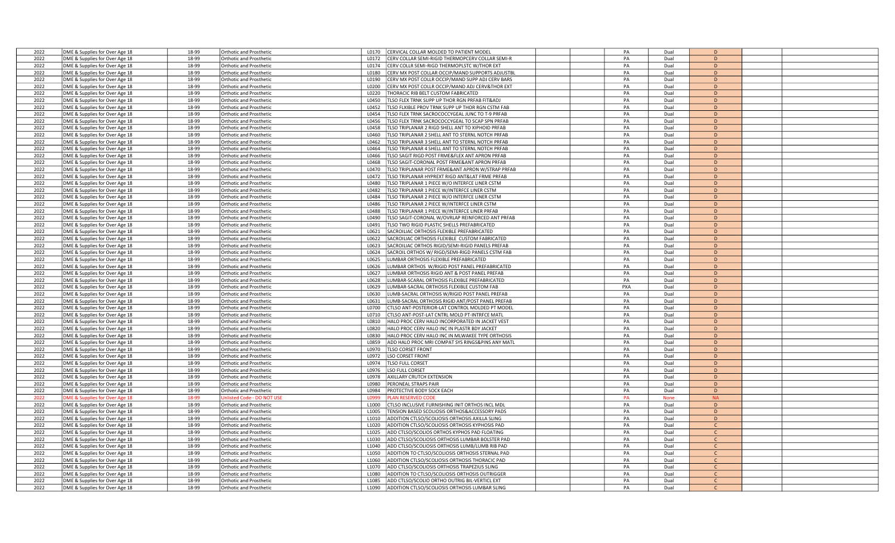| | | | | | | | | | | | | |
|---|---|---|---|---|---|---|---|---|---|---|---|---|
| 2022 | DME & Supplies for Over Age 18 | 18-99 | Orthotic and Prosthetic | L0170 | CERVICAL COLLAR MOLDED TO PATIENT MODEL | | | PA | Dual | D | | |
| 2022 | DME & Supplies for Over Age 18 | 18-99 | Orthotic and Prosthetic | L0172 | CERV COLLAR SEMI-RIGID THERMOPCERV COLLAR SEMI-R | | | PA | Dual | D | | |
| 2022 | DME & Supplies for Over Age 18 | 18-99 | Orthotic and Prosthetic | L0174 | CERV COLLR SEMI-RIGD THERMOPLSTC W/THOR EXT | | | PA | Dual | D | | |
| 2022 | DME & Supplies for Over Age 18 | 18-99 | Orthotic and Prosthetic | L0180 | CERV MX POST COLLAR OCCIP/MAND SUPPORTS ADJUSTBL | | | PA | Dual | D | | |
| 2022 | DME & Supplies for Over Age 18 | 18-99 | Orthotic and Prosthetic | L0190 | CERV MX POST COLLR OCCIP/MAND SUPP ADJ CERV BARS | | | PA | Dual | D | | |
| 2022 | DME & Supplies for Over Age 18 | 18-99 | Orthotic and Prosthetic | L0200 | CERV MX POST COLLR OCCIP/MAND ADJ CERV&THOR EXT | | | PA | Dual | D | | |
| 2022 | DME & Supplies for Over Age 18 | 18-99 | Orthotic and Prosthetic | L0220 | THORACIC RIB BELT CUSTOM FABRICATED | | | PA | Dual | D | | |
| 2022 | DME & Supplies for Over Age 18 | 18-99 | Orthotic and Prosthetic | L0450 | TLSO FLEX TRNK SUPP UP THOR RGN PRFAB FIT&ADJ | | | PA | Dual | D | | |
| 2022 | DME & Supplies for Over Age 18 | 18-99 | Orthotic and Prosthetic | L0452 | TLSO FLXIBLE PROV TRNK SUPP UP THOR RGN CSTM FAB | | | PA | Dual | D | | |
| 2022 | DME & Supplies for Over Age 18 | 18-99 | Orthotic and Prosthetic | L0454 | TLSO FLEX TRNK SACROCOCCYGEAL JUNC TO T-9 PRFAB | | | PA | Dual | D | | |
| 2022 | DME & Supplies for Over Age 18 | 18-99 | Orthotic and Prosthetic | L0456 | TLSO FLEX TRNK SACROCOCCYGEAL TO SCAP SPN PRFAB | | | PA | Dual | D | | |
| 2022 | DME & Supplies for Over Age 18 | 18-99 | Orthotic and Prosthetic | L0458 | TLSO TRIPLANAR 2 RIGD SHELL ANT TO XIPHOID PRFAB | | | PA | Dual | D | | |
| 2022 | DME & Supplies for Over Age 18 | 18-99 | Orthotic and Prosthetic | L0460 | TLSO TRIPLANAR 2 SHELL ANT TO STERNL NOTCH PRFAB | | | PA | Dual | D | | |
| 2022 | DME & Supplies for Over Age 18 | 18-99 | Orthotic and Prosthetic | L0462 | TLSO TRIPLANAR 3 SHELL ANT TO STERNL NOTCH PRFAB | | | PA | Dual | D | | |
| 2022 | DME & Supplies for Over Age 18 | 18-99 | Orthotic and Prosthetic | L0464 | TLSO TRIPLANAR 4 SHELL ANT TO STERNL NOTCH PRFAB | | | PA | Dual | D | | |
| 2022 | DME & Supplies for Over Age 18 | 18-99 | Orthotic and Prosthetic | L0466 | TLSO SAGIT RIGD POST FRME&FLEX ANT APRON PRFAB | | | PA | Dual | D | | |
| 2022 | DME & Supplies for Over Age 18 | 18-99 | Orthotic and Prosthetic | L0468 | TLSO SAGIT-CORONAL POST FRME&ANT APRON PRFAB | | | PA | Dual | D | | |
| 2022 | DME & Supplies for Over Age 18 | 18-99 | Orthotic and Prosthetic | L0470 | TLSO TRIPLANAR POST FRME&ANT APRON W/STRAP PRFAB | | | PA | Dual | D | | |
| 2022 | DME & Supplies for Over Age 18 | 18-99 | Orthotic and Prosthetic | L0472 | TLSO TRIPLANAR HYPREXT RIGD ANT&LAT FRME PRFAB | | | PA | Dual | D | | |
| 2022 | DME & Supplies for Over Age 18 | 18-99 | Orthotic and Prosthetic | L0480 | TLSO TRIPLANAR 1 PIECE W/O INTERFCE LINER CSTM | | | PA | Dual | D | | |
| 2022 | DME & Supplies for Over Age 18 | 18-99 | Orthotic and Prosthetic | L0482 | TLSO TRIPLANAR 1 PIECE W/INTERFCE LINER CSTM | | | PA | Dual | D | | |
| 2022 | DME & Supplies for Over Age 18 | 18-99 | Orthotic and Prosthetic | L0484 | TLSO TRIPLANAR 2 PIECE W/O INTERFCE LINER CSTM | | | PA | Dual | D | | |
| 2022 | DME & Supplies for Over Age 18 | 18-99 | Orthotic and Prosthetic | L0486 | TLSO TRIPLANAR 2 PIECE W/INTERFCE LINER CSTM | | | PA | Dual | D | | |
| 2022 | DME & Supplies for Over Age 18 | 18-99 | Orthotic and Prosthetic | L0488 | TLSO TRIPLANAR 1 PIECE W/INTERFCE LINER PRFAB | | | PA | Dual | D | | |
| 2022 | DME & Supplies for Over Age 18 | 18-99 | Orthotic and Prosthetic | L0490 | TLSO SAGIT-CORONAL W/OVRLAP REINFORCED ANT PRFAB | | | PA | Dual | D | | |
| 2022 | DME & Supplies for Over Age 18 | 18-99 | Orthotic and Prosthetic | L0491 | TLSO TWO RIGID PLASTIC SHELLS PREFABRICATED | | | PA | Dual | D | | |
| 2022 | DME & Supplies for Over Age 18 | 18-99 | Orthotic and Prosthetic | L0621 | SACROILIAC ORTHOSIS FLEXIBLE PREFABRICATED | | | PA | Dual | D | | |
| 2022 | DME & Supplies for Over Age 18 | 18-99 | Orthotic and Prosthetic | L0622 | SACROILIAC ORTHOSIS FLEXIBLE CUSTOM FABRICATED | | | PA | Dual | D | | |
| 2022 | DME & Supplies for Over Age 18 | 18-99 | Orthotic and Prosthetic | L0623 | SACROILIAC ORTHOS RIGID/SEMI-RIGID PANELS PREFAB | | | PA | Dual | D | | |
| 2022 | DME & Supplies for Over Age 18 | 18-99 | Orthotic and Prosthetic | L0624 | SACROIL ORTHOS W/ RIGD/SEMI-RIGD PANELS CSTM FAB | | | PA | Dual | D | | |
| 2022 | DME & Supplies for Over Age 18 | 18-99 | Orthotic and Prosthetic | L0625 | LUMBAR ORTHOSIS FLEXIBLE PREFABRICATED | | | PA | Dual | D | | |
| 2022 | DME & Supplies for Over Age 18 | 18-99 | Orthotic and Prosthetic | L0626 | LUMBAR ORTHOS W/RIGID POST PANEL PREFABRICATED | | | PA | Dual | D | | |
| 2022 | DME & Supplies for Over Age 18 | 18-99 | Orthotic and Prosthetic | L0627 | LUMBAR ORTHOSIS RIGID ANT & POST PANEL PREFAB | | | PA | Dual | D | | |
| 2022 | DME & Supplies for Over Age 18 | 18-99 | Orthotic and Prosthetic | L0628 | LUMBAR-SCARAL ORTHOSIS FLEXIBLE PREFABRICATED | | | PA | Dual | D | | |
| 2022 | DME & Supplies for Over Age 18 | 18-99 | Orthotic and Prosthetic | L0629 | LUMBAR-SACRAL ORTHOSIS FLEXIBLE CUSTOM FAB | | | PXA | Dual | D | | |
| 2022 | DME & Supplies for Over Age 18 | 18-99 | Orthotic and Prosthetic | L0630 | LUMB-SACRAL ORTHOSIS W/RIGID POST PANEL PREFAB | | | PA | Dual | D | | |
| 2022 | DME & Supplies for Over Age 18 | 18-99 | Orthotic and Prosthetic | L0631 | LUMB-SACRAL ORTHOSIS RIGID ANT/POST PANEL PREFAB | | | PA | Dual | D | | |
| 2022 | DME & Supplies for Over Age 18 | 18-99 | Orthotic and Prosthetic | L0700 | CTLSO ANT-POSTERIOR-LAT CONTROL MOLDED PT MODEL | | | PA | Dual | D | | |
| 2022 | DME & Supplies for Over Age 18 | 18-99 | Orthotic and Prosthetic | L0710 | CTLSO ANT-POST-LAT CNTRL MOLD PT-INTRFCE MATL | | | PA | Dual | D | | |
| 2022 | DME & Supplies for Over Age 18 | 18-99 | Orthotic and Prosthetic | L0810 | HALO PROC CERV HALO INCORPORATED IN JACKET VEST | | | PA | Dual | D | | |
| 2022 | DME & Supplies for Over Age 18 | 18-99 | Orthotic and Prosthetic | L0820 | HALO PROC CERV HALO INC IN PLASTR BDY JACKET | | | PA | Dual | D | | |
| 2022 | DME & Supplies for Over Age 18 | 18-99 | Orthotic and Prosthetic | L0830 | HALO PROC CERV HALO INC IN MLWAKEE TYPE ORTHOSIS | | | PA | Dual | D | | |
| 2022 | DME & Supplies for Over Age 18 | 18-99 | Orthotic and Prosthetic | L0859 | ADD HALO PROC MRI COMPAT SYS RINGS&PINS ANY MATL | | | PA | Dual | D | | |
| 2022 | DME & Supplies for Over Age 18 | 18-99 | Orthotic and Prosthetic | L0970 | TLSO CORSET FRONT | | | PA | Dual | D | | |
| 2022 | DME & Supplies for Over Age 18 | 18-99 | Orthotic and Prosthetic | L0972 | LSO CORSET FRONT | | | PA | Dual | D | | |
| 2022 | DME & Supplies for Over Age 18 | 18-99 | Orthotic and Prosthetic | L0974 | TLSO FULL CORSET | | | PA | Dual | D | | |
| 2022 | DME & Supplies for Over Age 18 | 18-99 | Orthotic and Prosthetic | L0976 | LSO FULL CORSET | | | PA | Dual | D | | |
| 2022 | DME & Supplies for Over Age 18 | 18-99 | Orthotic and Prosthetic | L0978 | AXILLARY CRUTCH EXTENSION | | | PA | Dual | D | | |
| 2022 | DME & Supplies for Over Age 18 | 18-99 | Orthotic and Prosthetic | L0980 | PERONEAL STRAPS PAIR | | | PA | Dual | D | | |
| 2022 | DME & Supplies for Over Age 18 | 18-99 | Orthotic and Prosthetic | L0984 | PROTECTIVE BODY SOCK EACH | | | PA | Dual | D | | |
| 2022 | DME & Supplies for Over Age 18 | 18-99 | Unlisted Code - DO NOT USE | L0999 | PLAN RESERVED CODE | | | PA | None | NA | | |
| 2022 | DME & Supplies for Over Age 18 | 18-99 | Orthotic and Prosthetic | L1000 | CTLSO INCLUSIVE FURNISHING INIT ORTHOS INCL MDL | | | PA | Dual | D | | |
| 2022 | DME & Supplies for Over Age 18 | 18-99 | Orthotic and Prosthetic | L1005 | TENSION BASED SCOLIOSIS ORTHOS&ACCESSORY PADS | | | PA | Dual | D | | |
| 2022 | DME & Supplies for Over Age 18 | 18-99 | Orthotic and Prosthetic | L1010 | ADDITION CTLSO/SCOLIOSIS ORTHOSIS AXILLA SLING | | | PA | Dual | D | | |
| 2022 | DME & Supplies for Over Age 18 | 18-99 | Orthotic and Prosthetic | L1020 | ADDITION CTLSO/SCOLIOSIS ORTHOSIS KYPHOSIS PAD | | | PA | Dual | C | | |
| 2022 | DME & Supplies for Over Age 18 | 18-99 | Orthotic and Prosthetic | L1025 | ADD CTLSO/SCOLIOS ORTHOS KYPHOS PAD FLOATING | | | PA | Dual | C | | |
| 2022 | DME & Supplies for Over Age 18 | 18-99 | Orthotic and Prosthetic | L1030 | ADD CTLSO/SCOLIOSIS ORTHOSIS LUMBAR BOLSTER PAD | | | PA | Dual | C | | |
| 2022 | DME & Supplies for Over Age 18 | 18-99 | Orthotic and Prosthetic | L1040 | ADD CTLSO/SCOLIOSIS ORTHOSIS LUMB/LUMB RIB PAD | | | PA | Dual | C | | |
| 2022 | DME & Supplies for Over Age 18 | 18-99 | Orthotic and Prosthetic | L1050 | ADDITION TO CTLSO/SCOLIOSIS ORTHOSIS STERNAL PAD | | | PA | Dual | C | | |
| 2022 | DME & Supplies for Over Age 18 | 18-99 | Orthotic and Prosthetic | L1060 | ADDITION CTLSO/SCOLIOSIS ORTHOSIS THORACIC PAD | | | PA | Dual | C | | |
| 2022 | DME & Supplies for Over Age 18 | 18-99 | Orthotic and Prosthetic | L1070 | ADD CTLSO/SCOLIOSIS ORTHOSIS TRAPEZIUS SLING | | | PA | Dual | C | | |
| 2022 | DME & Supplies for Over Age 18 | 18-99 | Orthotic and Prosthetic | L1080 | ADDITION TO CTLSO/SCOLIOSIS ORTHOSIS OUTRIGGER | | | PA | Dual | C | | |
| 2022 | DME & Supplies for Over Age 18 | 18-99 | Orthotic and Prosthetic | L1085 | ADD CTLSO/SCOLIO ORTHO OUTRIG BIL-VERTICL EXT | | | PA | Dual | C | | |
| 2022 | DME & Supplies for Over Age 18 | 18-99 | Orthotic and Prosthetic | L1090 | ADDITION CTLSO/SCOLIOSIS ORTHOSIS LUMBAR SLING | | | PA | Dual | C | | |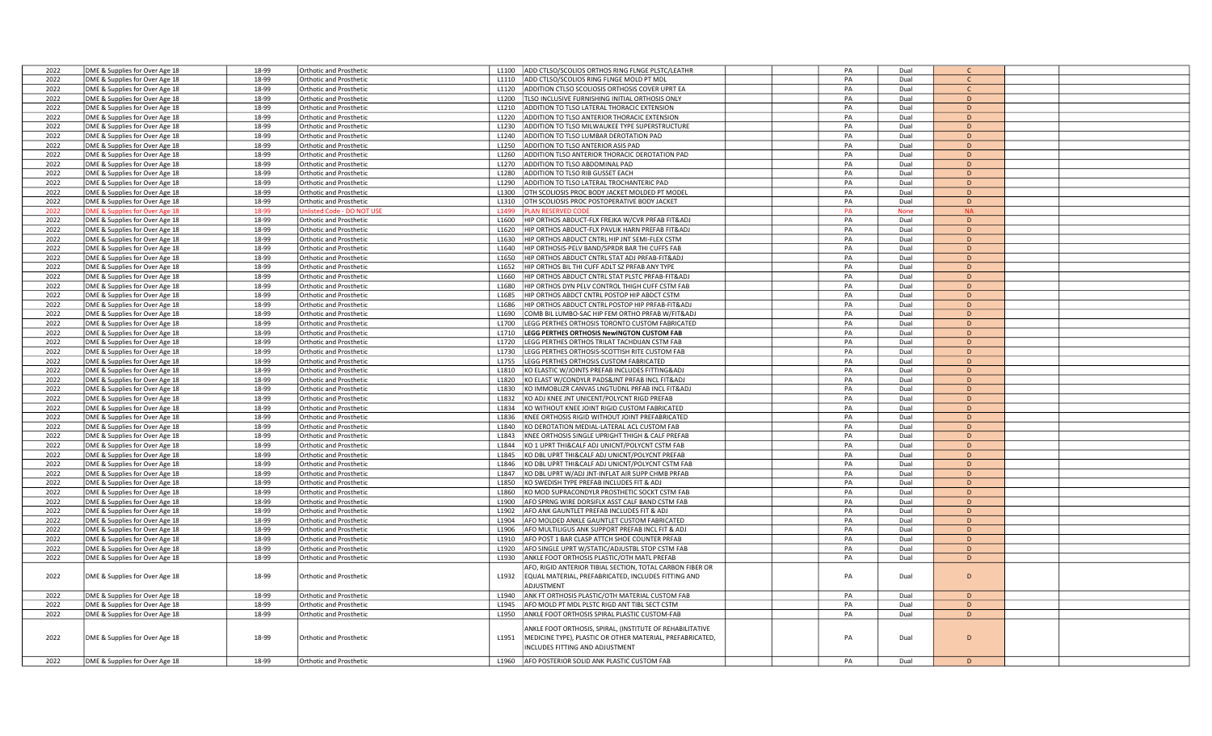| 2022 | DME & Supplies for Over Age 18 | 18-99 | Orthotic and Prosthetic | L1100 | ADD CTLSO/SCOLIOS ORTHOS RING FLNGE PLSTC/LEATHR | | | PA | Dual | C | | |
|---|---|---|---|---|---|---|---|---|---|---|---|---|
| 2022 | DME & Supplies for Over Age 18 | 18-99 | Orthotic and Prosthetic | L1110 | ADD CTLSO/SCOLIOS RING FLNGE MOLD PT MDL | | | PA | Dual | C | | |
| 2022 | DME & Supplies for Over Age 18 | 18-99 | Orthotic and Prosthetic | L1120 | ADDITION CTLSO SCOLIOSIS ORTHOSIS COVER UPRT EA | | | PA | Dual | C | | |
| 2022 | DME & Supplies for Over Age 18 | 18-99 | Orthotic and Prosthetic | L1200 | TLSO INCLUSIVE FURNISHING INITIAL ORTHOSIS ONLY | | | PA | Dual | D | | |
| 2022 | DME & Supplies for Over Age 18 | 18-99 | Orthotic and Prosthetic | L1210 | ADDITION TO TLSO LATERAL THORACIC EXTENSION | | | PA | Dual | D | | |
| 2022 | DME & Supplies for Over Age 18 | 18-99 | Orthotic and Prosthetic | L1220 | ADDITION TO TLSO ANTERIOR THORACIC EXTENSION | | | PA | Dual | D | | |
| 2022 | DME & Supplies for Over Age 18 | 18-99 | Orthotic and Prosthetic | L1230 | ADDITION TO TLSO MILWAUKEE TYPE SUPERSTRUCTURE | | | PA | Dual | D | | |
| 2022 | DME & Supplies for Over Age 18 | 18-99 | Orthotic and Prosthetic | L1240 | ADDITION TO TLSO LUMBAR DEROTATION PAD | | | PA | Dual | D | | |
| 2022 | DME & Supplies for Over Age 18 | 18-99 | Orthotic and Prosthetic | L1250 | ADDITION TO TLSO ANTERIOR ASIS PAD | | | PA | Dual | D | | |
| 2022 | DME & Supplies for Over Age 18 | 18-99 | Orthotic and Prosthetic | L1260 | ADDITION TLSO ANTERIOR THORACIC DEROTATION PAD | | | PA | Dual | D | | |
| 2022 | DME & Supplies for Over Age 18 | 18-99 | Orthotic and Prosthetic | L1270 | ADDITION TO TLSO ABDOMINAL PAD | | | PA | Dual | D | | |
| 2022 | DME & Supplies for Over Age 18 | 18-99 | Orthotic and Prosthetic | L1280 | ADDITION TO TLSO RIB GUSSET EACH | | | PA | Dual | D | | |
| 2022 | DME & Supplies for Over Age 18 | 18-99 | Orthotic and Prosthetic | L1290 | ADDITION TO TLSO LATERAL TROCHANTERIC PAD | | | PA | Dual | D | | |
| 2022 | DME & Supplies for Over Age 18 | 18-99 | Orthotic and Prosthetic | L1300 | OTH SCOLIOSIS PROC BODY JACKET MOLDED PT MODEL | | | PA | Dual | D | | |
| 2022 | DME & Supplies for Over Age 18 | 18-99 | Orthotic and Prosthetic | L1310 | OTH SCOLIOSIS PROC POSTOPERATIVE BODY JACKET | | | PA | Dual | D | | |
| 2022 | DME & Supplies for Over Age 18 | 18-99 | Unlisted Code - DO NOT USE | L1499 | PLAN RESERVED CODE | | | PA | None | NA | | |
| 2022 | DME & Supplies for Over Age 18 | 18-99 | Orthotic and Prosthetic | L1600 | HIP ORTHOS ABDUCT-FLX FREJKA W/CVR PRFAB FIT&ADJ | | | PA | Dual | D | | |
| 2022 | DME & Supplies for Over Age 18 | 18-99 | Orthotic and Prosthetic | L1620 | HIP ORTHOS ABDUCT-FLX PAVLIK HARN PREFAB FIT&ADJ | | | PA | Dual | D | | |
| 2022 | DME & Supplies for Over Age 18 | 18-99 | Orthotic and Prosthetic | L1630 | HIP ORTHOS ABDUCT CNTRL HIP JNT SEMI-FLEX CSTM | | | PA | Dual | D | | |
| 2022 | DME & Supplies for Over Age 18 | 18-99 | Orthotic and Prosthetic | L1640 | HIP ORTHOSIS-PELV BAND/SPRDR BAR THI CUFFS FAB | | | PA | Dual | D | | |
| 2022 | DME & Supplies for Over Age 18 | 18-99 | Orthotic and Prosthetic | L1650 | HIP ORTHOS ABDUCT CNTRL STAT ADJ PRFAB-FIT&ADJ | | | PA | Dual | D | | |
| 2022 | DME & Supplies for Over Age 18 | 18-99 | Orthotic and Prosthetic | L1652 | HIP ORTHOS BIL THI CUFF ADLT SZ PRFAB ANY TYPE | | | PA | Dual | D | | |
| 2022 | DME & Supplies for Over Age 18 | 18-99 | Orthotic and Prosthetic | L1660 | HIP ORTHOS ABDUCT CNTRL STAT PLSTC PRFAB-FIT&ADJ | | | PA | Dual | D | | |
| 2022 | DME & Supplies for Over Age 18 | 18-99 | Orthotic and Prosthetic | L1680 | HIP ORTHOS DYN PELV CONTROL THIGH CUFF CSTM FAB | | | PA | Dual | D | | |
| 2022 | DME & Supplies for Over Age 18 | 18-99 | Orthotic and Prosthetic | L1685 | HIP ORTHOS ABDCT CNTRL POSTOP HIP ABDCT CSTM | | | PA | Dual | D | | |
| 2022 | DME & Supplies for Over Age 18 | 18-99 | Orthotic and Prosthetic | L1686 | HIP ORTHOS ABDUCT CNTRL POSTOP HIP PRFAB-FIT&ADJ | | | PA | Dual | D | | |
| 2022 | DME & Supplies for Over Age 18 | 18-99 | Orthotic and Prosthetic | L1690 | COMB BIL LUMBO-SAC HIP FEM ORTHO PRFAB W/FIT&ADJ | | | PA | Dual | D | | |
| 2022 | DME & Supplies for Over Age 18 | 18-99 | Orthotic and Prosthetic | L1700 | LEGG PERTHES ORTHOSIS TORONTO CUSTOM FABRICATED | | | PA | Dual | D | | |
| 2022 | DME & Supplies for Over Age 18 | 18-99 | Orthotic and Prosthetic | L1710 | **LEGG PERTHES ORTHOSIS NewINGTON CUSTOM FAB** | | | PA | Dual | D | | |
| 2022 | DME & Supplies for Over Age 18 | 18-99 | Orthotic and Prosthetic | L1720 | LEGG PERTHES ORTHOS TRILAT TACHDIJAN CSTM FAB | | | PA | Dual | D | | |
| 2022 | DME & Supplies for Over Age 18 | 18-99 | Orthotic and Prosthetic | L1730 | LEGG PERTHES ORTHOSIS-SCOTTISH RITE CUSTOM FAB | | | PA | Dual | D | | |
| 2022 | DME & Supplies for Over Age 18 | 18-99 | Orthotic and Prosthetic | L1755 | LEGG PERTHES ORTHOSIS CUSTOM FABRICATED | | | PA | Dual | D | | |
| 2022 | DME & Supplies for Over Age 18 | 18-99 | Orthotic and Prosthetic | L1810 | KO ELASTIC W/JOINTS PREFAB INCLUDES FITTING&ADJ | | | PA | Dual | D | | |
| 2022 | DME & Supplies for Over Age 18 | 18-99 | Orthotic and Prosthetic | L1820 | KO ELAST W/CONDYLR PADS&JNT PRFAB INCL FIT&ADJ | | | PA | Dual | D | | |
| 2022 | DME & Supplies for Over Age 18 | 18-99 | Orthotic and Prosthetic | L1830 | KO IMMOBLIZR CANVAS LNGTUDNL PRFAB INCL FIT&ADJ | | | PA | Dual | D | | |
| 2022 | DME & Supplies for Over Age 18 | 18-99 | Orthotic and Prosthetic | L1832 | KO ADJ KNEE JNT UNICENT/POLYCNT RIGD PREFAB | | | PA | Dual | D | | |
| 2022 | DME & Supplies for Over Age 18 | 18-99 | Orthotic and Prosthetic | L1834 | KO WITHOUT KNEE JOINT RIGID CUSTOM FABRICATED | | | PA | Dual | D | | |
| 2022 | DME & Supplies for Over Age 18 | 18-99 | Orthotic and Prosthetic | L1836 | KNEE ORTHOSIS RIGID WITHOUT JOINT PREFABRICATED | | | PA | Dual | D | | |
| 2022 | DME & Supplies for Over Age 18 | 18-99 | Orthotic and Prosthetic | L1840 | KO DEROTATION MEDIAL-LATERAL ACL CUSTOM FAB | | | PA | Dual | D | | |
| 2022 | DME & Supplies for Over Age 18 | 18-99 | Orthotic and Prosthetic | L1843 | KNEE ORTHOSIS SINGLE UPRIGHT THIGH & CALF PREFAB | | | PA | Dual | D | | |
| 2022 | DME & Supplies for Over Age 18 | 18-99 | Orthotic and Prosthetic | L1844 | KO 1 UPRT THI&CALF ADJ UNICNT/POLYCNT CSTM FAB | | | PA | Dual | D | | |
| 2022 | DME & Supplies for Over Age 18 | 18-99 | Orthotic and Prosthetic | L1845 | KO DBL UPRT THI&CALF ADJ UNICNT/POLYCNT PREFAB | | | PA | Dual | D | | |
| 2022 | DME & Supplies for Over Age 18 | 18-99 | Orthotic and Prosthetic | L1846 | KO DBL UPRT THI&CALF ADJ UNICNT/POLYCNT CSTM FAB | | | PA | Dual | D | | |
| 2022 | DME & Supplies for Over Age 18 | 18-99 | Orthotic and Prosthetic | L1847 | KO DBL UPRT W/ADJ JNT-INFLAT AIR SUPP CHMB PRFAB | | | PA | Dual | D | | |
| 2022 | DME & Supplies for Over Age 18 | 18-99 | Orthotic and Prosthetic | L1850 | KO SWEDISH TYPE PREFAB INCLUDES FIT & ADJ | | | PA | Dual | D | | |
| 2022 | DME & Supplies for Over Age 18 | 18-99 | Orthotic and Prosthetic | L1860 | KO MOD SUPRACONDYLR PROSTHETIC SOCKT CSTM FAB | | | PA | Dual | D | | |
| 2022 | DME & Supplies for Over Age 18 | 18-99 | Orthotic and Prosthetic | L1900 | AFO SPRNG WIRE DORSIFLX ASST CALF BAND CSTM FAB | | | PA | Dual | D | | |
| 2022 | DME & Supplies for Over Age 18 | 18-99 | Orthotic and Prosthetic | L1902 | AFO ANK GAUNTLET PREFAB INCLUDES FIT & ADJ | | | PA | Dual | D | | |
| 2022 | DME & Supplies for Over Age 18 | 18-99 | Orthotic and Prosthetic | L1904 | AFO MOLDED ANKLE GAUNTLET CUSTOM FABRICATED | | | PA | Dual | D | | |
| 2022 | DME & Supplies for Over Age 18 | 18-99 | Orthotic and Prosthetic | L1906 | AFO MULTILIGUS ANK SUPPORT PREFAB INCL FIT & ADJ | | | PA | Dual | D | | |
| 2022 | DME & Supplies for Over Age 18 | 18-99 | Orthotic and Prosthetic | L1910 | AFO POST 1 BAR CLASP ATTCH SHOE COUNTER PRFAB | | | PA | Dual | D | | |
| 2022 | DME & Supplies for Over Age 18 | 18-99 | Orthotic and Prosthetic | L1920 | AFO SINGLE UPRT W/STATIC/ADJUSTBL STOP CSTM FAB | | | PA | Dual | D | | |
| 2022 | DME & Supplies for Over Age 18 | 18-99 | Orthotic and Prosthetic | L1930 | ANKLE FOOT ORTHOSIS PLASTIC/OTH MATL PREFAB | | | PA | Dual | D | | |
| 2022 | DME & Supplies for Over Age 18 | 18-99 | Orthotic and Prosthetic | L1932 | AFO, RIGID ANTERIOR TIBIAL SECTION, TOTAL CARBON FIBER OR EQUAL MATERIAL, PREFABRICATED, INCLUDES FITTING AND ADJUSTMENT | | | PA | Dual | D | | |
| 2022 | DME & Supplies for Over Age 18 | 18-99 | Orthotic and Prosthetic | L1940 | ANK FT ORTHOSIS PLASTIC/OTH MATERIAL CUSTOM FAB | | | PA | Dual | D | | |
| 2022 | DME & Supplies for Over Age 18 | 18-99 | Orthotic and Prosthetic | L1945 | AFO MOLD PT MDL PLSTC RIGD ANT TIBL SECT CSTM | | | PA | Dual | D | | |
| 2022 | DME & Supplies for Over Age 18 | 18-99 | Orthotic and Prosthetic | L1950 | ANKLE FOOT ORTHOSIS SPIRAL PLASTIC CUSTOM-FAB | | | PA | Dual | D | | |
| 2022 | DME & Supplies for Over Age 18 | 18-99 | Orthotic and Prosthetic | L1951 | ANKLE FOOT ORTHOSIS, SPIRAL, (INSTITUTE OF REHABILITATIVE MEDICINE TYPE), PLASTIC OR OTHER MATERIAL, PREFABRICATED, INCLUDES FITTING AND ADJUSTMENT | | | PA | Dual | D | | |
| 2022 | DME & Supplies for Over Age 18 | 18-99 | Orthotic and Prosthetic | L1960 | AFO POSTERIOR SOLID ANK PLASTIC CUSTOM FAB | | | PA | Dual | D | | |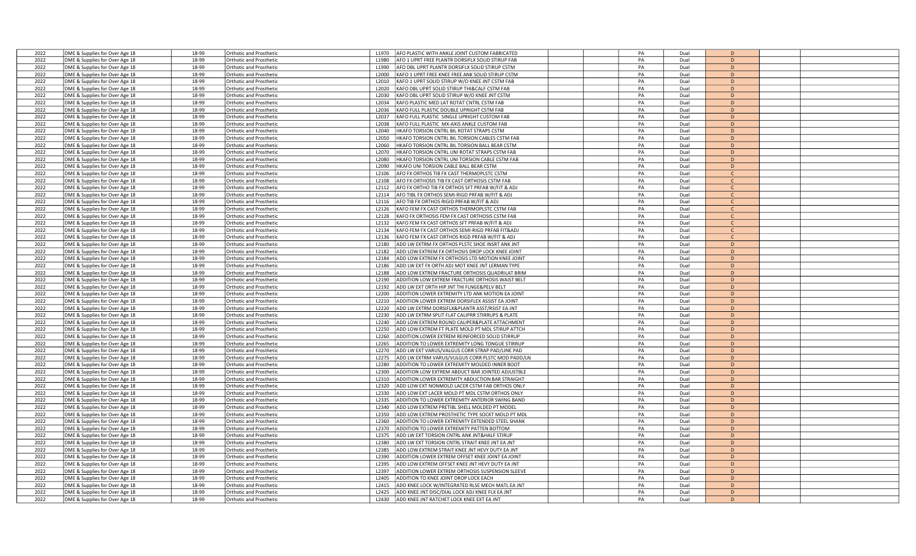| | | | | | | | | | | | | |
|---|---|---|---|---|---|---|---|---|---|---|---|---|
| 2022 | DME & Supplies for Over Age 18 | 18-99 | Orthotic and Prosthetic | L1970 | AFO PLASTIC WITH ANKLE JOINT CUSTOM FABRICATED | | | PA | Dual | D | | |
| 2022 | DME & Supplies for Over Age 18 | 18-99 | Orthotic and Prosthetic | L1980 | AFO 1 UPRT FREE PLANTR DORSIFLX SOLID STIRUP FAB | | | PA | Dual | D | | |
| 2022 | DME & Supplies for Over Age 18 | 18-99 | Orthotic and Prosthetic | L1990 | AFO DBL UPRT PLANTR DORSIFLX SOLID STIRUP CSTM | | | PA | Dual | D | | |
| 2022 | DME & Supplies for Over Age 18 | 18-99 | Orthotic and Prosthetic | L2000 | KAFO 1 UPRT FREE KNEE FREE ANK SOLID STIRUP CSTM | | | PA | Dual | D | | |
| 2022 | DME & Supplies for Over Age 18 | 18-99 | Orthotic and Prosthetic | L2010 | KAFO 1 UPRT SOLID STIRUP W/O KNEE JNT CSTM FAB | | | PA | Dual | D | | |
| 2022 | DME & Supplies for Over Age 18 | 18-99 | Orthotic and Prosthetic | L2020 | KAFO DBL UPRT SOLID STIRUP THI&CALF CSTM FAB | | | PA | Dual | D | | |
| 2022 | DME & Supplies for Over Age 18 | 18-99 | Orthotic and Prosthetic | L2030 | KAFO DBL UPRT SOLID STIRUP W/O KNEE JNT CSTM | | | PA | Dual | D | | |
| 2022 | DME & Supplies for Over Age 18 | 18-99 | Orthotic and Prosthetic | L2034 | KAFO PLASTIC MED LAT ROTAT CNTRL CSTM FAB | | | PA | Dual | D | | |
| 2022 | DME & Supplies for Over Age 18 | 18-99 | Orthotic and Prosthetic | L2036 | KAFO FULL PLASTIC DOUBLE UPRIGHT CSTM FAB | | | PA | Dual | D | | |
| 2022 | DME & Supplies for Over Age 18 | 18-99 | Orthotic and Prosthetic | L2037 | KAFO FULL PLASTIC SINGLE UPRIGHT CUSTOM FAB | | | PA | Dual | D | | |
| 2022 | DME & Supplies for Over Age 18 | 18-99 | Orthotic and Prosthetic | L2038 | KAFO FULL PLASTIC MX-AXIS ANKLE CUSTOM FAB | | | PA | Dual | D | | |
| 2022 | DME & Supplies for Over Age 18 | 18-99 | Orthotic and Prosthetic | L2040 | HKAFO TORSION CNTRL BIL ROTAT STRAPS CSTM | | | PA | Dual | D | | |
| 2022 | DME & Supplies for Over Age 18 | 18-99 | Orthotic and Prosthetic | L2050 | HKAFO TORSION CNTRL BIL TORSION CABLES CSTM FAB | | | PA | Dual | D | | |
| 2022 | DME & Supplies for Over Age 18 | 18-99 | Orthotic and Prosthetic | L2060 | HKAFO TORSION CNTRL BIL TORSION BALL BEAR CSTM | | | PA | Dual | D | | |
| 2022 | DME & Supplies for Over Age 18 | 18-99 | Orthotic and Prosthetic | L2070 | HKAFO TORSION CNTRL UNI ROTAT STRAPS CSTM FAB | | | PA | Dual | D | | |
| 2022 | DME & Supplies for Over Age 18 | 18-99 | Orthotic and Prosthetic | L2080 | HKAFO TORSION CNTRL UNI TORSION CABLE CSTM FAB | | | PA | Dual | D | | |
| 2022 | DME & Supplies for Over Age 18 | 18-99 | Orthotic and Prosthetic | L2090 | HKAFO UNI TORSION CABLE BALL BEAR CSTM | | | PA | Dual | D | | |
| 2022 | DME & Supplies for Over Age 18 | 18-99 | Orthotic and Prosthetic | L2106 | AFO FX ORTHOS TIB FX CAST THERMOPLSTC CSTM | | | PA | Dual | C | | |
| 2022 | DME & Supplies for Over Age 18 | 18-99 | Orthotic and Prosthetic | L2108 | AFO FX ORTHOSIS TIB FX CAST ORTHOSIS CSTM FAB | | | PA | Dual | C | | |
| 2022 | DME & Supplies for Over Age 18 | 18-99 | Orthotic and Prosthetic | L2112 | AFO FX ORTHO TIB FX ORTHOS SFT PRFAB W/FIT & ADJ | | | PA | Dual | C | | |
| 2022 | DME & Supplies for Over Age 18 | 18-99 | Orthotic and Prosthetic | L2114 | AFO TIBL FX ORTHOS SEMI-RIGD PRFAB W/FIT & ADJ | | | PA | Dual | C | | |
| 2022 | DME & Supplies for Over Age 18 | 18-99 | Orthotic and Prosthetic | L2116 | AFO TIB FX ORTHOS RIGID PRFAB W/FIT & ADJ | | | PA | Dual | C | | |
| 2022 | DME & Supplies for Over Age 18 | 18-99 | Orthotic and Prosthetic | L2126 | KAFO FEM FX CAST ORTHOS THERMOPLSTC CSTM FAB | | | PA | Dual | C | | |
| 2022 | DME & Supplies for Over Age 18 | 18-99 | Orthotic and Prosthetic | L2128 | KAFO FX ORTHOSIS FEM FX CAST ORTHOSIS CSTM FAB | | | PA | Dual | C | | |
| 2022 | DME & Supplies for Over Age 18 | 18-99 | Orthotic and Prosthetic | L2132 | KAFO FEM FX CAST ORTHOS SFT PRFAB W/FIT & ADJ | | | PA | Dual | C | | |
| 2022 | DME & Supplies for Over Age 18 | 18-99 | Orthotic and Prosthetic | L2134 | KAFO FEM FX CAST ORTHOS SEMI-RIGD PRFAB FIT&ADJ | | | PA | Dual | C | | |
| 2022 | DME & Supplies for Over Age 18 | 18-99 | Orthotic and Prosthetic | L2136 | KAFO FEM FX CAST ORTHOS RIGD PRFAB W/FIT & ADJ | | | PA | Dual | C | | |
| 2022 | DME & Supplies for Over Age 18 | 18-99 | Orthotic and Prosthetic | L2180 | ADD LW EXTRM FX ORTHOS PLSTC SHOE INSRT ANK JNT | | | PA | Dual | D | | |
| 2022 | DME & Supplies for Over Age 18 | 18-99 | Orthotic and Prosthetic | L2182 | ADD LOW EXTREM FX ORTHOSIS DROP LOCK KNEE JOINT | | | PA | Dual | D | | |
| 2022 | DME & Supplies for Over Age 18 | 18-99 | Orthotic and Prosthetic | L2184 | ADD LOW EXTREM FX ORTHOSIS LTD MOTION KNEE JOINT | | | PA | Dual | D | | |
| 2022 | DME & Supplies for Over Age 18 | 18-99 | Orthotic and Prosthetic | L2186 | ADD LW EXT FX ORTH ADJ MOT KNEE JNT LERMAN TYPE | | | PA | Dual | D | | |
| 2022 | DME & Supplies for Over Age 18 | 18-99 | Orthotic and Prosthetic | L2188 | ADD LOW EXTREM FRACTURE ORTHOSIS QUADRILAT BRIM | | | PA | Dual | D | | |
| 2022 | DME & Supplies for Over Age 18 | 18-99 | Orthotic and Prosthetic | L2190 | ADDITION LOW EXTREM FRACTURE ORTHOSIS WAIST BELT | | | PA | Dual | D | | |
| 2022 | DME & Supplies for Over Age 18 | 18-99 | Orthotic and Prosthetic | L2192 | ADD LW EXT ORTH HIP JNT THI FLNGE&PELV BELT | | | PA | Dual | D | | |
| 2022 | DME & Supplies for Over Age 18 | 18-99 | Orthotic and Prosthetic | L2200 | ADDITION LOWER EXTREMITY LTD ANK MOTION EA JOINT | | | PA | Dual | D | | |
| 2022 | DME & Supplies for Over Age 18 | 18-99 | Orthotic and Prosthetic | L2210 | ADDITION LOWER EXTREM DORSIFLEX ASSIST EA JOINT | | | PA | Dual | D | | |
| 2022 | DME & Supplies for Over Age 18 | 18-99 | Orthotic and Prosthetic | L2220 | ADD LW EXTRM DORSIFLX&PLANTR ASST/RSIST EA JNT | | | PA | Dual | D | | |
| 2022 | DME & Supplies for Over Age 18 | 18-99 | Orthotic and Prosthetic | L2230 | ADD LW EXTRM SPLIT FLAT CALIPR STIRRUPS & PLATE | | | PA | Dual | D | | |
| 2022 | DME & Supplies for Over Age 18 | 18-99 | Orthotic and Prosthetic | L2240 | ADD LOW EXTREM ROUND CALIPER&PLATE ATTACHMENT | | | PA | Dual | D | | |
| 2022 | DME & Supplies for Over Age 18 | 18-99 | Orthotic and Prosthetic | L2250 | ADD LOW EXTREM FT PLATE MOLD PT MDL STIRUP ATTCH | | | PA | Dual | D | | |
| 2022 | DME & Supplies for Over Age 18 | 18-99 | Orthotic and Prosthetic | L2260 | ADDITION LOWER EXTREM REINFORCED SOLID STIRRUP | | | PA | Dual | D | | |
| 2022 | DME & Supplies for Over Age 18 | 18-99 | Orthotic and Prosthetic | L2265 | ADDITION TO LOWER EXTREMITY LONG TONGUE STIRRUP | | | PA | Dual | D | | |
| 2022 | DME & Supplies for Over Age 18 | 18-99 | Orthotic and Prosthetic | L2270 | ADD LW EXT VARUS/VALGUS CORR STRAP PAD/LINE PAD | | | PA | Dual | D | | |
| 2022 | DME & Supplies for Over Age 18 | 18-99 | Orthotic and Prosthetic | L2275 | ADD LW EXTRM VARUS/VULGUS CORR PLSTC MOD PADD/LN | | | PA | Dual | D | | |
| 2022 | DME & Supplies for Over Age 18 | 18-99 | Orthotic and Prosthetic | L2280 | ADDITION TO LOWER EXTREMITY MOLDED INNER BOOT | | | PA | Dual | D | | |
| 2022 | DME & Supplies for Over Age 18 | 18-99 | Orthotic and Prosthetic | L2300 | ADDITION LOW EXTREM ABDUCT BAR JOINTED ADJUSTBLE | | | PA | Dual | D | | |
| 2022 | DME & Supplies for Over Age 18 | 18-99 | Orthotic and Prosthetic | L2310 | ADDITION LOWER EXTREMITY ABDUCTION BAR STRAIGHT | | | PA | Dual | D | | |
| 2022 | DME & Supplies for Over Age 18 | 18-99 | Orthotic and Prosthetic | L2320 | ADD LOW EXT NONMOLD LACER CSTM FAB ORTHOS ONLY | | | PA | Dual | D | | |
| 2022 | DME & Supplies for Over Age 18 | 18-99 | Orthotic and Prosthetic | L2330 | ADD LOW EXT LACER MOLD PT MDL CSTM ORTHOS ONLY | | | PA | Dual | D | | |
| 2022 | DME & Supplies for Over Age 18 | 18-99 | Orthotic and Prosthetic | L2335 | ADDITION TO LOWER EXTREMITY ANTERIOR SWING BAND | | | PA | Dual | D | | |
| 2022 | DME & Supplies for Over Age 18 | 18-99 | Orthotic and Prosthetic | L2340 | ADD LOW EXTREM PRETIBL SHELL MOLDED PT MODEL | | | PA | Dual | D | | |
| 2022 | DME & Supplies for Over Age 18 | 18-99 | Orthotic and Prosthetic | L2350 | ADD LOW EXTREM PROSTHETIC TYPE SOCKT MOLD PT MDL | | | PA | Dual | D | | |
| 2022 | DME & Supplies for Over Age 18 | 18-99 | Orthotic and Prosthetic | L2360 | ADDITION TO LOWER EXTREMITY EXTENDED STEEL SHANK | | | PA | Dual | D | | |
| 2022 | DME & Supplies for Over Age 18 | 18-99 | Orthotic and Prosthetic | L2370 | ADDITION TO LOWER EXTREMITY PATTEN BOTTOM | | | PA | Dual | D | | |
| 2022 | DME & Supplies for Over Age 18 | 18-99 | Orthotic and Prosthetic | L2375 | ADD LW EXT TORSION CNTRL ANK JNT&HALF STIRUP | | | PA | Dual | D | | |
| 2022 | DME & Supplies for Over Age 18 | 18-99 | Orthotic and Prosthetic | L2380 | ADD LW EXT TORSION CNTRL STRAIT KNEE JNT EA JNT | | | PA | Dual | D | | |
| 2022 | DME & Supplies for Over Age 18 | 18-99 | Orthotic and Prosthetic | L2385 | ADD LOW EXTREM STRAIT KNEE JNT HEVY DUTY EA JNT | | | PA | Dual | D | | |
| 2022 | DME & Supplies for Over Age 18 | 18-99 | Orthotic and Prosthetic | L2390 | ADDITION LOWER EXTREM OFFSET KNEE JOINT EA JOINT | | | PA | Dual | D | | |
| 2022 | DME & Supplies for Over Age 18 | 18-99 | Orthotic and Prosthetic | L2395 | ADD LOW EXTREM OFFSET KNEE JNT HEVY DUTY EA JNT | | | PA | Dual | D | | |
| 2022 | DME & Supplies for Over Age 18 | 18-99 | Orthotic and Prosthetic | L2397 | ADDITION LOWER EXTREM ORTHOSIS SUSPENSION SLEEVE | | | PA | Dual | D | | |
| 2022 | DME & Supplies for Over Age 18 | 18-99 | Orthotic and Prosthetic | L2405 | ADDITION TO KNEE JOINT DROP LOCK EACH | | | PA | Dual | D | | |
| 2022 | DME & Supplies for Over Age 18 | 18-99 | Orthotic and Prosthetic | L2415 | ADD KNEE LOCK W/INTEGRATED RLSE MECH MATL EA JNT | | | PA | Dual | D | | |
| 2022 | DME & Supplies for Over Age 18 | 18-99 | Orthotic and Prosthetic | L2425 | ADD KNEE JNT DISC/DIAL LOCK ADJ KNEE FLX EA JNT | | | PA | Dual | D | | |
| 2022 | DME & Supplies for Over Age 18 | 18-99 | Orthotic and Prosthetic | L2430 | ADD KNEE JNT RATCHET LOCK KNEE EXT EA JNT | | | PA | Dual | D | | |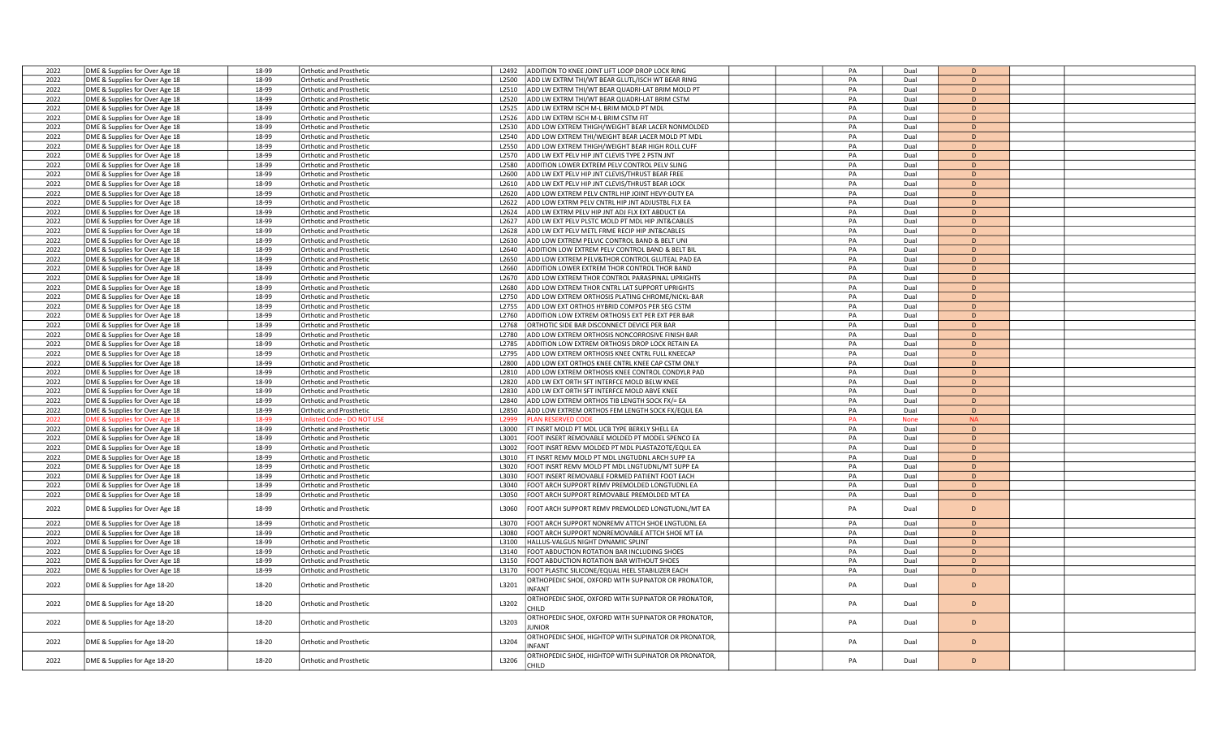| | | | | | | | | | | | | |
|---|---|---|---|---|---|---|---|---|---|---|---|---|
| 2022 | DME & Supplies for Over Age 18 | 18-99 | Orthotic and Prosthetic | L2492 | ADDITION TO KNEE JOINT LIFT LOOP DROP LOCK RING | | | PA | Dual | D | | |
| 2022 | DME & Supplies for Over Age 18 | 18-99 | Orthotic and Prosthetic | L2500 | ADD LW EXTRM THI/WT BEAR GLUTL/ISCH WT BEAR RING | | | PA | Dual | D | | |
| 2022 | DME & Supplies for Over Age 18 | 18-99 | Orthotic and Prosthetic | L2510 | ADD LW EXTRM THI/WT BEAR QUADRI-LAT BRIM MOLD PT | | | PA | Dual | D | | |
| 2022 | DME & Supplies for Over Age 18 | 18-99 | Orthotic and Prosthetic | L2520 | ADD LW EXTRM THI/WT BEAR QUADRI-LAT BRIM CSTM | | | PA | Dual | D | | |
| 2022 | DME & Supplies for Over Age 18 | 18-99 | Orthotic and Prosthetic | L2525 | ADD LW EXTRM ISCH M-L BRIM MOLD PT MDL | | | PA | Dual | D | | |
| 2022 | DME & Supplies for Over Age 18 | 18-99 | Orthotic and Prosthetic | L2526 | ADD LW EXTRM ISCH M-L BRIM CSTM FIT | | | PA | Dual | D | | |
| 2022 | DME & Supplies for Over Age 18 | 18-99 | Orthotic and Prosthetic | L2530 | ADD LOW EXTREM THIGH/WEIGHT BEAR LACER NONMOLDED | | | PA | Dual | D | | |
| 2022 | DME & Supplies for Over Age 18 | 18-99 | Orthotic and Prosthetic | L2540 | ADD LOW EXTREM THI/WEIGHT BEAR LACER MOLD PT MDL | | | PA | Dual | D | | |
| 2022 | DME & Supplies for Over Age 18 | 18-99 | Orthotic and Prosthetic | L2550 | ADD LOW EXTREM THIGH/WEIGHT BEAR HIGH ROLL CUFF | | | PA | Dual | D | | |
| 2022 | DME & Supplies for Over Age 18 | 18-99 | Orthotic and Prosthetic | L2570 | ADD LW EXT PELV HIP JNT CLEVIS TYPE 2 PSTN JNT | | | PA | Dual | D | | |
| 2022 | DME & Supplies for Over Age 18 | 18-99 | Orthotic and Prosthetic | L2580 | ADDITION LOWER EXTREM PELV CONTROL PELV SLING | | | PA | Dual | D | | |
| 2022 | DME & Supplies for Over Age 18 | 18-99 | Orthotic and Prosthetic | L2600 | ADD LW EXT PELV HIP JNT CLEVIS/THRUST BEAR FREE | | | PA | Dual | D | | |
| 2022 | DME & Supplies for Over Age 18 | 18-99 | Orthotic and Prosthetic | L2610 | ADD LW EXT PELV HIP JNT CLEVIS/THRUST BEAR LOCK | | | PA | Dual | D | | |
| 2022 | DME & Supplies for Over Age 18 | 18-99 | Orthotic and Prosthetic | L2620 | ADD LOW EXTREM PELV CNTRL HIP JOINT HEVY-DUTY EA | | | PA | Dual | D | | |
| 2022 | DME & Supplies for Over Age 18 | 18-99 | Orthotic and Prosthetic | L2622 | ADD LOW EXTRM PELV CNTRL HIP JNT ADJUSTBL FLX EA | | | PA | Dual | D | | |
| 2022 | DME & Supplies for Over Age 18 | 18-99 | Orthotic and Prosthetic | L2624 | ADD LW EXTRM PELV HIP JNT ADJ FLX EXT ABDUCT EA | | | PA | Dual | D | | |
| 2022 | DME & Supplies for Over Age 18 | 18-99 | Orthotic and Prosthetic | L2627 | ADD LW EXT PELV PLSTC MOLD PT MDL HIP JNT&CABLES | | | PA | Dual | D | | |
| 2022 | DME & Supplies for Over Age 18 | 18-99 | Orthotic and Prosthetic | L2628 | ADD LW EXT PELV METL FRME RECIP HIP JNT&CABLES | | | PA | Dual | D | | |
| 2022 | DME & Supplies for Over Age 18 | 18-99 | Orthotic and Prosthetic | L2630 | ADD LOW EXTREM PELVIC CONTROL BAND & BELT UNI | | | PA | Dual | D | | |
| 2022 | DME & Supplies for Over Age 18 | 18-99 | Orthotic and Prosthetic | L2640 | ADDITION LOW EXTREM PELV CONTROL BAND & BELT BIL | | | PA | Dual | D | | |
| 2022 | DME & Supplies for Over Age 18 | 18-99 | Orthotic and Prosthetic | L2650 | ADD LOW EXTREM PELV&THOR CONTROL GLUTEAL PAD EA | | | PA | Dual | D | | |
| 2022 | DME & Supplies for Over Age 18 | 18-99 | Orthotic and Prosthetic | L2660 | ADDITION LOWER EXTREM THOR CONTROL THOR BAND | | | PA | Dual | D | | |
| 2022 | DME & Supplies for Over Age 18 | 18-99 | Orthotic and Prosthetic | L2670 | ADD LOW EXTREM THOR CONTROL PARASPINAL UPRIGHTS | | | PA | Dual | D | | |
| 2022 | DME & Supplies for Over Age 18 | 18-99 | Orthotic and Prosthetic | L2680 | ADD LOW EXTREM THOR CNTRL LAT SUPPORT UPRIGHTS | | | PA | Dual | D | | |
| 2022 | DME & Supplies for Over Age 18 | 18-99 | Orthotic and Prosthetic | L2750 | ADD LOW EXTREM ORTHOSIS PLATING CHROME/NICKL-BAR | | | PA | Dual | D | | |
| 2022 | DME & Supplies for Over Age 18 | 18-99 | Orthotic and Prosthetic | L2755 | ADD LOW EXT ORTHOS HYBRID COMPOS PER SEG CSTM | | | PA | Dual | D | | |
| 2022 | DME & Supplies for Over Age 18 | 18-99 | Orthotic and Prosthetic | L2760 | ADDITION LOW EXTREM ORTHOSIS EXT PER EXT PER BAR | | | PA | Dual | D | | |
| 2022 | DME & Supplies for Over Age 18 | 18-99 | Orthotic and Prosthetic | L2768 | ORTHOTIC SIDE BAR DISCONNECT DEVICE PER BAR | | | PA | Dual | D | | |
| 2022 | DME & Supplies for Over Age 18 | 18-99 | Orthotic and Prosthetic | L2780 | ADD LOW EXTREM ORTHOSIS NONCORROSIVE FINISH BAR | | | PA | Dual | D | | |
| 2022 | DME & Supplies for Over Age 18 | 18-99 | Orthotic and Prosthetic | L2785 | ADDITION LOW EXTREM ORTHOSIS DROP LOCK RETAIN EA | | | PA | Dual | D | | |
| 2022 | DME & Supplies for Over Age 18 | 18-99 | Orthotic and Prosthetic | L2795 | ADD LOW EXTREM ORTHOSIS KNEE CNTRL FULL KNEECAP | | | PA | Dual | D | | |
| 2022 | DME & Supplies for Over Age 18 | 18-99 | Orthotic and Prosthetic | L2800 | ADD LOW EXT ORTHOS KNEE CNTRL KNEE CAP CSTM ONLY | | | PA | Dual | D | | |
| 2022 | DME & Supplies for Over Age 18 | 18-99 | Orthotic and Prosthetic | L2810 | ADD LOW EXTREM ORTHOSIS KNEE CONTROL CONDYLR PAD | | | PA | Dual | D | | |
| 2022 | DME & Supplies for Over Age 18 | 18-99 | Orthotic and Prosthetic | L2820 | ADD LW EXT ORTH SFT INTERFCE MOLD BELW KNEE | | | PA | Dual | D | | |
| 2022 | DME & Supplies for Over Age 18 | 18-99 | Orthotic and Prosthetic | L2830 | ADD LW EXT ORTH SFT INTERFCE MOLD ABVE KNEE | | | PA | Dual | D | | |
| 2022 | DME & Supplies for Over Age 18 | 18-99 | Orthotic and Prosthetic | L2840 | ADD LOW EXTREM ORTHOS TIB LENGTH SOCK FX/= EA | | | PA | Dual | D | | |
| 2022 | DME & Supplies for Over Age 18 | 18-99 | Orthotic and Prosthetic | L2850 | ADD LOW EXTREM ORTHOS FEM LENGTH SOCK FX/EQUL EA | | | PA | Dual | D | | |
| 2022 | DME & Supplies for Over Age 18 | 18-99 | Unlisted Code - DO NOT USE | L2999 | PLAN RESERVED CODE | | | PA | None | NA | | |
| 2022 | DME & Supplies for Over Age 18 | 18-99 | Orthotic and Prosthetic | L3000 | FT INSRT MOLD PT MDL UCB TYPE BERKLY SHELL EA | | | PA | Dual | D | | |
| 2022 | DME & Supplies for Over Age 18 | 18-99 | Orthotic and Prosthetic | L3001 | FOOT INSERT REMOVABLE MOLDED PT MODEL SPENCO EA | | | PA | Dual | D | | |
| 2022 | DME & Supplies for Over Age 18 | 18-99 | Orthotic and Prosthetic | L3002 | FOOT INSRT REMV MOLDED PT MDL PLASTAZOTE/EQUL EA | | | PA | Dual | D | | |
| 2022 | DME & Supplies for Over Age 18 | 18-99 | Orthotic and Prosthetic | L3010 | FT INSRT REMV MOLD PT MDL LNGTUDNL ARCH SUPP EA | | | PA | Dual | D | | |
| 2022 | DME & Supplies for Over Age 18 | 18-99 | Orthotic and Prosthetic | L3020 | FOOT INSRT REMV MOLD PT MDL LNGTUDNL/MT SUPP EA | | | PA | Dual | D | | |
| 2022 | DME & Supplies for Over Age 18 | 18-99 | Orthotic and Prosthetic | L3030 | FOOT INSERT REMOVABLE FORMED PATIENT FOOT EACH | | | PA | Dual | D | | |
| 2022 | DME & Supplies for Over Age 18 | 18-99 | Orthotic and Prosthetic | L3040 | FOOT ARCH SUPPORT REMV PREMOLDED LONGTUDNL EA | | | PA | Dual | D | | |
| 2022 | DME & Supplies for Over Age 18 | 18-99 | Orthotic and Prosthetic | L3050 | FOOT ARCH SUPPORT REMOVABLE PREMOLDED MT EA | | | PA | Dual | D | | |
| 2022 | DME & Supplies for Over Age 18 | 18-99 | Orthotic and Prosthetic | L3060 | FOOT ARCH SUPPORT REMV PREMOLDED LONGTUDNL/MT EA | | | PA | Dual | D | | |
| 2022 | DME & Supplies for Over Age 18 | 18-99 | Orthotic and Prosthetic | L3070 | FOOT ARCH SUPPORT NONREMV ATTCH SHOE LNGTUDNL EA | | | PA | Dual | D | | |
| 2022 | DME & Supplies for Over Age 18 | 18-99 | Orthotic and Prosthetic | L3080 | FOOT ARCH SUPPORT NONREMOVABLE ATTCH SHOE MT EA | | | PA | Dual | D | | |
| 2022 | DME & Supplies for Over Age 18 | 18-99 | Orthotic and Prosthetic | L3100 | HALLUS-VALGUS NIGHT DYNAMIC SPLINT | | | PA | Dual | D | | |
| 2022 | DME & Supplies for Over Age 18 | 18-99 | Orthotic and Prosthetic | L3140 | FOOT ABDUCTION ROTATION BAR INCLUDING SHOES | | | PA | Dual | D | | |
| 2022 | DME & Supplies for Over Age 18 | 18-99 | Orthotic and Prosthetic | L3150 | FOOT ABDUCTION ROTATION BAR WITHOUT SHOES | | | PA | Dual | D | | |
| 2022 | DME & Supplies for Over Age 18 | 18-99 | Orthotic and Prosthetic | L3170 | FOOT PLASTIC SILICONE/EQUAL HEEL STABILIZER EACH | | | PA | Dual | D | | |
| 2022 | DME & Supplies for Age 18-20 | 18-20 | Orthotic and Prosthetic | L3201 | ORTHOPEDIC SHOE, OXFORD WITH SUPINATOR OR PRONATOR, INFANT | | | PA | Dual | D | | |
| 2022 | DME & Supplies for Age 18-20 | 18-20 | Orthotic and Prosthetic | L3202 | ORTHOPEDIC SHOE, OXFORD WITH SUPINATOR OR PRONATOR, CHILD | | | PA | Dual | D | | |
| 2022 | DME & Supplies for Age 18-20 | 18-20 | Orthotic and Prosthetic | L3203 | ORTHOPEDIC SHOE, OXFORD WITH SUPINATOR OR PRONATOR, JUNIOR | | | PA | Dual | D | | |
| 2022 | DME & Supplies for Age 18-20 | 18-20 | Orthotic and Prosthetic | L3204 | ORTHOPEDIC SHOE, HIGHTOP WITH SUPINATOR OR PRONATOR, INFANT | | | PA | Dual | D | | |
| 2022 | DME & Supplies for Age 18-20 | 18-20 | Orthotic and Prosthetic | L3206 | ORTHOPEDIC SHOE, HIGHTOP WITH SUPINATOR OR PRONATOR, CHILD | | | PA | Dual | D | | |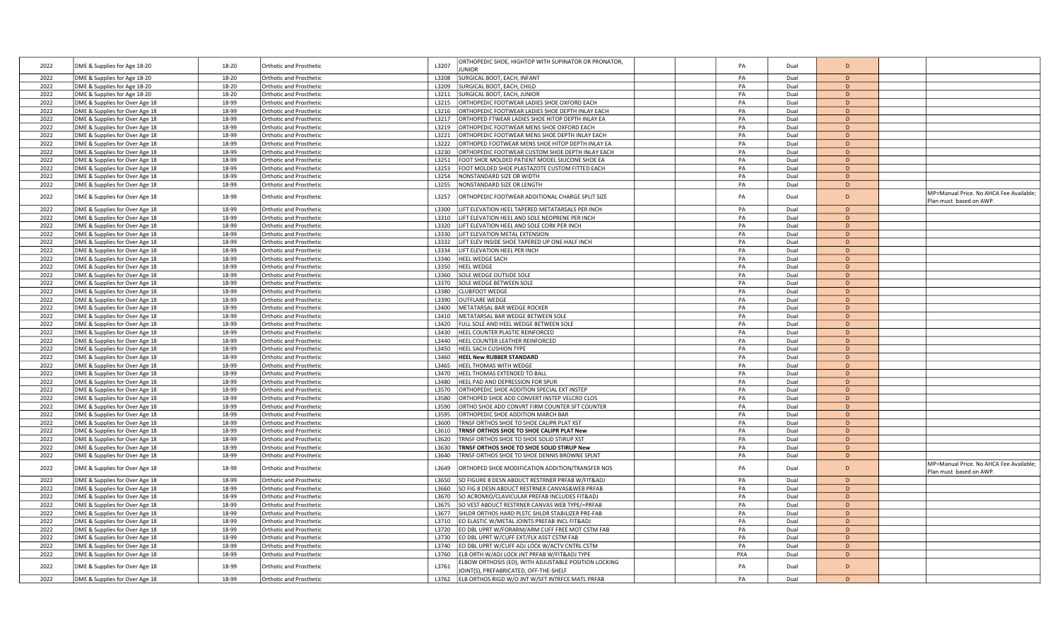| | | | | | | | | | | | | |
|---|---|---|---|---|---|---|---|---|---|---|---|---|
| 2022 | DME & Supplies for Age 18-20 | 18-20 | Orthotic and Prosthetic | L3207 | ORTHOPEDIC SHOE, HIGHTOP WITH SUPINATOR OR PRONATOR, JUNIOR | | | PA | Dual | D | | |
| 2022 | DME & Supplies for Age 18-20 | 18-20 | Orthotic and Prosthetic | L3208 | SURGICAL BOOT, EACH, INFANT | | | PA | Dual | D | | |
| 2022 | DME & Supplies for Age 18-20 | 18-20 | Orthotic and Prosthetic | L3209 | SURGICAL BOOT, EACH, CHILD | | | PA | Dual | D | | |
| 2022 | DME & Supplies for Age 18-20 | 18-20 | Orthotic and Prosthetic | L3211 | SURGICAL BOOT, EACH, JUNIOR | | | PA | Dual | D | | |
| 2022 | DME & Supplies for Over Age 18 | 18-99 | Orthotic and Prosthetic | L3215 | ORTHOPEDIC FOOTWEAR LADIES SHOE OXFORD EACH | | | PA | Dual | D | | |
| 2022 | DME & Supplies for Over Age 18 | 18-99 | Orthotic and Prosthetic | L3216 | ORTHOPEDIC FOOTWEAR LADIES SHOE DEPTH INLAY EACH | | | PA | Dual | D | | |
| 2022 | DME & Supplies for Over Age 18 | 18-99 | Orthotic and Prosthetic | L3217 | ORTHOPED FTWEAR LADIES SHOE HITOP DEPTH INLAY EA | | | PA | Dual | D | | |
| 2022 | DME & Supplies for Over Age 18 | 18-99 | Orthotic and Prosthetic | L3219 | ORTHOPEDIC FOOTWEAR MENS SHOE OXFORD EACH | | | PA | Dual | D | | |
| 2022 | DME & Supplies for Over Age 18 | 18-99 | Orthotic and Prosthetic | L3221 | ORTHOPEDIC FOOTWEAR MENS SHOE DEPTH INLAY EACH | | | PA | Dual | D | | |
| 2022 | DME & Supplies for Over Age 18 | 18-99 | Orthotic and Prosthetic | L3222 | ORTHOPED FOOTWEAR MENS SHOE HITOP DEPTH INLAY EA | | | PA | Dual | D | | |
| 2022 | DME & Supplies for Over Age 18 | 18-99 | Orthotic and Prosthetic | L3230 | ORTHOPEDIC FOOTWEAR CUSTOM SHOE DEPTH INLAY EACH | | | PA | Dual | D | | |
| 2022 | DME & Supplies for Over Age 18 | 18-99 | Orthotic and Prosthetic | L3251 | FOOT SHOE MOLDED PATIENT MODEL SILICONE SHOE EA | | | PA | Dual | D | | |
| 2022 | DME & Supplies for Over Age 18 | 18-99 | Orthotic and Prosthetic | L3253 | FOOT MOLDED SHOE PLASTAZOTE CUSTOM FITTED EACH | | | PA | Dual | D | | |
| 2022 | DME & Supplies for Over Age 18 | 18-99 | Orthotic and Prosthetic | L3254 | NONSTANDARD SIZE OR WIDTH | | | PA | Dual | D | | |
| 2022 | DME & Supplies for Over Age 18 | 18-99 | Orthotic and Prosthetic | L3255 | NONSTANDARD SIZE OR LENGTH | | | PA | Dual | D | | |
| 2022 | DME & Supplies for Over Age 18 | 18-99 | Orthotic and Prosthetic | L3257 | ORTHOPEDIC FOOTWEAR ADDITIONAL CHARGE SPLIT SIZE | | | PA | Dual | D | | MP=Manual Price. No AHCA Fee Available; Plan must based on AWP. |
| 2022 | DME & Supplies for Over Age 18 | 18-99 | Orthotic and Prosthetic | L3300 | LIFT ELEVATION HEEL TAPERED METATARSALS PER INCH | | | PA | Dual | D | | |
| 2022 | DME & Supplies for Over Age 18 | 18-99 | Orthotic and Prosthetic | L3310 | LIFT ELEVATION HEEL AND SOLE NEOPRENE PER INCH | | | PA | Dual | D | | |
| 2022 | DME & Supplies for Over Age 18 | 18-99 | Orthotic and Prosthetic | L3320 | LIFT ELEVATION HEEL AND SOLE CORK PER INCH | | | PA | Dual | D | | |
| 2022 | DME & Supplies for Over Age 18 | 18-99 | Orthotic and Prosthetic | L3330 | LIFT ELEVATION METAL EXTENSION | | | PA | Dual | D | | |
| 2022 | DME & Supplies for Over Age 18 | 18-99 | Orthotic and Prosthetic | L3332 | LIFT ELEV INSIDE SHOE TAPERED UP ONE-HALF INCH | | | PA | Dual | D | | |
| 2022 | DME & Supplies for Over Age 18 | 18-99 | Orthotic and Prosthetic | L3334 | LIFT ELEVATION HEEL PER INCH | | | PA | Dual | D | | |
| 2022 | DME & Supplies for Over Age 18 | 18-99 | Orthotic and Prosthetic | L3340 | HEEL WEDGE SACH | | | PA | Dual | D | | |
| 2022 | DME & Supplies for Over Age 18 | 18-99 | Orthotic and Prosthetic | L3350 | HEEL WEDGE | | | PA | Dual | D | | |
| 2022 | DME & Supplies for Over Age 18 | 18-99 | Orthotic and Prosthetic | L3360 | SOLE WEDGE OUTSIDE SOLE | | | PA | Dual | D | | |
| 2022 | DME & Supplies for Over Age 18 | 18-99 | Orthotic and Prosthetic | L3370 | SOLE WEDGE BETWEEN SOLE | | | PA | Dual | D | | |
| 2022 | DME & Supplies for Over Age 18 | 18-99 | Orthotic and Prosthetic | L3380 | CLUBFOOT WEDGE | | | PA | Dual | D | | |
| 2022 | DME & Supplies for Over Age 18 | 18-99 | Orthotic and Prosthetic | L3390 | OUTFLARE WEDGE | | | PA | Dual | D | | |
| 2022 | DME & Supplies for Over Age 18 | 18-99 | Orthotic and Prosthetic | L3400 | METATARSAL BAR WEDGE ROCKER | | | PA | Dual | D | | |
| 2022 | DME & Supplies for Over Age 18 | 18-99 | Orthotic and Prosthetic | L3410 | METATARSAL BAR WEDGE BETWEEN SOLE | | | PA | Dual | D | | |
| 2022 | DME & Supplies for Over Age 18 | 18-99 | Orthotic and Prosthetic | L3420 | FULL SOLE AND HEEL WEDGE BETWEEN SOLE | | | PA | Dual | D | | |
| 2022 | DME & Supplies for Over Age 18 | 18-99 | Orthotic and Prosthetic | L3430 | HEEL COUNTER PLASTIC REINFORCED | | | PA | Dual | D | | |
| 2022 | DME & Supplies for Over Age 18 | 18-99 | Orthotic and Prosthetic | L3440 | HEEL COUNTER LEATHER REINFORCED | | | PA | Dual | D | | |
| 2022 | DME & Supplies for Over Age 18 | 18-99 | Orthotic and Prosthetic | L3450 | HEEL SACH CUSHION TYPE | | | PA | Dual | D | | |
| 2022 | DME & Supplies for Over Age 18 | 18-99 | Orthotic and Prosthetic | L3460 | **HEEL New RUBBER STANDARD** | | | PA | Dual | D | | |
| 2022 | DME & Supplies for Over Age 18 | 18-99 | Orthotic and Prosthetic | L3465 | HEEL THOMAS WITH WEDGE | | | PA | Dual | D | | |
| 2022 | DME & Supplies for Over Age 18 | 18-99 | Orthotic and Prosthetic | L3470 | HEEL THOMAS EXTENDED TO BALL | | | PA | Dual | D | | |
| 2022 | DME & Supplies for Over Age 18 | 18-99 | Orthotic and Prosthetic | L3480 | HEEL PAD AND DEPRESSION FOR SPUR | | | PA | Dual | D | | |
| 2022 | DME & Supplies for Over Age 18 | 18-99 | Orthotic and Prosthetic | L3570 | ORTHOPEDIC SHOE ADDITION SPECIAL EXT INSTEP | | | PA | Dual | D | | |
| 2022 | DME & Supplies for Over Age 18 | 18-99 | Orthotic and Prosthetic | L3580 | ORTHOPED SHOE ADD CONVERT INSTEP VELCRO CLOS | | | PA | Dual | D | | |
| 2022 | DME & Supplies for Over Age 18 | 18-99 | Orthotic and Prosthetic | L3590 | ORTHO SHOE ADD CONVRT FIRM COUNTER SFT COUNTER | | | PA | Dual | D | | |
| 2022 | DME & Supplies for Over Age 18 | 18-99 | Orthotic and Prosthetic | L3595 | ORTHOPEDIC SHOE ADDITION MARCH BAR | | | PA | Dual | D | | |
| 2022 | DME & Supplies for Over Age 18 | 18-99 | Orthotic and Prosthetic | L3600 | TRNSF ORTHOS SHOE TO SHOE CALIPR PLAT XST | | | PA | Dual | D | | |
| 2022 | DME & Supplies for Over Age 18 | 18-99 | Orthotic and Prosthetic | L3610 | **TRNSF ORTHOS SHOE TO SHOE CALIPR PLAT New** | | | PA | Dual | D | | |
| 2022 | DME & Supplies for Over Age 18 | 18-99 | Orthotic and Prosthetic | L3620 | TRNSF ORTHOS SHOE TO SHOE SOLID STIRUP XST | | | PA | Dual | D | | |
| 2022 | DME & Supplies for Over Age 18 | 18-99 | Orthotic and Prosthetic | L3630 | **TRNSF ORTHOS SHOE TO SHOE SOLID STIRUP New** | | | PA | Dual | D | | |
| 2022 | DME & Supplies for Over Age 18 | 18-99 | Orthotic and Prosthetic | L3640 | TRNSF ORTHOS SHOE TO SHOE DENNIS BROWNE SPLNT | | | PA | Dual | D | | |
| 2022 | DME & Supplies for Over Age 18 | 18-99 | Orthotic and Prosthetic | L3649 | ORTHOPED SHOE MODIFICATION ADDITION/TRANSFER NOS | | | PA | Dual | D | | MP=Manual Price. No AHCA Fee Available; Plan must based on AWP. |
| 2022 | DME & Supplies for Over Age 18 | 18-99 | Orthotic and Prosthetic | L3650 | SO FIGURE 8 DESN ABDUCT RESTRNER PRFAB W/FIT&ADJ | | | PA | Dual | D | | |
| 2022 | DME & Supplies for Over Age 18 | 18-99 | Orthotic and Prosthetic | L3660 | SO FIG 8 DESN ABDUCT RESTRNER CANVAS&WEB PRFAB | | | PA | Dual | D | | |
| 2022 | DME & Supplies for Over Age 18 | 18-99 | Orthotic and Prosthetic | L3670 | SO ACROMIO/CLAVICULAR PREFAB INCLUDES FIT&ADJ | | | PA | Dual | D | | |
| 2022 | DME & Supplies for Over Age 18 | 18-99 | Orthotic and Prosthetic | L3675 | SO VEST ABDUCT RESTRNER CANVAS WEB TYPE/=PRFAB | | | PA | Dual | D | | |
| 2022 | DME & Supplies for Over Age 18 | 18-99 | Orthotic and Prosthetic | L3677 | SHLDR ORTHOS HARD PLSTC SHLDR STABILIZER PRE-FAB | | | PA | Dual | D | | |
| 2022 | DME & Supplies for Over Age 18 | 18-99 | Orthotic and Prosthetic | L3710 | EO ELASTIC W/METAL JOINTS PREFAB INCL FIT&ADJ | | | PA | Dual | D | | |
| 2022 | DME & Supplies for Over Age 18 | 18-99 | Orthotic and Prosthetic | L3720 | EO DBL UPRT W/FORARM/ARM CUFF FREE MOT CSTM FAB | | | PA | Dual | D | | |
| 2022 | DME & Supplies for Over Age 18 | 18-99 | Orthotic and Prosthetic | L3730 | EO DBL UPRT W/CUFF EXT/FLX ASST CSTM FAB | | | PA | Dual | D | | |
| 2022 | DME & Supplies for Over Age 18 | 18-99 | Orthotic and Prosthetic | L3740 | EO DBL UPRT W/CUFF ADJ LOCK W/ACTV CNTRL CSTM | | | PA | Dual | D | | |
| 2022 | DME & Supplies for Over Age 18 | 18-99 | Orthotic and Prosthetic | L3760 | ELB ORTH W/ADJ LOCK JNT PRFAB W/FIT&ADJ TYPE | | | PXA | Dual | D | | |
| 2022 | DME & Supplies for Over Age 18 | 18-99 | Orthotic and Prosthetic | L3761 | ELBOW ORTHOSIS (EO), WITH ADJUSTABLE POSITION LOCKING JOINT(S), PREFABRICATED, OFF-THE-SHELF | | | PA | Dual | D | | |
| 2022 | DME & Supplies for Over Age 18 | 18-99 | Orthotic and Prosthetic | L3762 | ELB ORTHOS RIGD W/O JNT W/SFT INTRFCE MATL PRFAB | | | PA | Dual | D | | |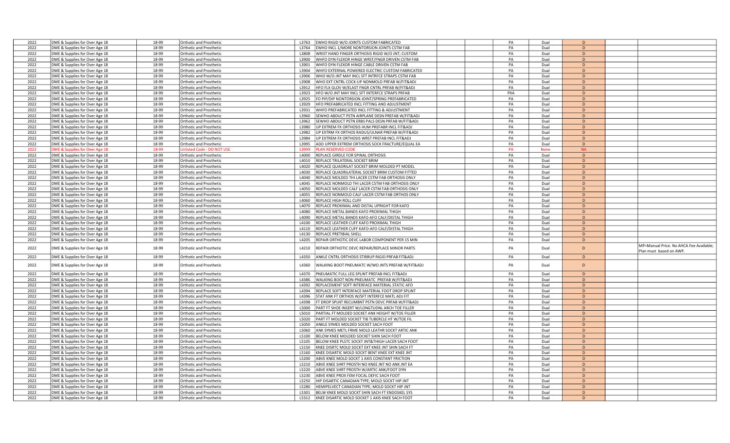| | | | | | | | | | | | | |
|---|---|---|---|---|---|---|---|---|---|---|---|---|
| 2022 | DME & Supplies for Over Age 18 | 18-99 | Orthotic and Prosthetic | L3763 | EWHO RIGID W/O JOINTS CUSTOM FABRICATED | | | PA | Dual | D | | |
| 2022 | DME & Supplies for Over Age 18 | 18-99 | Orthotic and Prosthetic | L3764 | EWHO INCL 1/MORE NONTORSION JOINTS CSTM FAB | | | PA | Dual | D | | |
| 2022 | DME & Supplies for Over Age 18 | 18-99 | Orthotic and Prosthetic | L3808 | WRIST HAND FINGER ORTHOSIS RIGID W/O JNT; CUSTOM | | | PA | Dual | D | | |
| 2022 | DME & Supplies for Over Age 18 | 18-99 | Orthotic and Prosthetic | L3900 | WHFO DYN FLEXOR HINGE WRST/FNGR DRIVEN CSTM FAB | | | PA | Dual | D | | |
| 2022 | DME & Supplies for Over Age 18 | 18-99 | Orthotic and Prosthetic | L3901 | WHFO DYN FLEXOR HINGE CABLE DRIVEN CSTM FAB | | | PA | Dual | D | | |
| 2022 | DME & Supplies for Over Age 18 | 18-99 | Orthotic and Prosthetic | L3904 | WHFO EXTERNAL POWERED ELECTRIC CUSTOM FABRICATED | | | PA | Dual | D | | |
| 2022 | DME & Supplies for Over Age 18 | 18-99 | Orthotic and Prosthetic | L3906 | WHO W/O JNT MAY INCL SFT INTRFCE STRAPS CSTM FAB | | | PA | Dual | D | | |
| 2022 | DME & Supplies for Over Age 18 | 18-99 | Orthotic and Prosthetic | L3908 | WHO EXT CNTRL COCK-UP NONMOLD PRFAB W/FIT&ADJ | | | PA | Dual | D | | |
| 2022 | DME & Supplies for Over Age 18 | 18-99 | Orthotic and Prosthetic | L3912 | HFO FLX GLOV W/ELAST FNGR CNTRL PRFAB W/FIT&ADJ | | | PA | Dual | D | | |
| 2022 | DME & Supplies for Over Age 18 | 18-99 | Orthotic and Prosthetic | L3923 | HFO W/O JNT MAY INCL SFT INTERFCE STRAPS PRFAB | | | PXA | Dual | D | | |
| 2022 | DME & Supplies for Over Age 18 | 18-99 | Orthotic and Prosthetic | L3925 | FO PIP/DIP NONTORSION JOINT/SPRING PREFABRICATED | | | PA | Dual | D | | |
| 2022 | DME & Supplies for Over Age 18 | 18-99 | Orthotic and Prosthetic | L3929 | HFO PREFABRICATED INCL FITTING AND ADJUSTMENT | | | PA | Dual | D | | |
| 2022 | DME & Supplies for Over Age 18 | 18-99 | Orthotic and Prosthetic | L3931 | WHFO PREFABRICATED INCL FITTING & ADJUSTMENT | | | PA | Dual | D | | |
| 2022 | DME & Supplies for Over Age 18 | 18-99 | Orthotic and Prosthetic | L3960 | SEWHO ABDUCT PSTN AIRPLANE DESN PREFAB W/FIT&ADJ | | | PA | Dual | D | | |
| 2022 | DME & Supplies for Over Age 18 | 18-99 | Orthotic and Prosthetic | L3962 | SEWHO ABDUCT PSTN ERBS PALS DESN PRFAB W/FIT&ADJ | | | PA | Dual | D | | |
| 2022 | DME & Supplies for Over Age 18 | 18-99 | Orthotic and Prosthetic | L3980 | UP EXTREM FX ORTHOSIS HUM PREFABR INCL FIT&ADJ | | | PA | Dual | D | | |
| 2022 | DME & Supplies for Over Age 18 | 18-99 | Orthotic and Prosthetic | L3982 | UP EXTRM FX ORTHOS RADUS/ULNAR PREFAB W/FIT&ADJ | | | PA | Dual | D | | |
| 2022 | DME & Supplies for Over Age 18 | 18-99 | Orthotic and Prosthetic | L3984 | UP EXTREM FX ORTHOSIS WRST PREFAB INCL FIT&ADJ | | | PA | Dual | D | | |
| 2022 | DME & Supplies for Over Age 18 | 18-99 | Orthotic and Prosthetic | L3995 | ADD UPPER EXTREM ORTHOSIS SOCK FRACTURE/EQUAL EA | | | PA | Dual | D | | |
| 2022 | DME & Supplies for Over Age 18 | 18-99 | Unlisted Code - DO NOT USE | L3999 | PLAN RESERVED CODE | | | PA | None | NA | | |
| 2022 | DME & Supplies for Over Age 18 | 18-99 | Orthotic and Prosthetic | L4000 | REPLACE GIRDLE FOR SPINAL ORTHOSIS | | | PA | Dual | D | | |
| 2022 | DME & Supplies for Over Age 18 | 18-99 | Orthotic and Prosthetic | L4010 | REPLACE TRILATERAL SOCKET BRIM | | | PA | Dual | D | | |
| 2022 | DME & Supplies for Over Age 18 | 18-99 | Orthotic and Prosthetic | L4020 | REPLACE QUADRILAT SOCKET BRIM MOLDED PT MODEL | | | PA | Dual | D | | |
| 2022 | DME & Supplies for Over Age 18 | 18-99 | Orthotic and Prosthetic | L4030 | REPLACE QUADRILATERAL SOCKET BRIM CUSTOM FITTED | | | PA | Dual | D | | |
| 2022 | DME & Supplies for Over Age 18 | 18-99 | Orthotic and Prosthetic | L4040 | REPLACE MOLDED THI LACER CSTM FAB ORTHOSIS ONLY | | | PA | Dual | D | | |
| 2022 | DME & Supplies for Over Age 18 | 18-99 | Orthotic and Prosthetic | L4045 | REPLACE NONMOLD THI LACER CSTM FAB ORTHOSIS ONLY | | | PA | Dual | D | | |
| 2022 | DME & Supplies for Over Age 18 | 18-99 | Orthotic and Prosthetic | L4050 | REPLACE MOLDED CALF LACER CSTM FAB ORTHOSIS ONLY | | | PA | Dual | D | | |
| 2022 | DME & Supplies for Over Age 18 | 18-99 | Orthotic and Prosthetic | L4055 | REPLACE NONMOLD CALF LACER CSTM FAB ORTHOS ONLY | | | PA | Dual | D | | |
| 2022 | DME & Supplies for Over Age 18 | 18-99 | Orthotic and Prosthetic | L4060 | REPLACE HIGH ROLL CUFF | | | PA | Dual | D | | |
| 2022 | DME & Supplies for Over Age 18 | 18-99 | Orthotic and Prosthetic | L4070 | REPLACE PROXIMAL AND DISTAL UPRIGHT FOR KAFO | | | PA | Dual | D | | |
| 2022 | DME & Supplies for Over Age 18 | 18-99 | Orthotic and Prosthetic | L4080 | REPLACE METAL BANDS KAFO PROXIMAL THIGH | | | PA | Dual | D | | |
| 2022 | DME & Supplies for Over Age 18 | 18-99 | Orthotic and Prosthetic | L4090 | REPLACE METAL BANDS KAFO-AFO CALF/DISTAL THIGH | | | PA | Dual | D | | |
| 2022 | DME & Supplies for Over Age 18 | 18-99 | Orthotic and Prosthetic | L4100 | REPLACE LEATHER CUFF KAFO PROXIMAL THIGH | | | PA | Dual | D | | |
| 2022 | DME & Supplies for Over Age 18 | 18-99 | Orthotic and Prosthetic | L4110 | REPLACE LEATHER CUFF KAFO-AFO CALF/DISTAL THIGH | | | PA | Dual | D | | |
| 2022 | DME & Supplies for Over Age 18 | 18-99 | Orthotic and Prosthetic | L4130 | REPLACE PRETIBIAL SHELL | | | PA | Dual | D | | |
| 2022 | DME & Supplies for Over Age 18 | 18-99 | Orthotic and Prosthetic | L4205 | REPAIR ORTHOTIC DEVC LABOR COMPONENT PER 15 MIN | | | PA | Dual | D | | |
| 2022 | DME & Supplies for Over Age 18 | 18-99 | Orthotic and Prosthetic | L4210 | REPAIR ORTHOTIC DEVC REPAIR/REPLACE MINOR PARTS | | | PA | Dual | D | | MP=Manual Price. No AHCA Fee Available; Plan must based on AWP. |
| 2022 | DME & Supplies for Over Age 18 | 18-99 | Orthotic and Prosthetic | L4350 | ANKLE CNTRL ORTHOSIS STIRRUP RIGID PRFAB FIT&ADJ | | | PA | Dual | D | | |
| 2022 | DME & Supplies for Over Age 18 | 18-99 | Orthotic and Prosthetic | L4360 | WALKING BOOT PNEUMATC W/WO JNTS PREFAB W/FIT&ADJ | | | PA | Dual | D | | |
| 2022 | DME & Supplies for Over Age 18 | 18-99 | Orthotic and Prosthetic | L4370 | PNEUMATIC FULL LEG SPLINT PREFAB INCL FIT&ADJ | | | PA | Dual | D | | |
| 2022 | DME & Supplies for Over Age 18 | 18-99 | Orthotic and Prosthetic | L4386 | WALKING BOOT NON-PNEUMATC PREFAB W/FIT&ADJ | | | PA | Dual | D | | |
| 2022 | DME & Supplies for Over Age 18 | 18-99 | Orthotic and Prosthetic | L4392 | REPLACEMENT SOFT INTERFACE MATERIAL STATIC AFO | | | PA | Dual | D | | |
| 2022 | DME & Supplies for Over Age 18 | 18-99 | Orthotic and Prosthetic | L4394 | REPLACE SOFT INTERFACE MATERIAL FOOT DROP SPLINT | | | PA | Dual | D | | |
| 2022 | DME & Supplies for Over Age 18 | 18-99 | Orthotic and Prosthetic | L4396 | STAT ANK FT ORTHOS W/SFT INTERFCE MATL ADJ FIT | | | PA | Dual | D | | |
| 2022 | DME & Supplies for Over Age 18 | 18-99 | Orthotic and Prosthetic | L4398 | FT DROP SPLNT RECUMBNT PSTN DEVC PRFAB W/FIT&ADJ | | | PA | Dual | D | | |
| 2022 | DME & Supplies for Over Age 18 | 18-99 | Orthotic and Prosthetic | L5000 | PART FT SHOE INSERT W/LONGTUDNL ARCH TOE FILLER | | | PA | Dual | D | | |
| 2022 | DME & Supplies for Over Age 18 | 18-99 | Orthotic and Prosthetic | L5010 | PARTIAL FT MOLDED SOCKET ANK HEIGHT W/TOE FILLER | | | PA | Dual | D | | |
| 2022 | DME & Supplies for Over Age 18 | 18-99 | Orthotic and Prosthetic | L5020 | PART FT MOLDED SOCKET TIB TUBERCLE HT W/TOE FIL | | | PA | Dual | D | | |
| 2022 | DME & Supplies for Over Age 18 | 18-99 | Orthotic and Prosthetic | L5050 | ANKLE SYMES MOLDED SOCKET SACH FOOT | | | PA | Dual | D | | |
| 2022 | DME & Supplies for Over Age 18 | 18-99 | Orthotic and Prosthetic | L5060 | ANK SYMES METL FRME MOLD LEATHR SOCKT ARTIC ANK | | | PA | Dual | D | | |
| 2022 | DME & Supplies for Over Age 18 | 18-99 | Orthotic and Prosthetic | L5100 | BELOW KNEE MOLDED SOCKET SHIN SACH FOOT | | | PA | Dual | D | | |
| 2022 | DME & Supplies for Over Age 18 | 18-99 | Orthotic and Prosthetic | L5105 | BELOW KNEE PLSTC SOCKT JNT&THIGH LACER SACH FOOT | | | PA | Dual | D | | |
| 2022 | DME & Supplies for Over Age 18 | 18-99 | Orthotic and Prosthetic | L5150 | KNEE DISRTC MOLD SOCKT EXT KNEE JNT SHIN SACH FT | | | PA | Dual | D | | |
| 2022 | DME & Supplies for Over Age 18 | 18-99 | Orthotic and Prosthetic | L5160 | KNEE DISARTIC MOLD SOCKT BENT KNEE EXT KNEE JNT | | | PA | Dual | D | | |
| 2022 | DME & Supplies for Over Age 18 | 18-99 | Orthotic and Prosthetic | L5200 | ABVE KNEE MOLD SOCKT 1 AXIS CONSTANT FRICTION | | | PA | Dual | D | | |
| 2022 | DME & Supplies for Over Age 18 | 18-99 | Orthotic and Prosthetic | L5210 | ABVE KNEE SHRT PROSTH NO KNEE JNT NO ANK JNT EA | | | PA | Dual | D | | |
| 2022 | DME & Supplies for Over Age 18 | 18-99 | Orthotic and Prosthetic | L5220 | ABVE KNEE SHRT PROSTH W/ARTIC ANK/FOOT DYN | | | PA | Dual | D | | |
| 2022 | DME & Supplies for Over Age 18 | 18-99 | Orthotic and Prosthetic | L5230 | ABVE KNEE PROX FEM FOCAL DEFIC SACH FOOT | | | PA | Dual | D | | |
| 2022 | DME & Supplies for Over Age 18 | 18-99 | Orthotic and Prosthetic | L5250 | HIP DISARTIC CANADIAN TYPE; MOLD SOCKT HIP JNT | | | PA | Dual | D | | |
| 2022 | DME & Supplies for Over Age 18 | 18-99 | Orthotic and Prosthetic | L5280 | HEMIPELVECT CANADIAN TYPE; MOLD SOCKT HIP JNT | | | PA | Dual | D | | |
| 2022 | DME & Supplies for Over Age 18 | 18-99 | Orthotic and Prosthetic | L5301 | BELW KNEE MOLD SOCKT SHIN SACH FT ENDOSKEL SYS | | | PA | Dual | D | | |
| 2022 | DME & Supplies for Over Age 18 | 18-99 | Orthotic and Prosthetic | L5312 | KNEE DISARTIC MOLD SOCKET 1 AXIS KNEE SACH FOOT | | | PA | Dual | D | | |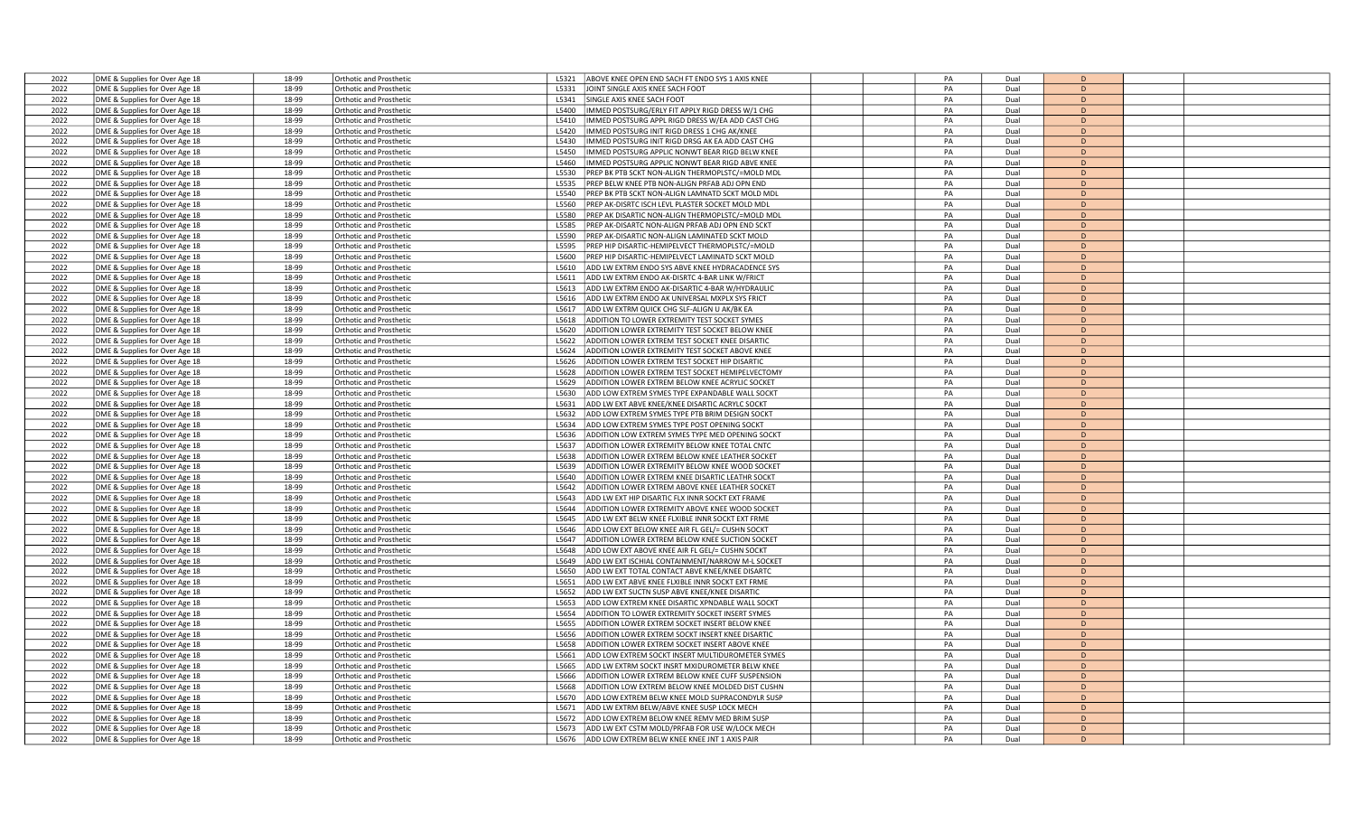| | | | | | | | | | | | | |
|---|---|---|---|---|---|---|---|---|---|---|---|---|
| 2022 | DME & Supplies for Over Age 18 | 18-99 | Orthotic and Prosthetic | L5321 | ABOVE KNEE OPEN END SACH FT ENDO SYS 1 AXIS KNEE | | | PA | Dual | D | | |
| 2022 | DME & Supplies for Over Age 18 | 18-99 | Orthotic and Prosthetic | L5331 | JOINT SINGLE AXIS KNEE SACH FOOT | | | PA | Dual | D | | |
| 2022 | DME & Supplies for Over Age 18 | 18-99 | Orthotic and Prosthetic | L5341 | SINGLE AXIS KNEE SACH FOOT | | | PA | Dual | D | | |
| 2022 | DME & Supplies for Over Age 18 | 18-99 | Orthotic and Prosthetic | L5400 | IMMED POSTSURG/ERLY FIT APPLY RIGD DRESS W/1 CHG | | | PA | Dual | D | | |
| 2022 | DME & Supplies for Over Age 18 | 18-99 | Orthotic and Prosthetic | L5410 | IMMED POSTSURG APPL RIGD DRESS W/EA ADD CAST CHG | | | PA | Dual | D | | |
| 2022 | DME & Supplies for Over Age 18 | 18-99 | Orthotic and Prosthetic | L5420 | IMMED POSTSURG INIT RIGD DRESS 1 CHG AK/KNEE | | | PA | Dual | D | | |
| 2022 | DME & Supplies for Over Age 18 | 18-99 | Orthotic and Prosthetic | L5430 | IMMED POSTSURG INIT RIGD DRSG AK EA ADD CAST CHG | | | PA | Dual | D | | |
| 2022 | DME & Supplies for Over Age 18 | 18-99 | Orthotic and Prosthetic | L5450 | IMMED POSTSURG APPLIC NONWT BEAR RIGD BELW KNEE | | | PA | Dual | D | | |
| 2022 | DME & Supplies for Over Age 18 | 18-99 | Orthotic and Prosthetic | L5460 | IMMED POSTSURG APPLIC NONWT BEAR RIGD ABVE KNEE | | | PA | Dual | D | | |
| 2022 | DME & Supplies for Over Age 18 | 18-99 | Orthotic and Prosthetic | L5530 | PREP BK PTB SCKT NON-ALIGN THERMOPLSTC/=MOLD MDL | | | PA | Dual | D | | |
| 2022 | DME & Supplies for Over Age 18 | 18-99 | Orthotic and Prosthetic | L5535 | PREP BELW KNEE PTB NON-ALIGN PRFAB ADJ OPN END | | | PA | Dual | D | | |
| 2022 | DME & Supplies for Over Age 18 | 18-99 | Orthotic and Prosthetic | L5540 | PREP BK PTB SCKT NON-ALIGN LAMNATD SCKT MOLD MDL | | | PA | Dual | D | | |
| 2022 | DME & Supplies for Over Age 18 | 18-99 | Orthotic and Prosthetic | L5560 | PREP AK-DISRTC ISCH LEVL PLASTER SOCKET MOLD MDL | | | PA | Dual | D | | |
| 2022 | DME & Supplies for Over Age 18 | 18-99 | Orthotic and Prosthetic | L5580 | PREP AK DISARTIC NON-ALIGN THERMOPLSTC/=MOLD MDL | | | PA | Dual | D | | |
| 2022 | DME & Supplies for Over Age 18 | 18-99 | Orthotic and Prosthetic | L5585 | PREP AK-DISARTC NON-ALIGN PRFAB ADJ OPN END SCKT | | | PA | Dual | D | | |
| 2022 | DME & Supplies for Over Age 18 | 18-99 | Orthotic and Prosthetic | L5590 | PREP AK-DISARTIC NON-ALIGN LAMINATED SCKT MOLD | | | PA | Dual | D | | |
| 2022 | DME & Supplies for Over Age 18 | 18-99 | Orthotic and Prosthetic | L5595 | PREP HIP DISARTIC-HEMIPELVECT THERMOPLSTC/=MOLD | | | PA | Dual | D | | |
| 2022 | DME & Supplies for Over Age 18 | 18-99 | Orthotic and Prosthetic | L5600 | PREP HIP DISARTIC-HEMIPELVECT LAMINATD SCKT MOLD | | | PA | Dual | D | | |
| 2022 | DME & Supplies for Over Age 18 | 18-99 | Orthotic and Prosthetic | L5610 | ADD LW EXTRM ENDO SYS ABVE KNEE HYDRACADENCE SYS | | | PA | Dual | D | | |
| 2022 | DME & Supplies for Over Age 18 | 18-99 | Orthotic and Prosthetic | L5611 | ADD LW EXTRM ENDO AK-DISRTC 4-BAR LINK W/FRICT | | | PA | Dual | D | | |
| 2022 | DME & Supplies for Over Age 18 | 18-99 | Orthotic and Prosthetic | L5613 | ADD LW EXTRM ENDO AK-DISARTIC 4-BAR W/HYDRAULIC | | | PA | Dual | D | | |
| 2022 | DME & Supplies for Over Age 18 | 18-99 | Orthotic and Prosthetic | L5616 | ADD LW EXTRM ENDO AK UNIVERSAL MXPLX SYS FRICT | | | PA | Dual | D | | |
| 2022 | DME & Supplies for Over Age 18 | 18-99 | Orthotic and Prosthetic | L5617 | ADD LW EXTRM QUICK CHG SLF-ALIGN U AK/BK EA | | | PA | Dual | D | | |
| 2022 | DME & Supplies for Over Age 18 | 18-99 | Orthotic and Prosthetic | L5618 | ADDITION TO LOWER EXTREMITY TEST SOCKET SYMES | | | PA | Dual | D | | |
| 2022 | DME & Supplies for Over Age 18 | 18-99 | Orthotic and Prosthetic | L5620 | ADDITION LOWER EXTREMITY TEST SOCKET BELOW KNEE | | | PA | Dual | D | | |
| 2022 | DME & Supplies for Over Age 18 | 18-99 | Orthotic and Prosthetic | L5622 | ADDITION LOWER EXTREM TEST SOCKET KNEE DISARTIC | | | PA | Dual | D | | |
| 2022 | DME & Supplies for Over Age 18 | 18-99 | Orthotic and Prosthetic | L5624 | ADDITION LOWER EXTREMITY TEST SOCKET ABOVE KNEE | | | PA | Dual | D | | |
| 2022 | DME & Supplies for Over Age 18 | 18-99 | Orthotic and Prosthetic | L5626 | ADDITION LOWER EXTREM TEST SOCKET HIP DISARTIC | | | PA | Dual | D | | |
| 2022 | DME & Supplies for Over Age 18 | 18-99 | Orthotic and Prosthetic | L5628 | ADDITION LOWER EXTREM TEST SOCKET HEMIPELVECTOMY | | | PA | Dual | D | | |
| 2022 | DME & Supplies for Over Age 18 | 18-99 | Orthotic and Prosthetic | L5629 | ADDITION LOWER EXTREM BELOW KNEE ACRYLIC SOCKET | | | PA | Dual | D | | |
| 2022 | DME & Supplies for Over Age 18 | 18-99 | Orthotic and Prosthetic | L5630 | ADD LOW EXTREM SYMES TYPE EXPANDABLE WALL SOCKT | | | PA | Dual | D | | |
| 2022 | DME & Supplies for Over Age 18 | 18-99 | Orthotic and Prosthetic | L5631 | ADD LW EXT ABVE KNEE/KNEE DISARTIC ACRYLC SOCKT | | | PA | Dual | D | | |
| 2022 | DME & Supplies for Over Age 18 | 18-99 | Orthotic and Prosthetic | L5632 | ADD LOW EXTREM SYMES TYPE PTB BRIM DESIGN SOCKT | | | PA | Dual | D | | |
| 2022 | DME & Supplies for Over Age 18 | 18-99 | Orthotic and Prosthetic | L5634 | ADD LOW EXTREM SYMES TYPE POST OPENING SOCKT | | | PA | Dual | D | | |
| 2022 | DME & Supplies for Over Age 18 | 18-99 | Orthotic and Prosthetic | L5636 | ADDITION LOW EXTREM SYMES TYPE MED OPENING SOCKT | | | PA | Dual | D | | |
| 2022 | DME & Supplies for Over Age 18 | 18-99 | Orthotic and Prosthetic | L5637 | ADDITION LOWER EXTREMITY BELOW KNEE TOTAL CNTC | | | PA | Dual | D | | |
| 2022 | DME & Supplies for Over Age 18 | 18-99 | Orthotic and Prosthetic | L5638 | ADDITION LOWER EXTREM BELOW KNEE LEATHER SOCKET | | | PA | Dual | D | | |
| 2022 | DME & Supplies for Over Age 18 | 18-99 | Orthotic and Prosthetic | L5639 | ADDITION LOWER EXTREMITY BELOW KNEE WOOD SOCKET | | | PA | Dual | D | | |
| 2022 | DME & Supplies for Over Age 18 | 18-99 | Orthotic and Prosthetic | L5640 | ADDITION LOWER EXTREM KNEE DISARTIC LEATHR SOCKT | | | PA | Dual | D | | |
| 2022 | DME & Supplies for Over Age 18 | 18-99 | Orthotic and Prosthetic | L5642 | ADDITION LOWER EXTREM ABOVE KNEE LEATHER SOCKET | | | PA | Dual | D | | |
| 2022 | DME & Supplies for Over Age 18 | 18-99 | Orthotic and Prosthetic | L5643 | ADD LW EXT HIP DISARTIC FLX INNR SOCKT EXT FRAME | | | PA | Dual | D | | |
| 2022 | DME & Supplies for Over Age 18 | 18-99 | Orthotic and Prosthetic | L5644 | ADDITION LOWER EXTREMITY ABOVE KNEE WOOD SOCKET | | | PA | Dual | D | | |
| 2022 | DME & Supplies for Over Age 18 | 18-99 | Orthotic and Prosthetic | L5645 | ADD LW EXT BELW KNEE FLXIBLE INNR SOCKT EXT FRME | | | PA | Dual | D | | |
| 2022 | DME & Supplies for Over Age 18 | 18-99 | Orthotic and Prosthetic | L5646 | ADD LOW EXT BELOW KNEE AIR FL GEL/= CUSHN SOCKT | | | PA | Dual | D | | |
| 2022 | DME & Supplies for Over Age 18 | 18-99 | Orthotic and Prosthetic | L5647 | ADDITION LOWER EXTREM BELOW KNEE SUCTION SOCKET | | | PA | Dual | D | | |
| 2022 | DME & Supplies for Over Age 18 | 18-99 | Orthotic and Prosthetic | L5648 | ADD LOW EXT ABOVE KNEE AIR FL GEL/= CUSHN SOCKT | | | PA | Dual | D | | |
| 2022 | DME & Supplies for Over Age 18 | 18-99 | Orthotic and Prosthetic | L5649 | ADD LW EXT ISCHIAL CONTAINMENT/NARROW M-L SOCKET | | | PA | Dual | D | | |
| 2022 | DME & Supplies for Over Age 18 | 18-99 | Orthotic and Prosthetic | L5650 | ADD LW EXT TOTAL CONTACT ABVE KNEE/KNEE DISARTC | | | PA | Dual | D | | |
| 2022 | DME & Supplies for Over Age 18 | 18-99 | Orthotic and Prosthetic | L5651 | ADD LW EXT ABVE KNEE FLXIBLE INNR SOCKT EXT FRME | | | PA | Dual | D | | |
| 2022 | DME & Supplies for Over Age 18 | 18-99 | Orthotic and Prosthetic | L5652 | ADD LW EXT SUCTN SUSP ABVE KNEE/KNEE DISARTIC | | | PA | Dual | D | | |
| 2022 | DME & Supplies for Over Age 18 | 18-99 | Orthotic and Prosthetic | L5653 | ADD LOW EXTREM KNEE DISARTIC XPNDABLE WALL SOCKT | | | PA | Dual | D | | |
| 2022 | DME & Supplies for Over Age 18 | 18-99 | Orthotic and Prosthetic | L5654 | ADDITION TO LOWER EXTREMITY SOCKET INSERT SYMES | | | PA | Dual | D | | |
| 2022 | DME & Supplies for Over Age 18 | 18-99 | Orthotic and Prosthetic | L5655 | ADDITION LOWER EXTREM SOCKET INSERT BELOW KNEE | | | PA | Dual | D | | |
| 2022 | DME & Supplies for Over Age 18 | 18-99 | Orthotic and Prosthetic | L5656 | ADDITION LOWER EXTREM SOCKT INSERT KNEE DISARTIC | | | PA | Dual | D | | |
| 2022 | DME & Supplies for Over Age 18 | 18-99 | Orthotic and Prosthetic | L5658 | ADDITION LOWER EXTREM SOCKET INSERT ABOVE KNEE | | | PA | Dual | D | | |
| 2022 | DME & Supplies for Over Age 18 | 18-99 | Orthotic and Prosthetic | L5661 | ADD LOW EXTREM SOCKT INSERT MULTIDUROMETER SYMES | | | PA | Dual | D | | |
| 2022 | DME & Supplies for Over Age 18 | 18-99 | Orthotic and Prosthetic | L5665 | ADD LW EXTRM SOCKT INSRT MXIDUROMETER BELW KNEE | | | PA | Dual | D | | |
| 2022 | DME & Supplies for Over Age 18 | 18-99 | Orthotic and Prosthetic | L5666 | ADDITION LOWER EXTREM BELOW KNEE CUFF SUSPENSION | | | PA | Dual | D | | |
| 2022 | DME & Supplies for Over Age 18 | 18-99 | Orthotic and Prosthetic | L5668 | ADDITION LOW EXTREM BELOW KNEE MOLDED DIST CUSHN | | | PA | Dual | D | | |
| 2022 | DME & Supplies for Over Age 18 | 18-99 | Orthotic and Prosthetic | L5670 | ADD LOW EXTREM BELW KNEE MOLD SUPRACONDYLR SUSP | | | PA | Dual | D | | |
| 2022 | DME & Supplies for Over Age 18 | 18-99 | Orthotic and Prosthetic | L5671 | ADD LW EXTRM BELW/ABVE KNEE SUSP LOCK MECH | | | PA | Dual | D | | |
| 2022 | DME & Supplies for Over Age 18 | 18-99 | Orthotic and Prosthetic | L5672 | ADD LOW EXTREM BELOW KNEE REMV MED BRIM SUSP | | | PA | Dual | D | | |
| 2022 | DME & Supplies for Over Age 18 | 18-99 | Orthotic and Prosthetic | L5673 | ADD LW EXT CSTM MOLD/PRFAB FOR USE W/LOCK MECH | | | PA | Dual | D | | |
| 2022 | DME & Supplies for Over Age 18 | 18-99 | Orthotic and Prosthetic | L5676 | ADD LOW EXTREM BELW KNEE KNEE JNT 1 AXIS PAIR | | | PA | Dual | D | | |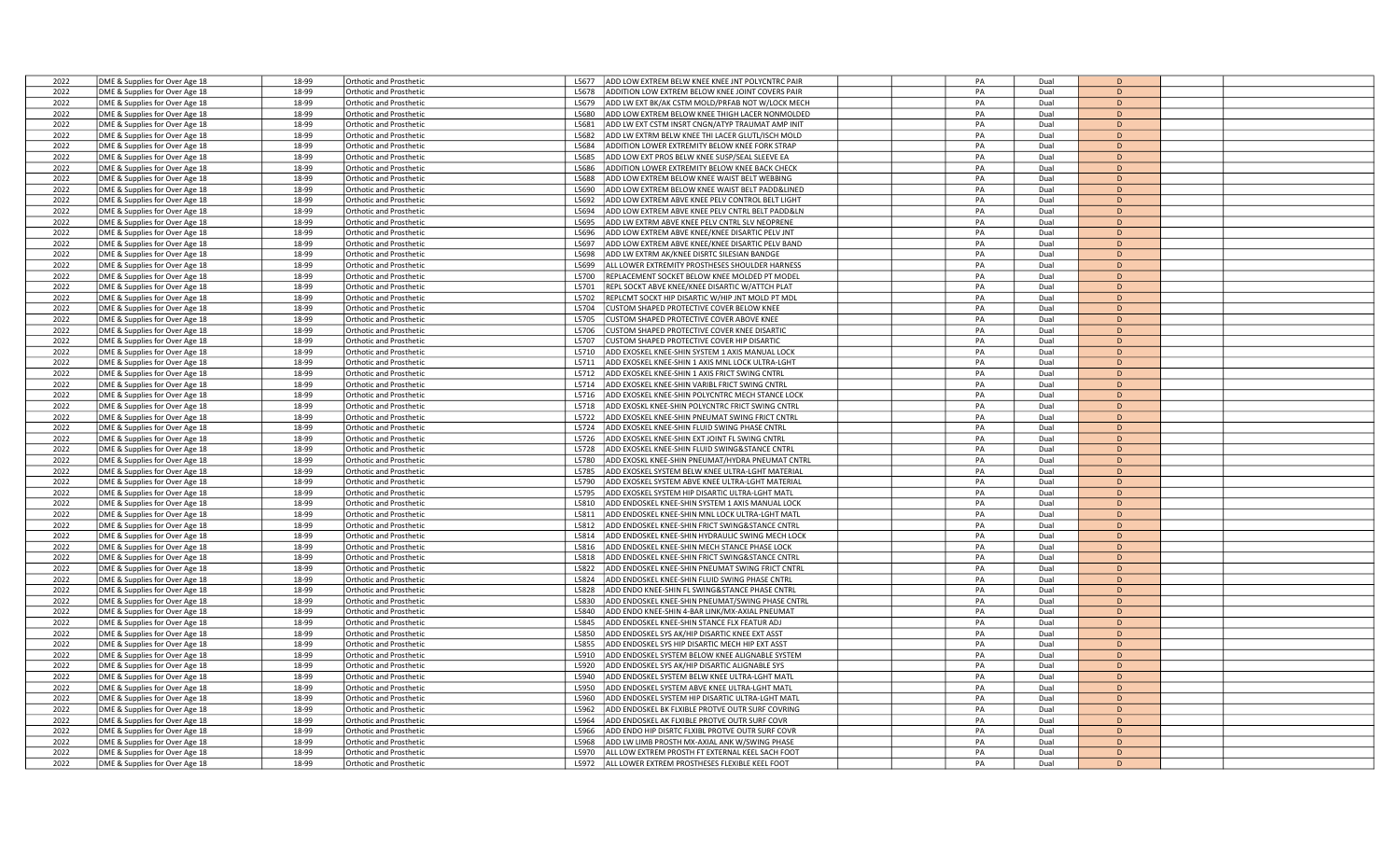| | | | | | | | | | | | | |
|---|---|---|---|---|---|---|---|---|---|---|---|---|
| 2022 | DME & Supplies for Over Age 18 | 18-99 | Orthotic and Prosthetic | L5677 | ADD LOW EXTREM BELW KNEE KNEE JNT POLYCNTRC PAIR | | | PA | Dual | D | | |
| 2022 | DME & Supplies for Over Age 18 | 18-99 | Orthotic and Prosthetic | L5678 | ADDITION LOW EXTREM BELOW KNEE JOINT COVERS PAIR | | | PA | Dual | D | | |
| 2022 | DME & Supplies for Over Age 18 | 18-99 | Orthotic and Prosthetic | L5679 | ADD LW EXT BK/AK CSTM MOLD/PRFAB NOT W/LOCK MECH | | | PA | Dual | D | | |
| 2022 | DME & Supplies for Over Age 18 | 18-99 | Orthotic and Prosthetic | L5680 | ADD LOW EXTREM BELOW KNEE THIGH LACER NONMOLDED | | | PA | Dual | D | | |
| 2022 | DME & Supplies for Over Age 18 | 18-99 | Orthotic and Prosthetic | L5681 | ADD LW EXT CSTM INSRT CNGN/ATYP TRAUMAT AMP INIT | | | PA | Dual | D | | |
| 2022 | DME & Supplies for Over Age 18 | 18-99 | Orthotic and Prosthetic | L5682 | ADD LW EXTRM BELW KNEE THI LACER GLUTL/ISCH MOLD | | | PA | Dual | D | | |
| 2022 | DME & Supplies for Over Age 18 | 18-99 | Orthotic and Prosthetic | L5684 | ADDITION LOWER EXTREMITY BELOW KNEE FORK STRAP | | | PA | Dual | D | | |
| 2022 | DME & Supplies for Over Age 18 | 18-99 | Orthotic and Prosthetic | L5685 | ADD LOW EXT PROS BELW KNEE SUSP/SEAL SLEEVE EA | | | PA | Dual | D | | |
| 2022 | DME & Supplies for Over Age 18 | 18-99 | Orthotic and Prosthetic | L5686 | ADDITION LOWER EXTREMITY BELOW KNEE BACK CHECK | | | PA | Dual | D | | |
| 2022 | DME & Supplies for Over Age 18 | 18-99 | Orthotic and Prosthetic | L5688 | ADD LOW EXTREM BELOW KNEE WAIST BELT WEBBING | | | PA | Dual | D | | |
| 2022 | DME & Supplies for Over Age 18 | 18-99 | Orthotic and Prosthetic | L5690 | ADD LOW EXTREM BELOW KNEE WAIST BELT PADD&LINED | | | PA | Dual | D | | |
| 2022 | DME & Supplies for Over Age 18 | 18-99 | Orthotic and Prosthetic | L5692 | ADD LOW EXTREM ABVE KNEE PELV CONTROL BELT LIGHT | | | PA | Dual | D | | |
| 2022 | DME & Supplies for Over Age 18 | 18-99 | Orthotic and Prosthetic | L5694 | ADD LOW EXTREM ABVE KNEE PELV CNTRL BELT PADD&LN | | | PA | Dual | D | | |
| 2022 | DME & Supplies for Over Age 18 | 18-99 | Orthotic and Prosthetic | L5695 | ADD LW EXTRM ABVE KNEE PELV CNTRL SLV NEOPRENE | | | PA | Dual | D | | |
| 2022 | DME & Supplies for Over Age 18 | 18-99 | Orthotic and Prosthetic | L5696 | ADD LOW EXTREM ABVE KNEE/KNEE DISARTIC PELV JNT | | | PA | Dual | D | | |
| 2022 | DME & Supplies for Over Age 18 | 18-99 | Orthotic and Prosthetic | L5697 | ADD LOW EXTREM ABVE KNEE/KNEE DISARTIC PELV BAND | | | PA | Dual | D | | |
| 2022 | DME & Supplies for Over Age 18 | 18-99 | Orthotic and Prosthetic | L5698 | ADD LW EXTRM AK/KNEE DISRTC SILESIAN BANDGE | | | PA | Dual | D | | |
| 2022 | DME & Supplies for Over Age 18 | 18-99 | Orthotic and Prosthetic | L5699 | ALL LOWER EXTREMITY PROSTHESES SHOULDER HARNESS | | | PA | Dual | D | | |
| 2022 | DME & Supplies for Over Age 18 | 18-99 | Orthotic and Prosthetic | L5700 | REPLACEMENT SOCKET BELOW KNEE MOLDED PT MODEL | | | PA | Dual | D | | |
| 2022 | DME & Supplies for Over Age 18 | 18-99 | Orthotic and Prosthetic | L5701 | REPL SOCKT ABVE KNEE/KNEE DISARTIC W/ATTCH PLAT | | | PA | Dual | D | | |
| 2022 | DME & Supplies for Over Age 18 | 18-99 | Orthotic and Prosthetic | L5702 | REPLCMT SOCKT HIP DISARTIC W/HIP JNT MOLD PT MDL | | | PA | Dual | D | | |
| 2022 | DME & Supplies for Over Age 18 | 18-99 | Orthotic and Prosthetic | L5704 | CUSTOM SHAPED PROTECTIVE COVER BELOW KNEE | | | PA | Dual | D | | |
| 2022 | DME & Supplies for Over Age 18 | 18-99 | Orthotic and Prosthetic | L5705 | CUSTOM SHAPED PROTECTIVE COVER ABOVE KNEE | | | PA | Dual | D | | |
| 2022 | DME & Supplies for Over Age 18 | 18-99 | Orthotic and Prosthetic | L5706 | CUSTOM SHAPED PROTECTIVE COVER KNEE DISARTIC | | | PA | Dual | D | | |
| 2022 | DME & Supplies for Over Age 18 | 18-99 | Orthotic and Prosthetic | L5707 | CUSTOM SHAPED PROTECTIVE COVER HIP DISARTIC | | | PA | Dual | D | | |
| 2022 | DME & Supplies for Over Age 18 | 18-99 | Orthotic and Prosthetic | L5710 | ADD EXOSKEL KNEE-SHIN SYSTEM 1 AXIS MANUAL LOCK | | | PA | Dual | D | | |
| 2022 | DME & Supplies for Over Age 18 | 18-99 | Orthotic and Prosthetic | L5711 | ADD EXOSKEL KNEE-SHIN 1 AXIS MNL LOCK ULTRA-LGHT | | | PA | Dual | D | | |
| 2022 | DME & Supplies for Over Age 18 | 18-99 | Orthotic and Prosthetic | L5712 | ADD EXOSKEL KNEE-SHIN 1 AXIS FRICT SWING CNTRL | | | PA | Dual | D | | |
| 2022 | DME & Supplies for Over Age 18 | 18-99 | Orthotic and Prosthetic | L5714 | ADD EXOSKEL KNEE-SHIN VARIBL FRICT SWING CNTRL | | | PA | Dual | D | | |
| 2022 | DME & Supplies for Over Age 18 | 18-99 | Orthotic and Prosthetic | L5716 | ADD EXOSKEL KNEE-SHIN POLYCNTRC MECH STANCE LOCK | | | PA | Dual | D | | |
| 2022 | DME & Supplies for Over Age 18 | 18-99 | Orthotic and Prosthetic | L5718 | ADD EXOSKL KNEE-SHIN POLYCNTRC FRICT SWING CNTRL | | | PA | Dual | D | | |
| 2022 | DME & Supplies for Over Age 18 | 18-99 | Orthotic and Prosthetic | L5722 | ADD EXOSKEL KNEE-SHIN PNEUMAT SWING FRICT CNTRL | | | PA | Dual | D | | |
| 2022 | DME & Supplies for Over Age 18 | 18-99 | Orthotic and Prosthetic | L5724 | ADD EXOSKEL KNEE-SHIN FLUID SWING PHASE CNTRL | | | PA | Dual | D | | |
| 2022 | DME & Supplies for Over Age 18 | 18-99 | Orthotic and Prosthetic | L5726 | ADD EXOSKEL KNEE-SHIN EXT JOINT FL SWING CNTRL | | | PA | Dual | D | | |
| 2022 | DME & Supplies for Over Age 18 | 18-99 | Orthotic and Prosthetic | L5728 | ADD EXOSKEL KNEE-SHIN FLUID SWING&STANCE CNTRL | | | PA | Dual | D | | |
| 2022 | DME & Supplies for Over Age 18 | 18-99 | Orthotic and Prosthetic | L5780 | ADD EXOSKL KNEE-SHIN PNEUMAT/HYDRA PNEUMAT CNTRL | | | PA | Dual | D | | |
| 2022 | DME & Supplies for Over Age 18 | 18-99 | Orthotic and Prosthetic | L5785 | ADD EXOSKEL SYSTEM BELW KNEE ULTRA-LGHT MATERIAL | | | PA | Dual | D | | |
| 2022 | DME & Supplies for Over Age 18 | 18-99 | Orthotic and Prosthetic | L5790 | ADD EXOSKEL SYSTEM ABVE KNEE ULTRA-LGHT MATERIAL | | | PA | Dual | D | | |
| 2022 | DME & Supplies for Over Age 18 | 18-99 | Orthotic and Prosthetic | L5795 | ADD EXOSKEL SYSTEM HIP DISARTIC ULTRA-LGHT MATL | | | PA | Dual | D | | |
| 2022 | DME & Supplies for Over Age 18 | 18-99 | Orthotic and Prosthetic | L5810 | ADD ENDOSKEL KNEE-SHIN SYSTEM 1 AXIS MANUAL LOCK | | | PA | Dual | D | | |
| 2022 | DME & Supplies for Over Age 18 | 18-99 | Orthotic and Prosthetic | L5811 | ADD ENDOSKEL KNEE-SHIN MNL LOCK ULTRA-LGHT MATL | | | PA | Dual | D | | |
| 2022 | DME & Supplies for Over Age 18 | 18-99 | Orthotic and Prosthetic | L5812 | ADD ENDOSKEL KNEE-SHIN FRICT SWING&STANCE CNTRL | | | PA | Dual | D | | |
| 2022 | DME & Supplies for Over Age 18 | 18-99 | Orthotic and Prosthetic | L5814 | ADD ENDOSKEL KNEE-SHIN HYDRAULIC SWING MECH LOCK | | | PA | Dual | D | | |
| 2022 | DME & Supplies for Over Age 18 | 18-99 | Orthotic and Prosthetic | L5816 | ADD ENDOSKEL KNEE-SHIN MECH STANCE PHASE LOCK | | | PA | Dual | D | | |
| 2022 | DME & Supplies for Over Age 18 | 18-99 | Orthotic and Prosthetic | L5818 | ADD ENDOSKEL KNEE-SHIN FRICT SWING&STANCE CNTRL | | | PA | Dual | D | | |
| 2022 | DME & Supplies for Over Age 18 | 18-99 | Orthotic and Prosthetic | L5822 | ADD ENDOSKEL KNEE-SHIN PNEUMAT SWING FRICT CNTRL | | | PA | Dual | D | | |
| 2022 | DME & Supplies for Over Age 18 | 18-99 | Orthotic and Prosthetic | L5824 | ADD ENDOSKEL KNEE-SHIN FLUID SWING PHASE CNTRL | | | PA | Dual | D | | |
| 2022 | DME & Supplies for Over Age 18 | 18-99 | Orthotic and Prosthetic | L5828 | ADD ENDO KNEE-SHIN FL SWING&STANCE PHASE CNTRL | | | PA | Dual | D | | |
| 2022 | DME & Supplies for Over Age 18 | 18-99 | Orthotic and Prosthetic | L5830 | ADD ENDOSKEL KNEE-SHIN PNEUMAT/SWING PHASE CNTRL | | | PA | Dual | D | | |
| 2022 | DME & Supplies for Over Age 18 | 18-99 | Orthotic and Prosthetic | L5840 | ADD ENDO KNEE-SHIN 4-BAR LINK/MX-AXIAL PNEUMAT | | | PA | Dual | D | | |
| 2022 | DME & Supplies for Over Age 18 | 18-99 | Orthotic and Prosthetic | L5845 | ADD ENDOSKEL KNEE-SHIN STANCE FLX FEATUR ADJ | | | PA | Dual | D | | |
| 2022 | DME & Supplies for Over Age 18 | 18-99 | Orthotic and Prosthetic | L5850 | ADD ENDOSKEL SYS AK/HIP DISARTIC KNEE EXT ASST | | | PA | Dual | D | | |
| 2022 | DME & Supplies for Over Age 18 | 18-99 | Orthotic and Prosthetic | L5855 | ADD ENDOSKEL SYS HIP DISARTIC MECH HIP EXT ASST | | | PA | Dual | D | | |
| 2022 | DME & Supplies for Over Age 18 | 18-99 | Orthotic and Prosthetic | L5910 | ADD ENDOSKEL SYSTEM BELOW KNEE ALIGNABLE SYSTEM | | | PA | Dual | D | | |
| 2022 | DME & Supplies for Over Age 18 | 18-99 | Orthotic and Prosthetic | L5920 | ADD ENDOSKEL SYS AK/HIP DISARTIC ALIGNABLE SYS | | | PA | Dual | D | | |
| 2022 | DME & Supplies for Over Age 18 | 18-99 | Orthotic and Prosthetic | L5940 | ADD ENDOSKEL SYSTEM BELW KNEE ULTRA-LGHT MATL | | | PA | Dual | D | | |
| 2022 | DME & Supplies for Over Age 18 | 18-99 | Orthotic and Prosthetic | L5950 | ADD ENDOSKEL SYSTEM ABVE KNEE ULTRA-LGHT MATL | | | PA | Dual | D | | |
| 2022 | DME & Supplies for Over Age 18 | 18-99 | Orthotic and Prosthetic | L5960 | ADD ENDOSKEL SYSTEM HIP DISARTIC ULTRA-LGHT MATL | | | PA | Dual | D | | |
| 2022 | DME & Supplies for Over Age 18 | 18-99 | Orthotic and Prosthetic | L5962 | ADD ENDOSKEL BK FLXIBLE PROTVE OUTR SURF COVRING | | | PA | Dual | D | | |
| 2022 | DME & Supplies for Over Age 18 | 18-99 | Orthotic and Prosthetic | L5964 | ADD ENDOSKEL AK FLXIBLE PROTVE OUTR SURF COVR | | | PA | Dual | D | | |
| 2022 | DME & Supplies for Over Age 18 | 18-99 | Orthotic and Prosthetic | L5966 | ADD ENDO HIP DISRTC FLXIBL PROTVE OUTR SURF COVR | | | PA | Dual | D | | |
| 2022 | DME & Supplies for Over Age 18 | 18-99 | Orthotic and Prosthetic | L5968 | ADD LW LIMB PROSTH MX-AXIAL ANK W/SWING PHASE | | | PA | Dual | D | | |
| 2022 | DME & Supplies for Over Age 18 | 18-99 | Orthotic and Prosthetic | L5970 | ALL LOW EXTREM PROSTH FT EXTERNAL KEEL SACH FOOT | | | PA | Dual | D | | |
| 2022 | DME & Supplies for Over Age 18 | 18-99 | Orthotic and Prosthetic | L5972 | ALL LOWER EXTREM PROSTHESES FLEXIBLE KEEL FOOT | | | PA | Dual | D | | |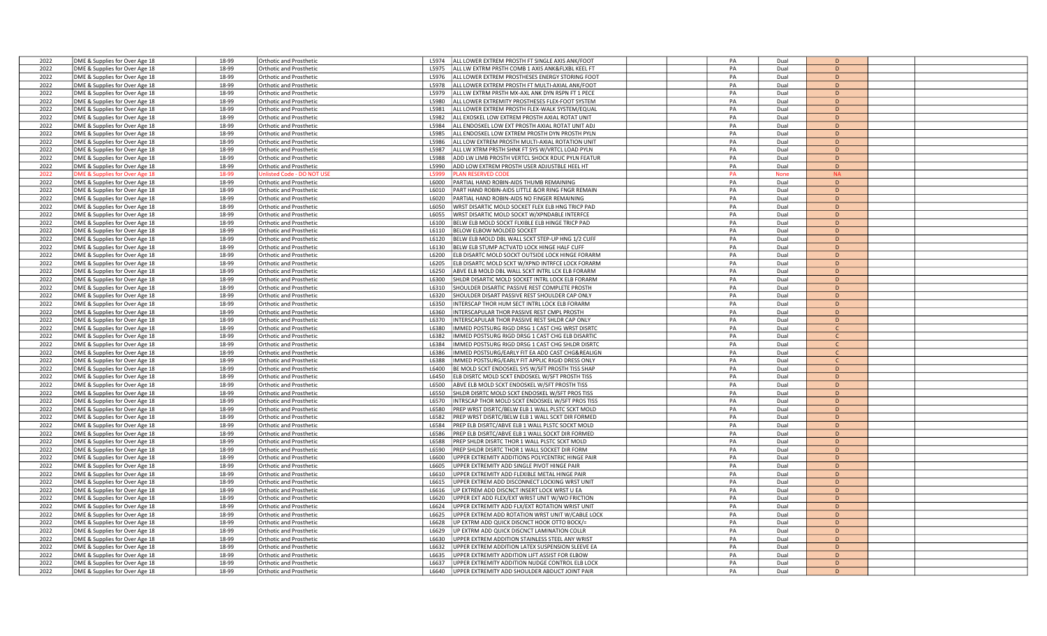| | | | | | | | | | | | |
|---|---|---|---|---|---|---|---|---|---|---|---|
| 2022 | DME & Supplies for Over Age 18 | 18-99 | Orthotic and Prosthetic | L5974 | ALL LOWER EXTREM PROSTH FT SINGLE AXIS ANK/FOOT | | PA | Dual | D | | |
| 2022 | DME & Supplies for Over Age 18 | 18-99 | Orthotic and Prosthetic | L5975 | ALL LW EXTRM PRSTH COMB 1 AXIS ANK&FLXBL KEEL FT | | PA | Dual | D | | |
| 2022 | DME & Supplies for Over Age 18 | 18-99 | Orthotic and Prosthetic | L5976 | ALL LOWER EXTREM PROSTHESES ENERGY STORING FOOT | | PA | Dual | D | | |
| 2022 | DME & Supplies for Over Age 18 | 18-99 | Orthotic and Prosthetic | L5978 | ALL LOWER EXTREM PROSTH FT MULTI-AXIAL ANK/FOOT | | PA | Dual | D | | |
| 2022 | DME & Supplies for Over Age 18 | 18-99 | Orthotic and Prosthetic | L5979 | ALL LW EXTRM PRSTH MX-AXL ANK DYN RSPN FT 1 PECE | | PA | Dual | D | | |
| 2022 | DME & Supplies for Over Age 18 | 18-99 | Orthotic and Prosthetic | L5980 | ALL LOWER EXTREMITY PROSTHESES FLEX-FOOT SYSTEM | | PA | Dual | D | | |
| 2022 | DME & Supplies for Over Age 18 | 18-99 | Orthotic and Prosthetic | L5981 | ALL LOWER EXTREM PROSTH FLEX-WALK SYSTEM/EQUAL | | PA | Dual | D | | |
| 2022 | DME & Supplies for Over Age 18 | 18-99 | Orthotic and Prosthetic | L5982 | ALL EXOSKEL LOW EXTREM PROSTH AXIAL ROTAT UNIT | | PA | Dual | D | | |
| 2022 | DME & Supplies for Over Age 18 | 18-99 | Orthotic and Prosthetic | L5984 | ALL ENDOSKEL LOW EXT PROSTH AXIAL ROTAT UNIT ADJ | | PA | Dual | D | | |
| 2022 | DME & Supplies for Over Age 18 | 18-99 | Orthotic and Prosthetic | L5985 | ALL ENDOSKEL LOW EXTREM PROSTH DYN PROSTH PYLN | | PA | Dual | D | | |
| 2022 | DME & Supplies for Over Age 18 | 18-99 | Orthotic and Prosthetic | L5986 | ALL LOW EXTREM PROSTH MULTI-AXIAL ROTATION UNIT | | PA | Dual | D | | |
| 2022 | DME & Supplies for Over Age 18 | 18-99 | Orthotic and Prosthetic | L5987 | ALL LW XTRM PRSTH SHNK FT SYS W/VRTCL LOAD PYLN | | PA | Dual | D | | |
| 2022 | DME & Supplies for Over Age 18 | 18-99 | Orthotic and Prosthetic | L5988 | ADD LW LIMB PROSTH VERTCL SHOCK RDUC PYLN FEATUR | | PA | Dual | D | | |
| 2022 | DME & Supplies for Over Age 18 | 18-99 | Orthotic and Prosthetic | L5990 | ADD LOW EXTREM PROSTH USER ADJUSTBLE HEEL HT | | PA | Dual | D | | |
| 2022 | DME & Supplies for Over Age 18 | 18-99 | Unlisted Code - DO NOT USE | L5999 | PLAN RESERVED CODE | | PA | None | NA | | |
| 2022 | DME & Supplies for Over Age 18 | 18-99 | Orthotic and Prosthetic | L6000 | PARTIAL HAND ROBIN-AIDS THUMB REMAINING | | PA | Dual | D | | |
| 2022 | DME & Supplies for Over Age 18 | 18-99 | Orthotic and Prosthetic | L6010 | PART HAND ROBIN-AIDS LITTLE &OR RING FNGR REMAIN | | PA | Dual | D | | |
| 2022 | DME & Supplies for Over Age 18 | 18-99 | Orthotic and Prosthetic | L6020 | PARTIAL HAND ROBIN-AIDS NO FINGER REMAINING | | PA | Dual | D | | |
| 2022 | DME & Supplies for Over Age 18 | 18-99 | Orthotic and Prosthetic | L6050 | WRST DISARTIC MOLD SOCKET FLEX ELB HNG TRICP PAD | | PA | Dual | D | | |
| 2022 | DME & Supplies for Over Age 18 | 18-99 | Orthotic and Prosthetic | L6055 | WRST DISARTIC MOLD SOCKT W/XPNDABLE INTERFCE | | PA | Dual | D | | |
| 2022 | DME & Supplies for Over Age 18 | 18-99 | Orthotic and Prosthetic | L6100 | BELW ELB MOLD SOCKT FLXIBLE ELB HINGE TRICP PAD | | PA | Dual | D | | |
| 2022 | DME & Supplies for Over Age 18 | 18-99 | Orthotic and Prosthetic | L6110 | BELOW ELBOW MOLDED SOCKET | | PA | Dual | D | | |
| 2022 | DME & Supplies for Over Age 18 | 18-99 | Orthotic and Prosthetic | L6120 | BELW ELB MOLD DBL WALL SCKT STEP-UP HNG 1/2 CUFF | | PA | Dual | D | | |
| 2022 | DME & Supplies for Over Age 18 | 18-99 | Orthotic and Prosthetic | L6130 | BELW ELB STUMP ACTVATD LOCK HINGE HALF CUFF | | PA | Dual | D | | |
| 2022 | DME & Supplies for Over Age 18 | 18-99 | Orthotic and Prosthetic | L6200 | ELB DISARTC MOLD SOCKT OUTSIDE LOCK HINGE FORARM | | PA | Dual | D | | |
| 2022 | DME & Supplies for Over Age 18 | 18-99 | Orthotic and Prosthetic | L6205 | ELB DISARTC MOLD SCKT W/XPND INTRFCE LOCK FORARM | | PA | Dual | D | | |
| 2022 | DME & Supplies for Over Age 18 | 18-99 | Orthotic and Prosthetic | L6250 | ABVE ELB MOLD DBL WALL SCKT INTRL LCK ELB FORARM | | PA | Dual | D | | |
| 2022 | DME & Supplies for Over Age 18 | 18-99 | Orthotic and Prosthetic | L6300 | SHLDR DISARTIC MOLD SOCKET INTRL LOCK ELB FORARM | | PA | Dual | D | | |
| 2022 | DME & Supplies for Over Age 18 | 18-99 | Orthotic and Prosthetic | L6310 | SHOULDER DISARTIC PASSIVE REST COMPLETE PROSTH | | PA | Dual | D | | |
| 2022 | DME & Supplies for Over Age 18 | 18-99 | Orthotic and Prosthetic | L6320 | SHOULDER DISART PASSIVE REST SHOULDER CAP ONLY | | PA | Dual | D | | |
| 2022 | DME & Supplies for Over Age 18 | 18-99 | Orthotic and Prosthetic | L6350 | INTERSCAP THOR HUM SECT INTRL LOCK ELB FORARM | | PA | Dual | D | | |
| 2022 | DME & Supplies for Over Age 18 | 18-99 | Orthotic and Prosthetic | L6360 | INTERSCAPULAR THOR PASSIVE REST CMPL PROSTH | | PA | Dual | D | | |
| 2022 | DME & Supplies for Over Age 18 | 18-99 | Orthotic and Prosthetic | L6370 | INTERSCAPULAR THOR PASSIVE REST SHLDR CAP ONLY | | PA | Dual | D | | |
| 2022 | DME & Supplies for Over Age 18 | 18-99 | Orthotic and Prosthetic | L6380 | IMMED POSTSURG RIGD DRSG 1 CAST CHG WRST DISRTC | | PA | Dual | C | | |
| 2022 | DME & Supplies for Over Age 18 | 18-99 | Orthotic and Prosthetic | L6382 | IMMED POSTSURG RIGD DRSG 1 CAST CHG ELB DISARTIC | | PA | Dual | C | | |
| 2022 | DME & Supplies for Over Age 18 | 18-99 | Orthotic and Prosthetic | L6384 | IMMED POSTSURG RIGD DRSG 1 CAST CHG SHLDR DISRTC | | PA | Dual | C | | |
| 2022 | DME & Supplies for Over Age 18 | 18-99 | Orthotic and Prosthetic | L6386 | IMMED POSTSURG/EARLY FIT EA ADD CAST CHG&REALIGN | | PA | Dual | C | | |
| 2022 | DME & Supplies for Over Age 18 | 18-99 | Orthotic and Prosthetic | L6388 | IMMED POSTSURG/EARLY FIT APPLIC RIGID DRESS ONLY | | PA | Dual | C | | |
| 2022 | DME & Supplies for Over Age 18 | 18-99 | Orthotic and Prosthetic | L6400 | BE MOLD SCKT ENDOSKEL SYS W/SFT PROSTH TISS SHAP | | PA | Dual | D | | |
| 2022 | DME & Supplies for Over Age 18 | 18-99 | Orthotic and Prosthetic | L6450 | ELB DISRTC MOLD SCKT ENDOSKEL W/SFT PROSTH TISS | | PA | Dual | D | | |
| 2022 | DME & Supplies for Over Age 18 | 18-99 | Orthotic and Prosthetic | L6500 | ABVE ELB MOLD SCKT ENDOSKEL W/SFT PROSTH TISS | | PA | Dual | D | | |
| 2022 | DME & Supplies for Over Age 18 | 18-99 | Orthotic and Prosthetic | L6550 | SHLDR DISRTC MOLD SCKT ENDOSKEL W/SFT PROS TISS | | PA | Dual | D | | |
| 2022 | DME & Supplies for Over Age 18 | 18-99 | Orthotic and Prosthetic | L6570 | INTRSCAP THOR MOLD SCKT ENDOSKEL W/SFT PROS TISS | | PA | Dual | D | | |
| 2022 | DME & Supplies for Over Age 18 | 18-99 | Orthotic and Prosthetic | L6580 | PREP WRST DISRTC/BELW ELB 1 WALL PLSTC SCKT MOLD | | PA | Dual | D | | |
| 2022 | DME & Supplies for Over Age 18 | 18-99 | Orthotic and Prosthetic | L6582 | PREP WRST DISRTC/BELW ELB 1 WALL SCKT DIR FORMED | | PA | Dual | D | | |
| 2022 | DME & Supplies for Over Age 18 | 18-99 | Orthotic and Prosthetic | L6584 | PREP ELB DISRTC/ABVE ELB 1 WALL PLSTC SOCKT MOLD | | PA | Dual | D | | |
| 2022 | DME & Supplies for Over Age 18 | 18-99 | Orthotic and Prosthetic | L6586 | PREP ELB DISRTC/ABVE ELB 1 WALL SOCKT DIR FORMED | | PA | Dual | D | | |
| 2022 | DME & Supplies for Over Age 18 | 18-99 | Orthotic and Prosthetic | L6588 | PREP SHLDR DISRTC THOR 1 WALL PLSTC SCKT MOLD | | PA | Dual | D | | |
| 2022 | DME & Supplies for Over Age 18 | 18-99 | Orthotic and Prosthetic | L6590 | PREP SHLDR DISRTC THOR 1 WALL SOCKET DIR FORM | | PA | Dual | D | | |
| 2022 | DME & Supplies for Over Age 18 | 18-99 | Orthotic and Prosthetic | L6600 | UPPER EXTREMITY ADDITIONS POLYCENTRIC HINGE PAIR | | PA | Dual | D | | |
| 2022 | DME & Supplies for Over Age 18 | 18-99 | Orthotic and Prosthetic | L6605 | UPPER EXTREMITY ADD SINGLE PIVOT HINGE PAIR | | PA | Dual | D | | |
| 2022 | DME & Supplies for Over Age 18 | 18-99 | Orthotic and Prosthetic | L6610 | UPPER EXTREMITY ADD FLEXIBLE METAL HINGE PAIR | | PA | Dual | D | | |
| 2022 | DME & Supplies for Over Age 18 | 18-99 | Orthotic and Prosthetic | L6615 | UPPER EXTREM ADD DISCONNECT LOCKING WRST UNIT | | PA | Dual | D | | |
| 2022 | DME & Supplies for Over Age 18 | 18-99 | Orthotic and Prosthetic | L6616 | UP EXTREM ADD DISCNCT INSERT LOCK WRST U EA | | PA | Dual | D | | |
| 2022 | DME & Supplies for Over Age 18 | 18-99 | Orthotic and Prosthetic | L6620 | UPPER EXT ADD FLEX/EXT WRIST UNIT W/WO FRICTION | | PA | Dual | D | | |
| 2022 | DME & Supplies for Over Age 18 | 18-99 | Orthotic and Prosthetic | L6624 | UPPER EXTREMITY ADD FLX/EXT ROTATION WRIST UNIT | | PA | Dual | D | | |
| 2022 | DME & Supplies for Over Age 18 | 18-99 | Orthotic and Prosthetic | L6625 | UPPER EXTREM ADD ROTATION WRST UNIT W/CABLE LOCK | | PA | Dual | D | | |
| 2022 | DME & Supplies for Over Age 18 | 18-99 | Orthotic and Prosthetic | L6628 | UP EXTRM ADD QUICK DISCNCT HOOK OTTO BOCK/= | | PA | Dual | D | | |
| 2022 | DME & Supplies for Over Age 18 | 18-99 | Orthotic and Prosthetic | L6629 | UP EXTRM ADD QUICK DISCNCT LAMINATION COLLR | | PA | Dual | D | | |
| 2022 | DME & Supplies for Over Age 18 | 18-99 | Orthotic and Prosthetic | L6630 | UPPER EXTREM ADDITION STAINLESS STEEL ANY WRIST | | PA | Dual | D | | |
| 2022 | DME & Supplies for Over Age 18 | 18-99 | Orthotic and Prosthetic | L6632 | UPPER EXTREM ADDITION LATEX SUSPENSION SLEEVE EA | | PA | Dual | D | | |
| 2022 | DME & Supplies for Over Age 18 | 18-99 | Orthotic and Prosthetic | L6635 | UPPER EXTREMITY ADDITION LIFT ASSIST FOR ELBOW | | PA | Dual | D | | |
| 2022 | DME & Supplies for Over Age 18 | 18-99 | Orthotic and Prosthetic | L6637 | UPPER EXTREMITY ADDITION NUDGE CONTROL ELB LOCK | | PA | Dual | D | | |
| 2022 | DME & Supplies for Over Age 18 | 18-99 | Orthotic and Prosthetic | L6640 | UPPER EXTREMITY ADD SHOULDER ABDUCT JOINT PAIR | | PA | Dual | D | | |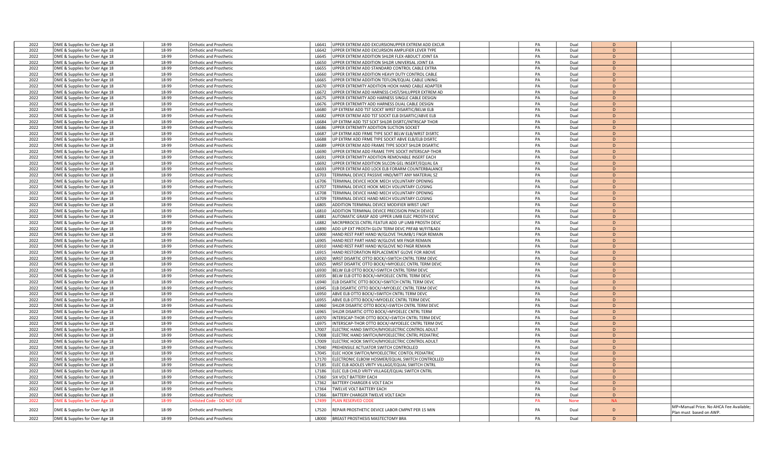| 2022 | DME & Supplies for Over Age 18 | 18-99 | Orthotic and Prosthetic | L6641 | UPPER EXTREM ADD EXCURSIONUPPER EXTREM ADD EXCUR | | | PA | Dual | D | | |
|---|---|---|---|---|---|---|---|---|---|---|---|---|
| 2022 | DME & Supplies for Over Age 18 | 18-99 | Orthotic and Prosthetic | L6642 | UPPER EXTREM ADD EXCURSION AMPLIFIER LEVER TYPE | | | PA | Dual | D | | |
| 2022 | DME & Supplies for Over Age 18 | 18-99 | Orthotic and Prosthetic | L6645 | UPPER EXTREM ADDITION SHLDR FLEX-ABDUCT JOINT EA | | | PA | Dual | D | | |
| 2022 | DME & Supplies for Over Age 18 | 18-99 | Orthotic and Prosthetic | L6650 | UPPER EXTREM ADDITION SHLDR UNIVERSAL JOINT EA | | | PA | Dual | D | | |
| 2022 | DME & Supplies for Over Age 18 | 18-99 | Orthotic and Prosthetic | L6655 | UPPER EXTREM ADD STANDARD CONTROL CABLE EXTRA | | | PA | Dual | D | | |
| 2022 | DME & Supplies for Over Age 18 | 18-99 | Orthotic and Prosthetic | L6660 | UPPER EXTREM ADDITION HEAVY DUTY CONTROL CABLE | | | PA | Dual | D | | |
| 2022 | DME & Supplies for Over Age 18 | 18-99 | Orthotic and Prosthetic | L6665 | UPPER EXTREM ADDITION TEFLON/EQUAL CABLE LINING | | | PA | Dual | D | | |
| 2022 | DME & Supplies for Over Age 18 | 18-99 | Orthotic and Prosthetic | L6670 | UPPER EXTREMITY ADDITION HOOK HAND CABLE ADAPTER | | | PA | Dual | D | | |
| 2022 | DME & Supplies for Over Age 18 | 18-99 | Orthotic and Prosthetic | L6672 | UPPER EXTREM ADD HARNESS CHST/SHLUPPER EXTREM AD | | | PA | Dual | D | | |
| 2022 | DME & Supplies for Over Age 18 | 18-99 | Orthotic and Prosthetic | L6675 | UPPER EXTREMITY ADD HARNESS SINGLE CABLE DESIGN | | | PA | Dual | D | | |
| 2022 | DME & Supplies for Over Age 18 | 18-99 | Orthotic and Prosthetic | L6676 | UPPER EXTREMITY ADD HARNESS DUAL CABLE DESIGN | | | PA | Dual | D | | |
| 2022 | DME & Supplies for Over Age 18 | 18-99 | Orthotic and Prosthetic | L6680 | UP EXTREM ADD TST SOCKT WRST DISARTIC/BELW ELB | | | PA | Dual | D | | |
| 2022 | DME & Supplies for Over Age 18 | 18-99 | Orthotic and Prosthetic | L6682 | UPPER EXTREM ADD TST SOCKT ELB DISARTIC/ABVE ELB | | | PA | Dual | D | | |
| 2022 | DME & Supplies for Over Age 18 | 18-99 | Orthotic and Prosthetic | L6684 | UP EXTRM ADD TST SCKT SHLDR DISRTC/INTRSCAP THOR | | | PA | Dual | D | | |
| 2022 | DME & Supplies for Over Age 18 | 18-99 | Orthotic and Prosthetic | L6686 | UPPER EXTREMITY ADDITION SUCTION SOCKET | | | PA | Dual | D | | |
| 2022 | DME & Supplies for Over Age 18 | 18-99 | Orthotic and Prosthetic | L6687 | UP EXTRM ADD FRME TYPE SCKT BELW ELB/WRST DISRTC | | | PA | Dual | D | | |
| 2022 | DME & Supplies for Over Age 18 | 18-99 | Orthotic and Prosthetic | L6688 | UP EXTRM ADD FRME TYPE SOCKT ABVE ELB/ELB DISRTC | | | PA | Dual | D | | |
| 2022 | DME & Supplies for Over Age 18 | 18-99 | Orthotic and Prosthetic | L6689 | UPPER EXTREM ADD FRAME TYPE SOCKT SHLDR DISARTIC | | | PA | Dual | D | | |
| 2022 | DME & Supplies for Over Age 18 | 18-99 | Orthotic and Prosthetic | L6690 | UPPER EXTREM ADD FRAME TYPE SOCKT INTERSCAP-THOR | | | PA | Dual | D | | |
| 2022 | DME & Supplies for Over Age 18 | 18-99 | Orthotic and Prosthetic | L6691 | UPPER EXTREMITY ADDITION REMOVABLE INSERT EACH | | | PA | Dual | D | | |
| 2022 | DME & Supplies for Over Age 18 | 18-99 | Orthotic and Prosthetic | L6692 | UPPER EXTREM ADDITION SILCON GEL INSERT/EQUAL EA | | | PA | Dual | D | | |
| 2022 | DME & Supplies for Over Age 18 | 18-99 | Orthotic and Prosthetic | L6693 | UPPER EXTREM ADD LOCK ELB FORARM COUNTERBALANCE | | | PA | Dual | D | | |
| 2022 | DME & Supplies for Over Age 18 | 18-99 | Orthotic and Prosthetic | L6703 | TERMINAL DEVICE PASSIVE HND/MITT ANY MATERIAL SZ | | | PA | Dual | D | | |
| 2022 | DME & Supplies for Over Age 18 | 18-99 | Orthotic and Prosthetic | L6706 | TERMINAL DEVICE HOOK MECH VOLUNTARY OPENING | | | PA | Dual | D | | |
| 2022 | DME & Supplies for Over Age 18 | 18-99 | Orthotic and Prosthetic | L6707 | TERMINAL DEVICE HOOK MECH VOLUNTARY CLOSING | | | PA | Dual | D | | |
| 2022 | DME & Supplies for Over Age 18 | 18-99 | Orthotic and Prosthetic | L6708 | TERMINAL DEVICE HAND MECH VOLUNTARY OPENING | | | PA | Dual | D | | |
| 2022 | DME & Supplies for Over Age 18 | 18-99 | Orthotic and Prosthetic | L6709 | TERMINAL DEVICE HAND MECH VOLUNTARY CLOSING | | | PA | Dual | D | | |
| 2022 | DME & Supplies for Over Age 18 | 18-99 | Orthotic and Prosthetic | L6805 | ADDITION TERMINAL DEVICE MODIFIER WRIST UNIT | | | PA | Dual | D | | |
| 2022 | DME & Supplies for Over Age 18 | 18-99 | Orthotic and Prosthetic | L6810 | ADDITION TERMINAL DEVICE PRECISION PINCH DEVICE | | | PA | Dual | D | | |
| 2022 | DME & Supplies for Over Age 18 | 18-99 | Orthotic and Prosthetic | L6881 | AUTOMATIC GRASP ADD UPPER LIMB ELEC PROSTH DEVC | | | PA | Dual | D | | |
| 2022 | DME & Supplies for Over Age 18 | 18-99 | Orthotic and Prosthetic | L6882 | MICRPRROCSS CNTRL FEATUR ADD UP LIMB PROSTH DEVC | | | PA | Dual | D | | |
| 2022 | DME & Supplies for Over Age 18 | 18-99 | Orthotic and Prosthetic | L6890 | ADD UP EXT PROSTH GLOV TERM DEVC PRFAB W/FIT&ADJ | | | PA | Dual | D | | |
| 2022 | DME & Supplies for Over Age 18 | 18-99 | Orthotic and Prosthetic | L6900 | HAND REST PART HAND W/GLOVE THUMB/1 FNGR REMAIN | | | PA | Dual | D | | |
| 2022 | DME & Supplies for Over Age 18 | 18-99 | Orthotic and Prosthetic | L6905 | HAND REST PART HAND W/GLOVE MX FNGR REMAIN | | | PA | Dual | D | | |
| 2022 | DME & Supplies for Over Age 18 | 18-99 | Orthotic and Prosthetic | L6910 | HAND REST PART HAND W/GLOVE NO FNGR REMAIN | | | PA | Dual | D | | |
| 2022 | DME & Supplies for Over Age 18 | 18-99 | Orthotic and Prosthetic | L6915 | HAND RESTORATION REPLACEMENT GLOVE FOR ABOVE | | | PA | Dual | D | | |
| 2022 | DME & Supplies for Over Age 18 | 18-99 | Orthotic and Prosthetic | L6920 | WRST DISARTIC OTTO BOCK/=SWTCH CNTRL TERM DEVC | | | PA | Dual | D | | |
| 2022 | DME & Supplies for Over Age 18 | 18-99 | Orthotic and Prosthetic | L6925 | WRST DISARTIC OTTO BOCK/=MYOELEC CNTRL TERM DEVC | | | PA | Dual | D | | |
| 2022 | DME & Supplies for Over Age 18 | 18-99 | Orthotic and Prosthetic | L6930 | BELW ELB OTTO BOCK/=SWITCH CNTRL TERM DEVC | | | PA | Dual | D | | |
| 2022 | DME & Supplies for Over Age 18 | 18-99 | Orthotic and Prosthetic | L6935 | BELW ELB OTTO BOCK/=MYOELEC CNTRL TERM DEVC | | | PA | Dual | D | | |
| 2022 | DME & Supplies for Over Age 18 | 18-99 | Orthotic and Prosthetic | L6940 | ELB DISARTIC OTTO BOCK/=SWITCH CNTRL TERM DEVC | | | PA | Dual | D | | |
| 2022 | DME & Supplies for Over Age 18 | 18-99 | Orthotic and Prosthetic | L6945 | ELB DISARTIC OTTO BOCK/=MYOELEC CNTRL TERM DEVC | | | PA | Dual | D | | |
| 2022 | DME & Supplies for Over Age 18 | 18-99 | Orthotic and Prosthetic | L6950 | ABVE ELB OTTO BOCK/=SWITCH CNTRL TERM DEVC | | | PA | Dual | D | | |
| 2022 | DME & Supplies for Over Age 18 | 18-99 | Orthotic and Prosthetic | L6955 | ABVE ELB OTTO BOCK/=MYOELEC CNTRL TERM DEVC | | | PA | Dual | D | | |
| 2022 | DME & Supplies for Over Age 18 | 18-99 | Orthotic and Prosthetic | L6960 | SHLDR DISARTIC OTTO BOCK/=SWTCH CNTRL TERM DEVC | | | PA | Dual | D | | |
| 2022 | DME & Supplies for Over Age 18 | 18-99 | Orthotic and Prosthetic | L6965 | SHLDR DISARTIC OTTO BOCK/=MYOELEC CNTRL TERM | | | PA | Dual | D | | |
| 2022 | DME & Supplies for Over Age 18 | 18-99 | Orthotic and Prosthetic | L6970 | INTERSCAP-THOR OTTO BOCK/=SWTCH CNTRL TERM DEVC | | | PA | Dual | D | | |
| 2022 | DME & Supplies for Over Age 18 | 18-99 | Orthotic and Prosthetic | L6975 | INTERSCAP-THOR OTTO BOCK/=MYOELEC CNTRL TERM DVC | | | PA | Dual | D | | |
| 2022 | DME & Supplies for Over Age 18 | 18-99 | Orthotic and Prosthetic | L7007 | ELECTRIC HAND SWITCH/MYOELECTRIC CONTROL ADULT | | | PA | Dual | D | | |
| 2022 | DME & Supplies for Over Age 18 | 18-99 | Orthotic and Prosthetic | L7008 | ELECTRIC HAND SWITCH/MYOELECTRIC CNTRL PEDIATRIC | | | PA | Dual | D | | |
| 2022 | DME & Supplies for Over Age 18 | 18-99 | Orthotic and Prosthetic | L7009 | ELECTRIC HOOK SWITCH/MYOELECTRIC CONTROL ADULT | | | PA | Dual | D | | |
| 2022 | DME & Supplies for Over Age 18 | 18-99 | Orthotic and Prosthetic | L7040 | PREHENSILE ACTUATOR SWITCH CONTROLLED | | | PA | Dual | D | | |
| 2022 | DME & Supplies for Over Age 18 | 18-99 | Orthotic and Prosthetic | L7045 | ELEC HOOK SWITCH/MYOELECTRIC CONTOL PEDIATRIC | | | PA | Dual | D | | |
| 2022 | DME & Supplies for Over Age 18 | 18-99 | Orthotic and Prosthetic | L7170 | ELECTRONIC ELBOW HOSMER/EQUAL SWITCH CONTROLLED | | | PA | Dual | D | | |
| 2022 | DME & Supplies for Over Age 18 | 18-99 | Orthotic and Prosthetic | L7185 | ELEC ELB ADOLES VRITY VILLAGE/EQUAL SWITCH CNTRL | | | PA | Dual | D | | |
| 2022 | DME & Supplies for Over Age 18 | 18-99 | Orthotic and Prosthetic | L7186 | ELEC ELB CHILD VRITY VILLAGE/EQUAL SWITCH CNTRL | | | PA | Dual | D | | |
| 2022 | DME & Supplies for Over Age 18 | 18-99 | Orthotic and Prosthetic | L7360 | SIX VOLT BATTERY EACH | | | PA | Dual | D | | |
| 2022 | DME & Supplies for Over Age 18 | 18-99 | Orthotic and Prosthetic | L7362 | BATTERY CHARGER 6 VOLT EACH | | | PA | Dual | D | | |
| 2022 | DME & Supplies for Over Age 18 | 18-99 | Orthotic and Prosthetic | L7364 | TWELVE VOLT BATTERY EACH | | | PA | Dual | D | | |
| 2022 | DME & Supplies for Over Age 18 | 18-99 | Orthotic and Prosthetic | L7366 | BATTERY CHARGER TWELVE VOLT EACH | | | PA | Dual | D | | |
| 2022 | DME & Supplies for Over Age 18 | 18-99 | Unlisted Code - DO NOT USE | L7499 | PLAN RESERVED CODE | | | PA | None | NA | | |
| 2022 | DME & Supplies for Over Age 18 | 18-99 | Orthotic and Prosthetic | L7520 | REPAIR PROSTHETIC DEVICE LABOR CMPNT PER 15 MIN | | | PA | Dual | D | | MP=Manual Price. No AHCA Fee Available; Plan must based on AWP. |
| 2022 | DME & Supplies for Over Age 18 | 18-99 | Orthotic and Prosthetic | L8000 | BREAST PROSTHESIS MASTECTOMY BRA | | | PA | Dual | D | | |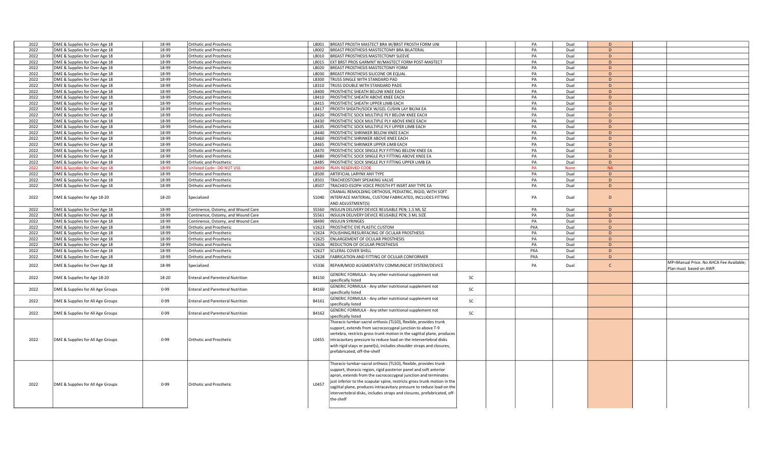| | | | | | | | | | | | | |
|---|---|---|---|---|---|---|---|---|---|---|---|---|
| 2022 | DME & Supplies for Over Age 18 | 18-99 | Orthotic and Prosthetic | L8001 | BREAST PROSTH MASTECT BRA W/BRST PROSTH FORM UNI | | | PA | Dual | D | | |
| 2022 | DME & Supplies for Over Age 18 | 18-99 | Orthotic and Prosthetic | L8002 | BREAST PROSTHESIS MASTECTOMY BRA BILATERAL | | | PA | Dual | D | | |
| 2022 | DME & Supplies for Over Age 18 | 18-99 | Orthotic and Prosthetic | L8010 | BREAST PROSTHESIS MASTECTOMY SLEEVE | | | PA | Dual | D | | |
| 2022 | DME & Supplies for Over Age 18 | 18-99 | Orthotic and Prosthetic | L8015 | EXT BRST PROS GARMNT W/MASTECT FORM POST-MASTECT | | | PA | Dual | D | | |
| 2022 | DME & Supplies for Over Age 18 | 18-99 | Orthotic and Prosthetic | L8020 | BREAST PROSTHESIS MASTECTOMY FORM | | | PA | Dual | D | | |
| 2022 | DME & Supplies for Over Age 18 | 18-99 | Orthotic and Prosthetic | L8030 | BREAST PROSTHESIS SILICONE OR EQUAL | | | PA | Dual | D | | |
| 2022 | DME & Supplies for Over Age 18 | 18-99 | Orthotic and Prosthetic | L8300 | TRUSS SINGLE WITH STANDARD PAD | | | PA | Dual | D | | |
| 2022 | DME & Supplies for Over Age 18 | 18-99 | Orthotic and Prosthetic | L8310 | TRUSS DOUBLE WITH STANDARD PADS | | | PA | Dual | D | | |
| 2022 | DME & Supplies for Over Age 18 | 18-99 | Orthotic and Prosthetic | L8400 | PROSTHETIC SHEATH BELOW KNEE EACH | | | PA | Dual | D | | |
| 2022 | DME & Supplies for Over Age 18 | 18-99 | Orthotic and Prosthetic | L8410 | PROSTHETIC SHEATH ABOVE KNEE EACH | | | PA | Dual | D | | |
| 2022 | DME & Supplies for Over Age 18 | 18-99 | Orthotic and Prosthetic | L8415 | PROSTHETIC SHEATH UPPER LIMB EACH | | | PA | Dual | D | | |
| 2022 | DME & Supplies for Over Age 18 | 18-99 | Orthotic and Prosthetic | L8417 | PROSTH SHEATH/SOCK W/GEL CUSHN LAY BK/AK EA | | | PA | Dual | D | | |
| 2022 | DME & Supplies for Over Age 18 | 18-99 | Orthotic and Prosthetic | L8420 | PROSTHETIC SOCK MULTIPLE PLY BELOW KNEE EACH | | | PA | Dual | D | | |
| 2022 | DME & Supplies for Over Age 18 | 18-99 | Orthotic and Prosthetic | L8430 | PROSTHETIC SOCK MULTIPLE PLY ABOVE KNEE EACH | | | PA | Dual | D | | |
| 2022 | DME & Supplies for Over Age 18 | 18-99 | Orthotic and Prosthetic | L8435 | PROSTHETIC SOCK MULTIPLE PLY UPPER LIMB EACH | | | PA | Dual | D | | |
| 2022 | DME & Supplies for Over Age 18 | 18-99 | Orthotic and Prosthetic | L8440 | PROSTHETIC SHRINKER BELOW KNEE EACH | | | PA | Dual | D | | |
| 2022 | DME & Supplies for Over Age 18 | 18-99 | Orthotic and Prosthetic | L8460 | PROSTHETIC SHRINKER ABOVE KNEE EACH | | | PA | Dual | D | | |
| 2022 | DME & Supplies for Over Age 18 | 18-99 | Orthotic and Prosthetic | L8465 | PROSTHETIC SHRINKER UPPER LIMB EACH | | | PA | Dual | D | | |
| 2022 | DME & Supplies for Over Age 18 | 18-99 | Orthotic and Prosthetic | L8470 | PROSTHETIC SOCK SINGLE PLY FITTING BELOW KNEE EA | | | PA | Dual | D | | |
| 2022 | DME & Supplies for Over Age 18 | 18-99 | Orthotic and Prosthetic | L8480 | PROSTHETIC SOCK SINGLE PLY FITTING ABOVE KNEE EA | | | PA | Dual | D | | |
| 2022 | DME & Supplies for Over Age 18 | 18-99 | Orthotic and Prosthetic | L8485 | PROSTHETIC SOCK SINGLE PLY FITTING UPPER LIMB EA | | | PA | Dual | D | | |
| 2022 | DME & Supplies for Over Age 18 | 18-99 | Unlisted Code - DO NOT USE | L8499 | PLAN RESERVED CODE | | | PA | None | NA | | |
| 2022 | DME & Supplies for Over Age 18 | 18-99 | Orthotic and Prosthetic | L8500 | ARTIFICIAL LARYNX ANY TYPE | | | PA | Dual | D | | |
| 2022 | DME & Supplies for Over Age 18 | 18-99 | Orthotic and Prosthetic | L8501 | TRACHEOSTOMY SPEAKING VALVE | | | PA | Dual | D | | |
| 2022 | DME & Supplies for Over Age 18 | 18-99 | Orthotic and Prosthetic | L8507 | TRACHEO-ESOPH VOICE PROSTH PT INSRT ANY TYPE EA | | | PA | Dual | D | | |
| 2022 | DME & Supplies for Age 18-20 | 18-20 | Specialized | S1040 | CRANIAL REMOLDING ORTHOSIS, PEDIATRIC, RIGID, WITH SOFT INTERFACE MATERIAL, CUSTOM FABRICATED, INCLUDES FITTING AND ADJUSTMENT(S) | | | PA | Dual | D | | |
| 2022 | DME & Supplies for Over Age 18 | 18-99 | Continence, Ostomy, and Wound Care | S5560 | INSULIN DELIVERY DEVICE REUSABLE PEN; 1.5 ML SZ | | | PA | Dual | D | | |
| 2022 | DME & Supplies for Over Age 18 | 18-99 | Continence, Ostomy, and Wound Care | S5561 | INSULIN DELIVERY DEVICE REUSABLE PEN; 3 ML SIZE | | | PA | Dual | D | | |
| 2022 | DME & Supplies for Over Age 18 | 18-99 | Continence, Ostomy, and Wound Care | S8490 | INSULIN SYRINGES | | | PA | Dual | D | | |
| 2022 | DME & Supplies for Over Age 18 | 18-99 | Orthotic and Prosthetic | V2623 | PROSTHETIC EYE PLASTIC CUSTOM | | | PXA | Dual | D | | |
| 2022 | DME & Supplies for Over Age 18 | 18-99 | Orthotic and Prosthetic | V2624 | POLISHING/RESURFACING OF OCULAR PROSTHESIS | | | PA | Dual | D | | |
| 2022 | DME & Supplies for Over Age 18 | 18-99 | Orthotic and Prosthetic | V2625 | ENLARGEMENT OF OCULAR PROSTHESIS | | | PA | Dual | D | | |
| 2022 | DME & Supplies for Over Age 18 | 18-99 | Orthotic and Prosthetic | V2626 | REDUCTION OF OCULAR PROSTHESIS | | | PA | Dual | D | | |
| 2022 | DME & Supplies for Over Age 18 | 18-99 | Orthotic and Prosthetic | V2627 | SCLERAL COVER SHELL | | | PXA | Dual | D | | |
| 2022 | DME & Supplies for Over Age 18 | 18-99 | Orthotic and Prosthetic | V2628 | FABRICATION AND FITTING OF OCULAR CONFORMER | | | PXA | Dual | D | | |
| 2022 | DME & Supplies for Over Age 18 | 18-99 | Specialized | V5336 | REPAIR/MOD AUGMENTATIV COMMUNICAT SYSTEM/DEVICE | | | PA | Dual | C | | MP=Manual Price. No AHCA Fee Available; Plan must based on AWP. |
| 2022 | DME & Supplies for Age 18-20 | 18-20 | Enteral and Parenteral Nutrition | B4150 | GENERIC FORMULA - Any other nutritional supplement not specifically listed | SC | | | | | | |
| 2022 | DME & Supplies for All Age Groups | 0-99 | Enteral and Parenteral Nutrition | B4160 | GENERIC FORMULA - Any other nutritional supplement not specifically listed | SC | | | | | | |
| 2022 | DME & Supplies for All Age Groups | 0-99 | Enteral and Parenteral Nutrition | B4161 | GENERIC FORMULA - Any other nutritional supplement not specifically listed | SC | | | | | | |
| 2022 | DME & Supplies for All Age Groups | 0-99 | Enteral and Parenteral Nutrition | B4162 | GENERIC FORMULA - Any other nutritional supplement not specifically listed | SC | | | | | | |
| 2022 | DME & Supplies for All Age Groups | 0-99 | Orthotic and Prosthetic | L0455 | Thoracic-lumbar-sacral orthosis (TLSO), flexible, provides trunk support, extends from sacrococcygeal junction to above T-9 vertebra, restricts gross trunk motion in the sagittal plane, produces intracavitary pressure to reduce load on the intervertebral disks with rigid stays or panel(s), includes shoulder straps and closures, prefabricated, off-the-shelf | | | | | | | |
| 2022 | DME & Supplies for All Age Groups | 0-99 | Orthotic and Prosthetic | L0457 | Thoracic-lumbar-sacral orthosis (TLSO), flexible, provides trunk support, thoracic region, rigid posterior panel and soft anterior apron, extends from the sacrococcygeal junction and terminates just inferior to the scapular spine, restricts gross trunk motion in the sagittal plane, produces intracavitary pressure to reduce load on the intervertebral disks, includes straps and closures, prefabricated, off-the-shelf | | | | | | | |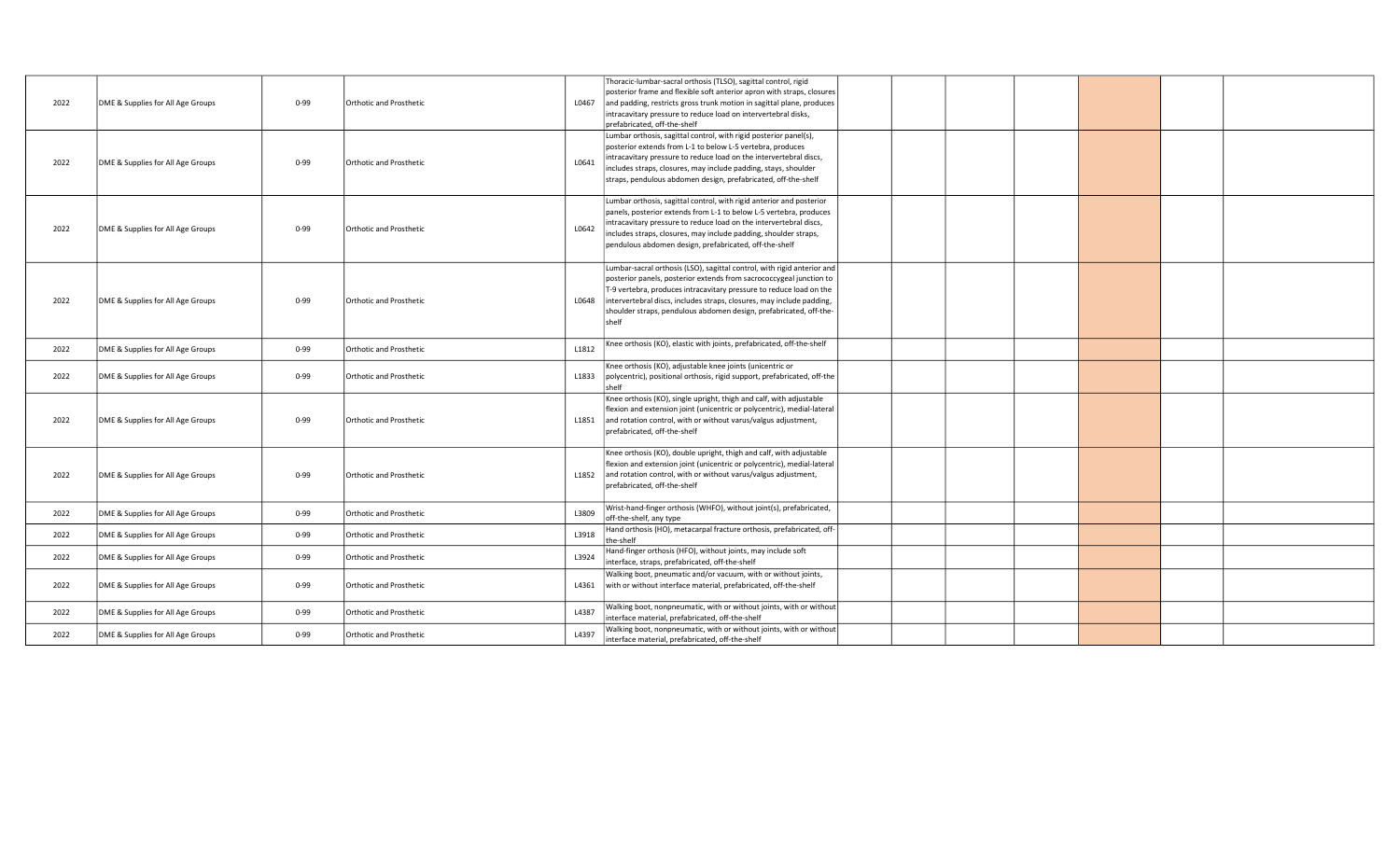| | | | | | | | | | | | | |
|---|---|---|---|---|---|---|---|---|---|---|---|---|
| 2022 | DME & Supplies for All Age Groups | 0-99 | Orthotic and Prosthetic | L0467 | Thoracic-lumbar-sacral orthosis (TLSO), sagittal control, rigid posterior frame and flexible soft anterior apron with straps, closures and padding, restricts gross trunk motion in sagittal plane, produces intracavitary pressure to reduce load on intervertebral disks, prefabricated, off-the-shelf | | | | | | | |
| 2022 | DME & Supplies for All Age Groups | 0-99 | Orthotic and Prosthetic | L0641 | Lumbar orthosis, sagittal control, with rigid posterior panel(s), posterior extends from L-1 to below L-5 vertebra, produces intracavitary pressure to reduce load on the intervertebral discs, includes straps, closures, may include padding, stays, shoulder straps, pendulous abdomen design, prefabricated, off-the-shelf | | | | | | | |
| 2022 | DME & Supplies for All Age Groups | 0-99 | Orthotic and Prosthetic | L0642 | Lumbar orthosis, sagittal control, with rigid anterior and posterior panels, posterior extends from L-1 to below L-5 vertebra, produces intracavitary pressure to reduce load on the intervertebral discs, includes straps, closures, may include padding, shoulder straps, pendulous abdomen design, prefabricated, off-the-shelf | | | | | | | |
| 2022 | DME & Supplies for All Age Groups | 0-99 | Orthotic and Prosthetic | L0648 | Lumbar-sacral orthosis (LSO), sagittal control, with rigid anterior and posterior panels, posterior extends from sacrococcygeal junction to T-9 vertebra, produces intracavitary pressure to reduce load on the intervertebral discs, includes straps, closures, may include padding, shoulder straps, pendulous abdomen design, prefabricated, off-the-shelf | | | | | | | |
| 2022 | DME & Supplies for All Age Groups | 0-99 | Orthotic and Prosthetic | L1812 | Knee orthosis (KO), elastic with joints, prefabricated, off-the-shelf | | | | | | | |
| 2022 | DME & Supplies for All Age Groups | 0-99 | Orthotic and Prosthetic | L1833 | Knee orthosis (KO), adjustable knee joints (unicentric or polycentric), positional orthosis, rigid support, prefabricated, off-the shelf | | | | | | | |
| 2022 | DME & Supplies for All Age Groups | 0-99 | Orthotic and Prosthetic | L1851 | Knee orthosis (KO), single upright, thigh and calf, with adjustable flexion and extension joint (unicentric or polycentric), medial-lateral and rotation control, with or without varus/valgus adjustment, prefabricated, off-the-shelf | | | | | | | |
| 2022 | DME & Supplies for All Age Groups | 0-99 | Orthotic and Prosthetic | L1852 | Knee orthosis (KO), double upright, thigh and calf, with adjustable flexion and extension joint (unicentric or polycentric), medial-lateral and rotation control, with or without varus/valgus adjustment, prefabricated, off-the-shelf | | | | | | | |
| 2022 | DME & Supplies for All Age Groups | 0-99 | Orthotic and Prosthetic | L3809 | Wrist-hand-finger orthosis (WHFO), without joint(s), prefabricated, off-the-shelf, any type | | | | | | | |
| 2022 | DME & Supplies for All Age Groups | 0-99 | Orthotic and Prosthetic | L3918 | Hand orthosis (HO), metacarpal fracture orthosis, prefabricated, off-the-shelf | | | | | | | |
| 2022 | DME & Supplies for All Age Groups | 0-99 | Orthotic and Prosthetic | L3924 | Hand-finger orthosis (HFO), without joints, may include soft interface, straps, prefabricated, off-the-shelf | | | | | | | |
| 2022 | DME & Supplies for All Age Groups | 0-99 | Orthotic and Prosthetic | L4361 | Walking boot, pneumatic and/or vacuum, with or without joints, with or without interface material, prefabricated, off-the-shelf | | | | | | | |
| 2022 | DME & Supplies for All Age Groups | 0-99 | Orthotic and Prosthetic | L4387 | Walking boot, nonpneumatic, with or without joints, with or without interface material, prefabricated, off-the-shelf | | | | | | | |
| 2022 | DME & Supplies for All Age Groups | 0-99 | Orthotic and Prosthetic | L4397 | Walking boot, nonpneumatic, with or without joints, with or without interface material, prefabricated, off-the-shelf | | | | | | | |